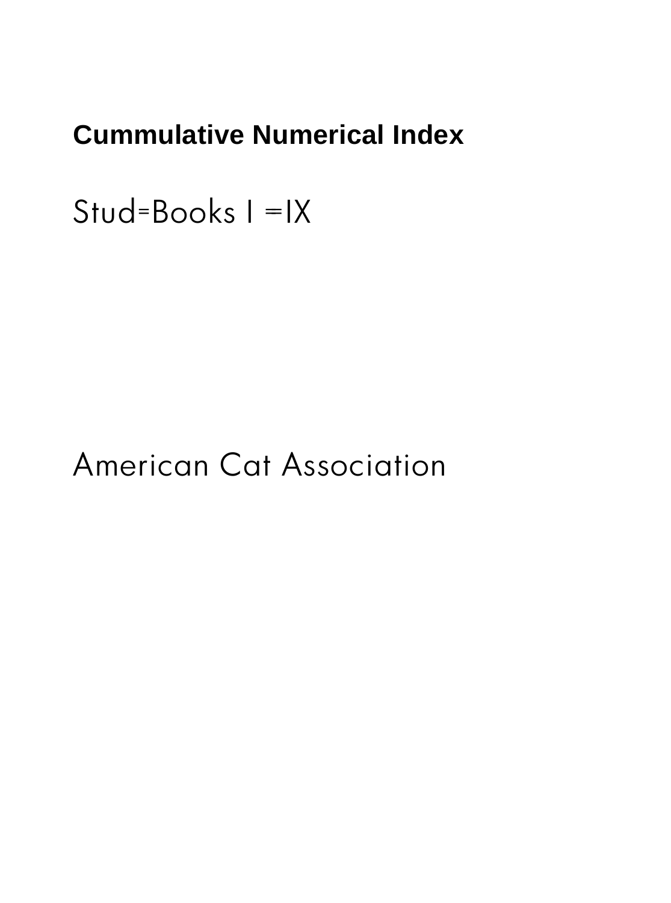# Cummulative Numerical Index

Stud=Books I =IX

American Cat Association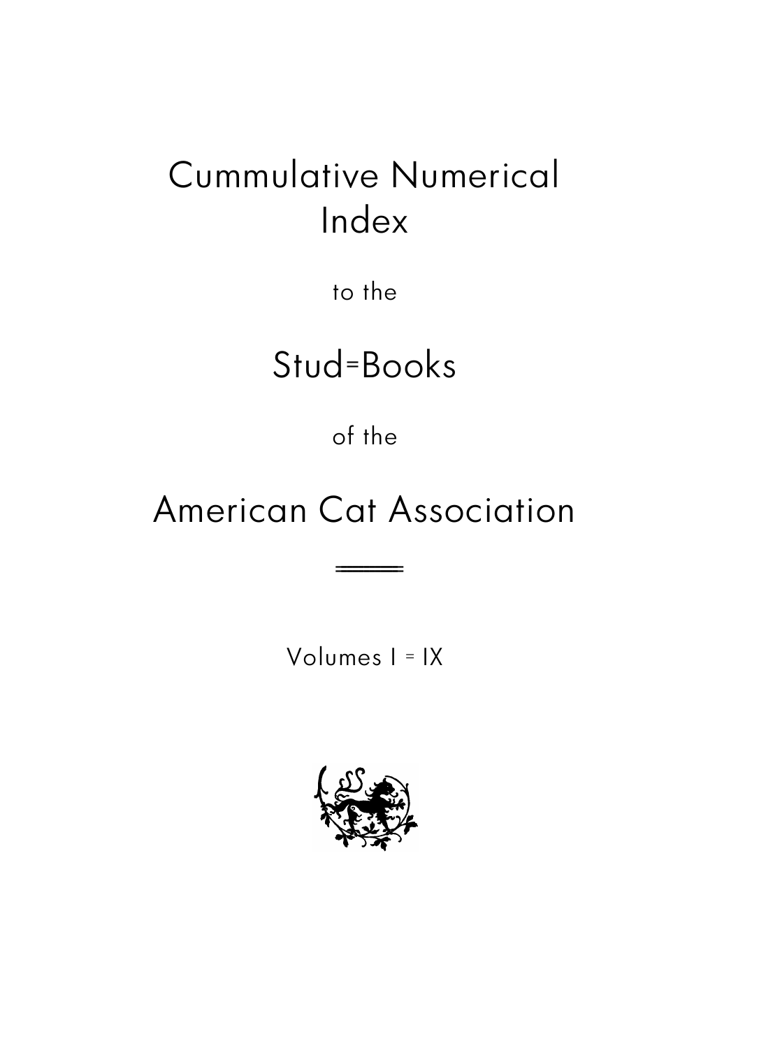# Cummulative Numerical Index

to the

# Stud=Books

of the

# American Cat Association

Volumes I = IX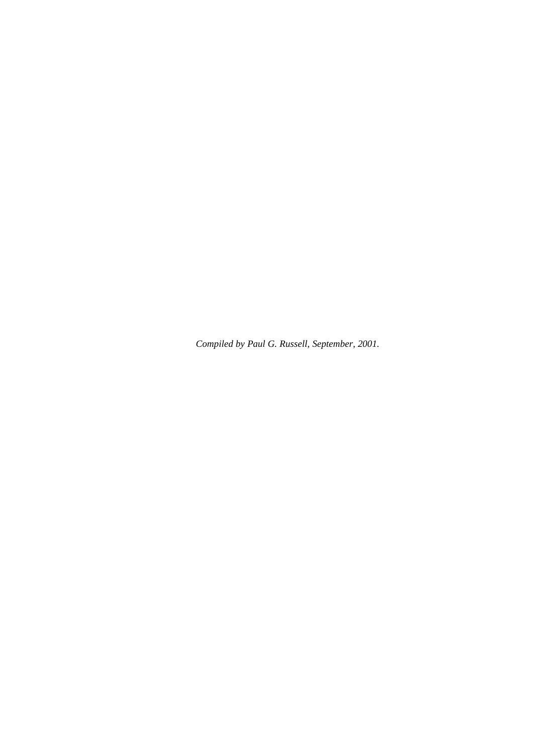*Compiled by Paul G. Russell, September, 2001.*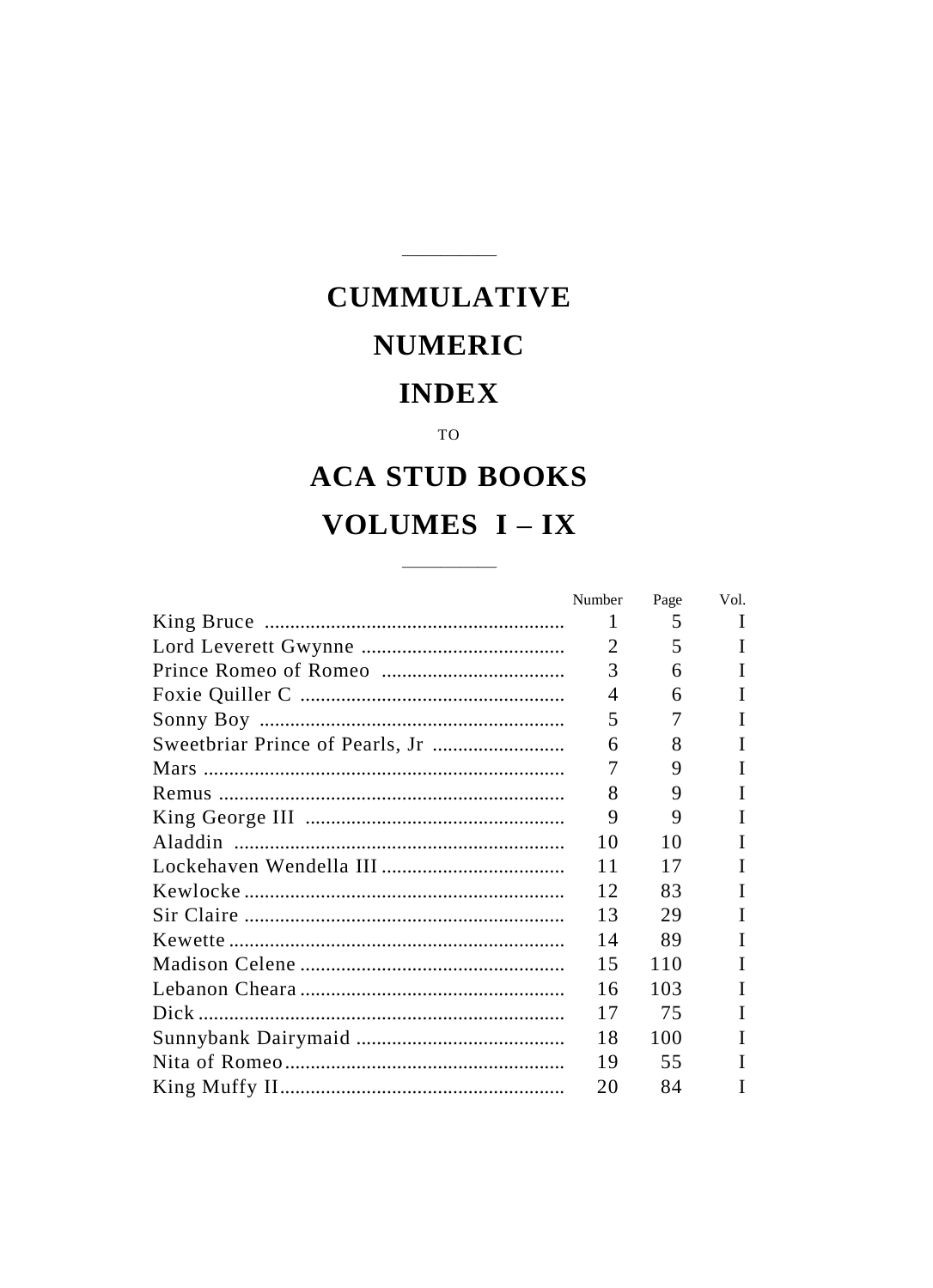# CUMMULATIVE NUMERIC INDEX

TO

# ACA STUD BOOKS VOLUMES I – IX

| | Number | Page | Vol. |
|---|---|---|---|
| King Bruce | 1 | 5 | I |
| Lord Leverett Gwynne | 2 | 5 | I |
| Prince Romeo of Romeo | 3 | 6 | I |
| Foxie Quiller C | 4 | 6 | I |
| Sonny Boy | 5 | 7 | I |
| Sweetbriar Prince of Pearls, Jr | 6 | 8 | I |
| Mars | 7 | 9 | I |
| Remus | 8 | 9 | I |
| King George III | 9 | 9 | I |
| Aladdin | 10 | 10 | I |
| Lockehaven Wendella III | 11 | 17 | I |
| Kewlocke | 12 | 83 | I |
| Sir Claire | 13 | 29 | I |
| Kewette | 14 | 89 | I |
| Madison Celene | 15 | 110 | I |
| Lebanon Cheara | 16 | 103 | I |
| Dick | 17 | 75 | I |
| Sunnybank Dairymaid | 18 | 100 | I |
| Nita of Romeo | 19 | 55 | I |
| King Muffy II | 20 | 84 | I |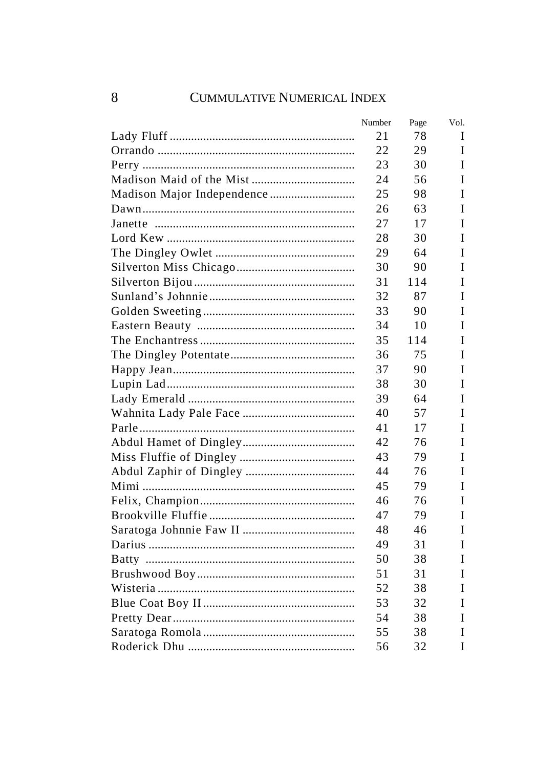# CUMMULATIVE NUMERICAL INDEX

| | Number | Page | Vol. |
|---|---|---|---|
| Lady Fluff | 21 | 78 | I |
| Orrando | 22 | 29 | I |
| Perry | 23 | 30 | I |
| Madison Maid of the Mist | 24 | 56 | I |
| Madison Major Independence | 25 | 98 | I |
| Dawn | 26 | 63 | I |
| Janette | 27 | 17 | I |
| Lord Kew | 28 | 30 | I |
| The Dingley Owlet | 29 | 64 | I |
| Silverton Miss Chicago | 30 | 90 | I |
| Silverton Bijou | 31 | 114 | I |
| Sunland's Johnnie | 32 | 87 | I |
| Golden Sweeting | 33 | 90 | I |
| Eastern Beauty | 34 | 10 | I |
| The Enchantress | 35 | 114 | I |
| The Dingley Potentate | 36 | 75 | I |
| Happy Jean | 37 | 90 | I |
| Lupin Lad | 38 | 30 | I |
| Lady Emerald | 39 | 64 | I |
| Wahnita Lady Pale Face | 40 | 57 | I |
| Parle | 41 | 17 | I |
| Abdul Hamet of Dingley | 42 | 76 | I |
| Miss Fluffie of Dingley | 43 | 79 | I |
| Abdul Zaphir of Dingley | 44 | 76 | I |
| Mimi | 45 | 79 | I |
| Felix, Champion | 46 | 76 | I |
| Brookville Fluffie | 47 | 79 | I |
| Saratoga Johnnie Faw II | 48 | 46 | I |
| Darius | 49 | 31 | I |
| Batty | 50 | 38 | I |
| Brushwood Boy | 51 | 31 | I |
| Wisteria | 52 | 38 | I |
| Blue Coat Boy II | 53 | 32 | I |
| Pretty Dear | 54 | 38 | I |
| Saratoga Romola | 55 | 38 | I |
| Roderick Dhu | 56 | 32 | I |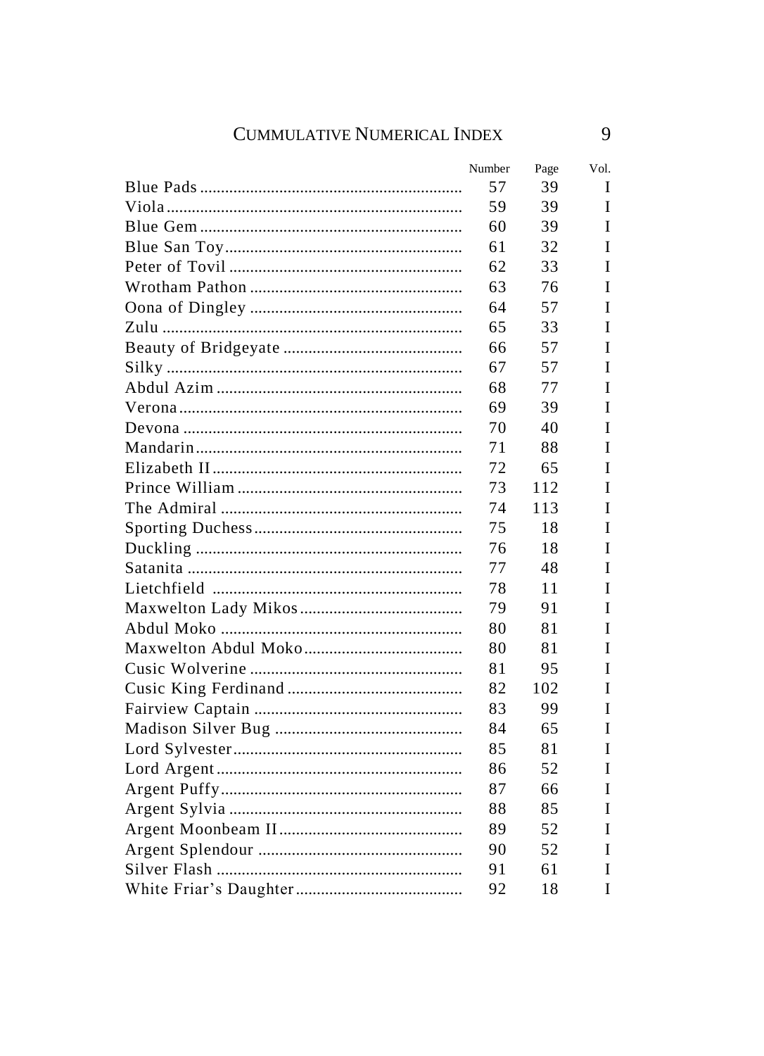| | Number | Page | Vol. |
|---|---|---|---|
| Blue Pads | 57 | 39 | I |
| Viola | 59 | 39 | I |
| Blue Gem | 60 | 39 | I |
| Blue San Toy | 61 | 32 | I |
| Peter of Tovil | 62 | 33 | I |
| Wrotham Pathon | 63 | 76 | I |
| Oona of Dingley | 64 | 57 | I |
| Zulu | 65 | 33 | I |
| Beauty of Bridgeyate | 66 | 57 | I |
| Silky | 67 | 57 | I |
| Abdul Azim | 68 | 77 | I |
| Verona | 69 | 39 | I |
| Devona | 70 | 40 | I |
| Mandarin | 71 | 88 | I |
| Elizabeth II | 72 | 65 | I |
| Prince William | 73 | 112 | I |
| The Admiral | 74 | 113 | I |
| Sporting Duchess | 75 | 18 | I |
| Duckling | 76 | 18 | I |
| Satanita | 77 | 48 | I |
| Lietchfield | 78 | 11 | I |
| Maxwelton Lady Mikos | 79 | 91 | I |
| Abdul Moko | 80 | 81 | I |
| Maxwelton Abdul Moko | 80 | 81 | I |
| Cusic Wolverine | 81 | 95 | I |
| Cusic King Ferdinand | 82 | 102 | I |
| Fairview Captain | 83 | 99 | I |
| Madison Silver Bug | 84 | 65 | I |
| Lord Sylvester | 85 | 81 | I |
| Lord Argent | 86 | 52 | I |
| Argent Puffy | 87 | 66 | I |
| Argent Sylvia | 88 | 85 | I |
| Argent Moonbeam II | 89 | 52 | I |
| Argent Splendour | 90 | 52 | I |
| Silver Flash | 91 | 61 | I |
| White Friar's Daughter | 92 | 18 | I |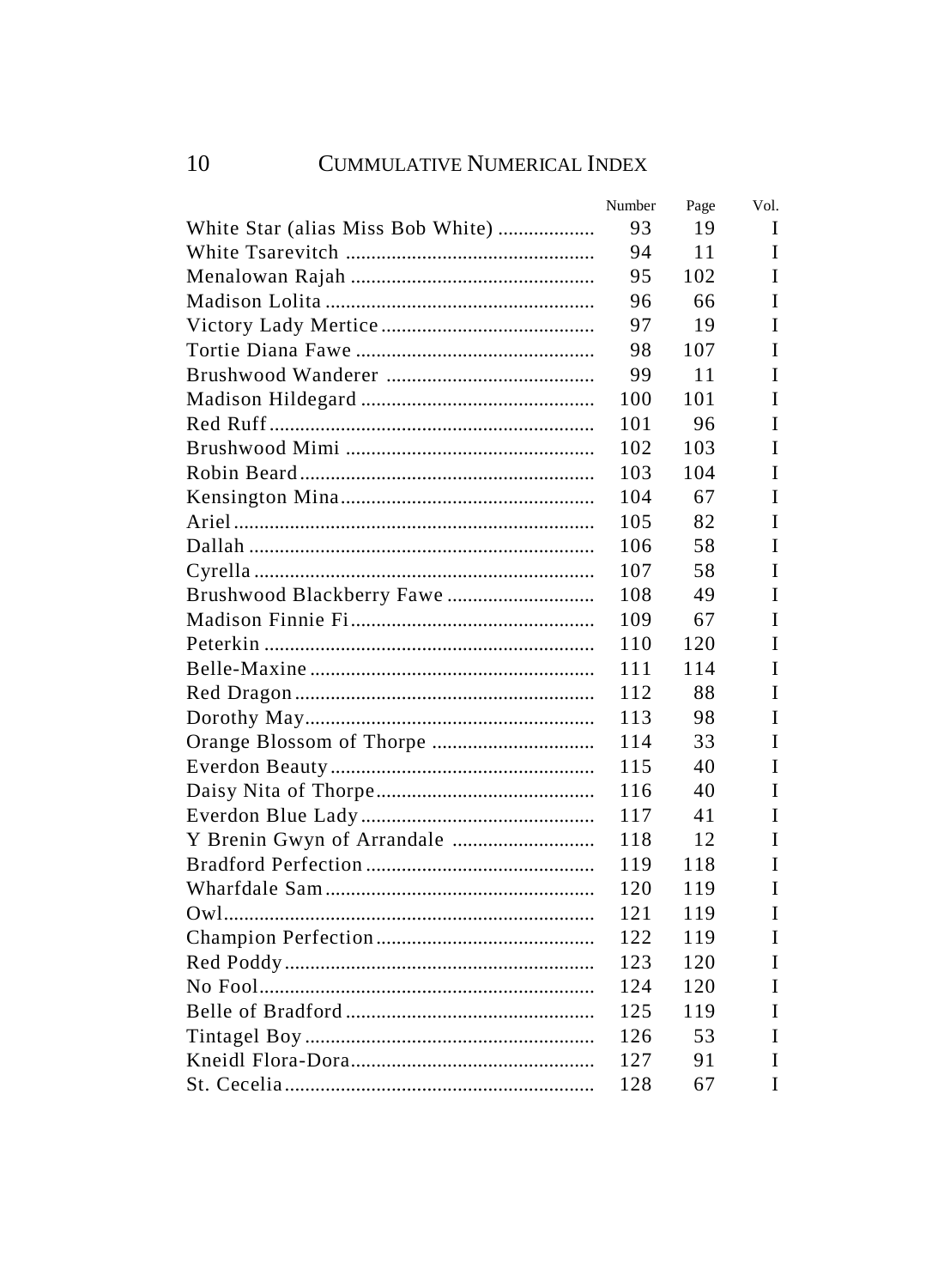| | Number | Page | Vol. |
|---|---|---|---|
| White Star (alias Miss Bob White) | 93 | 19 | I |
| White Tsarevitch | 94 | 11 | I |
| Menalowan Rajah | 95 | 102 | I |
| Madison Lolita | 96 | 66 | I |
| Victory Lady Mertice | 97 | 19 | I |
| Tortie Diana Fawe | 98 | 107 | I |
| Brushwood Wanderer | 99 | 11 | I |
| Madison Hildegard | 100 | 101 | I |
| Red Ruff | 101 | 96 | I |
| Brushwood Mimi | 102 | 103 | I |
| Robin Beard | 103 | 104 | I |
| Kensington Mina | 104 | 67 | I |
| Ariel | 105 | 82 | I |
| Dallah | 106 | 58 | I |
| Cyrella | 107 | 58 | I |
| Brushwood Blackberry Fawe | 108 | 49 | I |
| Madison Finnie Fi | 109 | 67 | I |
| Peterkin | 110 | 120 | I |
| Belle-Maxine | 111 | 114 | I |
| Red Dragon | 112 | 88 | I |
| Dorothy May | 113 | 98 | I |
| Orange Blossom of Thorpe | 114 | 33 | I |
| Everdon Beauty | 115 | 40 | I |
| Daisy Nita of Thorpe | 116 | 40 | I |
| Everdon Blue Lady | 117 | 41 | I |
| Y Brenin Gwyn of Arrandale | 118 | 12 | I |
| Bradford Perfection | 119 | 118 | I |
| Wharfdale Sam | 120 | 119 | I |
| Owl | 121 | 119 | I |
| Champion Perfection | 122 | 119 | I |
| Red Poddy | 123 | 120 | I |
| No Fool | 124 | 120 | I |
| Belle of Bradford | 125 | 119 | I |
| Tintagel Boy | 126 | 53 | I |
| Kneidl Flora-Dora | 127 | 91 | I |
| St. Cecelia | 128 | 67 | I |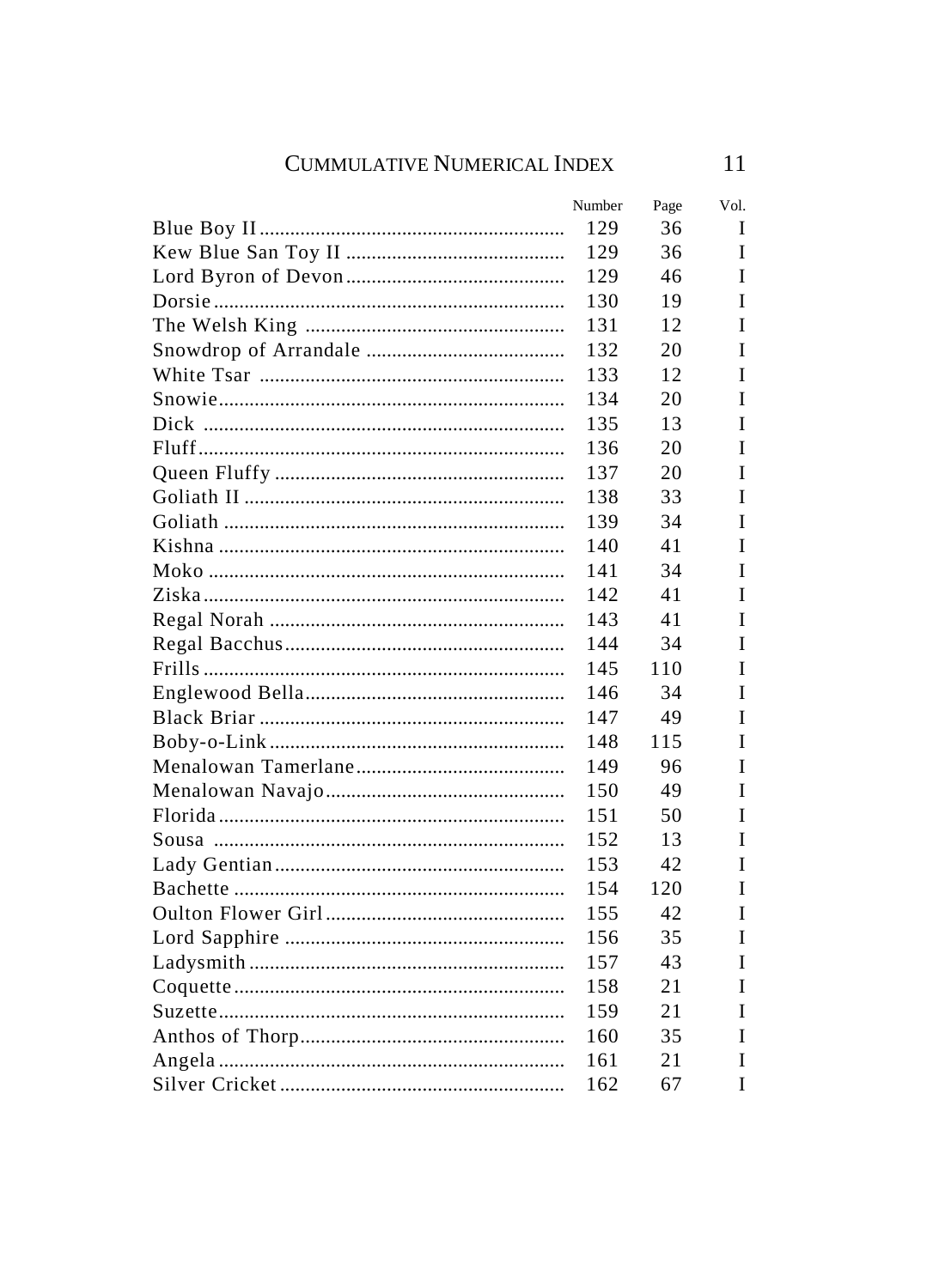| | Number | Page | Vol. |
|---|---|---|---|
| Blue Boy II | 129 | 36 | I |
| Kew Blue San Toy II | 129 | 36 | I |
| Lord Byron of Devon | 129 | 46 | I |
| Dorsie | 130 | 19 | I |
| The Welsh King | 131 | 12 | I |
| Snowdrop of Arrandale | 132 | 20 | I |
| White Tsar | 133 | 12 | I |
| Snowie | 134 | 20 | I |
| Dick | 135 | 13 | I |
| Fluff | 136 | 20 | I |
| Queen Fluffy | 137 | 20 | I |
| Goliath II | 138 | 33 | I |
| Goliath | 139 | 34 | I |
| Kishna | 140 | 41 | I |
| Moko | 141 | 34 | I |
| Ziska | 142 | 41 | I |
| Regal Norah | 143 | 41 | I |
| Regal Bacchus | 144 | 34 | I |
| Frills | 145 | 110 | I |
| Englewood Bella | 146 | 34 | I |
| Black Briar | 147 | 49 | I |
| Boby-o-Link | 148 | 115 | I |
| Menalowan Tamerlane | 149 | 96 | I |
| Menalowan Navajo | 150 | 49 | I |
| Florida | 151 | 50 | I |
| Sousa | 152 | 13 | I |
| Lady Gentian | 153 | 42 | I |
| Bachette | 154 | 120 | I |
| Oulton Flower Girl | 155 | 42 | I |
| Lord Sapphire | 156 | 35 | I |
| Ladysmith | 157 | 43 | I |
| Coquette | 158 | 21 | I |
| Suzette | 159 | 21 | I |
| Anthos of Thorp | 160 | 35 | I |
| Angela | 161 | 21 | I |
| Silver Cricket | 162 | 67 | I |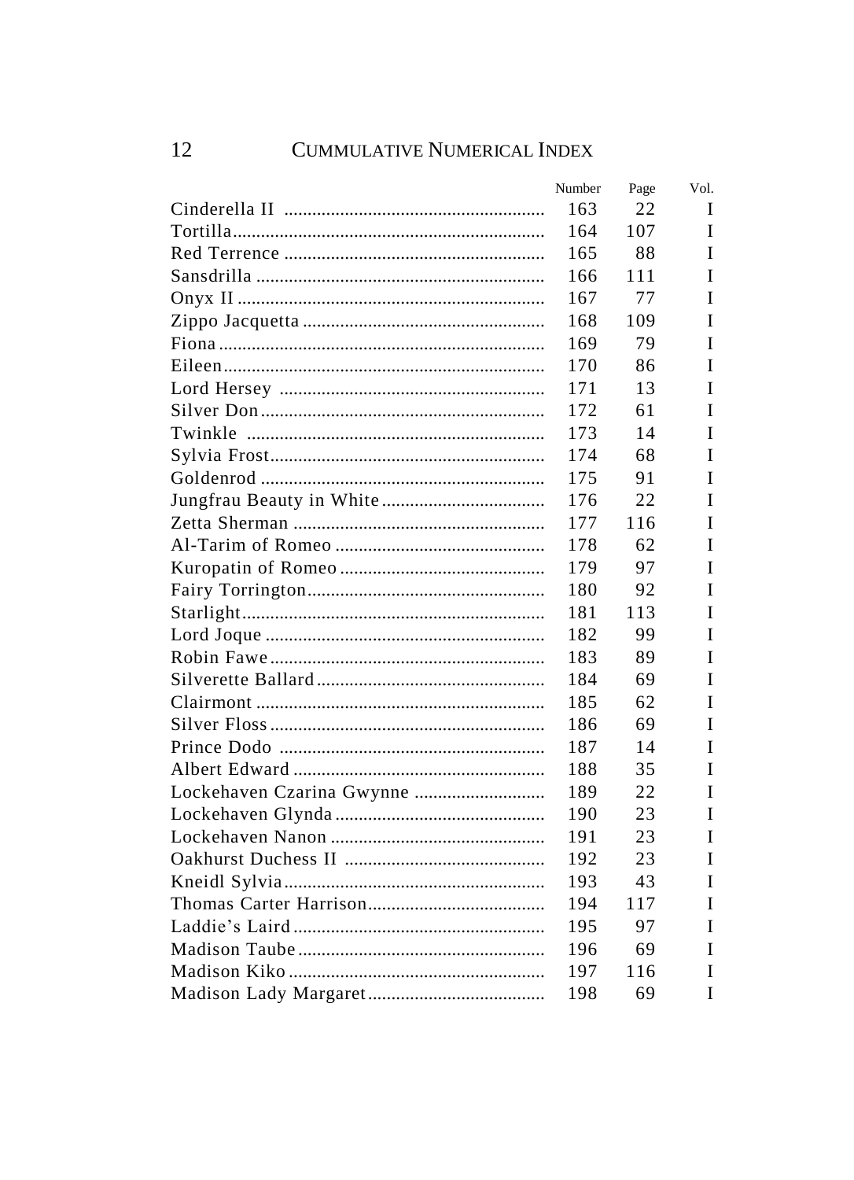| | Number | Page | Vol. |
|---|---|---|---|
| Cinderella II | 163 | 22 | I |
| Tortilla | 164 | 107 | I |
| Red Terrence | 165 | 88 | I |
| Sansdrilla | 166 | 111 | I |
| Onyx II | 167 | 77 | I |
| Zippo Jacquetta | 168 | 109 | I |
| Fiona | 169 | 79 | I |
| Eileen | 170 | 86 | I |
| Lord Hersey | 171 | 13 | I |
| Silver Don | 172 | 61 | I |
| Twinkle | 173 | 14 | I |
| Sylvia Frost | 174 | 68 | I |
| Goldenrod | 175 | 91 | I |
| Jungfrau Beauty in White | 176 | 22 | I |
| Zetta Sherman | 177 | 116 | I |
| Al-Tarim of Romeo | 178 | 62 | I |
| Kuropatin of Romeo | 179 | 97 | I |
| Fairy Torrington | 180 | 92 | I |
| Starlight | 181 | 113 | I |
| Lord Joque | 182 | 99 | I |
| Robin Fawe | 183 | 89 | I |
| Silverette Ballard | 184 | 69 | I |
| Clairmont | 185 | 62 | I |
| Silver Floss | 186 | 69 | I |
| Prince Dodo | 187 | 14 | I |
| Albert Edward | 188 | 35 | I |
| Lockehaven Czarina Gwynne | 189 | 22 | I |
| Lockehaven Glynda | 190 | 23 | I |
| Lockehaven Nanon | 191 | 23 | I |
| Oakhurst Duchess II | 192 | 23 | I |
| Kneidl Sylvia | 193 | 43 | I |
| Thomas Carter Harrison | 194 | 117 | I |
| Laddie's Laird | 195 | 97 | I |
| Madison Taube | 196 | 69 | I |
| Madison Kiko | 197 | 116 | I |
| Madison Lady Margaret | 198 | 69 | I |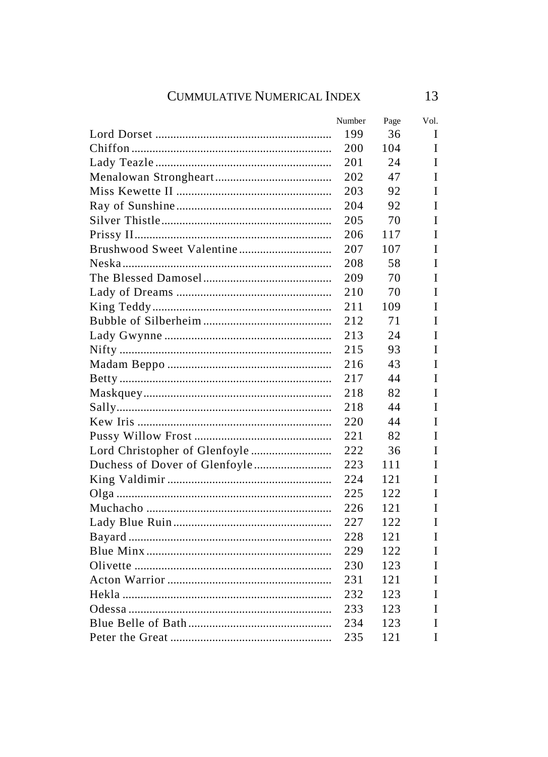| | Number | Page | Vol. |
|---|---|---|---|
| Lord Dorset | 199 | 36 | I |
| Chiffon | 200 | 104 | I |
| Lady Teazle | 201 | 24 | I |
| Menalowan Strongheart | 202 | 47 | I |
| Miss Kewette II | 203 | 92 | I |
| Ray of Sunshine | 204 | 92 | I |
| Silver Thistle | 205 | 70 | I |
| Prissy II | 206 | 117 | I |
| Brushwood Sweet Valentine | 207 | 107 | I |
| Neska | 208 | 58 | I |
| The Blessed Damosel | 209 | 70 | I |
| Lady of Dreams | 210 | 70 | I |
| King Teddy | 211 | 109 | I |
| Bubble of Silberheim | 212 | 71 | I |
| Lady Gwynne | 213 | 24 | I |
| Nifty | 215 | 93 | I |
| Madam Beppo | 216 | 43 | I |
| Betty | 217 | 44 | I |
| Maskquey | 218 | 82 | I |
| Sally | 218 | 44 | I |
| Kew Iris | 220 | 44 | I |
| Pussy Willow Frost | 221 | 82 | I |
| Lord Christopher of Glenfoyle | 222 | 36 | I |
| Duchess of Dover of Glenfoyle | 223 | 111 | I |
| King Valdimir | 224 | 121 | I |
| Olga | 225 | 122 | I |
| Muchacho | 226 | 121 | I |
| Lady Blue Ruin | 227 | 122 | I |
| Bayard | 228 | 121 | I |
| Blue Minx | 229 | 122 | I |
| Olivette | 230 | 123 | I |
| Acton Warrior | 231 | 121 | I |
| Hekla | 232 | 123 | I |
| Odessa | 233 | 123 | I |
| Blue Belle of Bath | 234 | 123 | I |
| Peter the Great | 235 | 121 | I |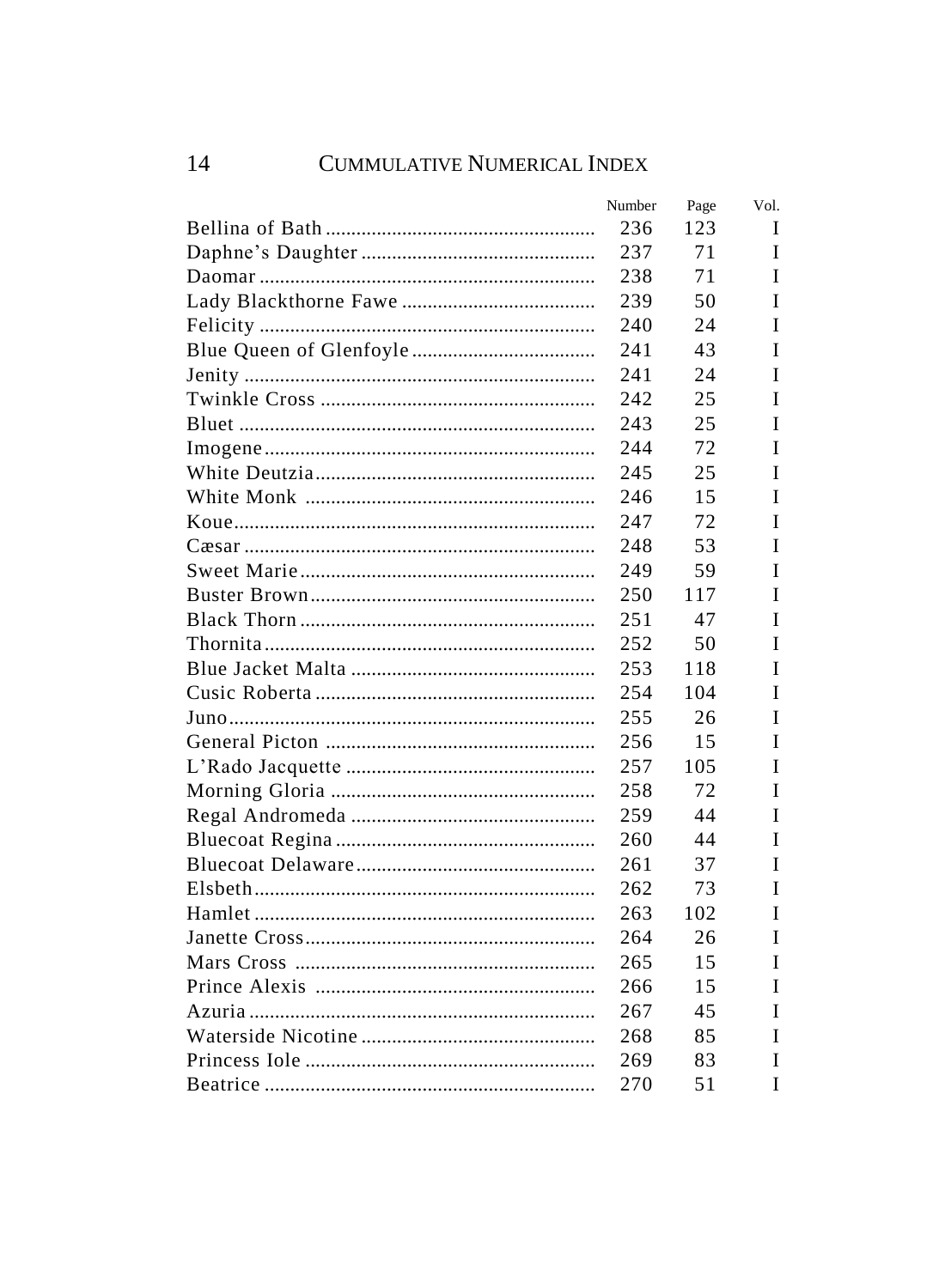| | Number | Page | Vol. |
|---|---|---|---|
| Bellina of Bath | 236 | 123 | I |
| Daphne's Daughter | 237 | 71 | I |
| Daomar | 238 | 71 | I |
| Lady Blackthorne Fawe | 239 | 50 | I |
| Felicity | 240 | 24 | I |
| Blue Queen of Glenfoyle | 241 | 43 | I |
| Jenity | 241 | 24 | I |
| Twinkle Cross | 242 | 25 | I |
| Bluet | 243 | 25 | I |
| Imogene | 244 | 72 | I |
| White Deutzia | 245 | 25 | I |
| White Monk | 246 | 15 | I |
| Koue | 247 | 72 | I |
| Cæsar | 248 | 53 | I |
| Sweet Marie | 249 | 59 | I |
| Buster Brown | 250 | 117 | I |
| Black Thorn | 251 | 47 | I |
| Thornita | 252 | 50 | I |
| Blue Jacket Malta | 253 | 118 | I |
| Cusic Roberta | 254 | 104 | I |
| Juno | 255 | 26 | I |
| General Picton | 256 | 15 | I |
| L'Rado Jacquette | 257 | 105 | I |
| Morning Gloria | 258 | 72 | I |
| Regal Andromeda | 259 | 44 | I |
| Bluecoat Regina | 260 | 44 | I |
| Bluecoat Delaware | 261 | 37 | I |
| Elsbeth | 262 | 73 | I |
| Hamlet | 263 | 102 | I |
| Janette Cross | 264 | 26 | I |
| Mars Cross | 265 | 15 | I |
| Prince Alexis | 266 | 15 | I |
| Azuria | 267 | 45 | I |
| Waterside Nicotine | 268 | 85 | I |
| Princess Iole | 269 | 83 | I |
| Beatrice | 270 | 51 | I |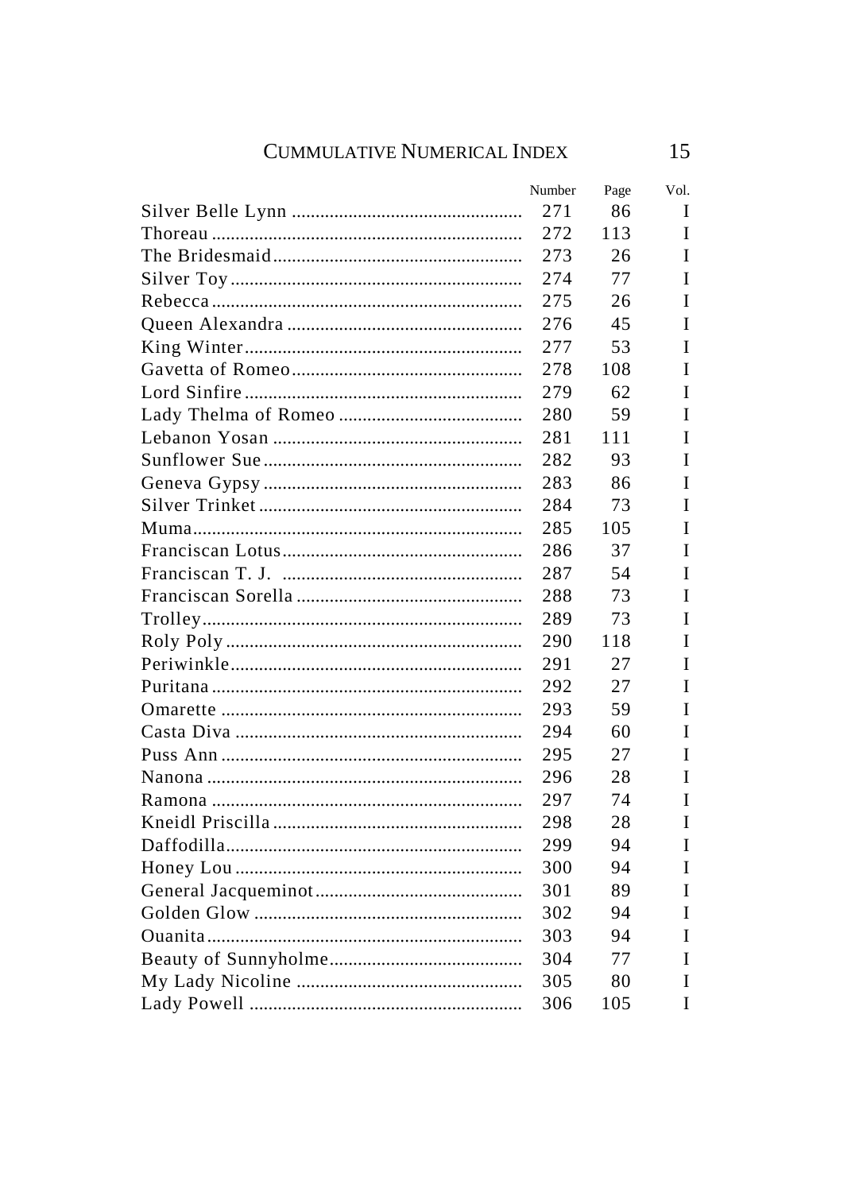| | Number | Page | Vol. |
|---|---|---|---|
| Silver Belle Lynn | 271 | 86 | I |
| Thoreau | 272 | 113 | I |
| The Bridesmaid | 273 | 26 | I |
| Silver Toy | 274 | 77 | I |
| Rebecca | 275 | 26 | I |
| Queen Alexandra | 276 | 45 | I |
| King Winter | 277 | 53 | I |
| Gavetta of Romeo | 278 | 108 | I |
| Lord Sinfire | 279 | 62 | I |
| Lady Thelma of Romeo | 280 | 59 | I |
| Lebanon Yosan | 281 | 111 | I |
| Sunflower Sue | 282 | 93 | I |
| Geneva Gypsy | 283 | 86 | I |
| Silver Trinket | 284 | 73 | I |
| Muma | 285 | 105 | I |
| Franciscan Lotus | 286 | 37 | I |
| Franciscan T. J. | 287 | 54 | I |
| Franciscan Sorella | 288 | 73 | I |
| Trolley | 289 | 73 | I |
| Roly Poly | 290 | 118 | I |
| Periwinkle | 291 | 27 | I |
| Puritana | 292 | 27 | I |
| Omarette | 293 | 59 | I |
| Casta Diva | 294 | 60 | I |
| Puss Ann | 295 | 27 | I |
| Nanona | 296 | 28 | I |
| Ramona | 297 | 74 | I |
| Kneidl Priscilla | 298 | 28 | I |
| Daffodilla | 299 | 94 | I |
| Honey Lou | 300 | 94 | I |
| General Jacqueminot | 301 | 89 | I |
| Golden Glow | 302 | 94 | I |
| Ouanita | 303 | 94 | I |
| Beauty of Sunnyholme | 304 | 77 | I |
| My Lady Nicoline | 305 | 80 | I |
| Lady Powell | 306 | 105 | I |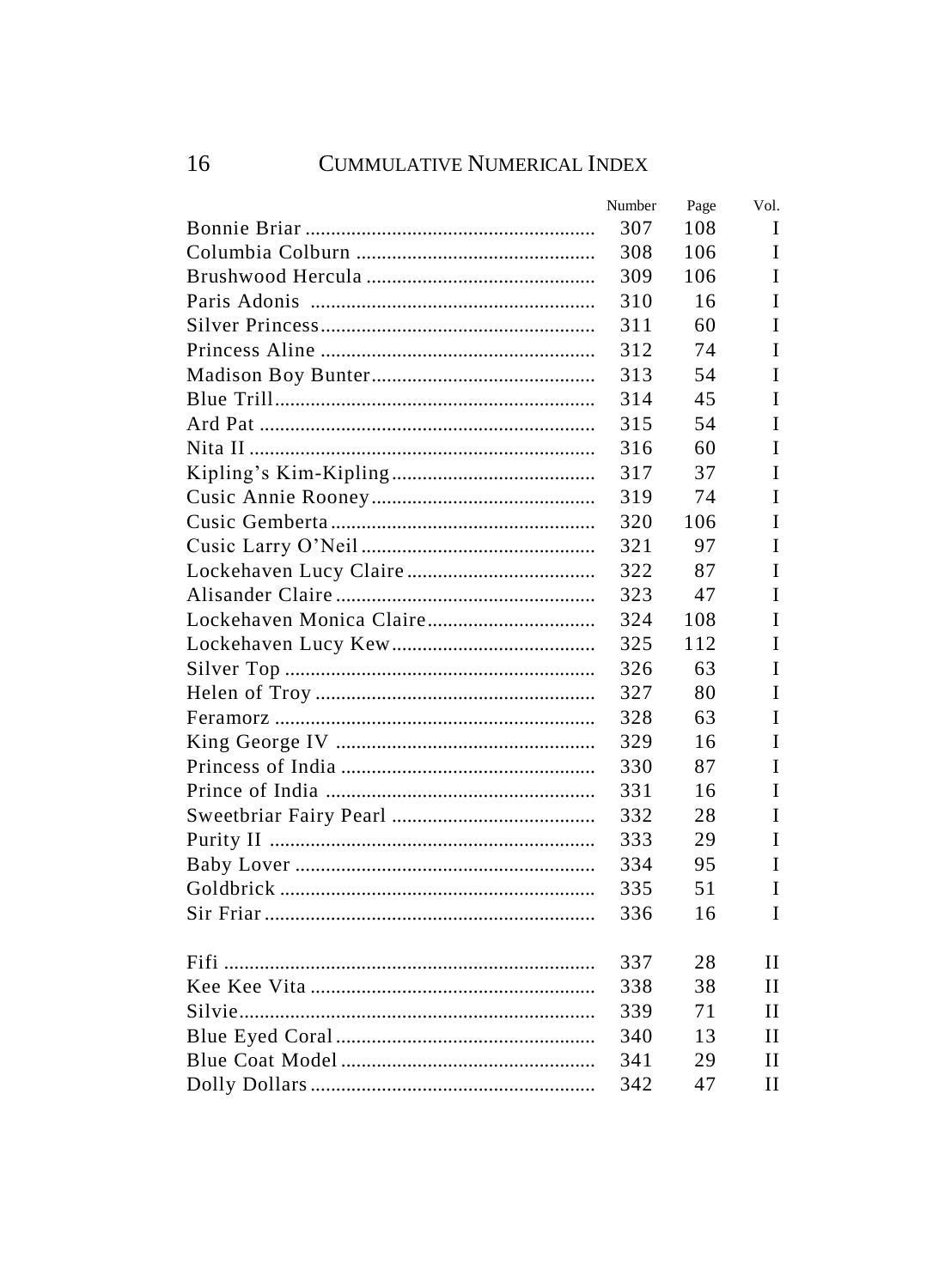| | Number | Page | Vol. |
|---|---|---|---|
| Bonnie Briar | 307 | 108 | I |
| Columbia Colburn | 308 | 106 | I |
| Brushwood Hercula | 309 | 106 | I |
| Paris Adonis | 310 | 16 | I |
| Silver Princess | 311 | 60 | I |
| Princess Aline | 312 | 74 | I |
| Madison Boy Bunter | 313 | 54 | I |
| Blue Trill | 314 | 45 | I |
| Ard Pat | 315 | 54 | I |
| Nita II | 316 | 60 | I |
| Kipling's Kim-Kipling | 317 | 37 | I |
| Cusic Annie Rooney | 319 | 74 | I |
| Cusic Gemberta | 320 | 106 | I |
| Cusic Larry O'Neil | 321 | 97 | I |
| Lockehaven Lucy Claire | 322 | 87 | I |
| Alisander Claire | 323 | 47 | I |
| Lockehaven Monica Claire | 324 | 108 | I |
| Lockehaven Lucy Kew | 325 | 112 | I |
| Silver Top | 326 | 63 | I |
| Helen of Troy | 327 | 80 | I |
| Feramorz | 328 | 63 | I |
| King George IV | 329 | 16 | I |
| Princess of India | 330 | 87 | I |
| Prince of India | 331 | 16 | I |
| Sweetbriar Fairy Pearl | 332 | 28 | I |
| Purity II | 333 | 29 | I |
| Baby Lover | 334 | 95 | I |
| Goldbrick | 335 | 51 | I |
| Sir Friar | 336 | 16 | I |
| | | | |
| Fifi | 337 | 28 | II |
| Kee Kee Vita | 338 | 38 | II |
| Silvie | 339 | 71 | II |
| Blue Eyed Coral | 340 | 13 | II |
| Blue Coat Model | 341 | 29 | II |
| Dolly Dollars | 342 | 47 | II |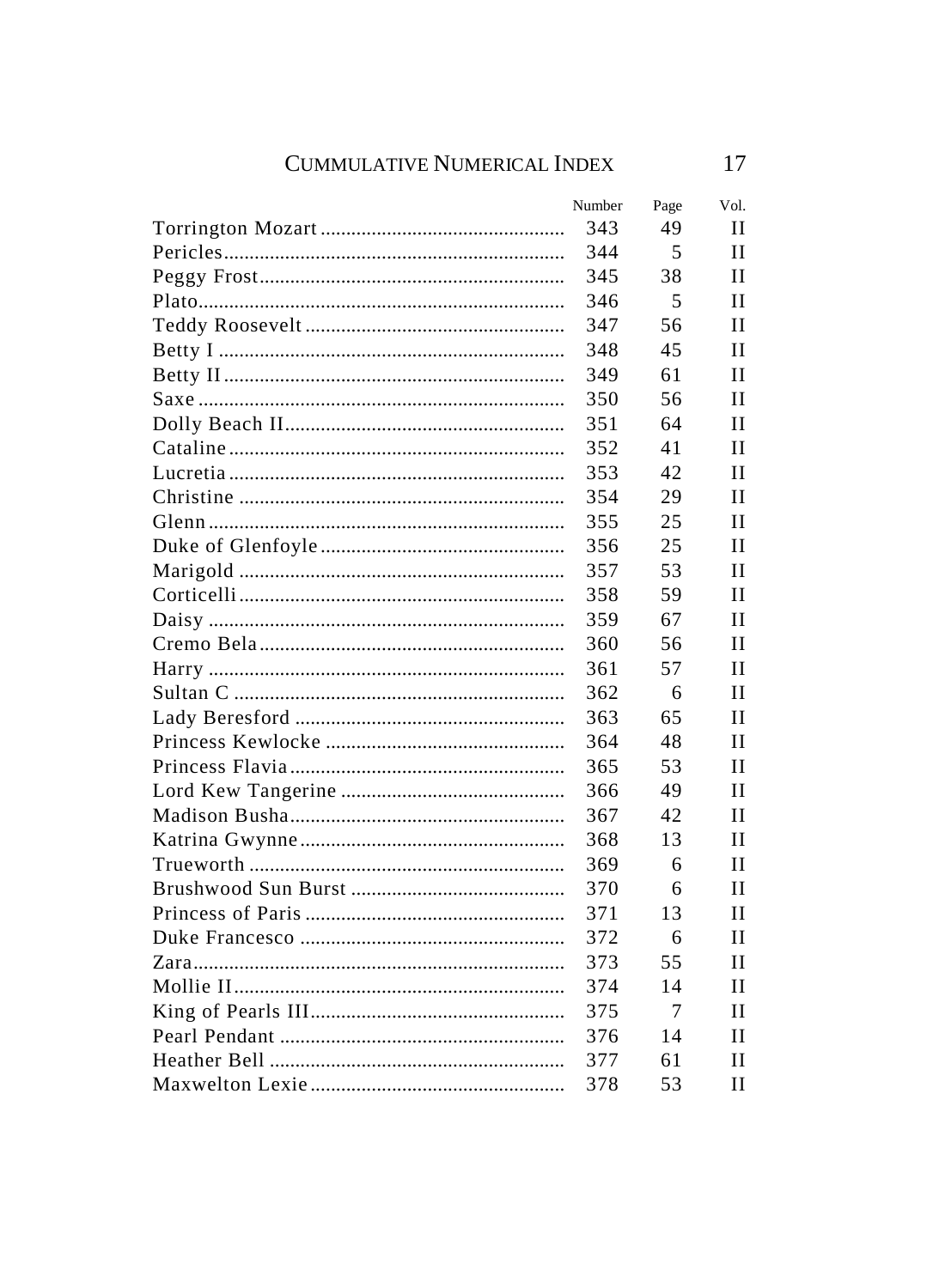# CUMMULATIVE NUMERICAL INDEX

| | Number | Page | Vol. |
|---|---|---|---|
| Torrington Mozart | 343 | 49 | II |
| Pericles | 344 | 5 | II |
| Peggy Frost | 345 | 38 | II |
| Plato | 346 | 5 | II |
| Teddy Roosevelt | 347 | 56 | II |
| Betty I | 348 | 45 | II |
| Betty II | 349 | 61 | II |
| Saxe | 350 | 56 | II |
| Dolly Beach II | 351 | 64 | II |
| Cataline | 352 | 41 | II |
| Lucretia | 353 | 42 | II |
| Christine | 354 | 29 | II |
| Glenn | 355 | 25 | II |
| Duke of Glenfoyle | 356 | 25 | II |
| Marigold | 357 | 53 | II |
| Corticelli | 358 | 59 | II |
| Daisy | 359 | 67 | II |
| Cremo Bela | 360 | 56 | II |
| Harry | 361 | 57 | II |
| Sultan C | 362 | 6 | II |
| Lady Beresford | 363 | 65 | II |
| Princess Kewlocke | 364 | 48 | II |
| Princess Flavia | 365 | 53 | II |
| Lord Kew Tangerine | 366 | 49 | II |
| Madison Busha | 367 | 42 | II |
| Katrina Gwynne | 368 | 13 | II |
| Trueworth | 369 | 6 | II |
| Brushwood Sun Burst | 370 | 6 | II |
| Princess of Paris | 371 | 13 | II |
| Duke Francesco | 372 | 6 | II |
| Zara | 373 | 55 | II |
| Mollie II | 374 | 14 | II |
| King of Pearls III | 375 | 7 | II |
| Pearl Pendant | 376 | 14 | II |
| Heather Bell | 377 | 61 | II |
| Maxwelton Lexie | 378 | 53 | II |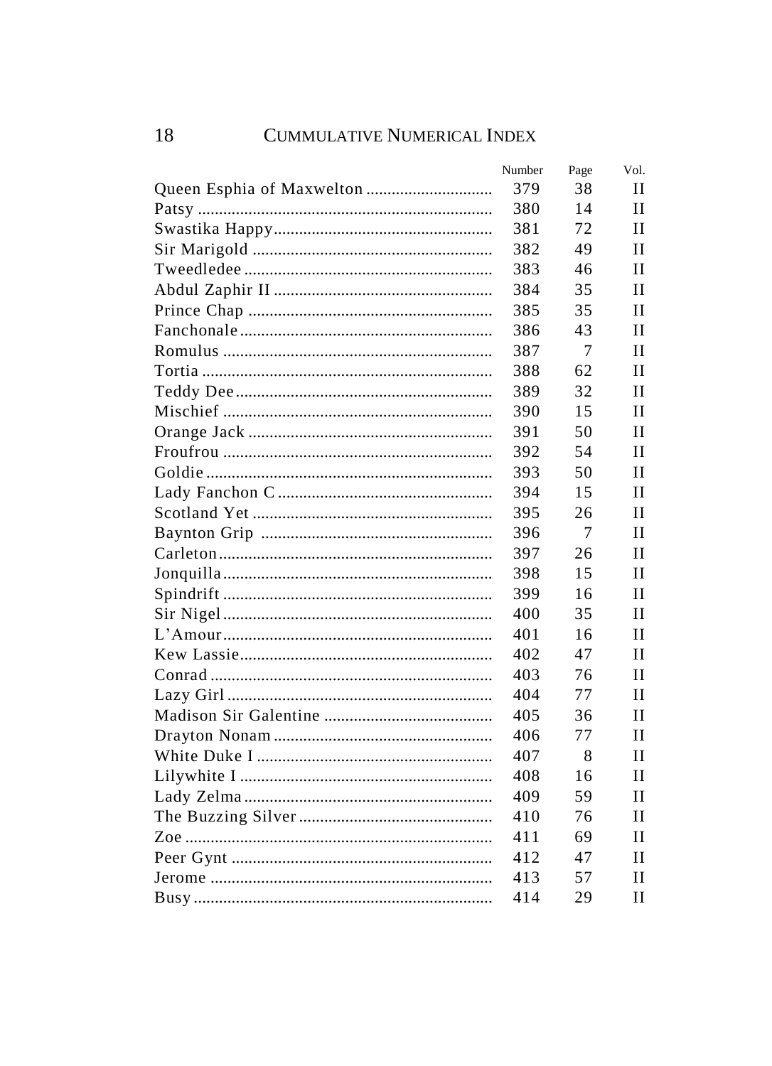| | Number | Page | Vol. |
|---|---|---|---|
| Queen Esphia of Maxwelton | 379 | 38 | II |
| Patsy | 380 | 14 | II |
| Swastika Happy | 381 | 72 | II |
| Sir Marigold | 382 | 49 | II |
| Tweedledee | 383 | 46 | II |
| Abdul Zaphir II | 384 | 35 | II |
| Prince Chap | 385 | 35 | II |
| Fanchonale | 386 | 43 | II |
| Romulus | 387 | 7 | II |
| Tortia | 388 | 62 | II |
| Teddy Dee | 389 | 32 | II |
| Mischief | 390 | 15 | II |
| Orange Jack | 391 | 50 | II |
| Froufrou | 392 | 54 | II |
| Goldie | 393 | 50 | II |
| Lady Fanchon C | 394 | 15 | II |
| Scotland Yet | 395 | 26 | II |
| Baynton Grip | 396 | 7 | II |
| Carleton | 397 | 26 | II |
| Jonquilla | 398 | 15 | II |
| Spindrift | 399 | 16 | II |
| Sir Nigel | 400 | 35 | II |
| L'Amour | 401 | 16 | II |
| Kew Lassie | 402 | 47 | II |
| Conrad | 403 | 76 | II |
| Lazy Girl | 404 | 77 | II |
| Madison Sir Galentine | 405 | 36 | II |
| Drayton Nonam | 406 | 77 | II |
| White Duke I | 407 | 8 | II |
| Lilywhite I | 408 | 16 | II |
| Lady Zelma | 409 | 59 | II |
| The Buzzing Silver | 410 | 76 | II |
| Zoe | 411 | 69 | II |
| Peer Gynt | 412 | 47 | II |
| Jerome | 413 | 57 | II |
| Busy | 414 | 29 | II |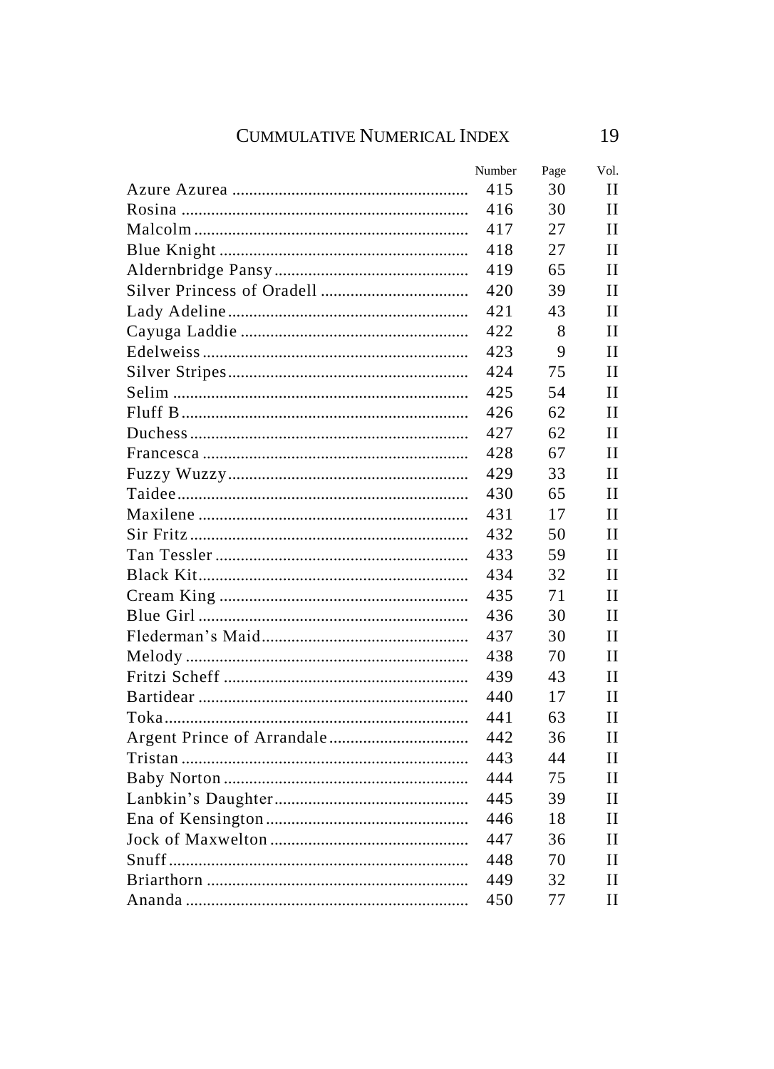| | Number | Page | Vol. |
|---|---|---|---|
| Azure Azurea | 415 | 30 | II |
| Rosina | 416 | 30 | II |
| Malcolm | 417 | 27 | II |
| Blue Knight | 418 | 27 | II |
| Aldernbridge Pansy | 419 | 65 | II |
| Silver Princess of Oradell | 420 | 39 | II |
| Lady Adeline | 421 | 43 | II |
| Cayuga Laddie | 422 | 8 | II |
| Edelweiss | 423 | 9 | II |
| Silver Stripes | 424 | 75 | II |
| Selim | 425 | 54 | II |
| Fluff B | 426 | 62 | II |
| Duchess | 427 | 62 | II |
| Francesca | 428 | 67 | II |
| Fuzzy Wuzzy | 429 | 33 | II |
| Taidee | 430 | 65 | II |
| Maxilene | 431 | 17 | II |
| Sir Fritz | 432 | 50 | II |
| Tan Tessler | 433 | 59 | II |
| Black Kit | 434 | 32 | II |
| Cream King | 435 | 71 | II |
| Blue Girl | 436 | 30 | II |
| Flederman's Maid | 437 | 30 | II |
| Melody | 438 | 70 | II |
| Fritzi Scheff | 439 | 43 | II |
| Bartidear | 440 | 17 | II |
| Toka | 441 | 63 | II |
| Argent Prince of Arrandale | 442 | 36 | II |
| Tristan | 443 | 44 | II |
| Baby Norton | 444 | 75 | II |
| Lanbkin's Daughter | 445 | 39 | II |
| Ena of Kensington | 446 | 18 | II |
| Jock of Maxwelton | 447 | 36 | II |
| Snuff | 448 | 70 | II |
| Briarthorn | 449 | 32 | II |
| Ananda | 450 | 77 | II |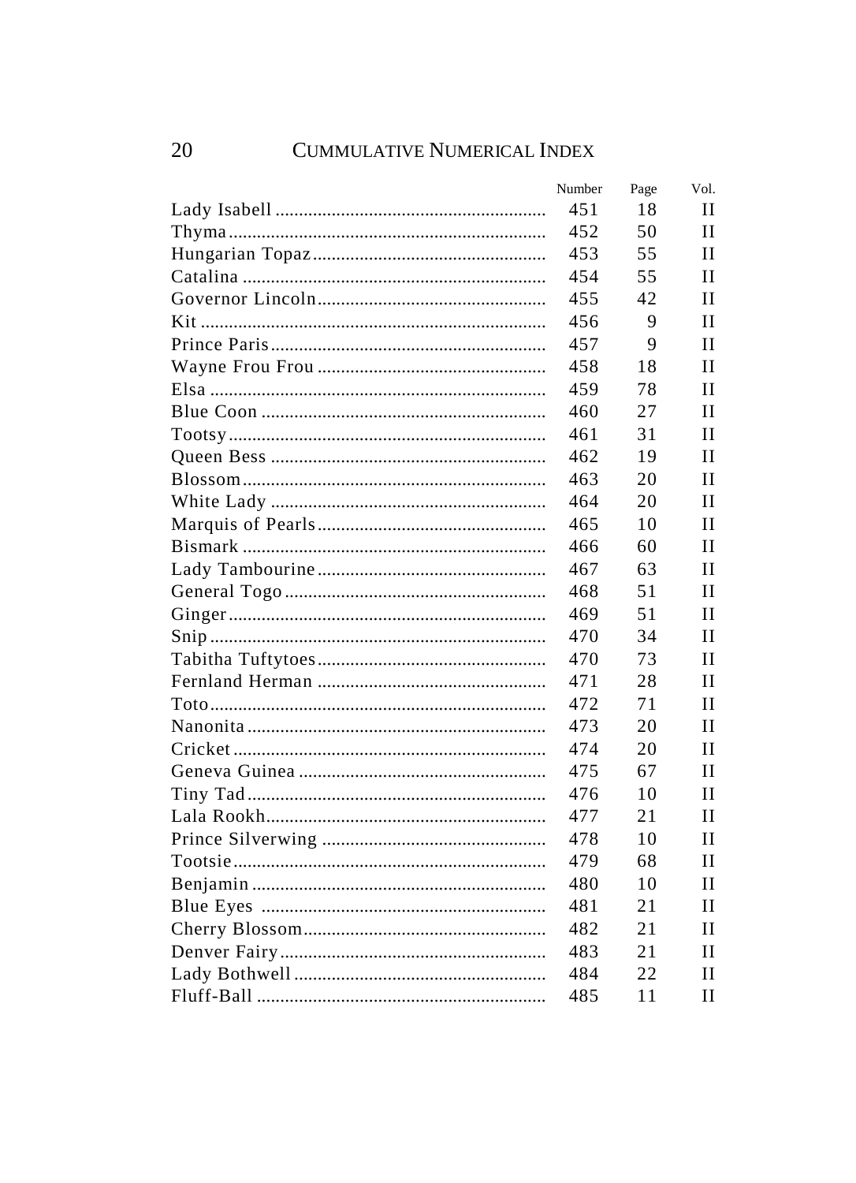## CUMMULATIVE NUMERICAL INDEX

| | Number | Page | Vol. |
|---|---|---|---|
| Lady Isabell | 451 | 18 | II |
| Thyma | 452 | 50 | II |
| Hungarian Topaz | 453 | 55 | II |
| Catalina | 454 | 55 | II |
| Governor Lincoln | 455 | 42 | II |
| Kit | 456 | 9 | II |
| Prince Paris | 457 | 9 | II |
| Wayne Frou Frou | 458 | 18 | II |
| Elsa | 459 | 78 | II |
| Blue Coon | 460 | 27 | II |
| Tootsy | 461 | 31 | II |
| Queen Bess | 462 | 19 | II |
| Blossom | 463 | 20 | II |
| White Lady | 464 | 20 | II |
| Marquis of Pearls | 465 | 10 | II |
| Bismark | 466 | 60 | II |
| Lady Tambourine | 467 | 63 | II |
| General Togo | 468 | 51 | II |
| Ginger | 469 | 51 | II |
| Snip | 470 | 34 | II |
| Tabitha Tuftytoes | 470 | 73 | II |
| Fernland Herman | 471 | 28 | II |
| Toto | 472 | 71 | II |
| Nanonita | 473 | 20 | II |
| Cricket | 474 | 20 | II |
| Geneva Guinea | 475 | 67 | II |
| Tiny Tad | 476 | 10 | II |
| Lala Rookh | 477 | 21 | II |
| Prince Silverwing | 478 | 10 | II |
| Tootsie | 479 | 68 | II |
| Benjamin | 480 | 10 | II |
| Blue Eyes | 481 | 21 | II |
| Cherry Blossom | 482 | 21 | II |
| Denver Fairy | 483 | 21 | II |
| Lady Bothwell | 484 | 22 | II |
| Fluff-Ball | 485 | 11 | II |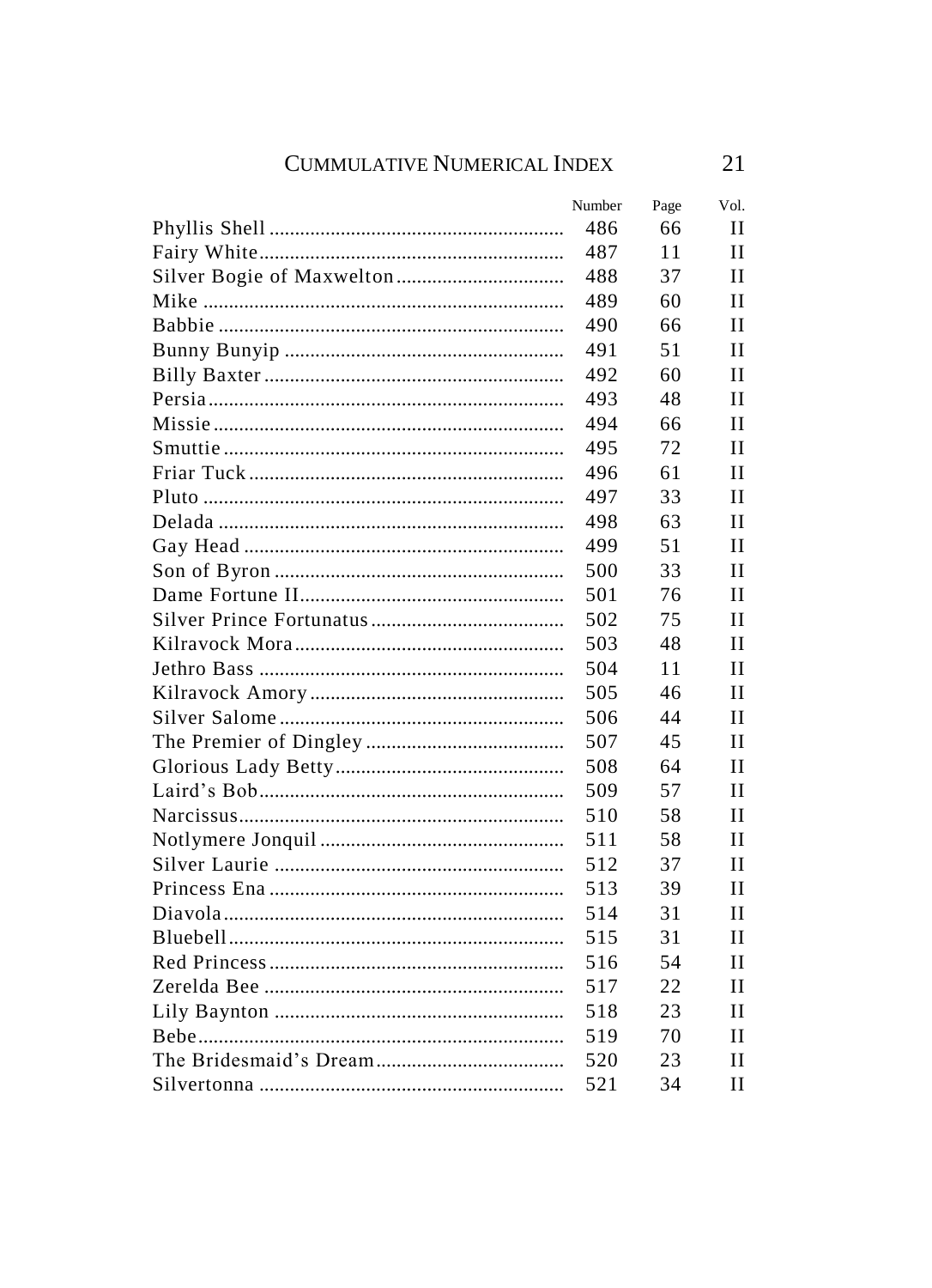| | Number | Page | Vol. |
|---|---|---|---|
| Phyllis Shell | 486 | 66 | II |
| Fairy White | 487 | 11 | II |
| Silver Bogie of Maxwelton | 488 | 37 | II |
| Mike | 489 | 60 | II |
| Babbie | 490 | 66 | II |
| Bunny Bunyip | 491 | 51 | II |
| Billy Baxter | 492 | 60 | II |
| Persia | 493 | 48 | II |
| Missie | 494 | 66 | II |
| Smuttie | 495 | 72 | II |
| Friar Tuck | 496 | 61 | II |
| Pluto | 497 | 33 | II |
| Delada | 498 | 63 | II |
| Gay Head | 499 | 51 | II |
| Son of Byron | 500 | 33 | II |
| Dame Fortune II | 501 | 76 | II |
| Silver Prince Fortunatus | 502 | 75 | II |
| Kilravock Mora | 503 | 48 | II |
| Jethro Bass | 504 | 11 | II |
| Kilravock Amory | 505 | 46 | II |
| Silver Salome | 506 | 44 | II |
| The Premier of Dingley | 507 | 45 | II |
| Glorious Lady Betty | 508 | 64 | II |
| Laird's Bob | 509 | 57 | II |
| Narcissus | 510 | 58 | II |
| Notlymere Jonquil | 511 | 58 | II |
| Silver Laurie | 512 | 37 | II |
| Princess Ena | 513 | 39 | II |
| Diavola | 514 | 31 | II |
| Bluebell | 515 | 31 | II |
| Red Princess | 516 | 54 | II |
| Zerelda Bee | 517 | 22 | II |
| Lily Baynton | 518 | 23 | II |
| Bebe | 519 | 70 | II |
| The Bridesmaid's Dream | 520 | 23 | II |
| Silvertonna | 521 | 34 | II |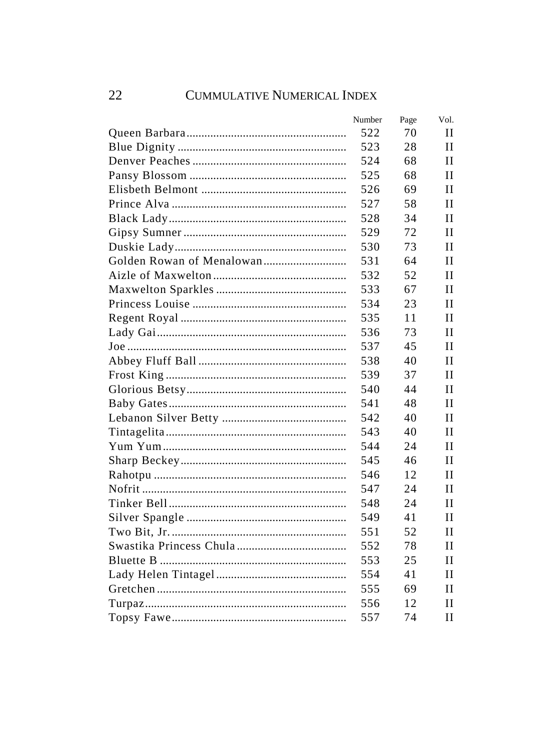| | Number | Page | Vol. |
|---|---|---|---|
| Queen Barbara | 522 | 70 | II |
| Blue Dignity | 523 | 28 | II |
| Denver Peaches | 524 | 68 | II |
| Pansy Blossom | 525 | 68 | II |
| Elisbeth Belmont | 526 | 69 | II |
| Prince Alva | 527 | 58 | II |
| Black Lady | 528 | 34 | II |
| Gipsy Sumner | 529 | 72 | II |
| Duskie Lady | 530 | 73 | II |
| Golden Rowan of Menalowan | 531 | 64 | II |
| Aizle of Maxwelton | 532 | 52 | II |
| Maxwelton Sparkles | 533 | 67 | II |
| Princess Louise | 534 | 23 | II |
| Regent Royal | 535 | 11 | II |
| Lady Gai | 536 | 73 | II |
| Joe | 537 | 45 | II |
| Abbey Fluff Ball | 538 | 40 | II |
| Frost King | 539 | 37 | II |
| Glorious Betsy | 540 | 44 | II |
| Baby Gates | 541 | 48 | II |
| Lebanon Silver Betty | 542 | 40 | II |
| Tintagelita | 543 | 40 | II |
| Yum Yum | 544 | 24 | II |
| Sharp Beckey | 545 | 46 | II |
| Rahotpu | 546 | 12 | II |
| Nofrit | 547 | 24 | II |
| Tinker Bell | 548 | 24 | II |
| Silver Spangle | 549 | 41 | II |
| Two Bit, Jr. | 551 | 52 | II |
| Swastika Princess Chula | 552 | 78 | II |
| Bluette B | 553 | 25 | II |
| Lady Helen Tintagel | 554 | 41 | II |
| Gretchen | 555 | 69 | II |
| Turpaz | 556 | 12 | II |
| Topsy Fawe | 557 | 74 | II |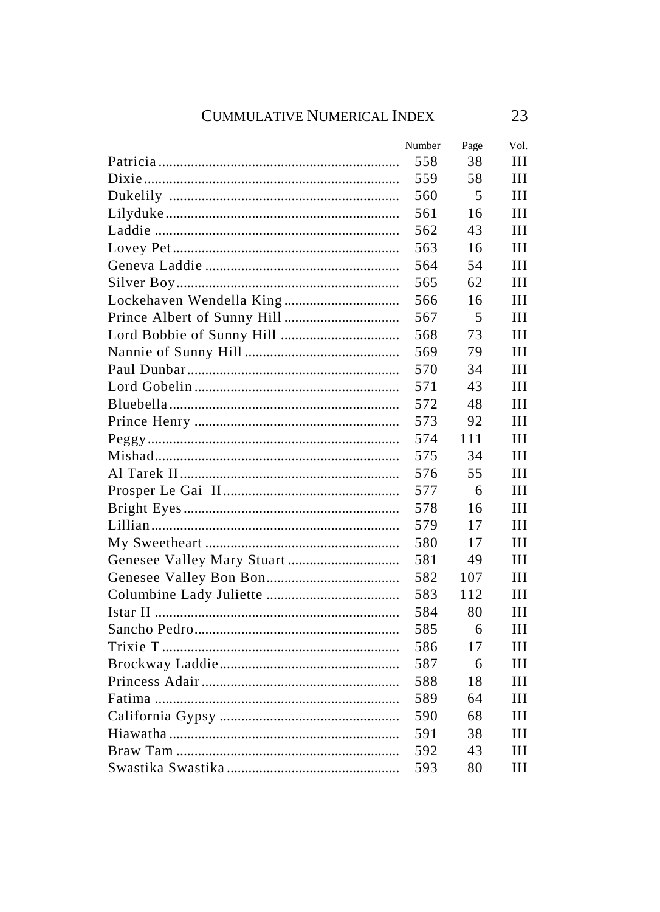| | Number | Page | Vol. |
|---|---|---|---|
| Patricia | 558 | 38 | III |
| Dixie | 559 | 58 | III |
| Dukelily | 560 | 5 | III |
| Lilyduke | 561 | 16 | III |
| Laddie | 562 | 43 | III |
| Lovey Pet | 563 | 16 | III |
| Geneva Laddie | 564 | 54 | III |
| Silver Boy | 565 | 62 | III |
| Lockehaven Wendella King | 566 | 16 | III |
| Prince Albert of Sunny Hill | 567 | 5 | III |
| Lord Bobbie of Sunny Hill | 568 | 73 | III |
| Nannie of Sunny Hill | 569 | 79 | III |
| Paul Dunbar | 570 | 34 | III |
| Lord Gobelin | 571 | 43 | III |
| Bluebella | 572 | 48 | III |
| Prince Henry | 573 | 92 | III |
| Peggy | 574 | 111 | III |
| Mishad | 575 | 34 | III |
| Al Tarek II | 576 | 55 | III |
| Prosper Le Gai II | 577 | 6 | III |
| Bright Eyes | 578 | 16 | III |
| Lillian | 579 | 17 | III |
| My Sweetheart | 580 | 17 | III |
| Genesee Valley Mary Stuart | 581 | 49 | III |
| Genesee Valley Bon Bon | 582 | 107 | III |
| Columbine Lady Juliette | 583 | 112 | III |
| Istar II | 584 | 80 | III |
| Sancho Pedro | 585 | 6 | III |
| Trixie T | 586 | 17 | III |
| Brockway Laddie | 587 | 6 | III |
| Princess Adair | 588 | 18 | III |
| Fatima | 589 | 64 | III |
| California Gypsy | 590 | 68 | III |
| Hiawatha | 591 | 38 | III |
| Braw Tam | 592 | 43 | III |
| Swastika Swastika | 593 | 80 | III |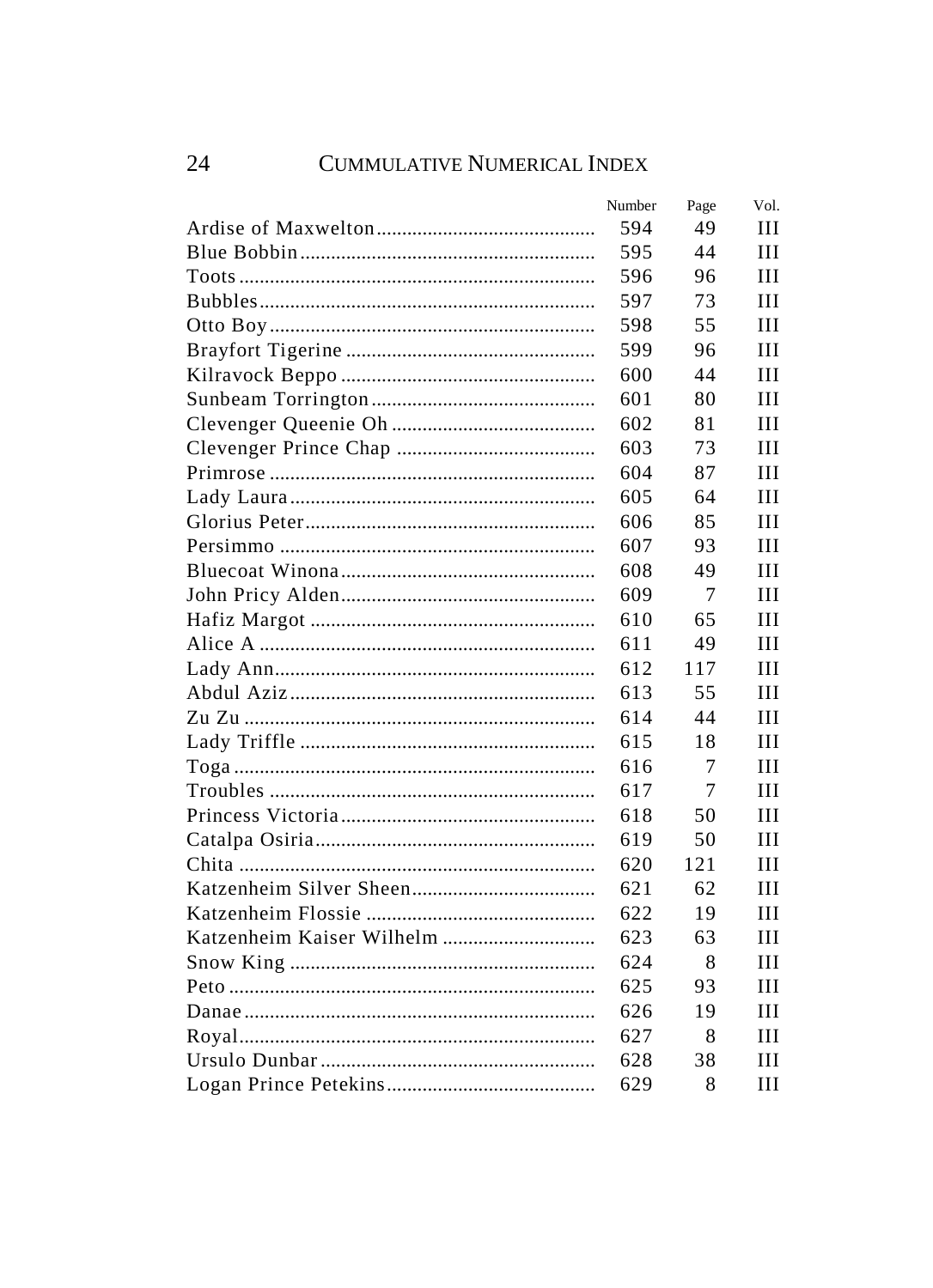| | Number | Page | Vol. |
|---|---|---|---|
| Ardise of Maxwelton | 594 | 49 | III |
| Blue Bobbin | 595 | 44 | III |
| Toots | 596 | 96 | III |
| Bubbles | 597 | 73 | III |
| Otto Boy | 598 | 55 | III |
| Brayfort Tigerine | 599 | 96 | III |
| Kilravock Beppo | 600 | 44 | III |
| Sunbeam Torrington | 601 | 80 | III |
| Clevenger Queenie Oh | 602 | 81 | III |
| Clevenger Prince Chap | 603 | 73 | III |
| Primrose | 604 | 87 | III |
| Lady Laura | 605 | 64 | III |
| Glorius Peter | 606 | 85 | III |
| Persimmo | 607 | 93 | III |
| Bluecoat Winona | 608 | 49 | III |
| John Pricy Alden | 609 | 7 | III |
| Hafiz Margot | 610 | 65 | III |
| Alice A | 611 | 49 | III |
| Lady Ann | 612 | 117 | III |
| Abdul Aziz | 613 | 55 | III |
| Zu Zu | 614 | 44 | III |
| Lady Triffle | 615 | 18 | III |
| Toga | 616 | 7 | III |
| Troubles | 617 | 7 | III |
| Princess Victoria | 618 | 50 | III |
| Catalpa Osiria | 619 | 50 | III |
| Chita | 620 | 121 | III |
| Katzenheim Silver Sheen | 621 | 62 | III |
| Katzenheim Flossie | 622 | 19 | III |
| Katzenheim Kaiser Wilhelm | 623 | 63 | III |
| Snow King | 624 | 8 | III |
| Peto | 625 | 93 | III |
| Danae | 626 | 19 | III |
| Royal | 627 | 8 | III |
| Ursulo Dunbar | 628 | 38 | III |
| Logan Prince Petekins | 629 | 8 | III |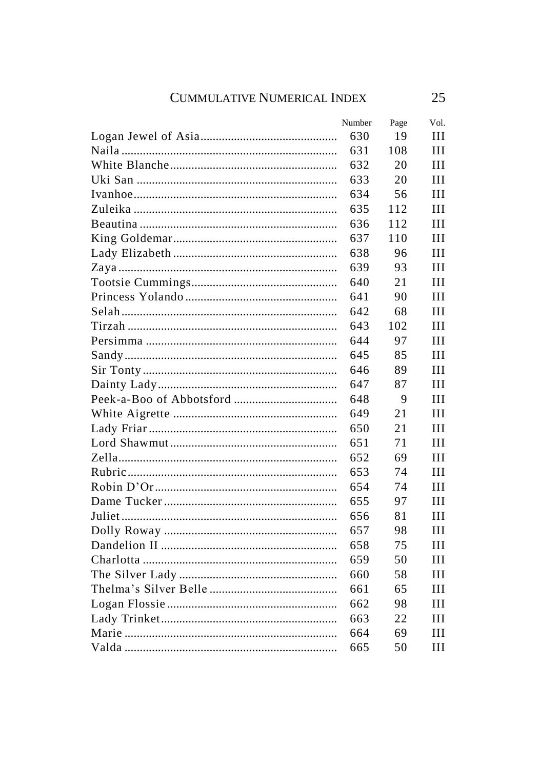| | Number | Page | Vol. |
|---|---|---|---|
| Logan Jewel of Asia | 630 | 19 | III |
| Naila | 631 | 108 | III |
| White Blanche | 632 | 20 | III |
| Uki San | 633 | 20 | III |
| Ivanhoe | 634 | 56 | III |
| Zuleika | 635 | 112 | III |
| Beautina | 636 | 112 | III |
| King Goldemar | 637 | 110 | III |
| Lady Elizabeth | 638 | 96 | III |
| Zaya | 639 | 93 | III |
| Tootsie Cummings | 640 | 21 | III |
| Princess Yolando | 641 | 90 | III |
| Selah | 642 | 68 | III |
| Tirzah | 643 | 102 | III |
| Persimma | 644 | 97 | III |
| Sandy | 645 | 85 | III |
| Sir Tonty | 646 | 89 | III |
| Dainty Lady | 647 | 87 | III |
| Peek-a-Boo of Abbotsford | 648 | 9 | III |
| White Aigrette | 649 | 21 | III |
| Lady Friar | 650 | 21 | III |
| Lord Shawmut | 651 | 71 | III |
| Zella | 652 | 69 | III |
| Rubric | 653 | 74 | III |
| Robin D'Or | 654 | 74 | III |
| Dame Tucker | 655 | 97 | III |
| Juliet | 656 | 81 | III |
| Dolly Roway | 657 | 98 | III |
| Dandelion II | 658 | 75 | III |
| Charlotta | 659 | 50 | III |
| The Silver Lady | 660 | 58 | III |
| Thelma's Silver Belle | 661 | 65 | III |
| Logan Flossie | 662 | 98 | III |
| Lady Trinket | 663 | 22 | III |
| Marie | 664 | 69 | III |
| Valda | 665 | 50 | III |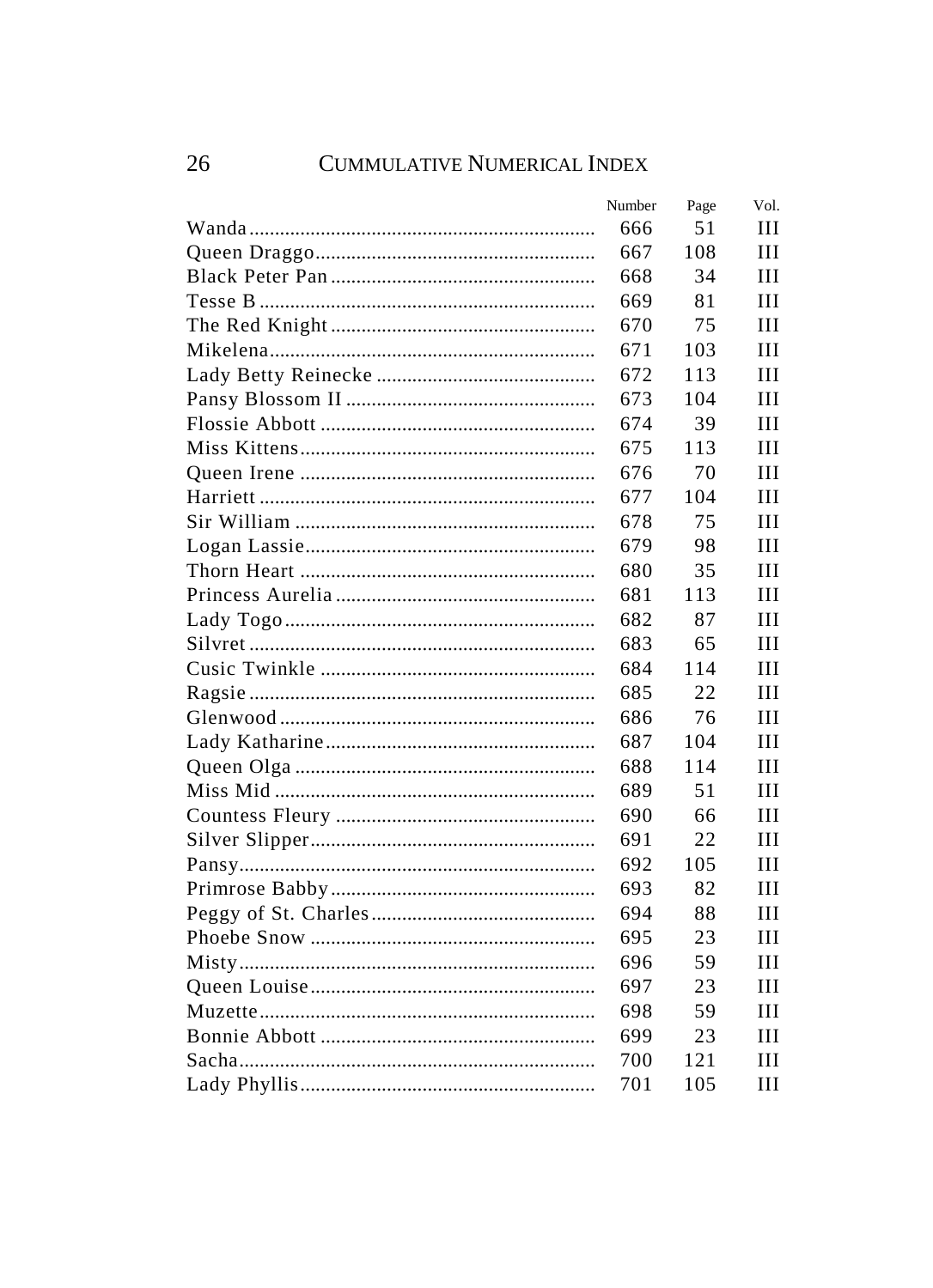# CUMMULATIVE NUMERICAL INDEX

| | Number | Page | Vol. |
|---|---|---|---|
| Wanda | 666 | 51 | III |
| Queen Draggo | 667 | 108 | III |
| Black Peter Pan | 668 | 34 | III |
| Tesse B | 669 | 81 | III |
| The Red Knight | 670 | 75 | III |
| Mikelena | 671 | 103 | III |
| Lady Betty Reinecke | 672 | 113 | III |
| Pansy Blossom II | 673 | 104 | III |
| Flossie Abbott | 674 | 39 | III |
| Miss Kittens | 675 | 113 | III |
| Queen Irene | 676 | 70 | III |
| Harriett | 677 | 104 | III |
| Sir William | 678 | 75 | III |
| Logan Lassie | 679 | 98 | III |
| Thorn Heart | 680 | 35 | III |
| Princess Aurelia | 681 | 113 | III |
| Lady Togo | 682 | 87 | III |
| Silvret | 683 | 65 | III |
| Cusic Twinkle | 684 | 114 | III |
| Ragsie | 685 | 22 | III |
| Glenwood | 686 | 76 | III |
| Lady Katharine | 687 | 104 | III |
| Queen Olga | 688 | 114 | III |
| Miss Mid | 689 | 51 | III |
| Countess Fleury | 690 | 66 | III |
| Silver Slipper | 691 | 22 | III |
| Pansy | 692 | 105 | III |
| Primrose Babby | 693 | 82 | III |
| Peggy of St. Charles | 694 | 88 | III |
| Phoebe Snow | 695 | 23 | III |
| Misty | 696 | 59 | III |
| Queen Louise | 697 | 23 | III |
| Muzette | 698 | 59 | III |
| Bonnie Abbott | 699 | 23 | III |
| Sacha | 700 | 121 | III |
| Lady Phyllis | 701 | 105 | III |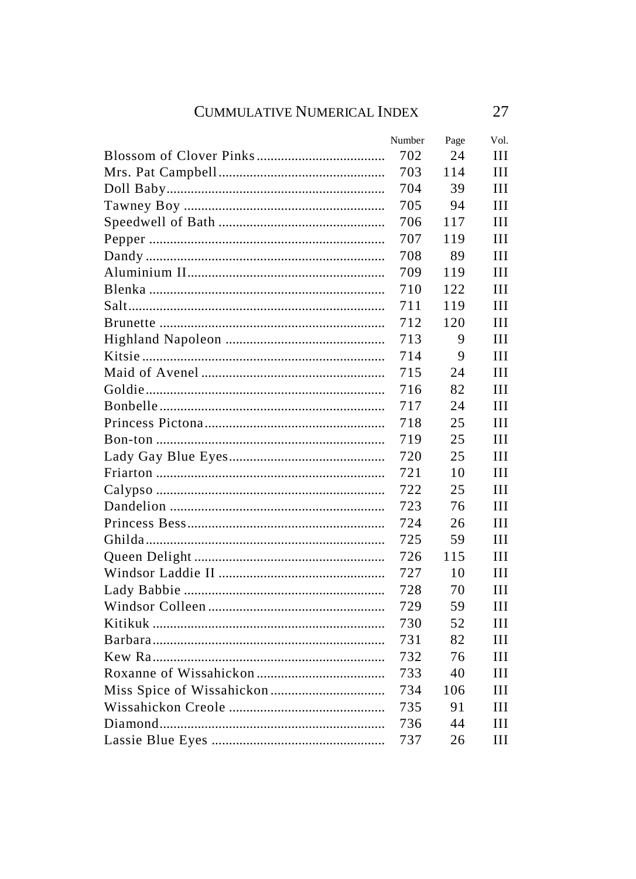| | Number | Page | Vol. |
|---|---|---|---|
| Blossom of Clover Pinks | 702 | 24 | III |
| Mrs. Pat Campbell | 703 | 114 | III |
| Doll Baby | 704 | 39 | III |
| Tawney Boy | 705 | 94 | III |
| Speedwell of Bath | 706 | 117 | III |
| Pepper | 707 | 119 | III |
| Dandy | 708 | 89 | III |
| Aluminium II | 709 | 119 | III |
| Blenka | 710 | 122 | III |
| Salt | 711 | 119 | III |
| Brunette | 712 | 120 | III |
| Highland Napoleon | 713 | 9 | III |
| Kitsie | 714 | 9 | III |
| Maid of Avenel | 715 | 24 | III |
| Goldie | 716 | 82 | III |
| Bonbelle | 717 | 24 | III |
| Princess Pictona | 718 | 25 | III |
| Bon-ton | 719 | 25 | III |
| Lady Gay Blue Eyes | 720 | 25 | III |
| Friarton | 721 | 10 | III |
| Calypso | 722 | 25 | III |
| Dandelion | 723 | 76 | III |
| Princess Bess | 724 | 26 | III |
| Ghilda | 725 | 59 | III |
| Queen Delight | 726 | 115 | III |
| Windsor Laddie II | 727 | 10 | III |
| Lady Babbie | 728 | 70 | III |
| Windsor Colleen | 729 | 59 | III |
| Kitikuk | 730 | 52 | III |
| Barbara | 731 | 82 | III |
| Kew Ra | 732 | 76 | III |
| Roxanne of Wissahickon | 733 | 40 | III |
| Miss Spice of Wissahickon | 734 | 106 | III |
| Wissahickon Creole | 735 | 91 | III |
| Diamond | 736 | 44 | III |
| Lassie Blue Eyes | 737 | 26 | III |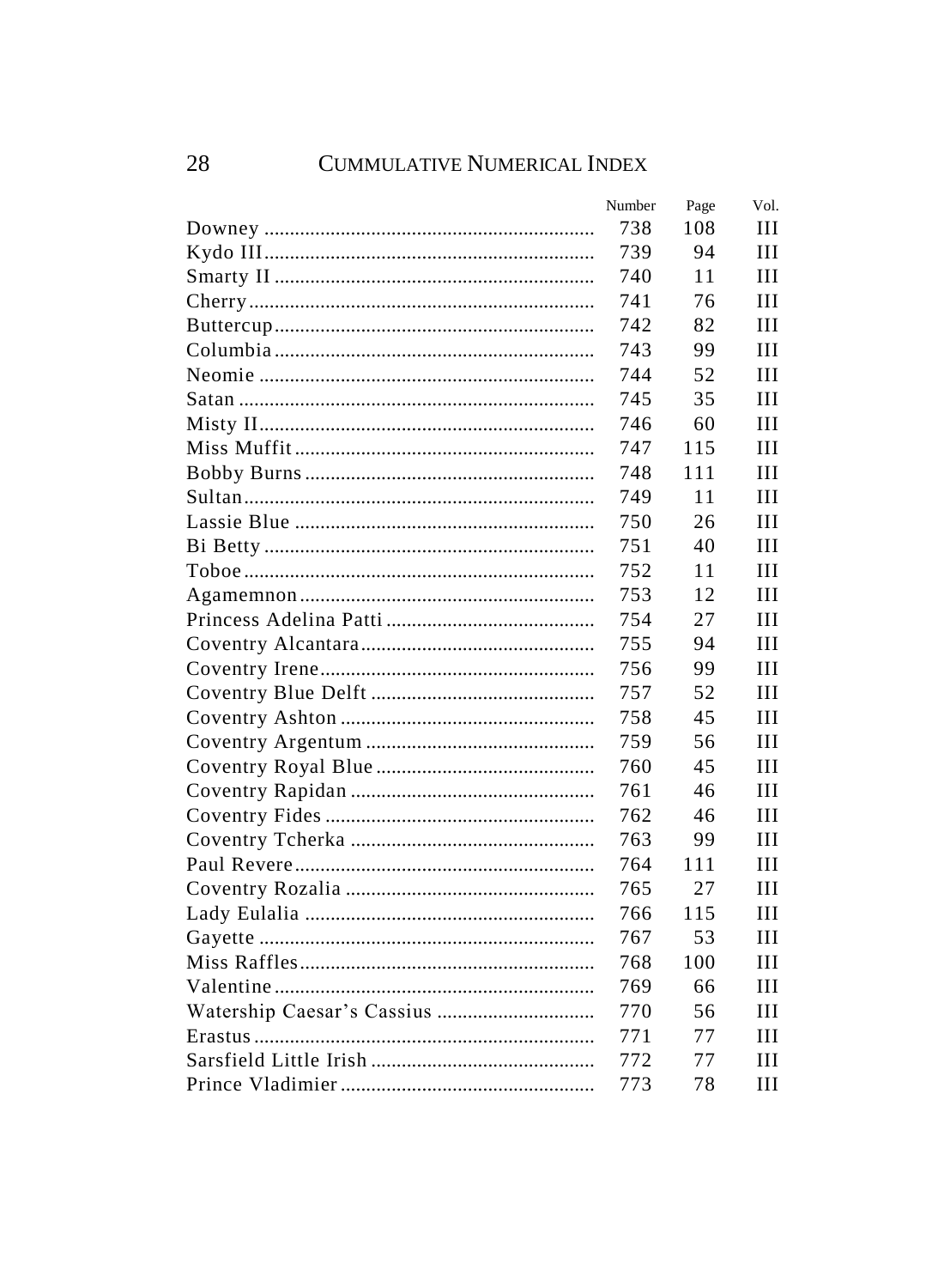| | Number | Page | Vol. |
|---|---|---|---|
| Downey | 738 | 108 | III |
| Kydo III | 739 | 94 | III |
| Smarty II | 740 | 11 | III |
| Cherry | 741 | 76 | III |
| Buttercup | 742 | 82 | III |
| Columbia | 743 | 99 | III |
| Neomie | 744 | 52 | III |
| Satan | 745 | 35 | III |
| Misty II | 746 | 60 | III |
| Miss Muffit | 747 | 115 | III |
| Bobby Burns | 748 | 111 | III |
| Sultan | 749 | 11 | III |
| Lassie Blue | 750 | 26 | III |
| Bi Betty | 751 | 40 | III |
| Toboe | 752 | 11 | III |
| Agamemnon | 753 | 12 | III |
| Princess Adelina Patti | 754 | 27 | III |
| Coventry Alcantara | 755 | 94 | III |
| Coventry Irene | 756 | 99 | III |
| Coventry Blue Delft | 757 | 52 | III |
| Coventry Ashton | 758 | 45 | III |
| Coventry Argentum | 759 | 56 | III |
| Coventry Royal Blue | 760 | 45 | III |
| Coventry Rapidan | 761 | 46 | III |
| Coventry Fides | 762 | 46 | III |
| Coventry Tcherka | 763 | 99 | III |
| Paul Revere | 764 | 111 | III |
| Coventry Rozalia | 765 | 27 | III |
| Lady Eulalia | 766 | 115 | III |
| Gayette | 767 | 53 | III |
| Miss Raffles | 768 | 100 | III |
| Valentine | 769 | 66 | III |
| Watership Caesar's Cassius | 770 | 56 | III |
| Erastus | 771 | 77 | III |
| Sarsfield Little Irish | 772 | 77 | III |
| Prince Vladimier | 773 | 78 | III |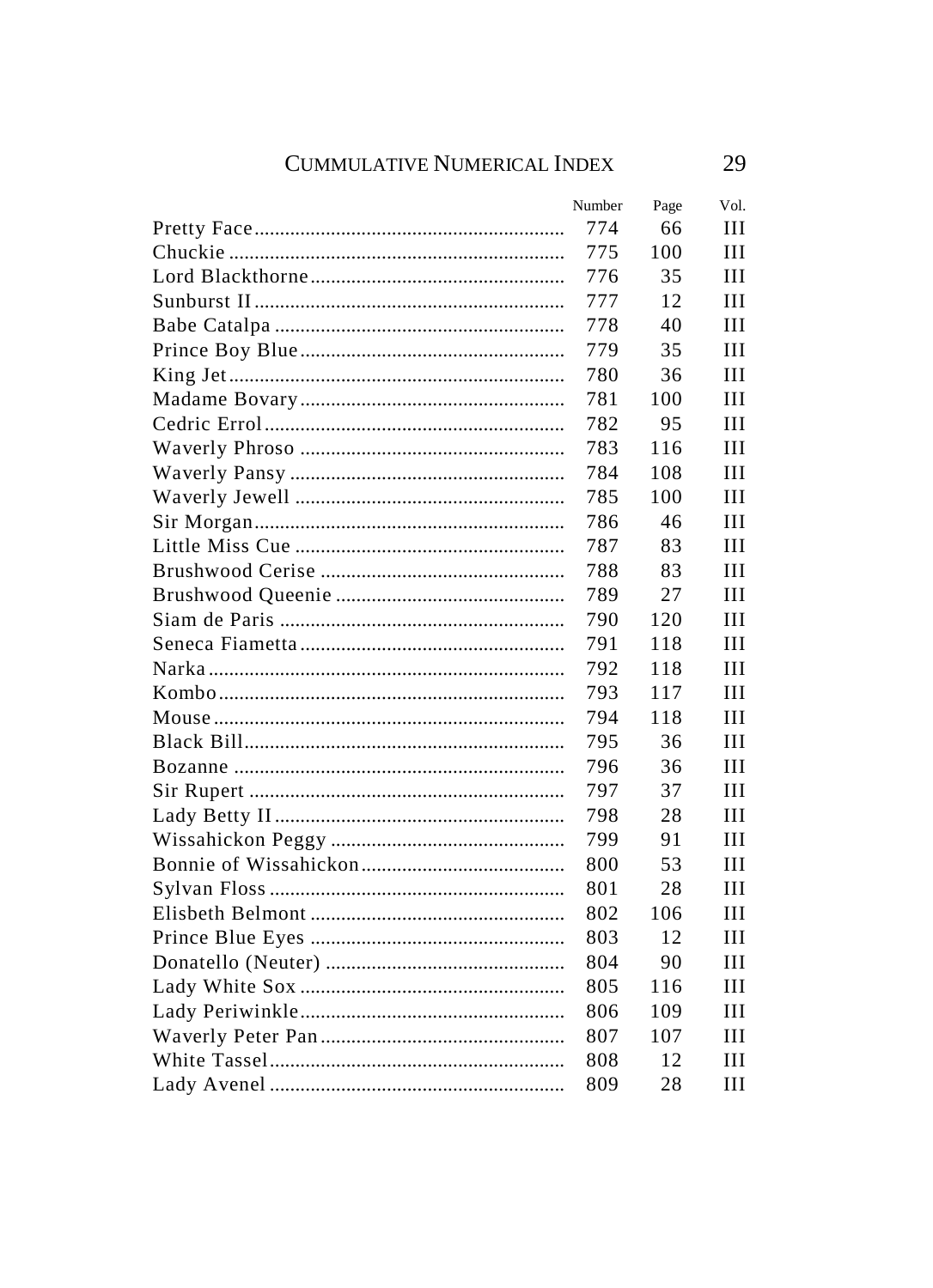| | Number | Page | Vol. |
|---|---|---|---|
| Pretty Face | 774 | 66 | III |
| Chuckie | 775 | 100 | III |
| Lord Blackthorne | 776 | 35 | III |
| Sunburst II | 777 | 12 | III |
| Babe Catalpa | 778 | 40 | III |
| Prince Boy Blue | 779 | 35 | III |
| King Jet | 780 | 36 | III |
| Madame Bovary | 781 | 100 | III |
| Cedric Errol | 782 | 95 | III |
| Waverly Phroso | 783 | 116 | III |
| Waverly Pansy | 784 | 108 | III |
| Waverly Jewell | 785 | 100 | III |
| Sir Morgan | 786 | 46 | III |
| Little Miss Cue | 787 | 83 | III |
| Brushwood Cerise | 788 | 83 | III |
| Brushwood Queenie | 789 | 27 | III |
| Siam de Paris | 790 | 120 | III |
| Seneca Fiametta | 791 | 118 | III |
| Narka | 792 | 118 | III |
| Kombo | 793 | 117 | III |
| Mouse | 794 | 118 | III |
| Black Bill | 795 | 36 | III |
| Bozanne | 796 | 36 | III |
| Sir Rupert | 797 | 37 | III |
| Lady Betty II | 798 | 28 | III |
| Wissahickon Peggy | 799 | 91 | III |
| Bonnie of Wissahickon | 800 | 53 | III |
| Sylvan Floss | 801 | 28 | III |
| Elisbeth Belmont | 802 | 106 | III |
| Prince Blue Eyes | 803 | 12 | III |
| Donatello (Neuter) | 804 | 90 | III |
| Lady White Sox | 805 | 116 | III |
| Lady Periwinkle | 806 | 109 | III |
| Waverly Peter Pan | 807 | 107 | III |
| White Tassel | 808 | 12 | III |
| Lady Avenel | 809 | 28 | III |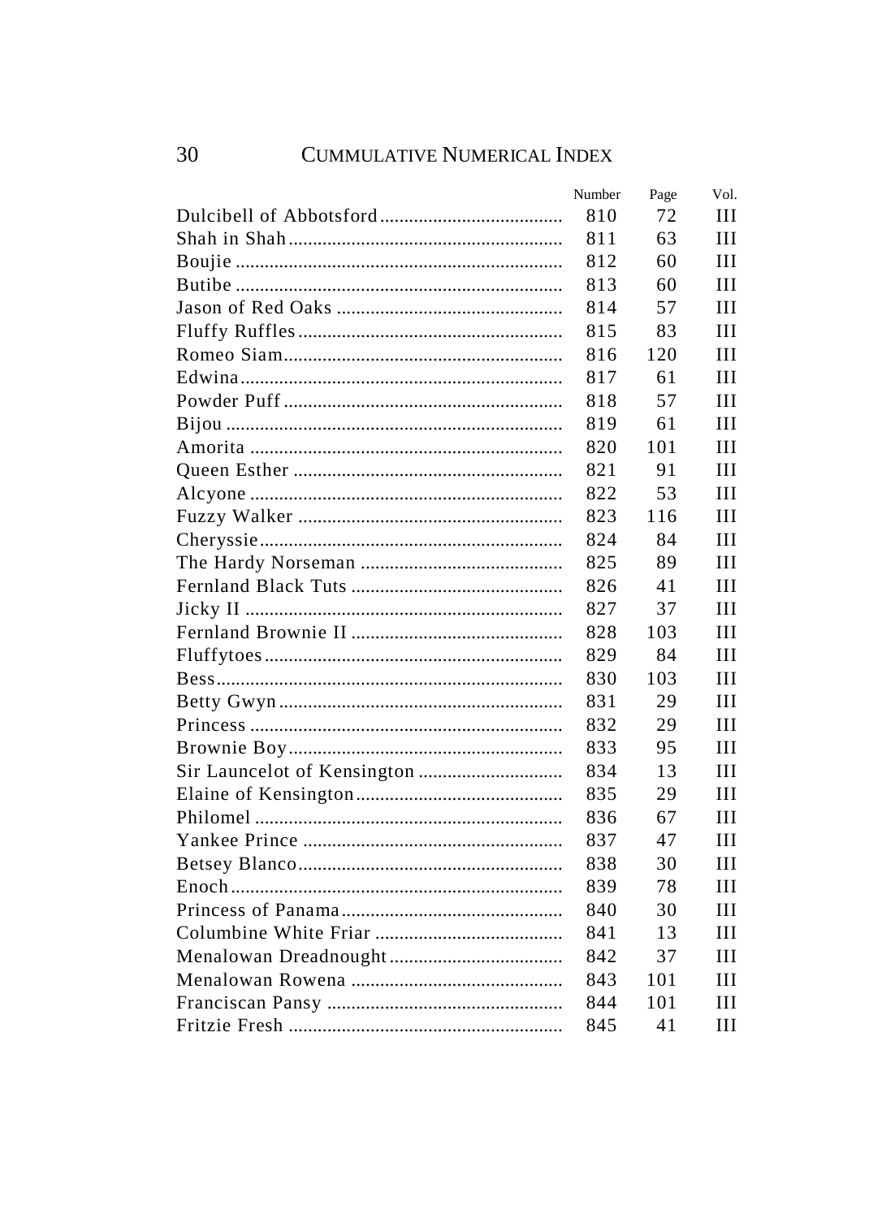| | Number | Page | Vol. |
|---|---|---|---|
| Dulcibell of Abbotsford | 810 | 72 | III |
| Shah in Shah | 811 | 63 | III |
| Boujie | 812 | 60 | III |
| Butibe | 813 | 60 | III |
| Jason of Red Oaks | 814 | 57 | III |
| Fluffy Ruffles | 815 | 83 | III |
| Romeo Siam | 816 | 120 | III |
| Edwina | 817 | 61 | III |
| Powder Puff | 818 | 57 | III |
| Bijou | 819 | 61 | III |
| Amorita | 820 | 101 | III |
| Queen Esther | 821 | 91 | III |
| Alcyone | 822 | 53 | III |
| Fuzzy Walker | 823 | 116 | III |
| Cheryssie | 824 | 84 | III |
| The Hardy Norseman | 825 | 89 | III |
| Fernland Black Tuts | 826 | 41 | III |
| Jicky II | 827 | 37 | III |
| Fernland Brownie II | 828 | 103 | III |
| Fluffytoes | 829 | 84 | III |
| Bess | 830 | 103 | III |
| Betty Gwyn | 831 | 29 | III |
| Princess | 832 | 29 | III |
| Brownie Boy | 833 | 95 | III |
| Sir Launcelot of Kensington | 834 | 13 | III |
| Elaine of Kensington | 835 | 29 | III |
| Philomel | 836 | 67 | III |
| Yankee Prince | 837 | 47 | III |
| Betsey Blanco | 838 | 30 | III |
| Enoch | 839 | 78 | III |
| Princess of Panama | 840 | 30 | III |
| Columbine White Friar | 841 | 13 | III |
| Menalowan Dreadnought | 842 | 37 | III |
| Menalowan Rowena | 843 | 101 | III |
| Franciscan Pansy | 844 | 101 | III |
| Fritzie Fresh | 845 | 41 | III |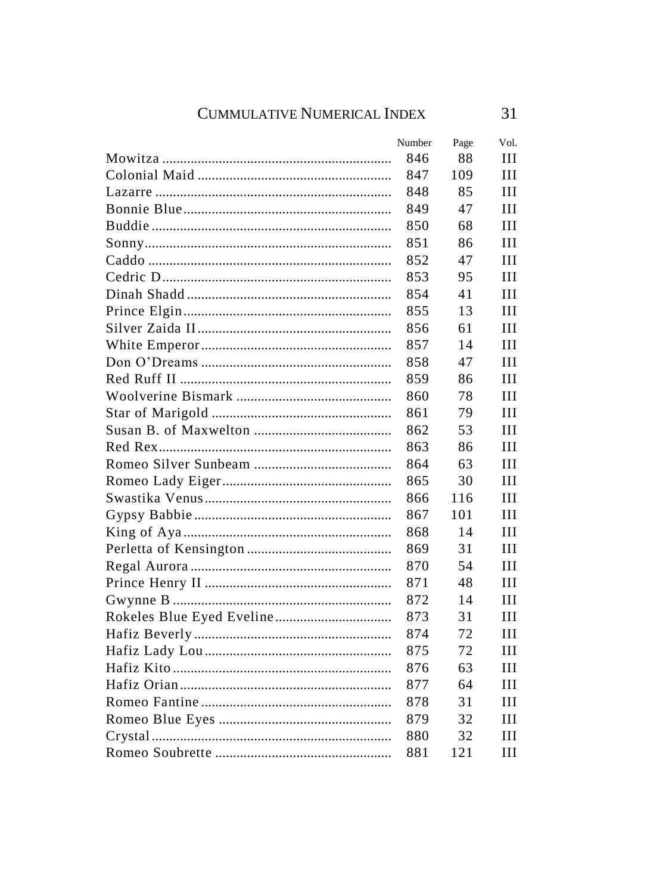| | Number | Page | Vol. |
|---|---|---|---|
| Mowitza | 846 | 88 | III |
| Colonial Maid | 847 | 109 | III |
| Lazarre | 848 | 85 | III |
| Bonnie Blue | 849 | 47 | III |
| Buddie | 850 | 68 | III |
| Sonny | 851 | 86 | III |
| Caddo | 852 | 47 | III |
| Cedric D | 853 | 95 | III |
| Dinah Shadd | 854 | 41 | III |
| Prince Elgin | 855 | 13 | III |
| Silver Zaida II | 856 | 61 | III |
| White Emperor | 857 | 14 | III |
| Don O'Dreams | 858 | 47 | III |
| Red Ruff II | 859 | 86 | III |
| Woolverine Bismark | 860 | 78 | III |
| Star of Marigold | 861 | 79 | III |
| Susan B. of Maxwelton | 862 | 53 | III |
| Red Rex | 863 | 86 | III |
| Romeo Silver Sunbeam | 864 | 63 | III |
| Romeo Lady Eiger | 865 | 30 | III |
| Swastika Venus | 866 | 116 | III |
| Gypsy Babbie | 867 | 101 | III |
| King of Aya | 868 | 14 | III |
| Perletta of Kensington | 869 | 31 | III |
| Regal Aurora | 870 | 54 | III |
| Prince Henry II | 871 | 48 | III |
| Gwynne B | 872 | 14 | III |
| Rokeles Blue Eyed Eveline | 873 | 31 | III |
| Hafiz Beverly | 874 | 72 | III |
| Hafiz Lady Lou | 875 | 72 | III |
| Hafiz Kito | 876 | 63 | III |
| Hafiz Orian | 877 | 64 | III |
| Romeo Fantine | 878 | 31 | III |
| Romeo Blue Eyes | 879 | 32 | III |
| Crystal | 880 | 32 | III |
| Romeo Soubrette | 881 | 121 | III |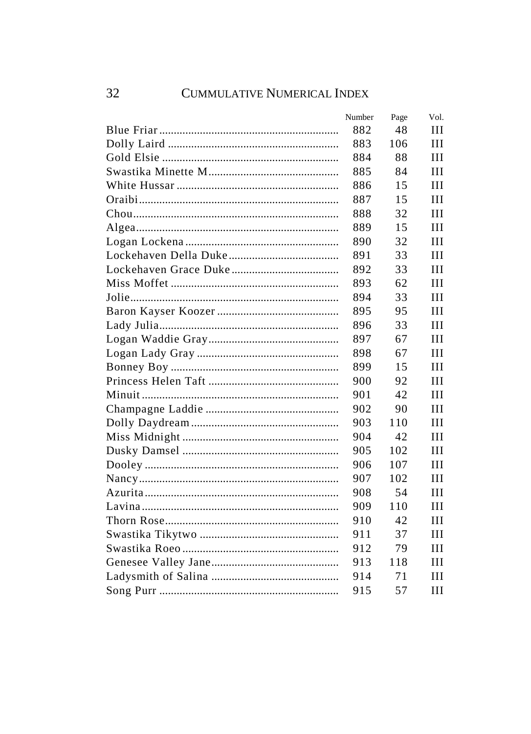| | Number | Page | Vol. |
|---|---|---|---|
| Blue Friar | 882 | 48 | III |
| Dolly Laird | 883 | 106 | III |
| Gold Elsie | 884 | 88 | III |
| Swastika Minette M | 885 | 84 | III |
| White Hussar | 886 | 15 | III |
| Oraibi | 887 | 15 | III |
| Chou | 888 | 32 | III |
| Algea | 889 | 15 | III |
| Logan Lockena | 890 | 32 | III |
| Lockehaven Della Duke | 891 | 33 | III |
| Lockehaven Grace Duke | 892 | 33 | III |
| Miss Moffet | 893 | 62 | III |
| Jolie | 894 | 33 | III |
| Baron Kayser Koozer | 895 | 95 | III |
| Lady Julia | 896 | 33 | III |
| Logan Waddie Gray | 897 | 67 | III |
| Logan Lady Gray | 898 | 67 | III |
| Bonney Boy | 899 | 15 | III |
| Princess Helen Taft | 900 | 92 | III |
| Minuit | 901 | 42 | III |
| Champagne Laddie | 902 | 90 | III |
| Dolly Daydream | 903 | 110 | III |
| Miss Midnight | 904 | 42 | III |
| Dusky Damsel | 905 | 102 | III |
| Dooley | 906 | 107 | III |
| Nancy | 907 | 102 | III |
| Azurita | 908 | 54 | III |
| Lavina | 909 | 110 | III |
| Thorn Rose | 910 | 42 | III |
| Swastika Tikytwo | 911 | 37 | III |
| Swastika Roeo | 912 | 79 | III |
| Genesee Valley Jane | 913 | 118 | III |
| Ladysmith of Salina | 914 | 71 | III |
| Song Purr | 915 | 57 | III |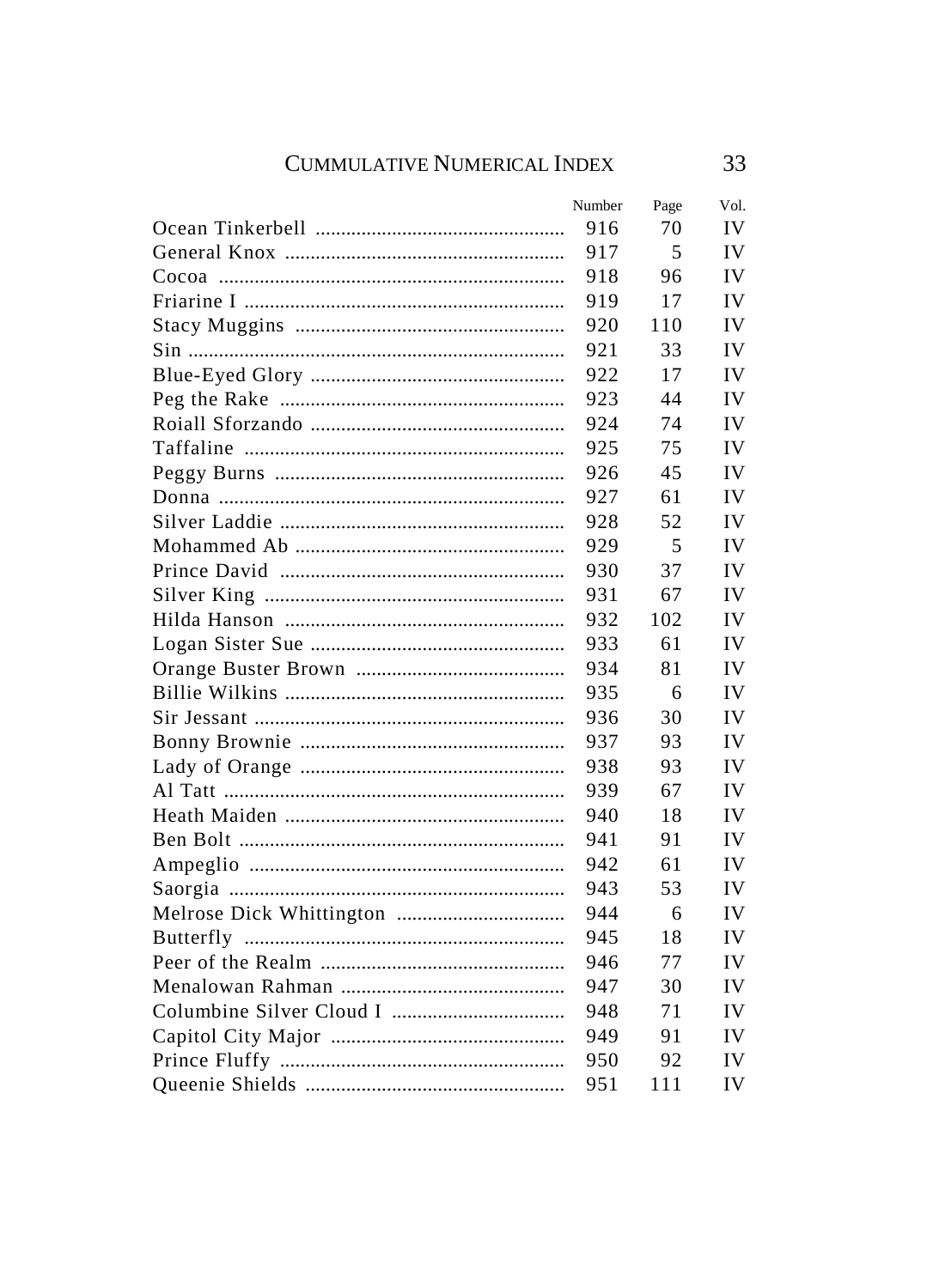## CUMMULATIVE NUMERICAL INDEX

| | Number | Page | Vol. |
|---|---|---|---|
| Ocean Tinkerbell | 916 | 70 | IV |
| General Knox | 917 | 5 | IV |
| Cocoa | 918 | 96 | IV |
| Friarine I | 919 | 17 | IV |
| Stacy Muggins | 920 | 110 | IV |
| Sin | 921 | 33 | IV |
| Blue-Eyed Glory | 922 | 17 | IV |
| Peg the Rake | 923 | 44 | IV |
| Roiall Sforzando | 924 | 74 | IV |
| Taffaline | 925 | 75 | IV |
| Peggy Burns | 926 | 45 | IV |
| Donna | 927 | 61 | IV |
| Silver Laddie | 928 | 52 | IV |
| Mohammed Ab | 929 | 5 | IV |
| Prince David | 930 | 37 | IV |
| Silver King | 931 | 67 | IV |
| Hilda Hanson | 932 | 102 | IV |
| Logan Sister Sue | 933 | 61 | IV |
| Orange Buster Brown | 934 | 81 | IV |
| Billie Wilkins | 935 | 6 | IV |
| Sir Jessant | 936 | 30 | IV |
| Bonny Brownie | 937 | 93 | IV |
| Lady of Orange | 938 | 93 | IV |
| Al Tatt | 939 | 67 | IV |
| Heath Maiden | 940 | 18 | IV |
| Ben Bolt | 941 | 91 | IV |
| Ampeglio | 942 | 61 | IV |
| Saorgia | 943 | 53 | IV |
| Melrose Dick Whittington | 944 | 6 | IV |
| Butterfly | 945 | 18 | IV |
| Peer of the Realm | 946 | 77 | IV |
| Menalowan Rahman | 947 | 30 | IV |
| Columbine Silver Cloud I | 948 | 71 | IV |
| Capitol City Major | 949 | 91 | IV |
| Prince Fluffy | 950 | 92 | IV |
| Queenie Shields | 951 | 111 | IV |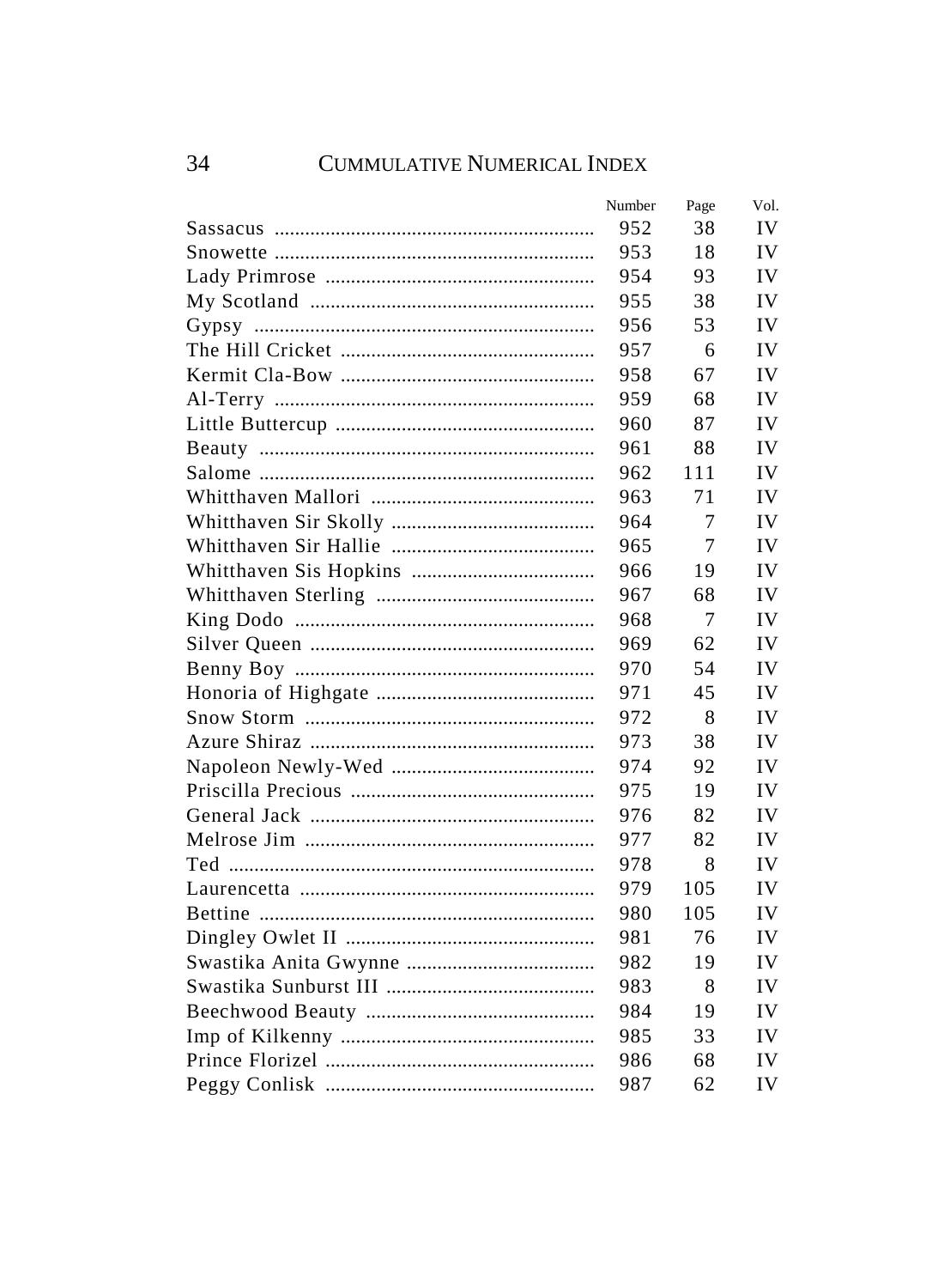| | Number | Page | Vol. |
|---|---|---|---|
| Sassacus | 952 | 38 | IV |
| Snowette | 953 | 18 | IV |
| Lady Primrose | 954 | 93 | IV |
| My Scotland | 955 | 38 | IV |
| Gypsy | 956 | 53 | IV |
| The Hill Cricket | 957 | 6 | IV |
| Kermit Cla-Bow | 958 | 67 | IV |
| Al-Terry | 959 | 68 | IV |
| Little Buttercup | 960 | 87 | IV |
| Beauty | 961 | 88 | IV |
| Salome | 962 | 111 | IV |
| Whitthaven Mallori | 963 | 71 | IV |
| Whitthaven Sir Skolly | 964 | 7 | IV |
| Whitthaven Sir Hallie | 965 | 7 | IV |
| Whitthaven Sis Hopkins | 966 | 19 | IV |
| Whitthaven Sterling | 967 | 68 | IV |
| King Dodo | 968 | 7 | IV |
| Silver Queen | 969 | 62 | IV |
| Benny Boy | 970 | 54 | IV |
| Honoria of Highgate | 971 | 45 | IV |
| Snow Storm | 972 | 8 | IV |
| Azure Shiraz | 973 | 38 | IV |
| Napoleon Newly-Wed | 974 | 92 | IV |
| Priscilla Precious | 975 | 19 | IV |
| General Jack | 976 | 82 | IV |
| Melrose Jim | 977 | 82 | IV |
| Ted | 978 | 8 | IV |
| Laurencetta | 979 | 105 | IV |
| Bettine | 980 | 105 | IV |
| Dingley Owlet II | 981 | 76 | IV |
| Swastika Anita Gwynne | 982 | 19 | IV |
| Swastika Sunburst III | 983 | 8 | IV |
| Beechwood Beauty | 984 | 19 | IV |
| Imp of Kilkenny | 985 | 33 | IV |
| Prince Florizel | 986 | 68 | IV |
| Peggy Conlisk | 987 | 62 | IV |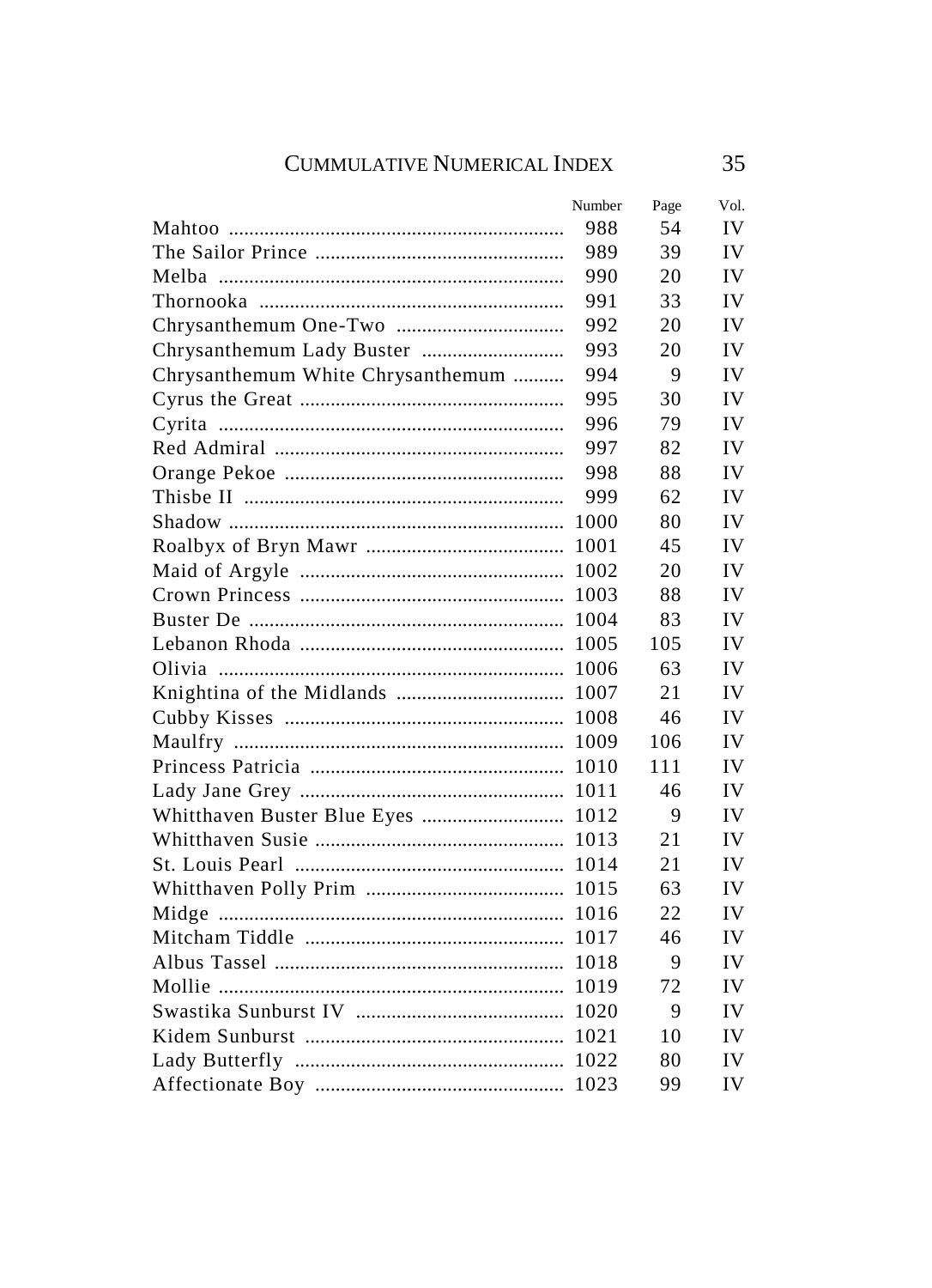| | Number | Page | Vol. |
|---|---|---|---|
| Mahtoo | 988 | 54 | IV |
| The Sailor Prince | 989 | 39 | IV |
| Melba | 990 | 20 | IV |
| Thornooka | 991 | 33 | IV |
| Chrysanthemum One-Two | 992 | 20 | IV |
| Chrysanthemum Lady Buster | 993 | 20 | IV |
| Chrysanthemum White Chrysanthemum | 994 | 9 | IV |
| Cyrus the Great | 995 | 30 | IV |
| Cyrita | 996 | 79 | IV |
| Red Admiral | 997 | 82 | IV |
| Orange Pekoe | 998 | 88 | IV |
| Thisbe II | 999 | 62 | IV |
| Shadow | 1000 | 80 | IV |
| Roalbyx of Bryn Mawr | 1001 | 45 | IV |
| Maid of Argyle | 1002 | 20 | IV |
| Crown Princess | 1003 | 88 | IV |
| Buster De | 1004 | 83 | IV |
| Lebanon Rhoda | 1005 | 105 | IV |
| Olivia | 1006 | 63 | IV |
| Knightina of the Midlands | 1007 | 21 | IV |
| Cubby Kisses | 1008 | 46 | IV |
| Maulfry | 1009 | 106 | IV |
| Princess Patricia | 1010 | 111 | IV |
| Lady Jane Grey | 1011 | 46 | IV |
| Whitthaven Buster Blue Eyes | 1012 | 9 | IV |
| Whitthaven Susie | 1013 | 21 | IV |
| St. Louis Pearl | 1014 | 21 | IV |
| Whitthaven Polly Prim | 1015 | 63 | IV |
| Midge | 1016 | 22 | IV |
| Mitcham Tiddle | 1017 | 46 | IV |
| Albus Tassel | 1018 | 9 | IV |
| Mollie | 1019 | 72 | IV |
| Swastika Sunburst IV | 1020 | 9 | IV |
| Kidem Sunburst | 1021 | 10 | IV |
| Lady Butterfly | 1022 | 80 | IV |
| Affectionate Boy | 1023 | 99 | IV |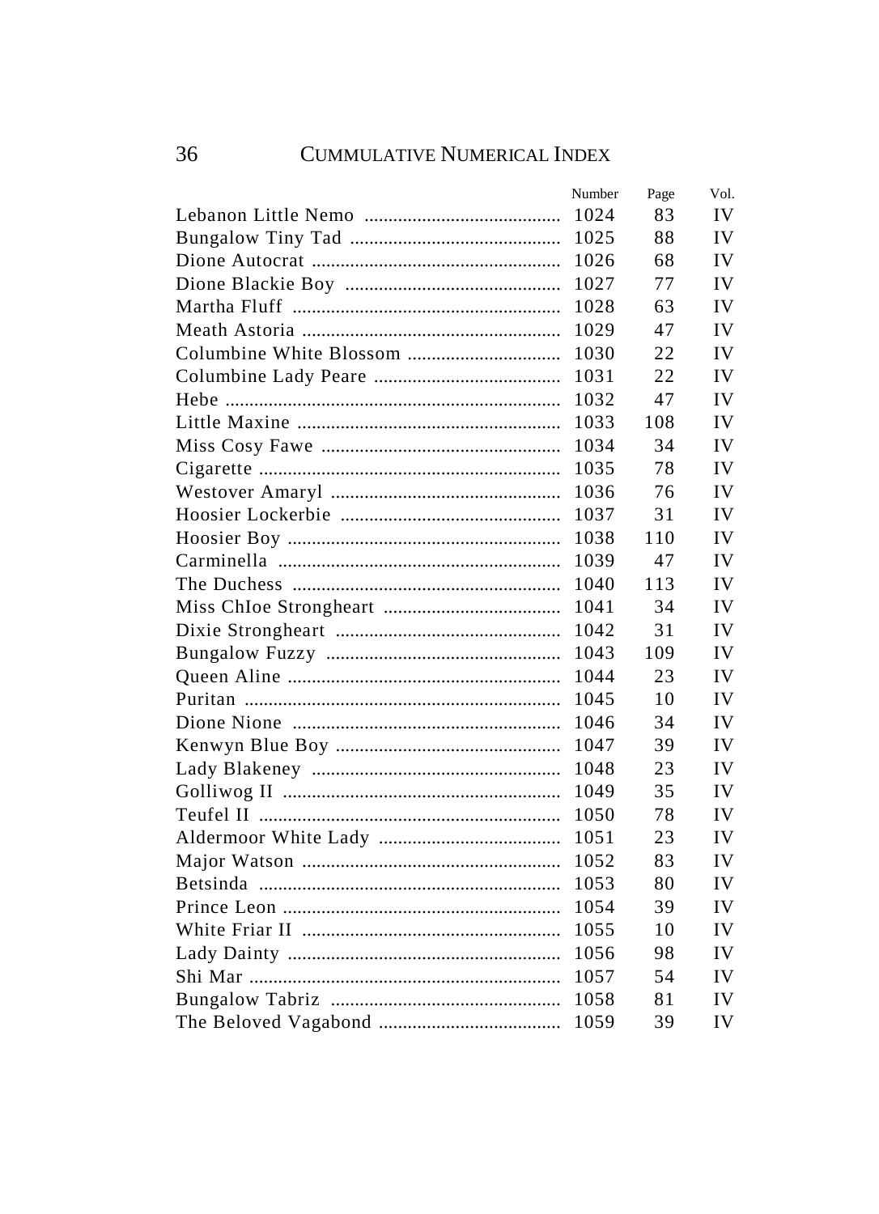| | Number | Page | Vol. |
|---|---|---|---|
| Lebanon Little Nemo | 1024 | 83 | IV |
| Bungalow Tiny Tad | 1025 | 88 | IV |
| Dione Autocrat | 1026 | 68 | IV |
| Dione Blackie Boy | 1027 | 77 | IV |
| Martha Fluff | 1028 | 63 | IV |
| Meath Astoria | 1029 | 47 | IV |
| Columbine White Blossom | 1030 | 22 | IV |
| Columbine Lady Peare | 1031 | 22 | IV |
| Hebe | 1032 | 47 | IV |
| Little Maxine | 1033 | 108 | IV |
| Miss Cosy Fawe | 1034 | 34 | IV |
| Cigarette | 1035 | 78 | IV |
| Westover Amaryl | 1036 | 76 | IV |
| Hoosier Lockerbie | 1037 | 31 | IV |
| Hoosier Boy | 1038 | 110 | IV |
| Carminella | 1039 | 47 | IV |
| The Duchess | 1040 | 113 | IV |
| Miss ChIoe Strongheart | 1041 | 34 | IV |
| Dixie Strongheart | 1042 | 31 | IV |
| Bungalow Fuzzy | 1043 | 109 | IV |
| Queen Aline | 1044 | 23 | IV |
| Puritan | 1045 | 10 | IV |
| Dione Nione | 1046 | 34 | IV |
| Kenwyn Blue Boy | 1047 | 39 | IV |
| Lady Blakeney | 1048 | 23 | IV |
| Golliwog II | 1049 | 35 | IV |
| Teufel II | 1050 | 78 | IV |
| Aldermoor White Lady | 1051 | 23 | IV |
| Major Watson | 1052 | 83 | IV |
| Betsinda | 1053 | 80 | IV |
| Prince Leon | 1054 | 39 | IV |
| White Friar II | 1055 | 10 | IV |
| Lady Dainty | 1056 | 98 | IV |
| Shi Mar | 1057 | 54 | IV |
| Bungalow Tabriz | 1058 | 81 | IV |
| The Beloved Vagabond | 1059 | 39 | IV |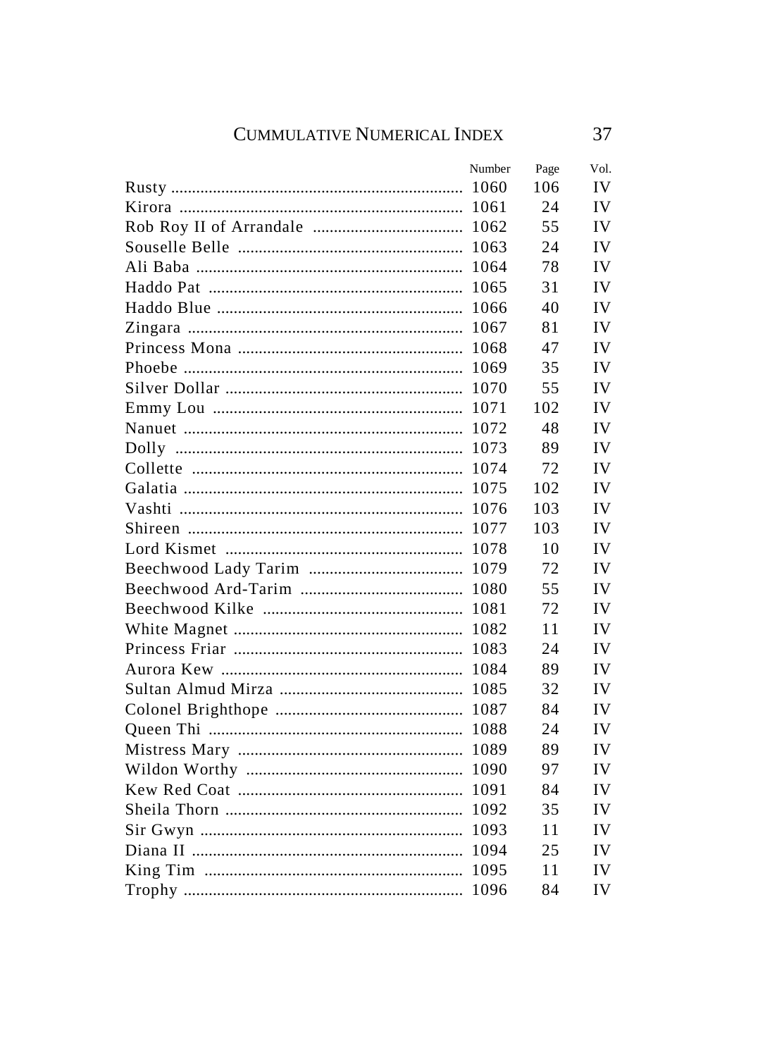| | Number | Page | Vol. |
|---|---|---|---|
| Rusty | 1060 | 106 | IV |
| Kirora | 1061 | 24 | IV |
| Rob Roy II of Arrandale | 1062 | 55 | IV |
| Souselle Belle | 1063 | 24 | IV |
| Ali Baba | 1064 | 78 | IV |
| Haddo Pat | 1065 | 31 | IV |
| Haddo Blue | 1066 | 40 | IV |
| Zingara | 1067 | 81 | IV |
| Princess Mona | 1068 | 47 | IV |
| Phoebe | 1069 | 35 | IV |
| Silver Dollar | 1070 | 55 | IV |
| Emmy Lou | 1071 | 102 | IV |
| Nanuet | 1072 | 48 | IV |
| Dolly | 1073 | 89 | IV |
| Collette | 1074 | 72 | IV |
| Galatia | 1075 | 102 | IV |
| Vashti | 1076 | 103 | IV |
| Shireen | 1077 | 103 | IV |
| Lord Kismet | 1078 | 10 | IV |
| Beechwood Lady Tarim | 1079 | 72 | IV |
| Beechwood Ard-Tarim | 1080 | 55 | IV |
| Beechwood Kilke | 1081 | 72 | IV |
| White Magnet | 1082 | 11 | IV |
| Princess Friar | 1083 | 24 | IV |
| Aurora Kew | 1084 | 89 | IV |
| Sultan Almud Mirza | 1085 | 32 | IV |
| Colonel Brighthope | 1087 | 84 | IV |
| Queen Thi | 1088 | 24 | IV |
| Mistress Mary | 1089 | 89 | IV |
| Wildon Worthy | 1090 | 97 | IV |
| Kew Red Coat | 1091 | 84 | IV |
| Sheila Thorn | 1092 | 35 | IV |
| Sir Gwyn | 1093 | 11 | IV |
| Diana II | 1094 | 25 | IV |
| King Tim | 1095 | 11 | IV |
| Trophy | 1096 | 84 | IV |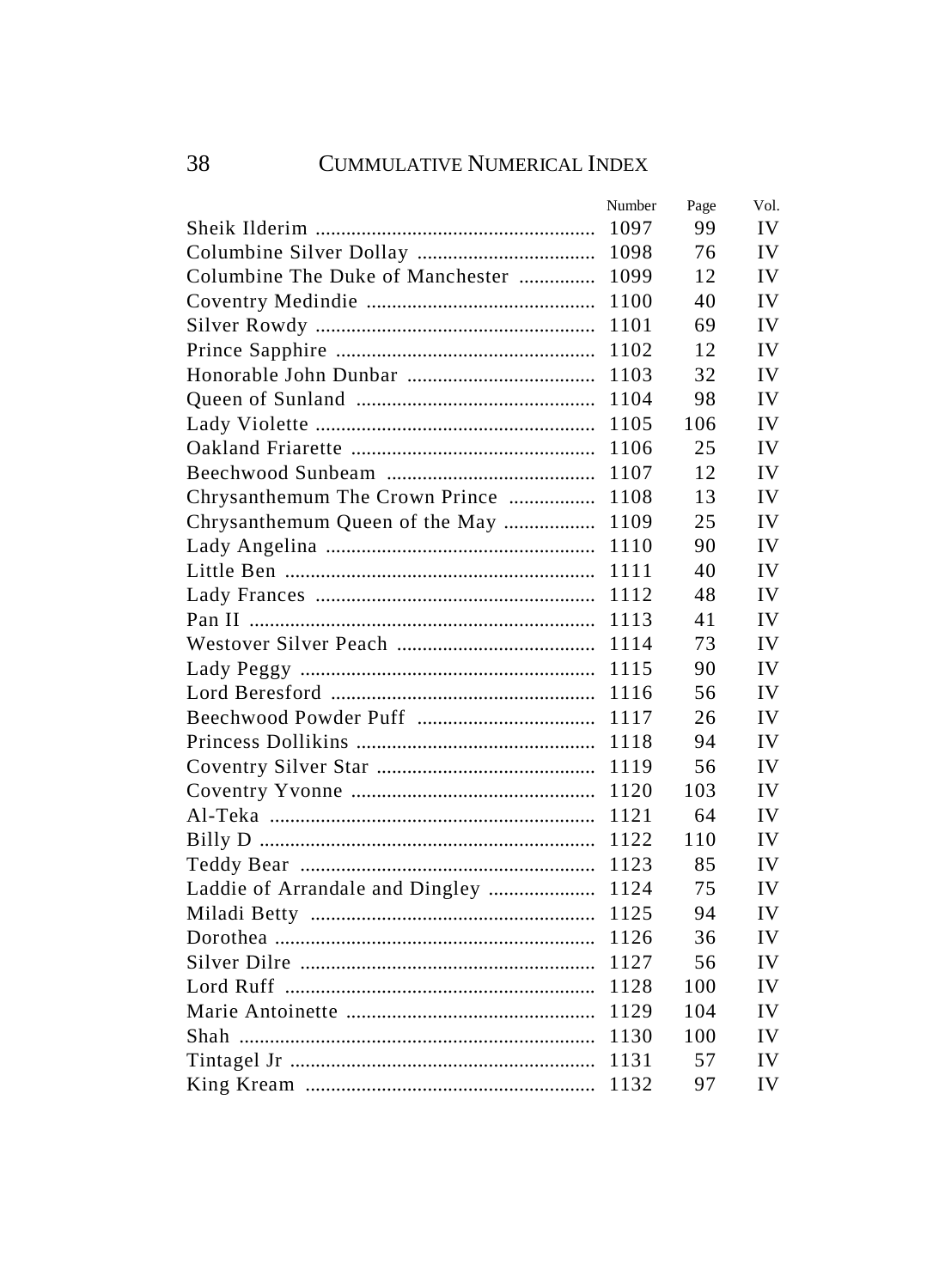# CUMMULATIVE NUMERICAL INDEX

| | Number | Page | Vol. |
|---|---|---|---|
| Sheik Ilderim | 1097 | 99 | IV |
| Columbine Silver Dollay | 1098 | 76 | IV |
| Columbine The Duke of Manchester | 1099 | 12 | IV |
| Coventry Medindie | 1100 | 40 | IV |
| Silver Rowdy | 1101 | 69 | IV |
| Prince Sapphire | 1102 | 12 | IV |
| Honorable John Dunbar | 1103 | 32 | IV |
| Queen of Sunland | 1104 | 98 | IV |
| Lady Violette | 1105 | 106 | IV |
| Oakland Friarette | 1106 | 25 | IV |
| Beechwood Sunbeam | 1107 | 12 | IV |
| Chrysanthemum The Crown Prince | 1108 | 13 | IV |
| Chrysanthemum Queen of the May | 1109 | 25 | IV |
| Lady Angelina | 1110 | 90 | IV |
| Little Ben | 1111 | 40 | IV |
| Lady Frances | 1112 | 48 | IV |
| Pan II | 1113 | 41 | IV |
| Westover Silver Peach | 1114 | 73 | IV |
| Lady Peggy | 1115 | 90 | IV |
| Lord Beresford | 1116 | 56 | IV |
| Beechwood Powder Puff | 1117 | 26 | IV |
| Princess Dollikins | 1118 | 94 | IV |
| Coventry Silver Star | 1119 | 56 | IV |
| Coventry Yvonne | 1120 | 103 | IV |
| Al-Teka | 1121 | 64 | IV |
| Billy D | 1122 | 110 | IV |
| Teddy Bear | 1123 | 85 | IV |
| Laddie of Arrandale and Dingley | 1124 | 75 | IV |
| Miladi Betty | 1125 | 94 | IV |
| Dorothea | 1126 | 36 | IV |
| Silver Dilre | 1127 | 56 | IV |
| Lord Ruff | 1128 | 100 | IV |
| Marie Antoinette | 1129 | 104 | IV |
| Shah | 1130 | 100 | IV |
| Tintagel Jr | 1131 | 57 | IV |
| King Kream | 1132 | 97 | IV |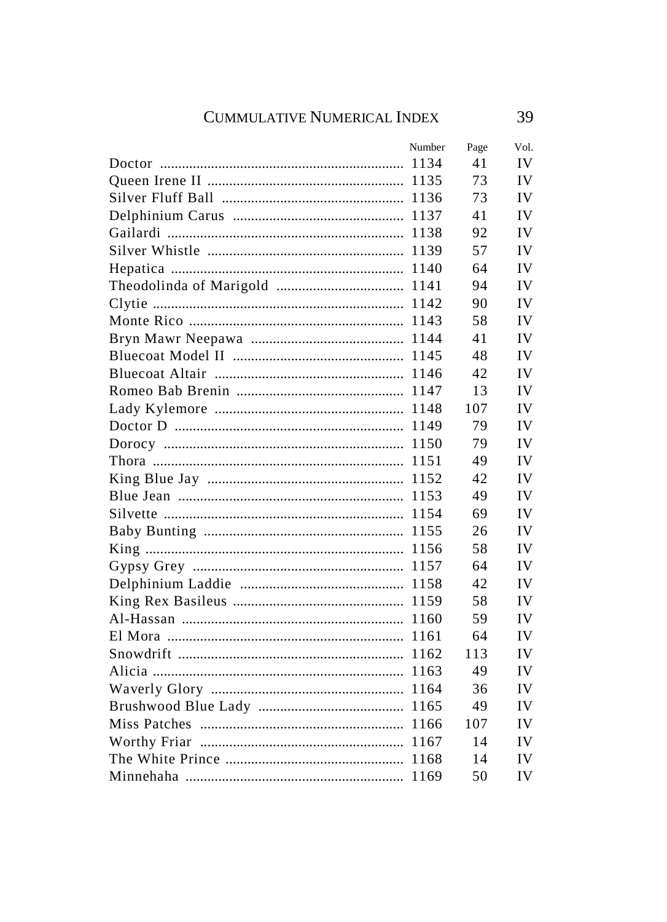| | Number | Page | Vol. |
|---|---|---|---|
| Doctor | 1134 | 41 | IV |
| Queen Irene II | 1135 | 73 | IV |
| Silver Fluff Ball | 1136 | 73 | IV |
| Delphinium Carus | 1137 | 41 | IV |
| Gailardi | 1138 | 92 | IV |
| Silver Whistle | 1139 | 57 | IV |
| Hepatica | 1140 | 64 | IV |
| Theodolinda of Marigold | 1141 | 94 | IV |
| Clytie | 1142 | 90 | IV |
| Monte Rico | 1143 | 58 | IV |
| Bryn Mawr Neepawa | 1144 | 41 | IV |
| Bluecoat Model II | 1145 | 48 | IV |
| Bluecoat Altair | 1146 | 42 | IV |
| Romeo Bab Brenin | 1147 | 13 | IV |
| Lady Kylemore | 1148 | 107 | IV |
| Doctor D | 1149 | 79 | IV |
| Dorocy | 1150 | 79 | IV |
| Thora | 1151 | 49 | IV |
| King Blue Jay | 1152 | 42 | IV |
| Blue Jean | 1153 | 49 | IV |
| Silvette | 1154 | 69 | IV |
| Baby Bunting | 1155 | 26 | IV |
| King | 1156 | 58 | IV |
| Gypsy Grey | 1157 | 64 | IV |
| Delphinium Laddie | 1158 | 42 | IV |
| King Rex Basileus | 1159 | 58 | IV |
| Al-Hassan | 1160 | 59 | IV |
| El Mora | 1161 | 64 | IV |
| Snowdrift | 1162 | 113 | IV |
| Alicia | 1163 | 49 | IV |
| Waverly Glory | 1164 | 36 | IV |
| Brushwood Blue Lady | 1165 | 49 | IV |
| Miss Patches | 1166 | 107 | IV |
| Worthy Friar | 1167 | 14 | IV |
| The White Prince | 1168 | 14 | IV |
| Minnehaha | 1169 | 50 | IV |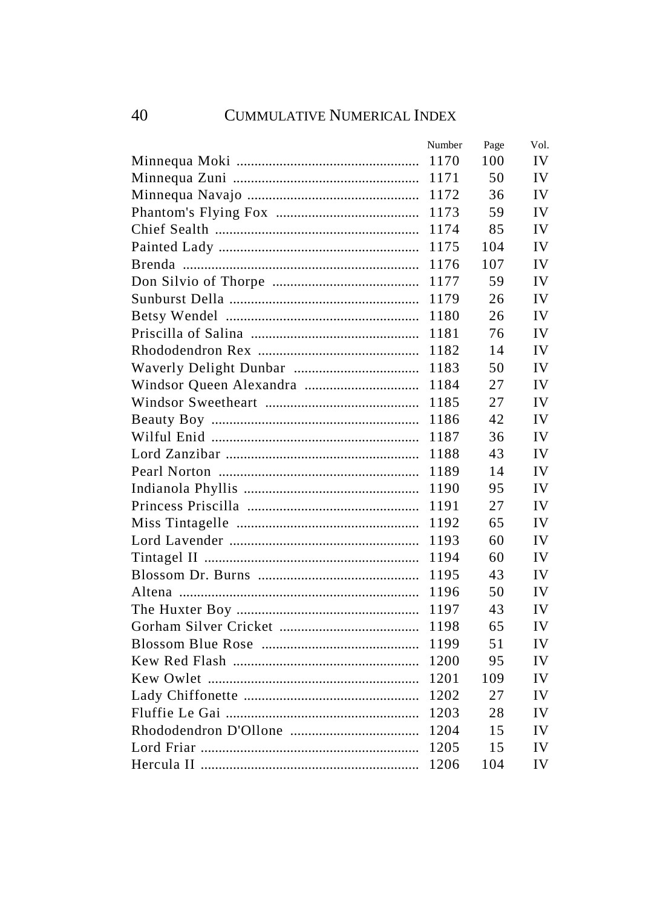| | Number | Page | Vol. |
|---|---|---|---|
| Minnequa Moki | 1170 | 100 | IV |
| Minnequa Zuni | 1171 | 50 | IV |
| Minnequa Navajo | 1172 | 36 | IV |
| Phantom's Flying Fox | 1173 | 59 | IV |
| Chief Sealth | 1174 | 85 | IV |
| Painted Lady | 1175 | 104 | IV |
| Brenda | 1176 | 107 | IV |
| Don Silvio of Thorpe | 1177 | 59 | IV |
| Sunburst Della | 1179 | 26 | IV |
| Betsy Wendel | 1180 | 26 | IV |
| Priscilla of Salina | 1181 | 76 | IV |
| Rhododendron Rex | 1182 | 14 | IV |
| Waverly Delight Dunbar | 1183 | 50 | IV |
| Windsor Queen Alexandra | 1184 | 27 | IV |
| Windsor Sweetheart | 1185 | 27 | IV |
| Beauty Boy | 1186 | 42 | IV |
| Wilful Enid | 1187 | 36 | IV |
| Lord Zanzibar | 1188 | 43 | IV |
| Pearl Norton | 1189 | 14 | IV |
| Indianola Phyllis | 1190 | 95 | IV |
| Princess Priscilla | 1191 | 27 | IV |
| Miss Tintagelle | 1192 | 65 | IV |
| Lord Lavender | 1193 | 60 | IV |
| Tintagel II | 1194 | 60 | IV |
| Blossom Dr. Burns | 1195 | 43 | IV |
| Altena | 1196 | 50 | IV |
| The Huxter Boy | 1197 | 43 | IV |
| Gorham Silver Cricket | 1198 | 65 | IV |
| Blossom Blue Rose | 1199 | 51 | IV |
| Kew Red Flash | 1200 | 95 | IV |
| Kew Owlet | 1201 | 109 | IV |
| Lady Chiffonette | 1202 | 27 | IV |
| Fluffie Le Gai | 1203 | 28 | IV |
| Rhododendron D'Ollone | 1204 | 15 | IV |
| Lord Friar | 1205 | 15 | IV |
| Hercula II | 1206 | 104 | IV |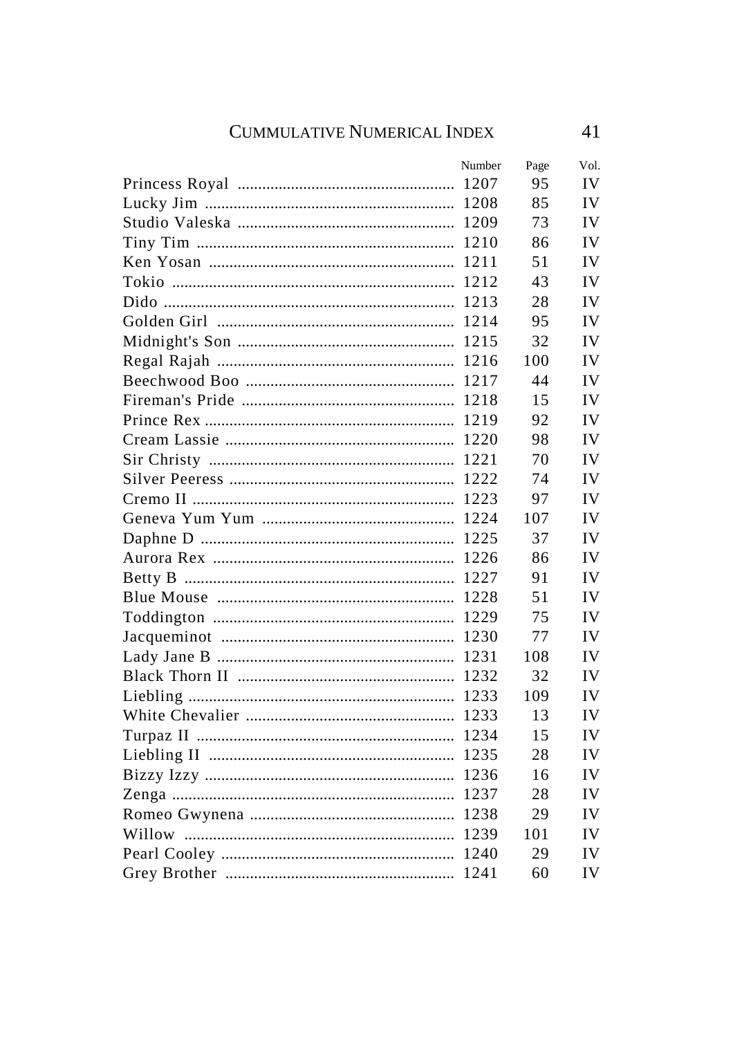| | Number | Page | Vol. |
|---|---|---|---|
| Princess Royal | 1207 | 95 | IV |
| Lucky Jim | 1208 | 85 | IV |
| Studio Valeska | 1209 | 73 | IV |
| Tiny Tim | 1210 | 86 | IV |
| Ken Yosan | 1211 | 51 | IV |
| Tokio | 1212 | 43 | IV |
| Dido | 1213 | 28 | IV |
| Golden Girl | 1214 | 95 | IV |
| Midnight's Son | 1215 | 32 | IV |
| Regal Rajah | 1216 | 100 | IV |
| Beechwood Boo | 1217 | 44 | IV |
| Fireman's Pride | 1218 | 15 | IV |
| Prince Rex | 1219 | 92 | IV |
| Cream Lassie | 1220 | 98 | IV |
| Sir Christy | 1221 | 70 | IV |
| Silver Peeress | 1222 | 74 | IV |
| Cremo II | 1223 | 97 | IV |
| Geneva Yum Yum | 1224 | 107 | IV |
| Daphne D | 1225 | 37 | IV |
| Aurora Rex | 1226 | 86 | IV |
| Betty B | 1227 | 91 | IV |
| Blue Mouse | 1228 | 51 | IV |
| Toddington | 1229 | 75 | IV |
| Jacqueminot | 1230 | 77 | IV |
| Lady Jane B | 1231 | 108 | IV |
| Black Thorn II | 1232 | 32 | IV |
| Liebling | 1233 | 109 | IV |
| White Chevalier | 1233 | 13 | IV |
| Turpaz II | 1234 | 15 | IV |
| Liebling II | 1235 | 28 | IV |
| Bizzy Izzy | 1236 | 16 | IV |
| Zenga | 1237 | 28 | IV |
| Romeo Gwynena | 1238 | 29 | IV |
| Willow | 1239 | 101 | IV |
| Pearl Cooley | 1240 | 29 | IV |
| Grey Brother | 1241 | 60 | IV |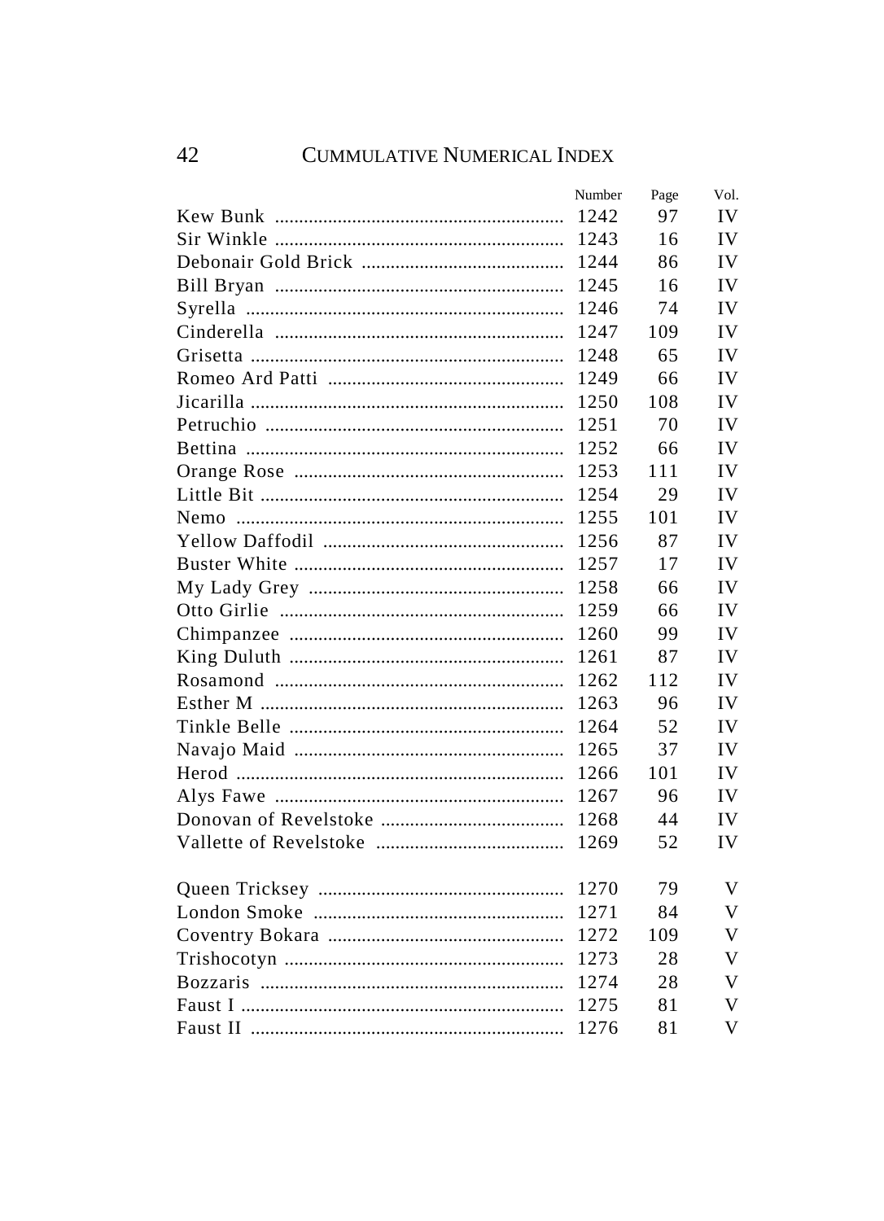| | Number | Page | Vol. |
|---|---|---|---|
| Kew Bunk | 1242 | 97 | IV |
| Sir Winkle | 1243 | 16 | IV |
| Debonair Gold Brick | 1244 | 86 | IV |
| Bill Bryan | 1245 | 16 | IV |
| Syrella | 1246 | 74 | IV |
| Cinderella | 1247 | 109 | IV |
| Grisetta | 1248 | 65 | IV |
| Romeo Ard Patti | 1249 | 66 | IV |
| Jicarilla | 1250 | 108 | IV |
| Petruchio | 1251 | 70 | IV |
| Bettina | 1252 | 66 | IV |
| Orange Rose | 1253 | 111 | IV |
| Little Bit | 1254 | 29 | IV |
| Nemo | 1255 | 101 | IV |
| Yellow Daffodil | 1256 | 87 | IV |
| Buster White | 1257 | 17 | IV |
| My Lady Grey | 1258 | 66 | IV |
| Otto Girlie | 1259 | 66 | IV |
| Chimpanzee | 1260 | 99 | IV |
| King Duluth | 1261 | 87 | IV |
| Rosamond | 1262 | 112 | IV |
| Esther M | 1263 | 96 | IV |
| Tinkle Belle | 1264 | 52 | IV |
| Navajo Maid | 1265 | 37 | IV |
| Herod | 1266 | 101 | IV |
| Alys Fawe | 1267 | 96 | IV |
| Donovan of Revelstoke | 1268 | 44 | IV |
| Vallette of Revelstoke | 1269 | 52 | IV |
| Queen Tricksey | 1270 | 79 | V |
| London Smoke | 1271 | 84 | V |
| Coventry Bokara | 1272 | 109 | V |
| Trishocotyn | 1273 | 28 | V |
| Bozzaris | 1274 | 28 | V |
| Faust I | 1275 | 81 | V |
| Faust II | 1276 | 81 | V |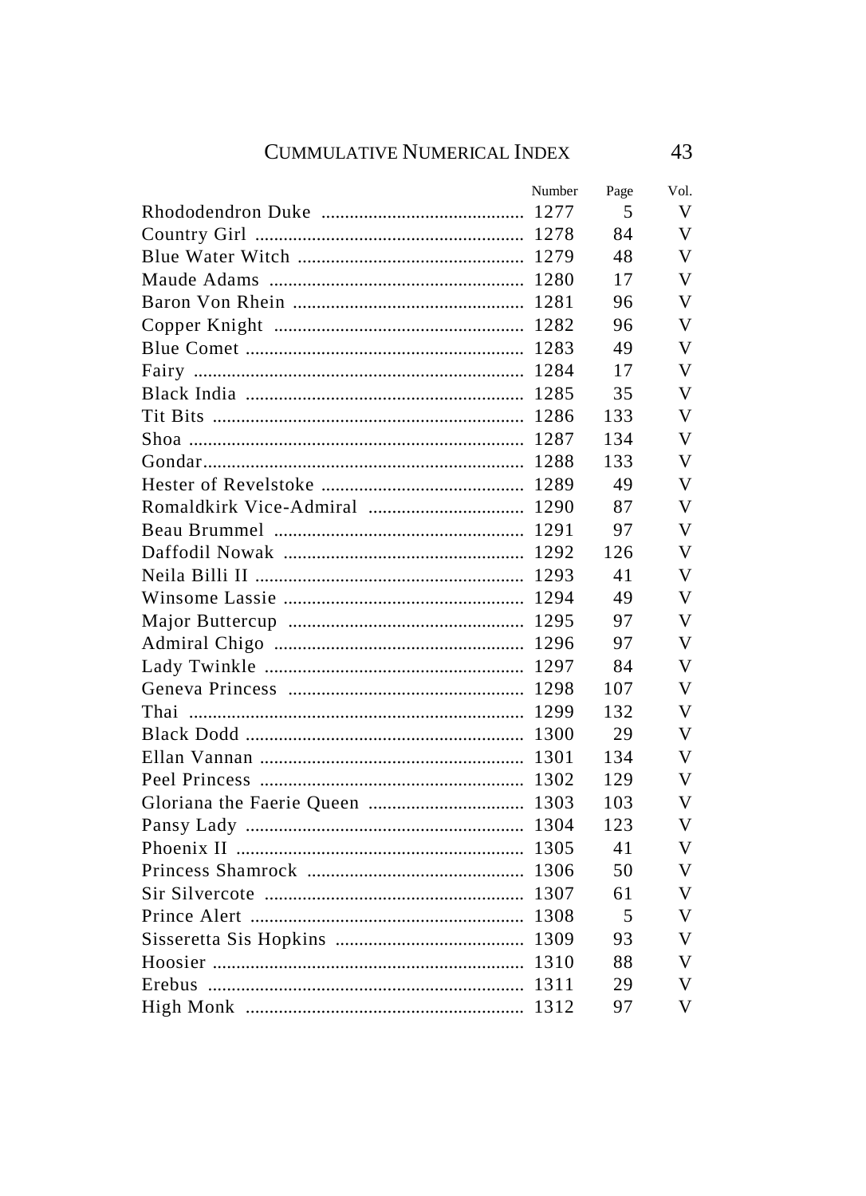| | Number | Page | Vol. |
|---|---|---|---|
| Rhododendron Duke | 1277 | 5 | V |
| Country Girl | 1278 | 84 | V |
| Blue Water Witch | 1279 | 48 | V |
| Maude Adams | 1280 | 17 | V |
| Baron Von Rhein | 1281 | 96 | V |
| Copper Knight | 1282 | 96 | V |
| Blue Comet | 1283 | 49 | V |
| Fairy | 1284 | 17 | V |
| Black India | 1285 | 35 | V |
| Tit Bits | 1286 | 133 | V |
| Shoa | 1287 | 134 | V |
| Gondar | 1288 | 133 | V |
| Hester of Revelstoke | 1289 | 49 | V |
| Romaldkirk Vice-Admiral | 1290 | 87 | V |
| Beau Brummel | 1291 | 97 | V |
| Daffodil Nowak | 1292 | 126 | V |
| Neila Billi II | 1293 | 41 | V |
| Winsome Lassie | 1294 | 49 | V |
| Major Buttercup | 1295 | 97 | V |
| Admiral Chigo | 1296 | 97 | V |
| Lady Twinkle | 1297 | 84 | V |
| Geneva Princess | 1298 | 107 | V |
| Thai | 1299 | 132 | V |
| Black Dodd | 1300 | 29 | V |
| Ellan Vannan | 1301 | 134 | V |
| Peel Princess | 1302 | 129 | V |
| Gloriana the Faerie Queen | 1303 | 103 | V |
| Pansy Lady | 1304 | 123 | V |
| Phoenix II | 1305 | 41 | V |
| Princess Shamrock | 1306 | 50 | V |
| Sir Silvercote | 1307 | 61 | V |
| Prince Alert | 1308 | 5 | V |
| Sisseretta Sis Hopkins | 1309 | 93 | V |
| Hoosier | 1310 | 88 | V |
| Erebus | 1311 | 29 | V |
| High Monk | 1312 | 97 | V |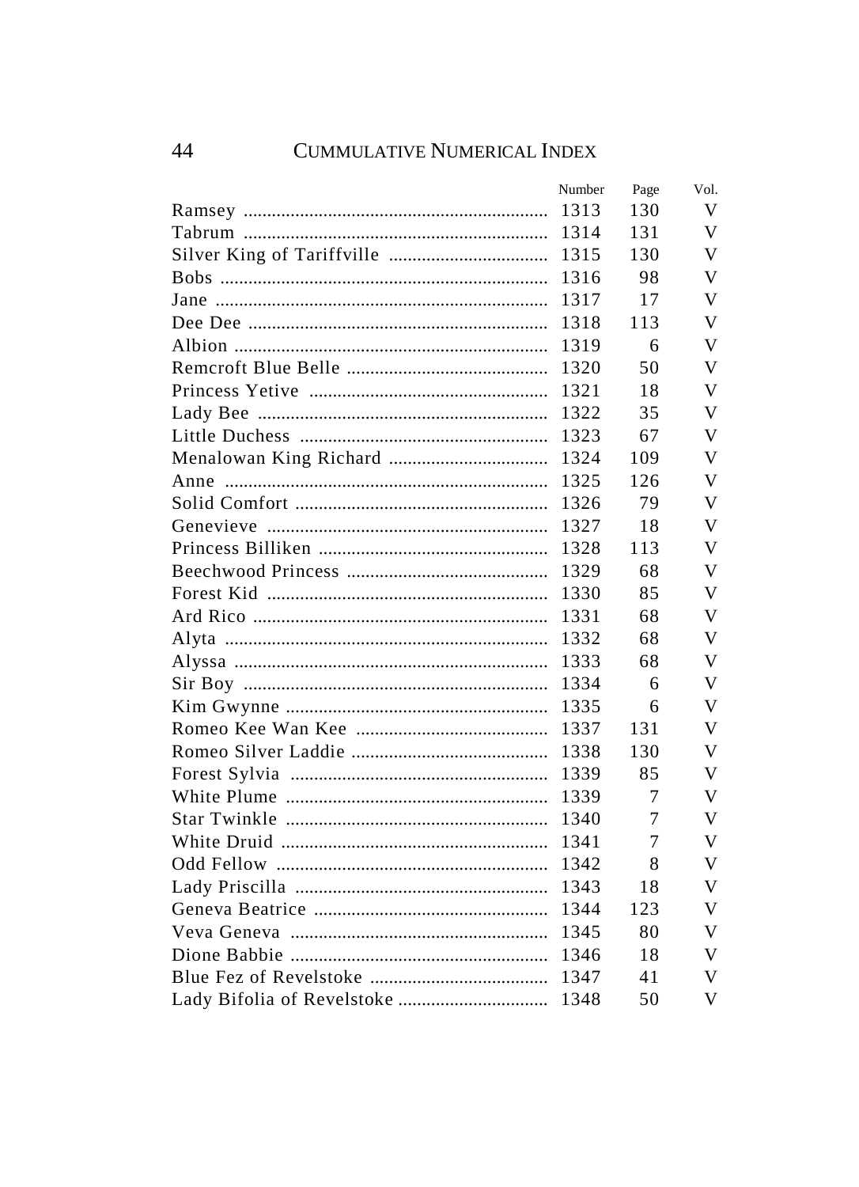## CUMMULATIVE NUMERICAL INDEX

| | Number | Page | Vol. |
|---|---|---|---|
| Ramsey | 1313 | 130 | V |
| Tabrum | 1314 | 131 | V |
| Silver King of Tariffville | 1315 | 130 | V |
| Bobs | 1316 | 98 | V |
| Jane | 1317 | 17 | V |
| Dee Dee | 1318 | 113 | V |
| Albion | 1319 | 6 | V |
| Remcroft Blue Belle | 1320 | 50 | V |
| Princess Yetive | 1321 | 18 | V |
| Lady Bee | 1322 | 35 | V |
| Little Duchess | 1323 | 67 | V |
| Menalowan King Richard | 1324 | 109 | V |
| Anne | 1325 | 126 | V |
| Solid Comfort | 1326 | 79 | V |
| Genevieve | 1327 | 18 | V |
| Princess Billiken | 1328 | 113 | V |
| Beechwood Princess | 1329 | 68 | V |
| Forest Kid | 1330 | 85 | V |
| Ard Rico | 1331 | 68 | V |
| Alyta | 1332 | 68 | V |
| Alyssa | 1333 | 68 | V |
| Sir Boy | 1334 | 6 | V |
| Kim Gwynne | 1335 | 6 | V |
| Romeo Kee Wan Kee | 1337 | 131 | V |
| Romeo Silver Laddie | 1338 | 130 | V |
| Forest Sylvia | 1339 | 85 | V |
| White Plume | 1339 | 7 | V |
| Star Twinkle | 1340 | 7 | V |
| White Druid | 1341 | 7 | V |
| Odd Fellow | 1342 | 8 | V |
| Lady Priscilla | 1343 | 18 | V |
| Geneva Beatrice | 1344 | 123 | V |
| Veva Geneva | 1345 | 80 | V |
| Dione Babbie | 1346 | 18 | V |
| Blue Fez of Revelstoke | 1347 | 41 | V |
| Lady Bifolia of Revelstoke | 1348 | 50 | V |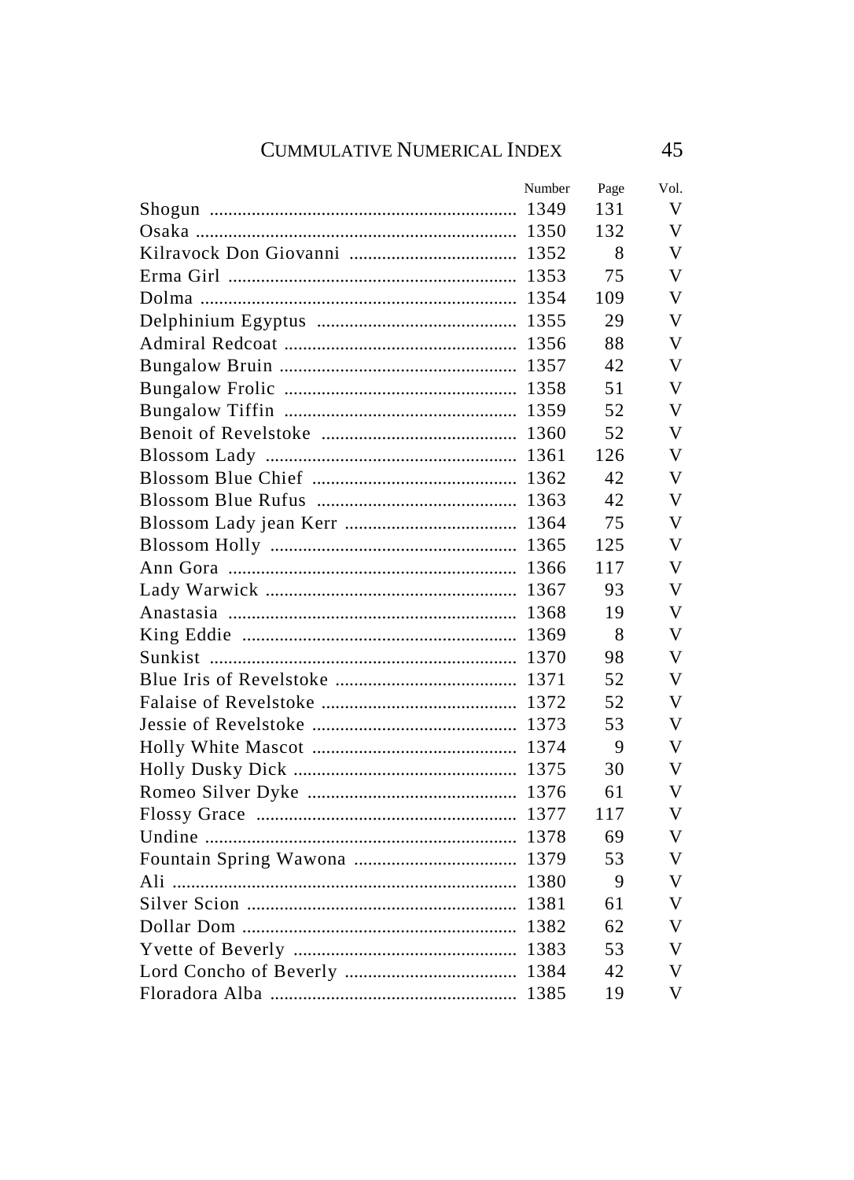| | Number | Page | Vol. |
|---|---|---|---|
| Shogun | 1349 | 131 | V |
| Osaka | 1350 | 132 | V |
| Kilravock Don Giovanni | 1352 | 8 | V |
| Erma Girl | 1353 | 75 | V |
| Dolma | 1354 | 109 | V |
| Delphinium Egyptus | 1355 | 29 | V |
| Admiral Redcoat | 1356 | 88 | V |
| Bungalow Bruin | 1357 | 42 | V |
| Bungalow Frolic | 1358 | 51 | V |
| Bungalow Tiffin | 1359 | 52 | V |
| Benoit of Revelstoke | 1360 | 52 | V |
| Blossom Lady | 1361 | 126 | V |
| Blossom Blue Chief | 1362 | 42 | V |
| Blossom Blue Rufus | 1363 | 42 | V |
| Blossom Lady jean Kerr | 1364 | 75 | V |
| Blossom Holly | 1365 | 125 | V |
| Ann Gora | 1366 | 117 | V |
| Lady Warwick | 1367 | 93 | V |
| Anastasia | 1368 | 19 | V |
| King Eddie | 1369 | 8 | V |
| Sunkist | 1370 | 98 | V |
| Blue Iris of Revelstoke | 1371 | 52 | V |
| Falaise of Revelstoke | 1372 | 52 | V |
| Jessie of Revelstoke | 1373 | 53 | V |
| Holly White Mascot | 1374 | 9 | V |
| Holly Dusky Dick | 1375 | 30 | V |
| Romeo Silver Dyke | 1376 | 61 | V |
| Flossy Grace | 1377 | 117 | V |
| Undine | 1378 | 69 | V |
| Fountain Spring Wawona | 1379 | 53 | V |
| Ali | 1380 | 9 | V |
| Silver Scion | 1381 | 61 | V |
| Dollar Dom | 1382 | 62 | V |
| Yvette of Beverly | 1383 | 53 | V |
| Lord Concho of Beverly | 1384 | 42 | V |
| Floradora Alba | 1385 | 19 | V |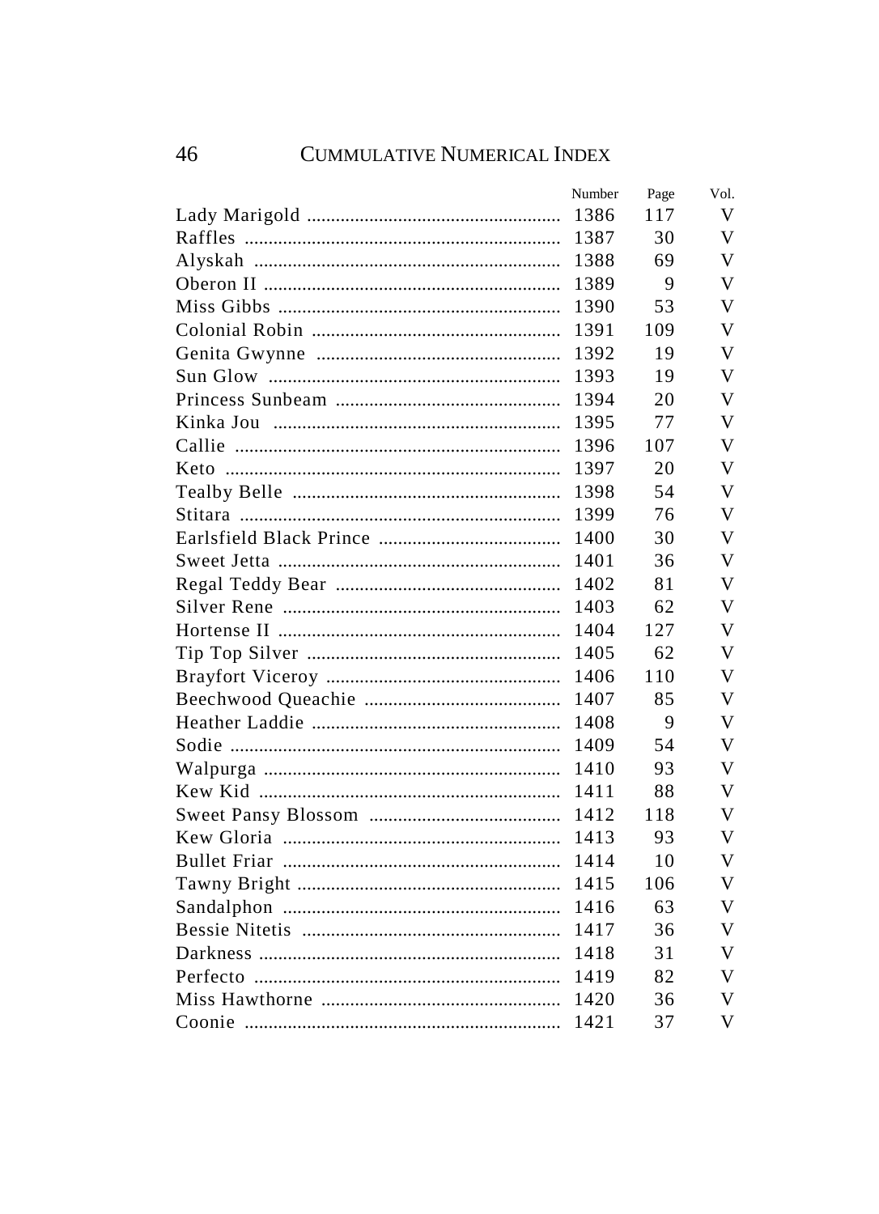| | Number | Page | Vol. |
|---|---|---|---|
| Lady Marigold | 1386 | 117 | V |
| Raffles | 1387 | 30 | V |
| Alyskah | 1388 | 69 | V |
| Oberon II | 1389 | 9 | V |
| Miss Gibbs | 1390 | 53 | V |
| Colonial Robin | 1391 | 109 | V |
| Genita Gwynne | 1392 | 19 | V |
| Sun Glow | 1393 | 19 | V |
| Princess Sunbeam | 1394 | 20 | V |
| Kinka Jou | 1395 | 77 | V |
| Callie | 1396 | 107 | V |
| Keto | 1397 | 20 | V |
| Tealby Belle | 1398 | 54 | V |
| Stitara | 1399 | 76 | V |
| Earlsfield Black Prince | 1400 | 30 | V |
| Sweet Jetta | 1401 | 36 | V |
| Regal Teddy Bear | 1402 | 81 | V |
| Silver Rene | 1403 | 62 | V |
| Hortense II | 1404 | 127 | V |
| Tip Top Silver | 1405 | 62 | V |
| Brayfort Viceroy | 1406 | 110 | V |
| Beechwood Queachie | 1407 | 85 | V |
| Heather Laddie | 1408 | 9 | V |
| Sodie | 1409 | 54 | V |
| Walpurga | 1410 | 93 | V |
| Kew Kid | 1411 | 88 | V |
| Sweet Pansy Blossom | 1412 | 118 | V |
| Kew Gloria | 1413 | 93 | V |
| Bullet Friar | 1414 | 10 | V |
| Tawny Bright | 1415 | 106 | V |
| Sandalphon | 1416 | 63 | V |
| Bessie Nitetis | 1417 | 36 | V |
| Darkness | 1418 | 31 | V |
| Perfecto | 1419 | 82 | V |
| Miss Hawthorne | 1420 | 36 | V |
| Coonie | 1421 | 37 | V |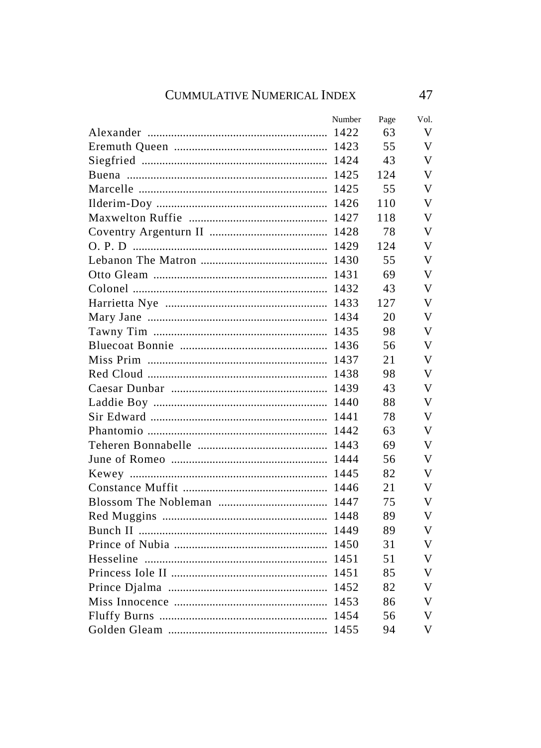| | Number | Page | Vol. |
|---|---|---|---|
| Alexander | 1422 | 63 | V |
| Eremuth Queen | 1423 | 55 | V |
| Siegfried | 1424 | 43 | V |
| Buena | 1425 | 124 | V |
| Marcelle | 1425 | 55 | V |
| Ilderim-Doy | 1426 | 110 | V |
| Maxwelton Ruffie | 1427 | 118 | V |
| Coventry Argenturn II | 1428 | 78 | V |
| O. P. D | 1429 | 124 | V |
| Lebanon The Matron | 1430 | 55 | V |
| Otto Gleam | 1431 | 69 | V |
| Colonel | 1432 | 43 | V |
| Harrietta Nye | 1433 | 127 | V |
| Mary Jane | 1434 | 20 | V |
| Tawny Tim | 1435 | 98 | V |
| Bluecoat Bonnie | 1436 | 56 | V |
| Miss Prim | 1437 | 21 | V |
| Red Cloud | 1438 | 98 | V |
| Caesar Dunbar | 1439 | 43 | V |
| Laddie Boy | 1440 | 88 | V |
| Sir Edward | 1441 | 78 | V |
| Phantomio | 1442 | 63 | V |
| Teheren Bonnabelle | 1443 | 69 | V |
| June of Romeo | 1444 | 56 | V |
| Kewey | 1445 | 82 | V |
| Constance Muffit | 1446 | 21 | V |
| Blossom The Nobleman | 1447 | 75 | V |
| Red Muggins | 1448 | 89 | V |
| Bunch II | 1449 | 89 | V |
| Prince of Nubia | 1450 | 31 | V |
| Hesseline | 1451 | 51 | V |
| Princess Iole II | 1451 | 85 | V |
| Prince Djalma | 1452 | 82 | V |
| Miss Innocence | 1453 | 86 | V |
| Fluffy Burns | 1454 | 56 | V |
| Golden Gleam | 1455 | 94 | V |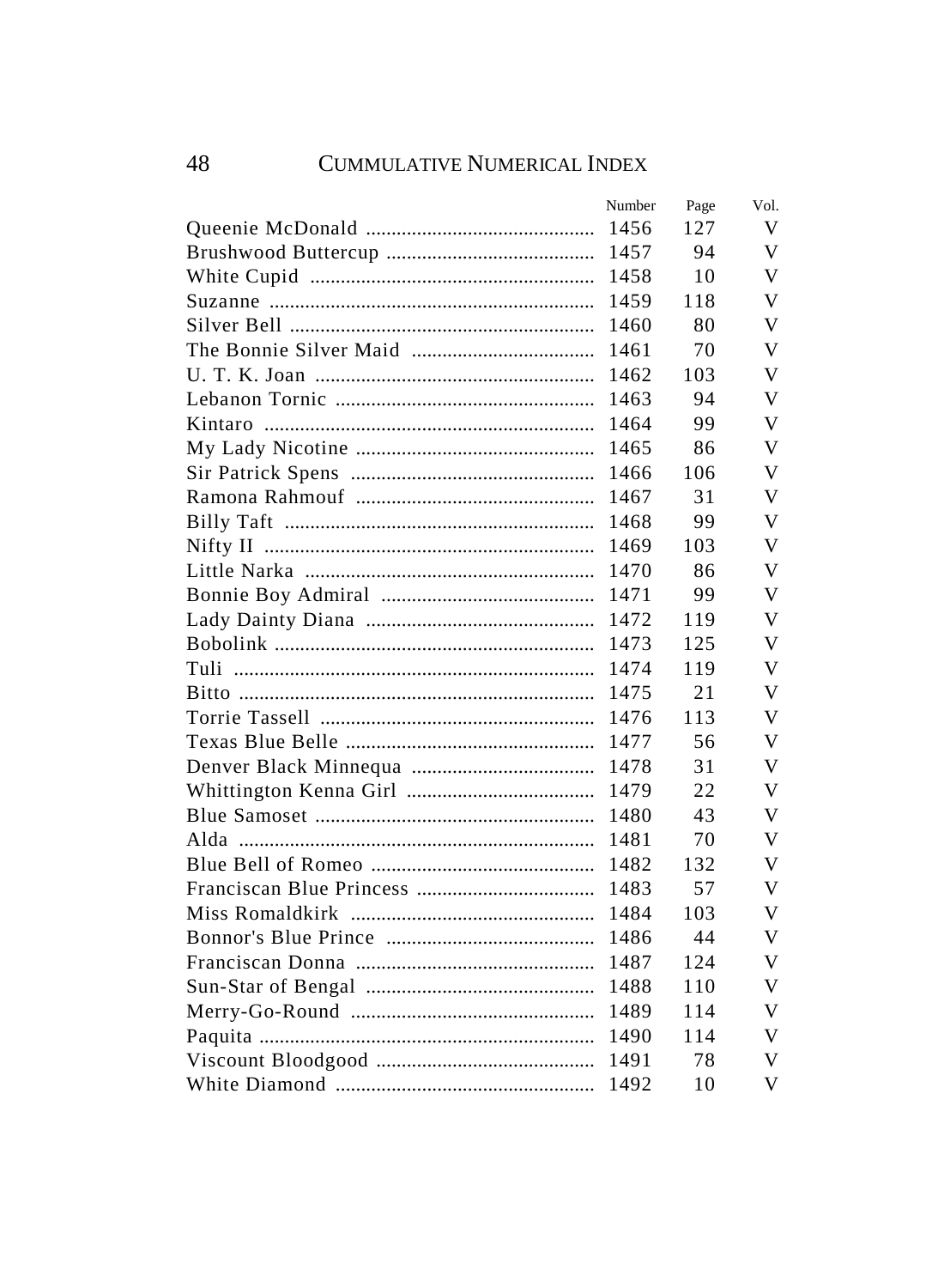| | Number | Page | Vol. |
|---|---|---|---|
| Queenie McDonald | 1456 | 127 | V |
| Brushwood Buttercup | 1457 | 94 | V |
| White Cupid | 1458 | 10 | V |
| Suzanne | 1459 | 118 | V |
| Silver Bell | 1460 | 80 | V |
| The Bonnie Silver Maid | 1461 | 70 | V |
| U. T. K. Joan | 1462 | 103 | V |
| Lebanon Tornic | 1463 | 94 | V |
| Kintaro | 1464 | 99 | V |
| My Lady Nicotine | 1465 | 86 | V |
| Sir Patrick Spens | 1466 | 106 | V |
| Ramona Rahmouf | 1467 | 31 | V |
| Billy Taft | 1468 | 99 | V |
| Nifty II | 1469 | 103 | V |
| Little Narka | 1470 | 86 | V |
| Bonnie Boy Admiral | 1471 | 99 | V |
| Lady Dainty Diana | 1472 | 119 | V |
| Bobolink | 1473 | 125 | V |
| Tuli | 1474 | 119 | V |
| Bitto | 1475 | 21 | V |
| Torrie Tassell | 1476 | 113 | V |
| Texas Blue Belle | 1477 | 56 | V |
| Denver Black Minnequa | 1478 | 31 | V |
| Whittington Kenna Girl | 1479 | 22 | V |
| Blue Samoset | 1480 | 43 | V |
| Alda | 1481 | 70 | V |
| Blue Bell of Romeo | 1482 | 132 | V |
| Franciscan Blue Princess | 1483 | 57 | V |
| Miss Romaldkirk | 1484 | 103 | V |
| Bonnor's Blue Prince | 1486 | 44 | V |
| Franciscan Donna | 1487 | 124 | V |
| Sun-Star of Bengal | 1488 | 110 | V |
| Merry-Go-Round | 1489 | 114 | V |
| Paquita | 1490 | 114 | V |
| Viscount Bloodgood | 1491 | 78 | V |
| White Diamond | 1492 | 10 | V |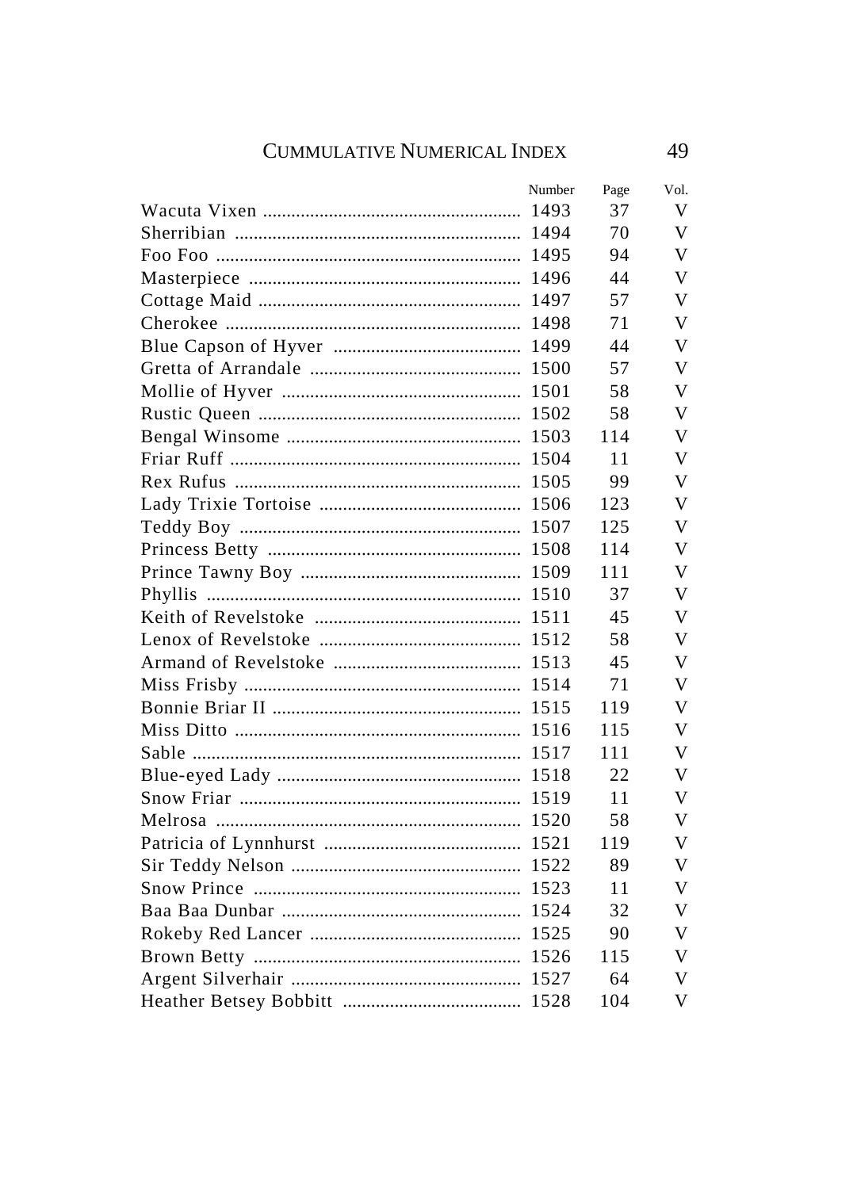| | Number | Page | Vol. |
|---|---|---|---|
| Wacuta Vixen | 1493 | 37 | V |
| Sherribian | 1494 | 70 | V |
| Foo Foo | 1495 | 94 | V |
| Masterpiece | 1496 | 44 | V |
| Cottage Maid | 1497 | 57 | V |
| Cherokee | 1498 | 71 | V |
| Blue Capson of Hyver | 1499 | 44 | V |
| Gretta of Arrandale | 1500 | 57 | V |
| Mollie of Hyver | 1501 | 58 | V |
| Rustic Queen | 1502 | 58 | V |
| Bengal Winsome | 1503 | 114 | V |
| Friar Ruff | 1504 | 11 | V |
| Rex Rufus | 1505 | 99 | V |
| Lady Trixie Tortoise | 1506 | 123 | V |
| Teddy Boy | 1507 | 125 | V |
| Princess Betty | 1508 | 114 | V |
| Prince Tawny Boy | 1509 | 111 | V |
| Phyllis | 1510 | 37 | V |
| Keith of Revelstoke | 1511 | 45 | V |
| Lenox of Revelstoke | 1512 | 58 | V |
| Armand of Revelstoke | 1513 | 45 | V |
| Miss Frisby | 1514 | 71 | V |
| Bonnie Briar II | 1515 | 119 | V |
| Miss Ditto | 1516 | 115 | V |
| Sable | 1517 | 111 | V |
| Blue-eyed Lady | 1518 | 22 | V |
| Snow Friar | 1519 | 11 | V |
| Melrosa | 1520 | 58 | V |
| Patricia of Lynnhurst | 1521 | 119 | V |
| Sir Teddy Nelson | 1522 | 89 | V |
| Snow Prince | 1523 | 11 | V |
| Baa Baa Dunbar | 1524 | 32 | V |
| Rokeby Red Lancer | 1525 | 90 | V |
| Brown Betty | 1526 | 115 | V |
| Argent Silverhair | 1527 | 64 | V |
| Heather Betsey Bobbitt | 1528 | 104 | V |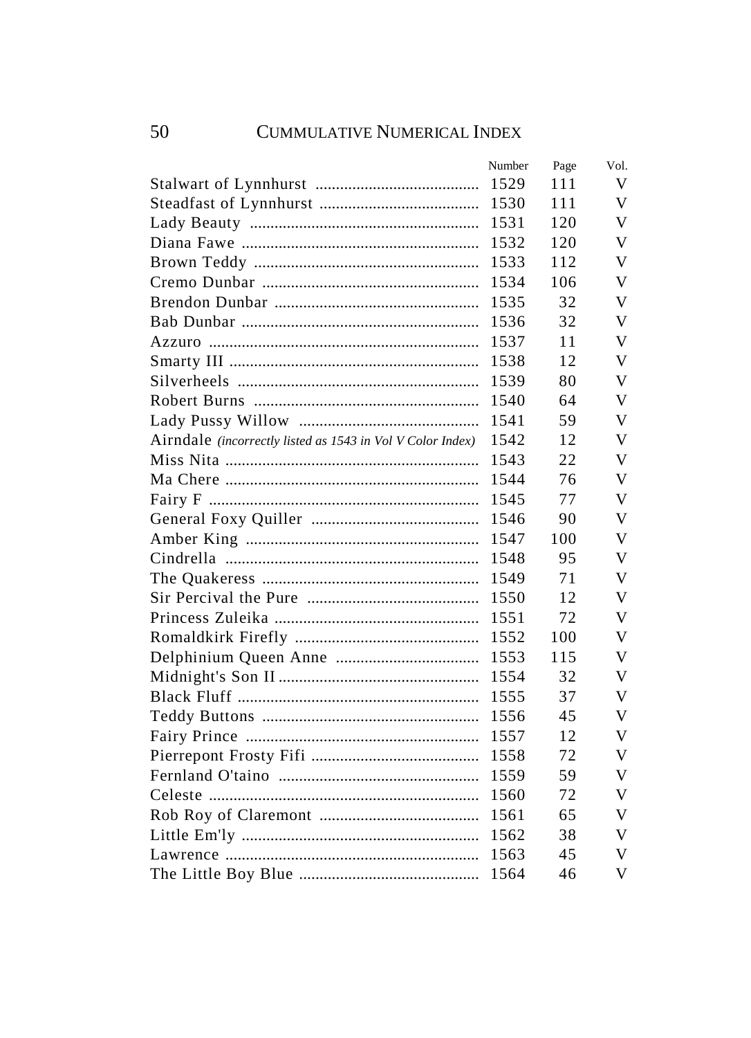# CUMMULATIVE NUMERICAL INDEX

| | Number | Page | Vol. |
|---|---|---|---|
| Stalwart of Lynnhurst | 1529 | 111 | V |
| Steadfast of Lynnhurst | 1530 | 111 | V |
| Lady Beauty | 1531 | 120 | V |
| Diana Fawe | 1532 | 120 | V |
| Brown Teddy | 1533 | 112 | V |
| Cremo Dunbar | 1534 | 106 | V |
| Brendon Dunbar | 1535 | 32 | V |
| Bab Dunbar | 1536 | 32 | V |
| Azzuro | 1537 | 11 | V |
| Smarty III | 1538 | 12 | V |
| Silverheels | 1539 | 80 | V |
| Robert Burns | 1540 | 64 | V |
| Lady Pussy Willow | 1541 | 59 | V |
| Airndale *(incorrectly listed as 1543 in Vol V Color Index)* | 1542 | 12 | V |
| Miss Nita | 1543 | 22 | V |
| Ma Chere | 1544 | 76 | V |
| Fairy F | 1545 | 77 | V |
| General Foxy Quiller | 1546 | 90 | V |
| Amber King | 1547 | 100 | V |
| Cindrella | 1548 | 95 | V |
| The Quakeress | 1549 | 71 | V |
| Sir Percival the Pure | 1550 | 12 | V |
| Princess Zuleika | 1551 | 72 | V |
| Romaldkirk Firefly | 1552 | 100 | V |
| Delphinium Queen Anne | 1553 | 115 | V |
| Midnight's Son II | 1554 | 32 | V |
| Black Fluff | 1555 | 37 | V |
| Teddy Buttons | 1556 | 45 | V |
| Fairy Prince | 1557 | 12 | V |
| Pierrepont Frosty Fifi | 1558 | 72 | V |
| Fernland O'taino | 1559 | 59 | V |
| Celeste | 1560 | 72 | V |
| Rob Roy of Claremont | 1561 | 65 | V |
| Little Em'ly | 1562 | 38 | V |
| Lawrence | 1563 | 45 | V |
| The Little Boy Blue | 1564 | 46 | V |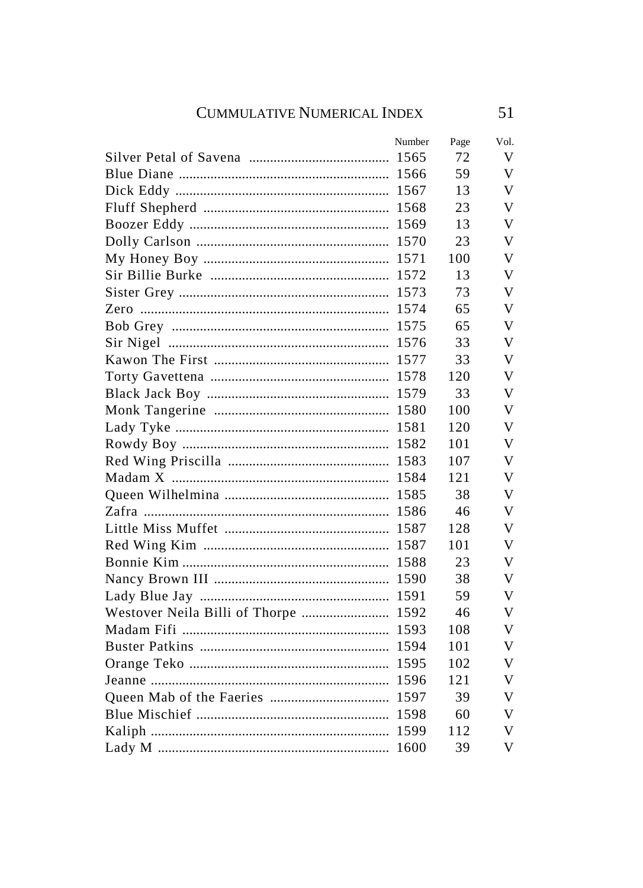| | Number | Page | Vol. |
|---|---|---|---|
| Silver Petal of Savena | 1565 | 72 | V |
| Blue Diane | 1566 | 59 | V |
| Dick Eddy | 1567 | 13 | V |
| Fluff Shepherd | 1568 | 23 | V |
| Boozer Eddy | 1569 | 13 | V |
| Dolly Carlson | 1570 | 23 | V |
| My Honey Boy | 1571 | 100 | V |
| Sir Billie Burke | 1572 | 13 | V |
| Sister Grey | 1573 | 73 | V |
| Zero | 1574 | 65 | V |
| Bob Grey | 1575 | 65 | V |
| Sir Nigel | 1576 | 33 | V |
| Kawon The First | 1577 | 33 | V |
| Torty Gavettena | 1578 | 120 | V |
| Black Jack Boy | 1579 | 33 | V |
| Monk Tangerine | 1580 | 100 | V |
| Lady Tyke | 1581 | 120 | V |
| Rowdy Boy | 1582 | 101 | V |
| Red Wing Priscilla | 1583 | 107 | V |
| Madam X | 1584 | 121 | V |
| Queen Wilhelmina | 1585 | 38 | V |
| Zafra | 1586 | 46 | V |
| Little Miss Muffet | 1587 | 128 | V |
| Red Wing Kim | 1587 | 101 | V |
| Bonnie Kim | 1588 | 23 | V |
| Nancy Brown III | 1590 | 38 | V |
| Lady Blue Jay | 1591 | 59 | V |
| Westover Neila Billi of Thorpe | 1592 | 46 | V |
| Madam Fifi | 1593 | 108 | V |
| Buster Patkins | 1594 | 101 | V |
| Orange Teko | 1595 | 102 | V |
| Jeanne | 1596 | 121 | V |
| Queen Mab of the Faeries | 1597 | 39 | V |
| Blue Mischief | 1598 | 60 | V |
| Kaliph | 1599 | 112 | V |
| Lady M | 1600 | 39 | V |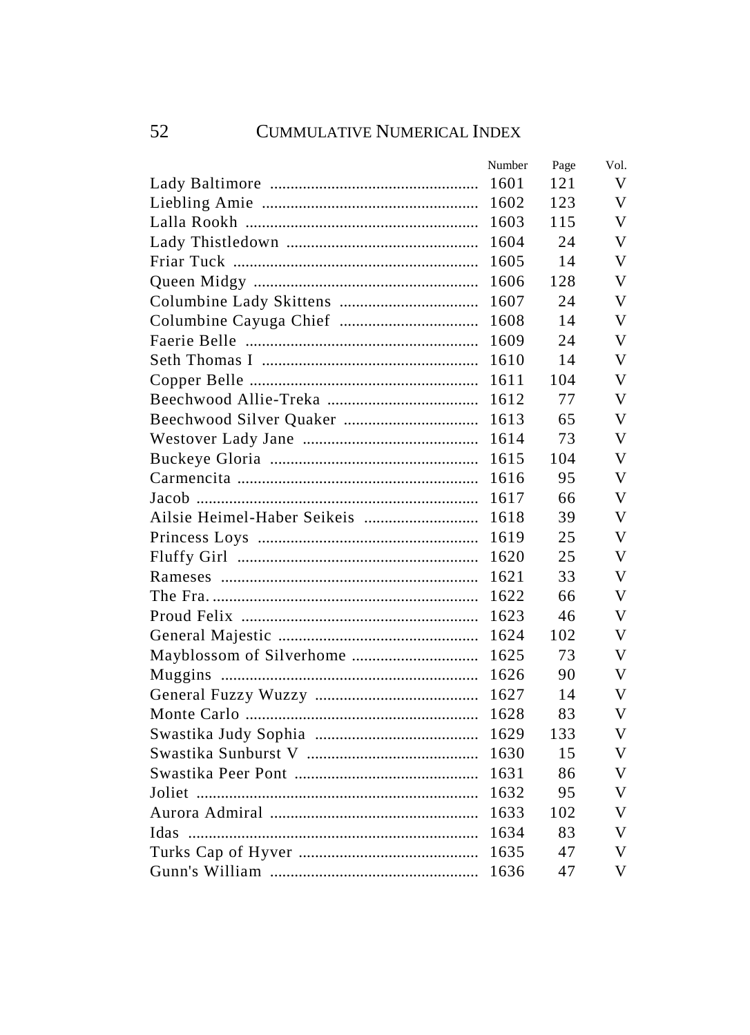| | Number | Page | Vol. |
|---|---|---|---|
| Lady Baltimore | 1601 | 121 | V |
| Liebling Amie | 1602 | 123 | V |
| Lalla Rookh | 1603 | 115 | V |
| Lady Thistledown | 1604 | 24 | V |
| Friar Tuck | 1605 | 14 | V |
| Queen Midgy | 1606 | 128 | V |
| Columbine Lady Skittens | 1607 | 24 | V |
| Columbine Cayuga Chief | 1608 | 14 | V |
| Faerie Belle | 1609 | 24 | V |
| Seth Thomas I | 1610 | 14 | V |
| Copper Belle | 1611 | 104 | V |
| Beechwood Allie-Treka | 1612 | 77 | V |
| Beechwood Silver Quaker | 1613 | 65 | V |
| Westover Lady Jane | 1614 | 73 | V |
| Buckeye Gloria | 1615 | 104 | V |
| Carmencita | 1616 | 95 | V |
| Jacob | 1617 | 66 | V |
| Ailsie Heimel-Haber Seikeis | 1618 | 39 | V |
| Princess Loys | 1619 | 25 | V |
| Fluffy Girl | 1620 | 25 | V |
| Rameses | 1621 | 33 | V |
| The Fra. | 1622 | 66 | V |
| Proud Felix | 1623 | 46 | V |
| General Majestic | 1624 | 102 | V |
| Mayblossom of Silverhome | 1625 | 73 | V |
| Muggins | 1626 | 90 | V |
| General Fuzzy Wuzzy | 1627 | 14 | V |
| Monte Carlo | 1628 | 83 | V |
| Swastika Judy Sophia | 1629 | 133 | V |
| Swastika Sunburst V | 1630 | 15 | V |
| Swastika Peer Pont | 1631 | 86 | V |
| Joliet | 1632 | 95 | V |
| Aurora Admiral | 1633 | 102 | V |
| Idas | 1634 | 83 | V |
| Turks Cap of Hyver | 1635 | 47 | V |
| Gunn's William | 1636 | 47 | V |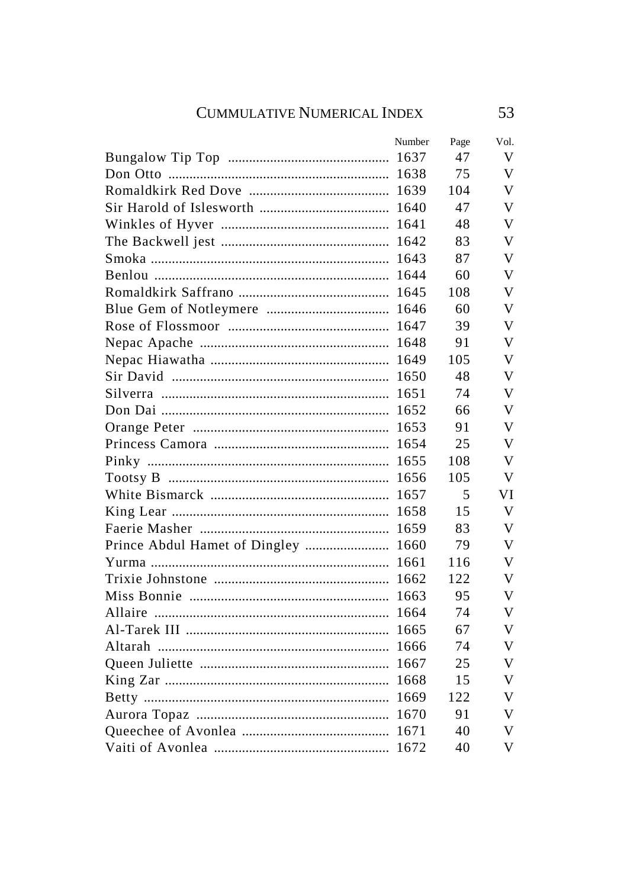| | Number | Page | Vol. |
|---|---|---|---|
| Bungalow Tip Top | 1637 | 47 | V |
| Don Otto | 1638 | 75 | V |
| Romaldkirk Red Dove | 1639 | 104 | V |
| Sir Harold of Islesworth | 1640 | 47 | V |
| Winkles of Hyver | 1641 | 48 | V |
| The Backwell jest | 1642 | 83 | V |
| Smoka | 1643 | 87 | V |
| Benlou | 1644 | 60 | V |
| Romaldkirk Saffrano | 1645 | 108 | V |
| Blue Gem of Notleymere | 1646 | 60 | V |
| Rose of Flossmoor | 1647 | 39 | V |
| Nepac Apache | 1648 | 91 | V |
| Nepac Hiawatha | 1649 | 105 | V |
| Sir David | 1650 | 48 | V |
| Silverra | 1651 | 74 | V |
| Don Dai | 1652 | 66 | V |
| Orange Peter | 1653 | 91 | V |
| Princess Camora | 1654 | 25 | V |
| Pinky | 1655 | 108 | V |
| Tootsy B | 1656 | 105 | V |
| White Bismarck | 1657 | 5 | VI |
| King Lear | 1658 | 15 | V |
| Faerie Masher | 1659 | 83 | V |
| Prince Abdul Hamet of Dingley | 1660 | 79 | V |
| Yurma | 1661 | 116 | V |
| Trixie Johnstone | 1662 | 122 | V |
| Miss Bonnie | 1663 | 95 | V |
| Allaire | 1664 | 74 | V |
| Al-Tarek III | 1665 | 67 | V |
| Altarah | 1666 | 74 | V |
| Queen Juliette | 1667 | 25 | V |
| King Zar | 1668 | 15 | V |
| Betty | 1669 | 122 | V |
| Aurora Topaz | 1670 | 91 | V |
| Queechee of Avonlea | 1671 | 40 | V |
| Vaiti of Avonlea | 1672 | 40 | V |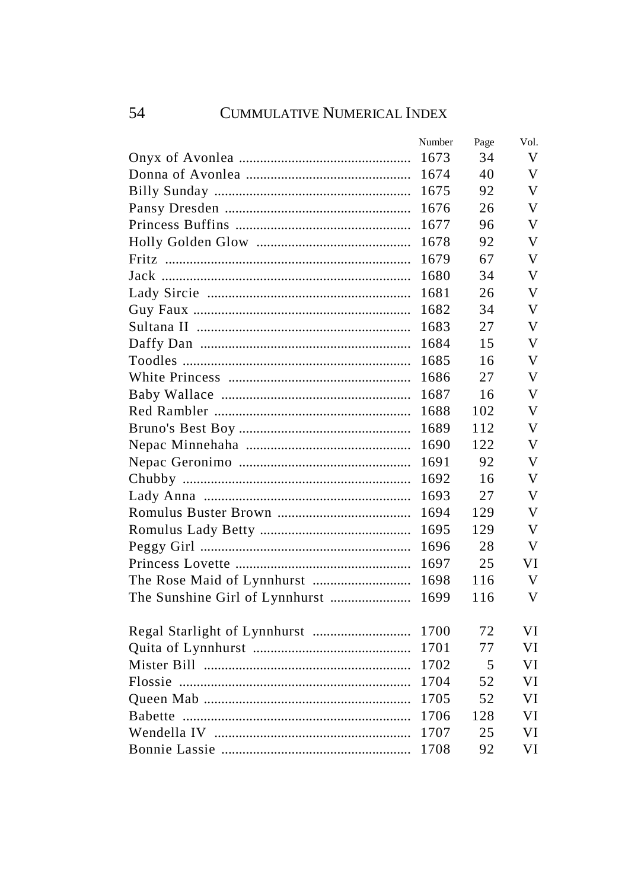| | Number | Page | Vol. |
|---|---|---|---|
| Onyx of Avonlea | 1673 | 34 | V |
| Donna of Avonlea | 1674 | 40 | V |
| Billy Sunday | 1675 | 92 | V |
| Pansy Dresden | 1676 | 26 | V |
| Princess Buffins | 1677 | 96 | V |
| Holly Golden Glow | 1678 | 92 | V |
| Fritz | 1679 | 67 | V |
| Jack | 1680 | 34 | V |
| Lady Sircie | 1681 | 26 | V |
| Guy Faux | 1682 | 34 | V |
| Sultana II | 1683 | 27 | V |
| Daffy Dan | 1684 | 15 | V |
| Toodles | 1685 | 16 | V |
| White Princess | 1686 | 27 | V |
| Baby Wallace | 1687 | 16 | V |
| Red Rambler | 1688 | 102 | V |
| Bruno's Best Boy | 1689 | 112 | V |
| Nepac Minnehaha | 1690 | 122 | V |
| Nepac Geronimo | 1691 | 92 | V |
| Chubby | 1692 | 16 | V |
| Lady Anna | 1693 | 27 | V |
| Romulus Buster Brown | 1694 | 129 | V |
| Romulus Lady Betty | 1695 | 129 | V |
| Peggy Girl | 1696 | 28 | V |
| Princess Lovette | 1697 | 25 | VI |
| The Rose Maid of Lynnhurst | 1698 | 116 | V |
| The Sunshine Girl of Lynnhurst | 1699 | 116 | V |
| Regal Starlight of Lynnhurst | 1700 | 72 | VI |
| Quita of Lynnhurst | 1701 | 77 | VI |
| Mister Bill | 1702 | 5 | VI |
| Flossie | 1704 | 52 | VI |
| Queen Mab | 1705 | 52 | VI |
| Babette | 1706 | 128 | VI |
| Wendella IV | 1707 | 25 | VI |
| Bonnie Lassie | 1708 | 92 | VI |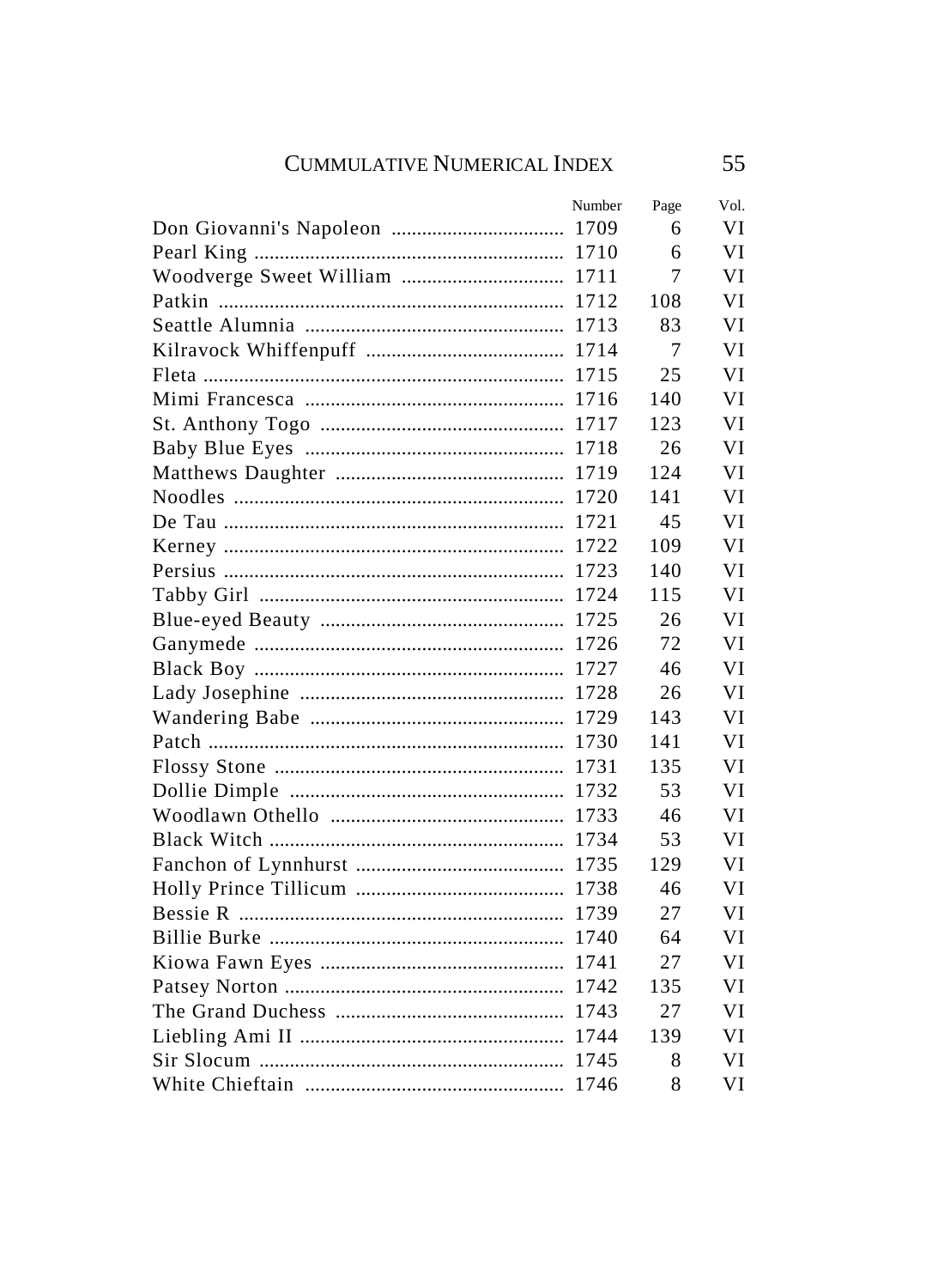| | Number | Page | Vol. |
|---|---|---|---|
| Don Giovanni's Napoleon | 1709 | 6 | VI |
| Pearl King | 1710 | 6 | VI |
| Woodverge Sweet William | 1711 | 7 | VI |
| Patkin | 1712 | 108 | VI |
| Seattle Alumnia | 1713 | 83 | VI |
| Kilravock Whiffenpuff | 1714 | 7 | VI |
| Fleta | 1715 | 25 | VI |
| Mimi Francesca | 1716 | 140 | VI |
| St. Anthony Togo | 1717 | 123 | VI |
| Baby Blue Eyes | 1718 | 26 | VI |
| Matthews Daughter | 1719 | 124 | VI |
| Noodles | 1720 | 141 | VI |
| De Tau | 1721 | 45 | VI |
| Kerney | 1722 | 109 | VI |
| Persius | 1723 | 140 | VI |
| Tabby Girl | 1724 | 115 | VI |
| Blue-eyed Beauty | 1725 | 26 | VI |
| Ganymede | 1726 | 72 | VI |
| Black Boy | 1727 | 46 | VI |
| Lady Josephine | 1728 | 26 | VI |
| Wandering Babe | 1729 | 143 | VI |
| Patch | 1730 | 141 | VI |
| Flossy Stone | 1731 | 135 | VI |
| Dollie Dimple | 1732 | 53 | VI |
| Woodlawn Othello | 1733 | 46 | VI |
| Black Witch | 1734 | 53 | VI |
| Fanchon of Lynnhurst | 1735 | 129 | VI |
| Holly Prince Tillicum | 1738 | 46 | VI |
| Bessie R | 1739 | 27 | VI |
| Billie Burke | 1740 | 64 | VI |
| Kiowa Fawn Eyes | 1741 | 27 | VI |
| Patsey Norton | 1742 | 135 | VI |
| The Grand Duchess | 1743 | 27 | VI |
| Liebling Ami II | 1744 | 139 | VI |
| Sir Slocum | 1745 | 8 | VI |
| White Chieftain | 1746 | 8 | VI |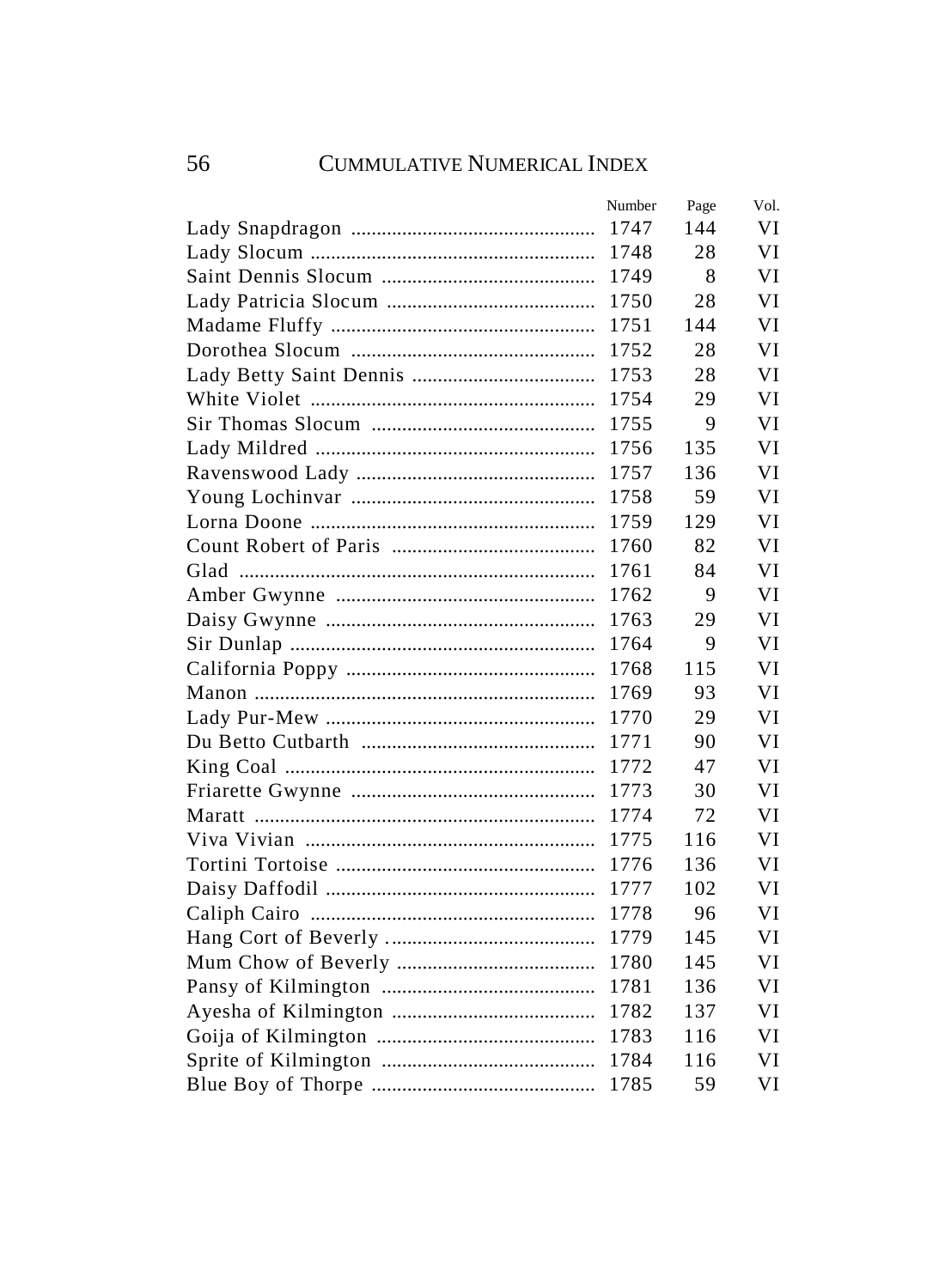| | Number | Page | Vol. |
|---|---|---|---|
| Lady Snapdragon | 1747 | 144 | VI |
| Lady Slocum | 1748 | 28 | VI |
| Saint Dennis Slocum | 1749 | 8 | VI |
| Lady Patricia Slocum | 1750 | 28 | VI |
| Madame Fluffy | 1751 | 144 | VI |
| Dorothea Slocum | 1752 | 28 | VI |
| Lady Betty Saint Dennis | 1753 | 28 | VI |
| White Violet | 1754 | 29 | VI |
| Sir Thomas Slocum | 1755 | 9 | VI |
| Lady Mildred | 1756 | 135 | VI |
| Ravenswood Lady | 1757 | 136 | VI |
| Young Lochinvar | 1758 | 59 | VI |
| Lorna Doone | 1759 | 129 | VI |
| Count Robert of Paris | 1760 | 82 | VI |
| Glad | 1761 | 84 | VI |
| Amber Gwynne | 1762 | 9 | VI |
| Daisy Gwynne | 1763 | 29 | VI |
| Sir Dunlap | 1764 | 9 | VI |
| California Poppy | 1768 | 115 | VI |
| Manon | 1769 | 93 | VI |
| Lady Pur-Mew | 1770 | 29 | VI |
| Du Betto Cutbarth | 1771 | 90 | VI |
| King Coal | 1772 | 47 | VI |
| Friarette Gwynne | 1773 | 30 | VI |
| Maratt | 1774 | 72 | VI |
| Viva Vivian | 1775 | 116 | VI |
| Tortini Tortoise | 1776 | 136 | VI |
| Daisy Daffodil | 1777 | 102 | VI |
| Caliph Cairo | 1778 | 96 | VI |
| Hang Cort of Beverly | 1779 | 145 | VI |
| Mum Chow of Beverly | 1780 | 145 | VI |
| Pansy of Kilmington | 1781 | 136 | VI |
| Ayesha of Kilmington | 1782 | 137 | VI |
| Goija of Kilmington | 1783 | 116 | VI |
| Sprite of Kilmington | 1784 | 116 | VI |
| Blue Boy of Thorpe | 1785 | 59 | VI |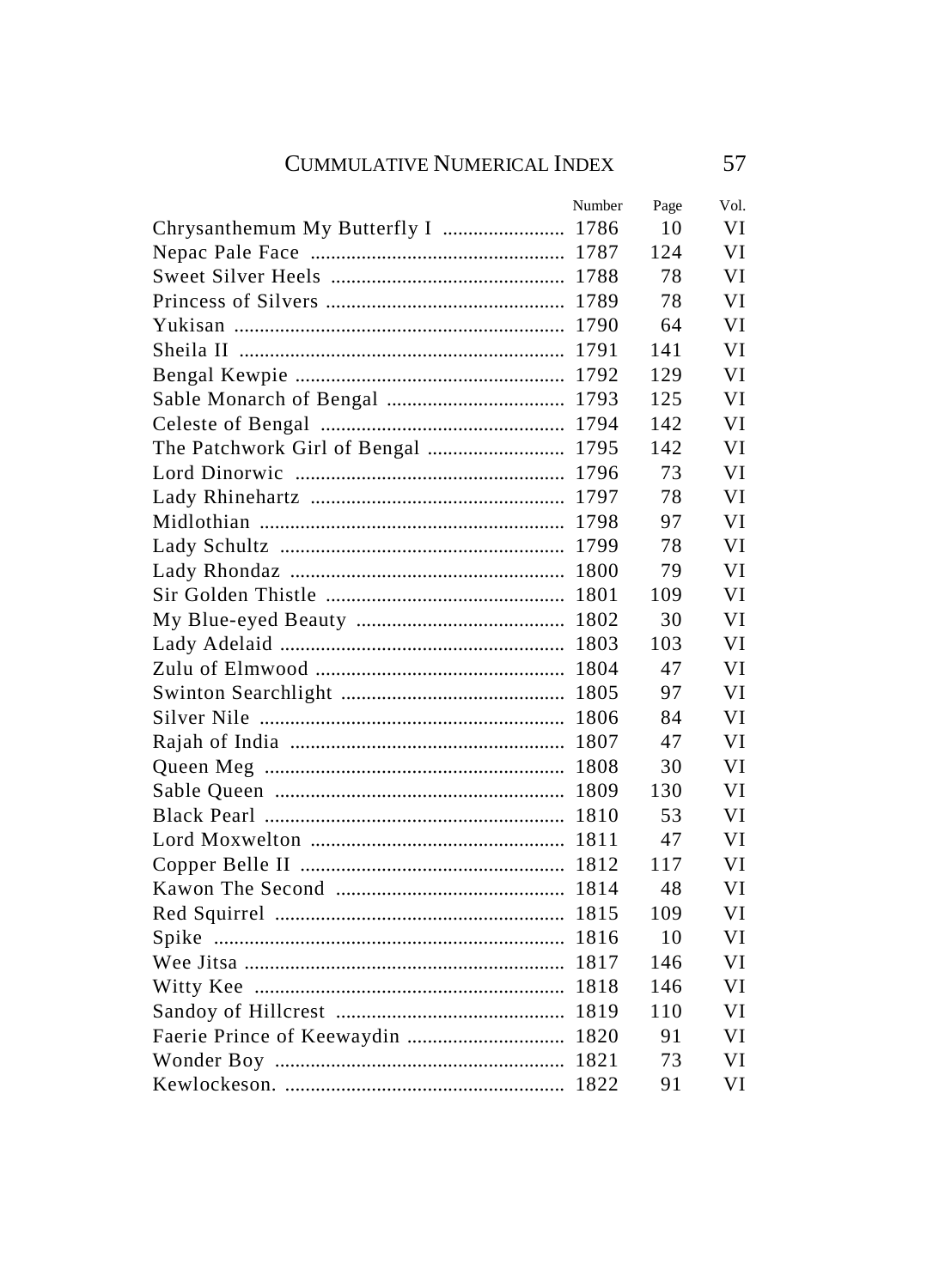| | Number | Page | Vol. |
|---|---|---|---|
| Chrysanthemum My Butterfly I | 1786 | 10 | VI |
| Nepac Pale Face | 1787 | 124 | VI |
| Sweet Silver Heels | 1788 | 78 | VI |
| Princess of Silvers | 1789 | 78 | VI |
| Yukisan | 1790 | 64 | VI |
| Sheila II | 1791 | 141 | VI |
| Bengal Kewpie | 1792 | 129 | VI |
| Sable Monarch of Bengal | 1793 | 125 | VI |
| Celeste of Bengal | 1794 | 142 | VI |
| The Patchwork Girl of Bengal | 1795 | 142 | VI |
| Lord Dinorwic | 1796 | 73 | VI |
| Lady Rhinehartz | 1797 | 78 | VI |
| Midlothian | 1798 | 97 | VI |
| Lady Schultz | 1799 | 78 | VI |
| Lady Rhondaz | 1800 | 79 | VI |
| Sir Golden Thistle | 1801 | 109 | VI |
| My Blue-eyed Beauty | 1802 | 30 | VI |
| Lady Adelaid | 1803 | 103 | VI |
| Zulu of Elmwood | 1804 | 47 | VI |
| Swinton Searchlight | 1805 | 97 | VI |
| Silver Nile | 1806 | 84 | VI |
| Rajah of India | 1807 | 47 | VI |
| Queen Meg | 1808 | 30 | VI |
| Sable Queen | 1809 | 130 | VI |
| Black Pearl | 1810 | 53 | VI |
| Lord Moxwelton | 1811 | 47 | VI |
| Copper Belle II | 1812 | 117 | VI |
| Kawon The Second | 1814 | 48 | VI |
| Red Squirrel | 1815 | 109 | VI |
| Spike | 1816 | 10 | VI |
| Wee Jitsa | 1817 | 146 | VI |
| Witty Kee | 1818 | 146 | VI |
| Sandoy of Hillcrest | 1819 | 110 | VI |
| Faerie Prince of Keewaydin | 1820 | 91 | VI |
| Wonder Boy | 1821 | 73 | VI |
| Kewlockeson. | 1822 | 91 | VI |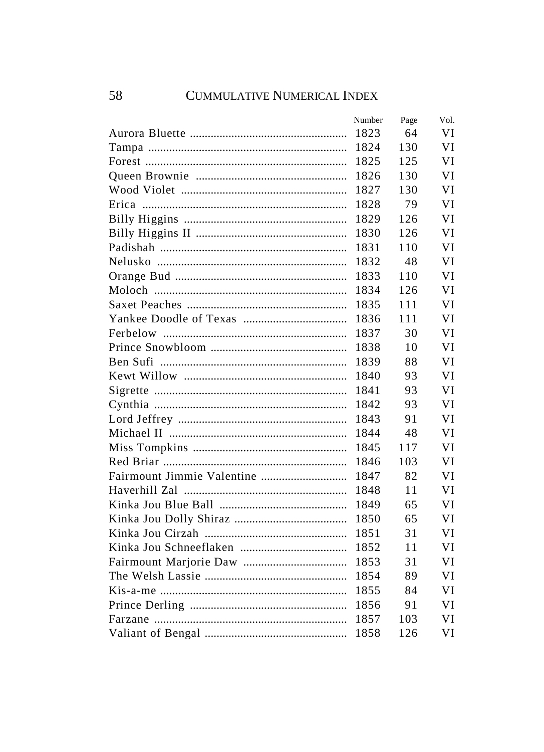| | Number | Page | Vol. |
|---|---|---|---|
| Aurora Bluette | 1823 | 64 | VI |
| Tampa | 1824 | 130 | VI |
| Forest | 1825 | 125 | VI |
| Queen Brownie | 1826 | 130 | VI |
| Wood Violet | 1827 | 130 | VI |
| Erica | 1828 | 79 | VI |
| Billy Higgins | 1829 | 126 | VI |
| Billy Higgins II | 1830 | 126 | VI |
| Padishah | 1831 | 110 | VI |
| Nelusko | 1832 | 48 | VI |
| Orange Bud | 1833 | 110 | VI |
| Moloch | 1834 | 126 | VI |
| Saxet Peaches | 1835 | 111 | VI |
| Yankee Doodle of Texas | 1836 | 111 | VI |
| Ferbelow | 1837 | 30 | VI |
| Prince Snowbloom | 1838 | 10 | VI |
| Ben Sufi | 1839 | 88 | VI |
| Kewt Willow | 1840 | 93 | VI |
| Sigrette | 1841 | 93 | VI |
| Cynthia | 1842 | 93 | VI |
| Lord Jeffrey | 1843 | 91 | VI |
| Michael II | 1844 | 48 | VI |
| Miss Tompkins | 1845 | 117 | VI |
| Red Briar | 1846 | 103 | VI |
| Fairmount Jimmie Valentine | 1847 | 82 | VI |
| Haverhill Zal | 1848 | 11 | VI |
| Kinka Jou Blue Ball | 1849 | 65 | VI |
| Kinka Jou Dolly Shiraz | 1850 | 65 | VI |
| Kinka Jou Cirzah | 1851 | 31 | VI |
| Kinka Jou Schneeflaken | 1852 | 11 | VI |
| Fairmount Marjorie Daw | 1853 | 31 | VI |
| The Welsh Lassie | 1854 | 89 | VI |
| Kis-a-me | 1855 | 84 | VI |
| Prince Derling | 1856 | 91 | VI |
| Farzane | 1857 | 103 | VI |
| Valiant of Bengal | 1858 | 126 | VI |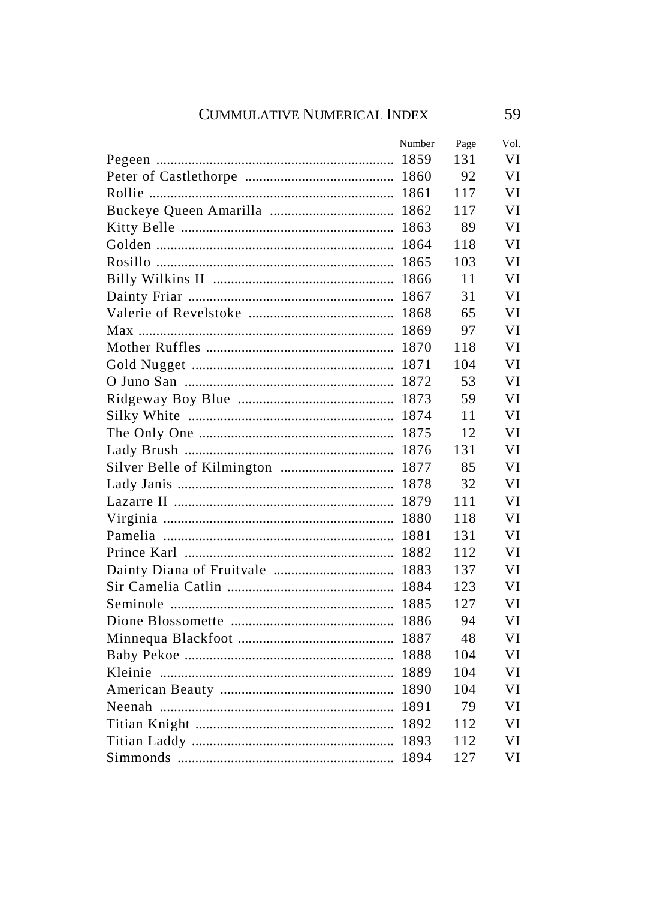| | Number | Page | Vol. |
|---|---|---|---|
| Pegeen | 1859 | 131 | VI |
| Peter of Castlethorpe | 1860 | 92 | VI |
| Rollie | 1861 | 117 | VI |
| Buckeye Queen Amarilla | 1862 | 117 | VI |
| Kitty Belle | 1863 | 89 | VI |
| Golden | 1864 | 118 | VI |
| Rosillo | 1865 | 103 | VI |
| Billy Wilkins II | 1866 | 11 | VI |
| Dainty Friar | 1867 | 31 | VI |
| Valerie of Revelstoke | 1868 | 65 | VI |
| Max | 1869 | 97 | VI |
| Mother Ruffles | 1870 | 118 | VI |
| Gold Nugget | 1871 | 104 | VI |
| O Juno San | 1872 | 53 | VI |
| Ridgeway Boy Blue | 1873 | 59 | VI |
| Silky White | 1874 | 11 | VI |
| The Only One | 1875 | 12 | VI |
| Lady Brush | 1876 | 131 | VI |
| Silver Belle of Kilmington | 1877 | 85 | VI |
| Lady Janis | 1878 | 32 | VI |
| Lazarre II | 1879 | 111 | VI |
| Virginia | 1880 | 118 | VI |
| Pamelia | 1881 | 131 | VI |
| Prince Karl | 1882 | 112 | VI |
| Dainty Diana of Fruitvale | 1883 | 137 | VI |
| Sir Camelia Catlin | 1884 | 123 | VI |
| Seminole | 1885 | 127 | VI |
| Dione Blossomette | 1886 | 94 | VI |
| Minnequa Blackfoot | 1887 | 48 | VI |
| Baby Pekoe | 1888 | 104 | VI |
| Kleinie | 1889 | 104 | VI |
| American Beauty | 1890 | 104 | VI |
| Neenah | 1891 | 79 | VI |
| Titian Knight | 1892 | 112 | VI |
| Titian Laddy | 1893 | 112 | VI |
| Simmonds | 1894 | 127 | VI |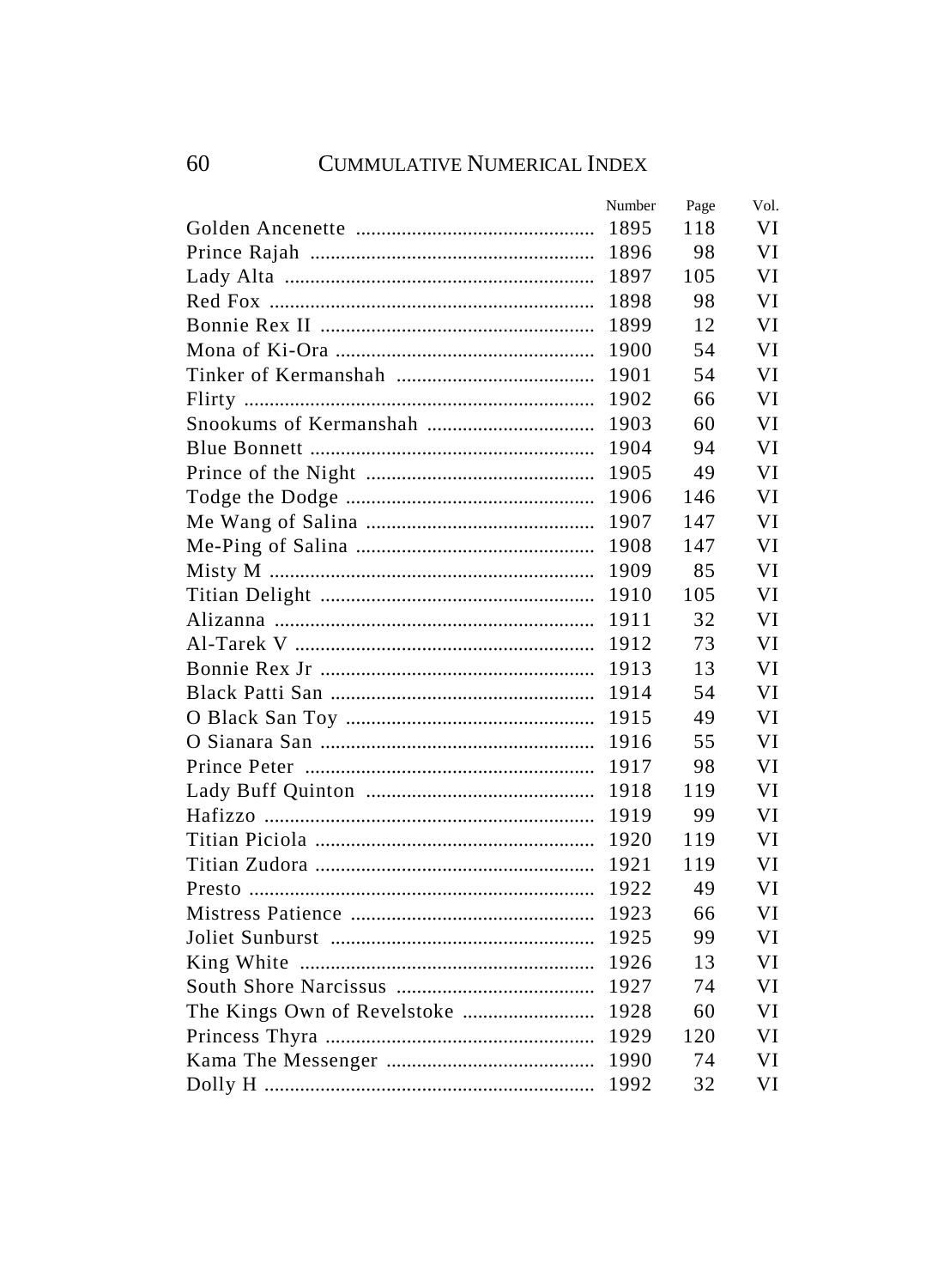| | Number | Page | Vol. |
|---|---|---|---|
| Golden Ancenette | 1895 | 118 | VI |
| Prince Rajah | 1896 | 98 | VI |
| Lady Alta | 1897 | 105 | VI |
| Red Fox | 1898 | 98 | VI |
| Bonnie Rex II | 1899 | 12 | VI |
| Mona of Ki-Ora | 1900 | 54 | VI |
| Tinker of Kermanshah | 1901 | 54 | VI |
| Flirty | 1902 | 66 | VI |
| Snookums of Kermanshah | 1903 | 60 | VI |
| Blue Bonnett | 1904 | 94 | VI |
| Prince of the Night | 1905 | 49 | VI |
| Todge the Dodge | 1906 | 146 | VI |
| Me Wang of Salina | 1907 | 147 | VI |
| Me-Ping of Salina | 1908 | 147 | VI |
| Misty M | 1909 | 85 | VI |
| Titian Delight | 1910 | 105 | VI |
| Alizanna | 1911 | 32 | VI |
| Al-Tarek V | 1912 | 73 | VI |
| Bonnie Rex Jr | 1913 | 13 | VI |
| Black Patti San | 1914 | 54 | VI |
| O Black San Toy | 1915 | 49 | VI |
| O Sianara San | 1916 | 55 | VI |
| Prince Peter | 1917 | 98 | VI |
| Lady Buff Quinton | 1918 | 119 | VI |
| Hafizzo | 1919 | 99 | VI |
| Titian Piciola | 1920 | 119 | VI |
| Titian Zudora | 1921 | 119 | VI |
| Presto | 1922 | 49 | VI |
| Mistress Patience | 1923 | 66 | VI |
| Joliet Sunburst | 1925 | 99 | VI |
| King White | 1926 | 13 | VI |
| South Shore Narcissus | 1927 | 74 | VI |
| The Kings Own of Revelstoke | 1928 | 60 | VI |
| Princess Thyra | 1929 | 120 | VI |
| Kama The Messenger | 1990 | 74 | VI |
| Dolly H | 1992 | 32 | VI |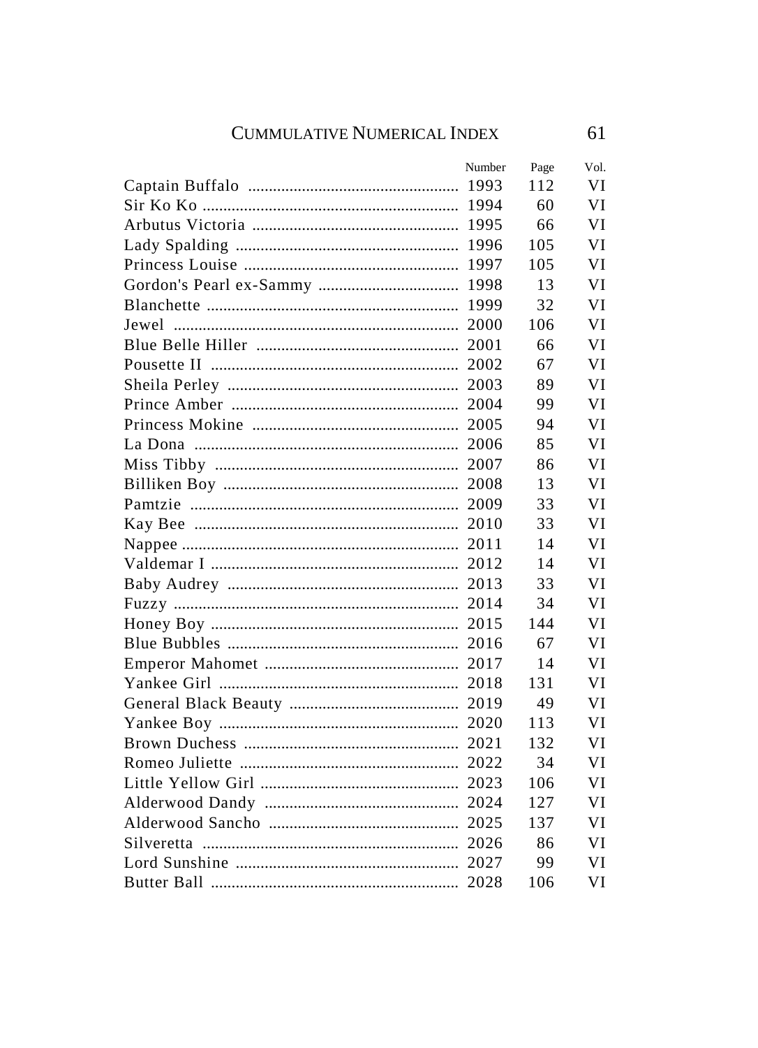| | Number | Page | Vol. |
|---|---|---|---|
| Captain Buffalo | 1993 | 112 | VI |
| Sir Ko Ko | 1994 | 60 | VI |
| Arbutus Victoria | 1995 | 66 | VI |
| Lady Spalding | 1996 | 105 | VI |
| Princess Louise | 1997 | 105 | VI |
| Gordon's Pearl ex-Sammy | 1998 | 13 | VI |
| Blanchette | 1999 | 32 | VI |
| Jewel | 2000 | 106 | VI |
| Blue Belle Hiller | 2001 | 66 | VI |
| Pousette II | 2002 | 67 | VI |
| Sheila Perley | 2003 | 89 | VI |
| Prince Amber | 2004 | 99 | VI |
| Princess Mokine | 2005 | 94 | VI |
| La Dona | 2006 | 85 | VI |
| Miss Tibby | 2007 | 86 | VI |
| Billiken Boy | 2008 | 13 | VI |
| Pamtzie | 2009 | 33 | VI |
| Kay Bee | 2010 | 33 | VI |
| Nappee | 2011 | 14 | VI |
| Valdemar I | 2012 | 14 | VI |
| Baby Audrey | 2013 | 33 | VI |
| Fuzzy | 2014 | 34 | VI |
| Honey Boy | 2015 | 144 | VI |
| Blue Bubbles | 2016 | 67 | VI |
| Emperor Mahomet | 2017 | 14 | VI |
| Yankee Girl | 2018 | 131 | VI |
| General Black Beauty | 2019 | 49 | VI |
| Yankee Boy | 2020 | 113 | VI |
| Brown Duchess | 2021 | 132 | VI |
| Romeo Juliette | 2022 | 34 | VI |
| Little Yellow Girl | 2023 | 106 | VI |
| Alderwood Dandy | 2024 | 127 | VI |
| Alderwood Sancho | 2025 | 137 | VI |
| Silveretta | 2026 | 86 | VI |
| Lord Sunshine | 2027 | 99 | VI |
| Butter Ball | 2028 | 106 | VI |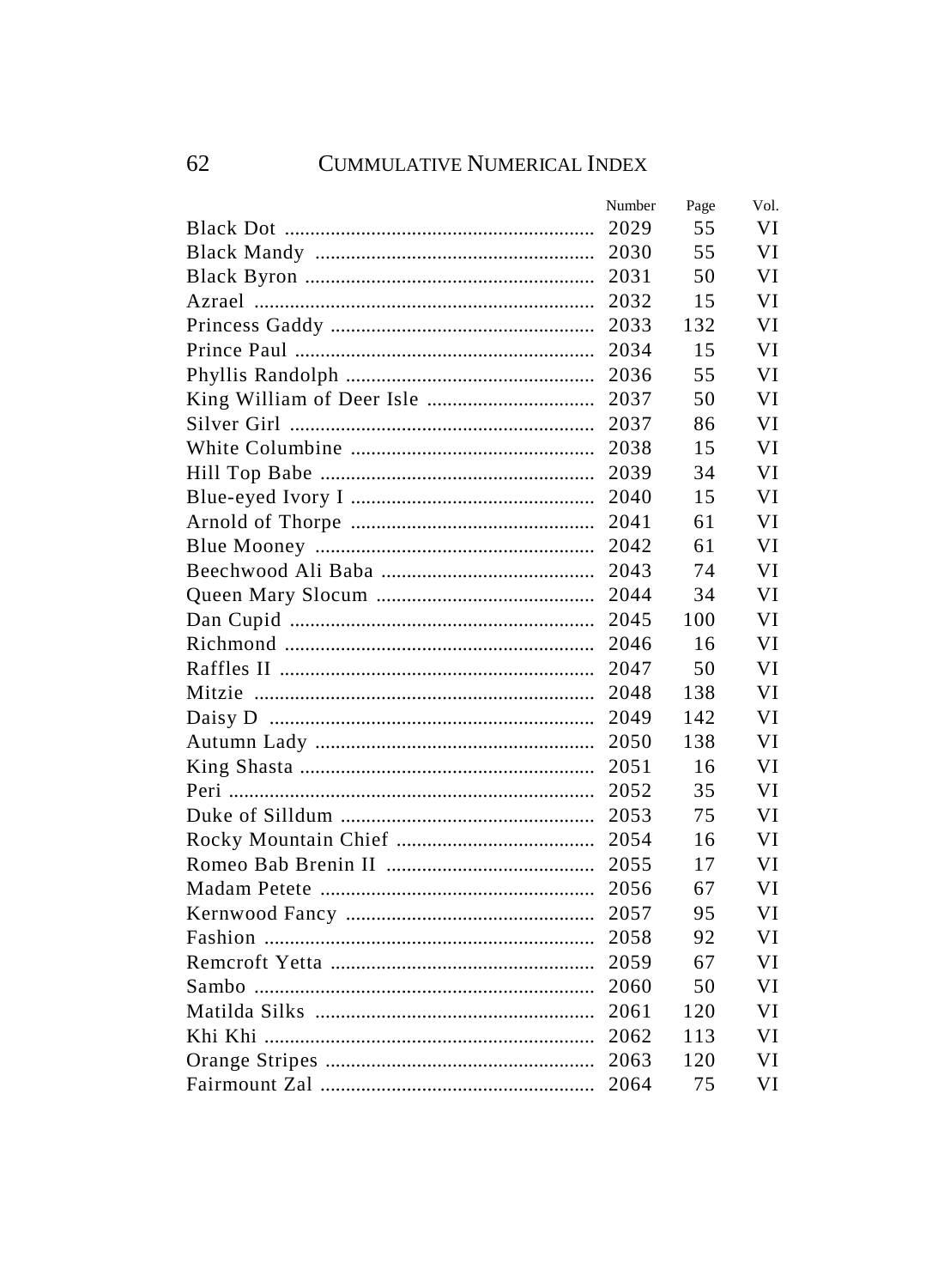## CUMMULATIVE NUMERICAL INDEX

| | Number | Page | Vol. |
|---|---|---|---|
| Black Dot | 2029 | 55 | VI |
| Black Mandy | 2030 | 55 | VI |
| Black Byron | 2031 | 50 | VI |
| Azrael | 2032 | 15 | VI |
| Princess Gaddy | 2033 | 132 | VI |
| Prince Paul | 2034 | 15 | VI |
| Phyllis Randolph | 2036 | 55 | VI |
| King William of Deer Isle | 2037 | 50 | VI |
| Silver Girl | 2037 | 86 | VI |
| White Columbine | 2038 | 15 | VI |
| Hill Top Babe | 2039 | 34 | VI |
| Blue-eyed Ivory I | 2040 | 15 | VI |
| Arnold of Thorpe | 2041 | 61 | VI |
| Blue Mooney | 2042 | 61 | VI |
| Beechwood Ali Baba | 2043 | 74 | VI |
| Queen Mary Slocum | 2044 | 34 | VI |
| Dan Cupid | 2045 | 100 | VI |
| Richmond | 2046 | 16 | VI |
| Raffles II | 2047 | 50 | VI |
| Mitzie | 2048 | 138 | VI |
| Daisy D | 2049 | 142 | VI |
| Autumn Lady | 2050 | 138 | VI |
| King Shasta | 2051 | 16 | VI |
| Peri | 2052 | 35 | VI |
| Duke of Silldum | 2053 | 75 | VI |
| Rocky Mountain Chief | 2054 | 16 | VI |
| Romeo Bab Brenin II | 2055 | 17 | VI |
| Madam Petete | 2056 | 67 | VI |
| Kernwood Fancy | 2057 | 95 | VI |
| Fashion | 2058 | 92 | VI |
| Remcroft Yetta | 2059 | 67 | VI |
| Sambo | 2060 | 50 | VI |
| Matilda Silks | 2061 | 120 | VI |
| Khi Khi | 2062 | 113 | VI |
| Orange Stripes | 2063 | 120 | VI |
| Fairmount Zal | 2064 | 75 | VI |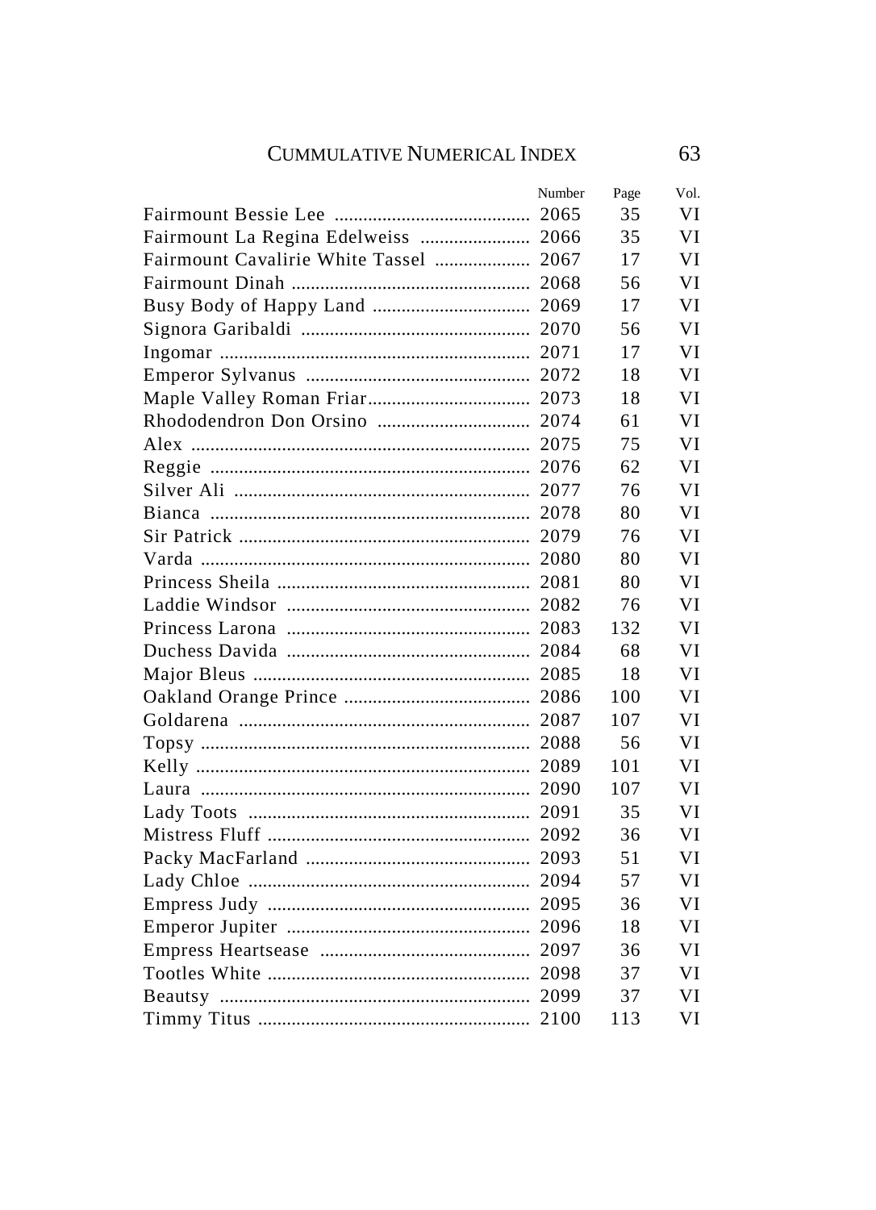## CUMMULATIVE NUMERICAL INDEX

| | Number | Page | Vol. |
|---|---|---|---|
| Fairmount Bessie Lee | 2065 | 35 | VI |
| Fairmount La Regina Edelweiss | 2066 | 35 | VI |
| Fairmount Cavalirie White Tassel | 2067 | 17 | VI |
| Fairmount Dinah | 2068 | 56 | VI |
| Busy Body of Happy Land | 2069 | 17 | VI |
| Signora Garibaldi | 2070 | 56 | VI |
| Ingomar | 2071 | 17 | VI |
| Emperor Sylvanus | 2072 | 18 | VI |
| Maple Valley Roman Friar | 2073 | 18 | VI |
| Rhododendron Don Orsino | 2074 | 61 | VI |
| Alex | 2075 | 75 | VI |
| Reggie | 2076 | 62 | VI |
| Silver Ali | 2077 | 76 | VI |
| Bianca | 2078 | 80 | VI |
| Sir Patrick | 2079 | 76 | VI |
| Varda | 2080 | 80 | VI |
| Princess Sheila | 2081 | 80 | VI |
| Laddie Windsor | 2082 | 76 | VI |
| Princess Larona | 2083 | 132 | VI |
| Duchess Davida | 2084 | 68 | VI |
| Major Bleus | 2085 | 18 | VI |
| Oakland Orange Prince | 2086 | 100 | VI |
| Goldarena | 2087 | 107 | VI |
| Topsy | 2088 | 56 | VI |
| Kelly | 2089 | 101 | VI |
| Laura | 2090 | 107 | VI |
| Lady Toots | 2091 | 35 | VI |
| Mistress Fluff | 2092 | 36 | VI |
| Packy MacFarland | 2093 | 51 | VI |
| Lady Chloe | 2094 | 57 | VI |
| Empress Judy | 2095 | 36 | VI |
| Emperor Jupiter | 2096 | 18 | VI |
| Empress Heartsease | 2097 | 36 | VI |
| Tootles White | 2098 | 37 | VI |
| Beautsy | 2099 | 37 | VI |
| Timmy Titus | 2100 | 113 | VI |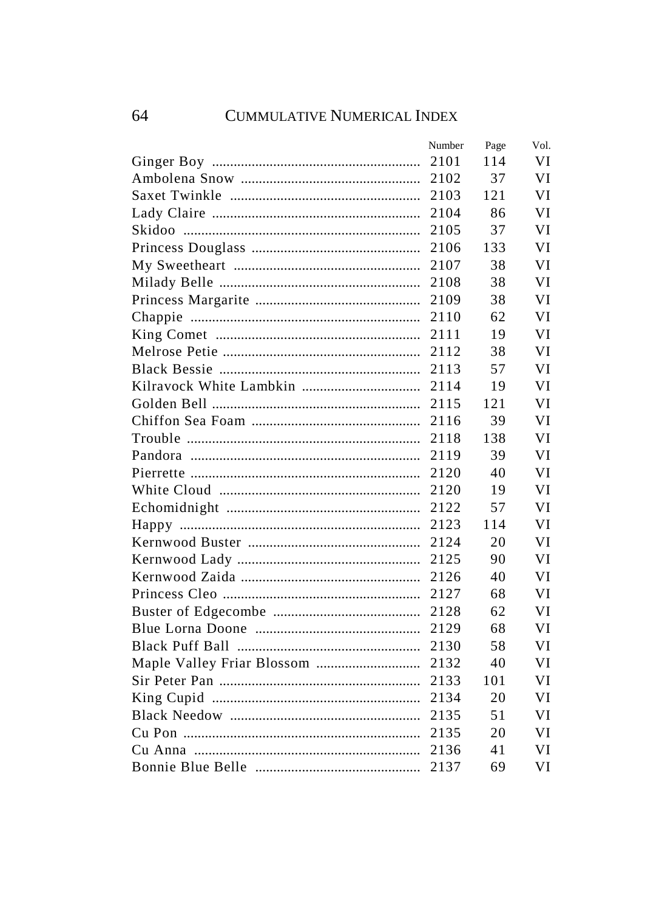| | Number | Page | Vol. |
|---|---|---|---|
| Ginger Boy | 2101 | 114 | VI |
| Ambolena Snow | 2102 | 37 | VI |
| Saxet Twinkle | 2103 | 121 | VI |
| Lady Claire | 2104 | 86 | VI |
| Skidoo | 2105 | 37 | VI |
| Princess Douglass | 2106 | 133 | VI |
| My Sweetheart | 2107 | 38 | VI |
| Milady Belle | 2108 | 38 | VI |
| Princess Margarite | 2109 | 38 | VI |
| Chappie | 2110 | 62 | VI |
| King Comet | 2111 | 19 | VI |
| Melrose Petie | 2112 | 38 | VI |
| Black Bessie | 2113 | 57 | VI |
| Kilravock White Lambkin | 2114 | 19 | VI |
| Golden Bell | 2115 | 121 | VI |
| Chiffon Sea Foam | 2116 | 39 | VI |
| Trouble | 2118 | 138 | VI |
| Pandora | 2119 | 39 | VI |
| Pierrette | 2120 | 40 | VI |
| White Cloud | 2120 | 19 | VI |
| Echomidnight | 2122 | 57 | VI |
| Happy | 2123 | 114 | VI |
| Kernwood Buster | 2124 | 20 | VI |
| Kernwood Lady | 2125 | 90 | VI |
| Kernwood Zaida | 2126 | 40 | VI |
| Princess Cleo | 2127 | 68 | VI |
| Buster of Edgecombe | 2128 | 62 | VI |
| Blue Lorna Doone | 2129 | 68 | VI |
| Black Puff Ball | 2130 | 58 | VI |
| Maple Valley Friar Blossom | 2132 | 40 | VI |
| Sir Peter Pan | 2133 | 101 | VI |
| King Cupid | 2134 | 20 | VI |
| Black Needow | 2135 | 51 | VI |
| Cu Pon | 2135 | 20 | VI |
| Cu Anna | 2136 | 41 | VI |
| Bonnie Blue Belle | 2137 | 69 | VI |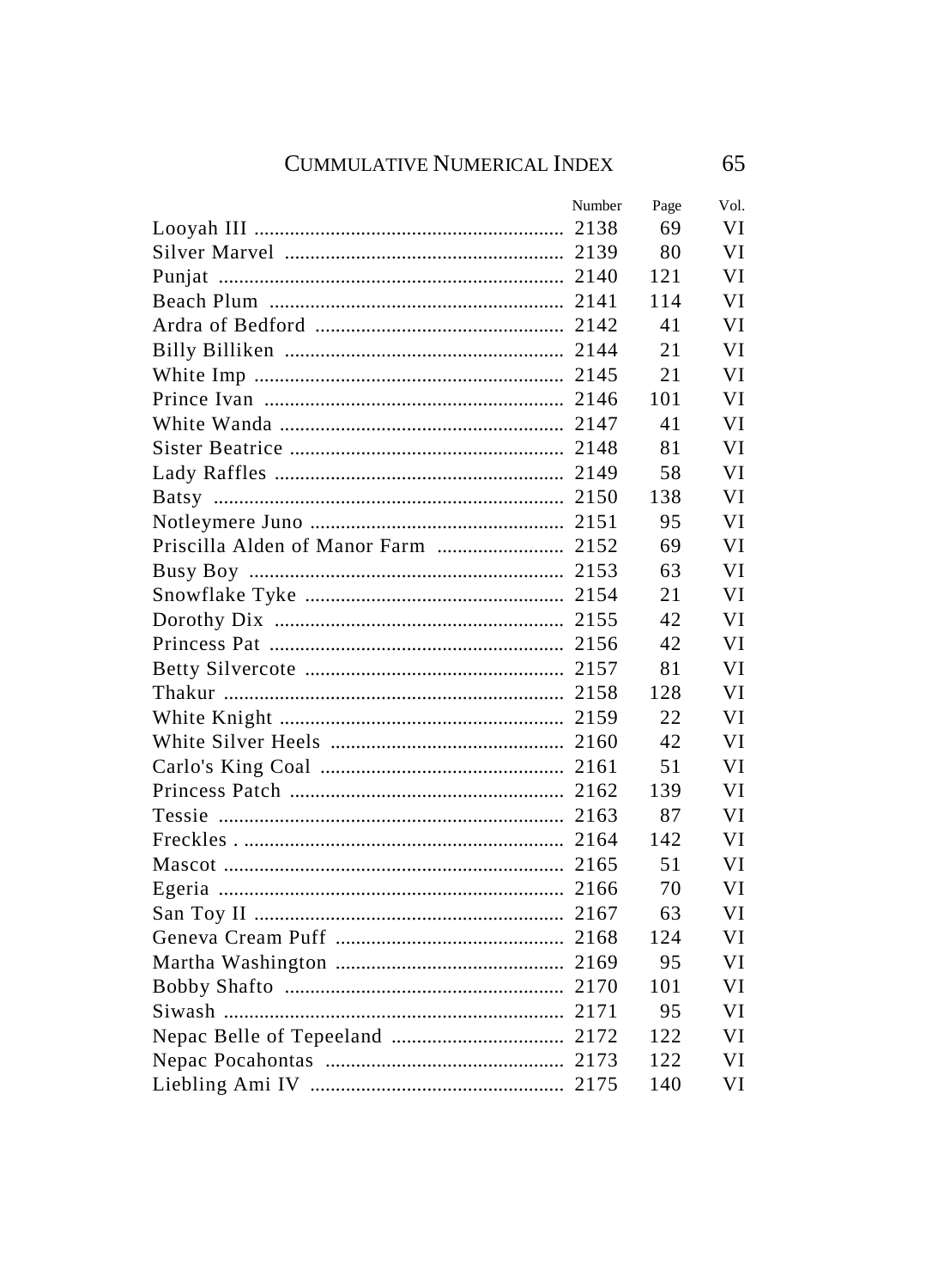| | Number | Page | Vol. |
|---|---|---|---|
| Looyah III | 2138 | 69 | VI |
| Silver Marvel | 2139 | 80 | VI |
| Punjat | 2140 | 121 | VI |
| Beach Plum | 2141 | 114 | VI |
| Ardra of Bedford | 2142 | 41 | VI |
| Billy Billiken | 2144 | 21 | VI |
| White Imp | 2145 | 21 | VI |
| Prince Ivan | 2146 | 101 | VI |
| White Wanda | 2147 | 41 | VI |
| Sister Beatrice | 2148 | 81 | VI |
| Lady Raffles | 2149 | 58 | VI |
| Batsy | 2150 | 138 | VI |
| Notleymere Juno | 2151 | 95 | VI |
| Priscilla Alden of Manor Farm | 2152 | 69 | VI |
| Busy Boy | 2153 | 63 | VI |
| Snowflake Tyke | 2154 | 21 | VI |
| Dorothy Dix | 2155 | 42 | VI |
| Princess Pat | 2156 | 42 | VI |
| Betty Silvercote | 2157 | 81 | VI |
| Thakur | 2158 | 128 | VI |
| White Knight | 2159 | 22 | VI |
| White Silver Heels | 2160 | 42 | VI |
| Carlo's King Coal | 2161 | 51 | VI |
| Princess Patch | 2162 | 139 | VI |
| Tessie | 2163 | 87 | VI |
| Freckles | 2164 | 142 | VI |
| Mascot | 2165 | 51 | VI |
| Egeria | 2166 | 70 | VI |
| San Toy II | 2167 | 63 | VI |
| Geneva Cream Puff | 2168 | 124 | VI |
| Martha Washington | 2169 | 95 | VI |
| Bobby Shafto | 2170 | 101 | VI |
| Siwash | 2171 | 95 | VI |
| Nepac Belle of Tepeeland | 2172 | 122 | VI |
| Nepac Pocahontas | 2173 | 122 | VI |
| Liebling Ami IV | 2175 | 140 | VI |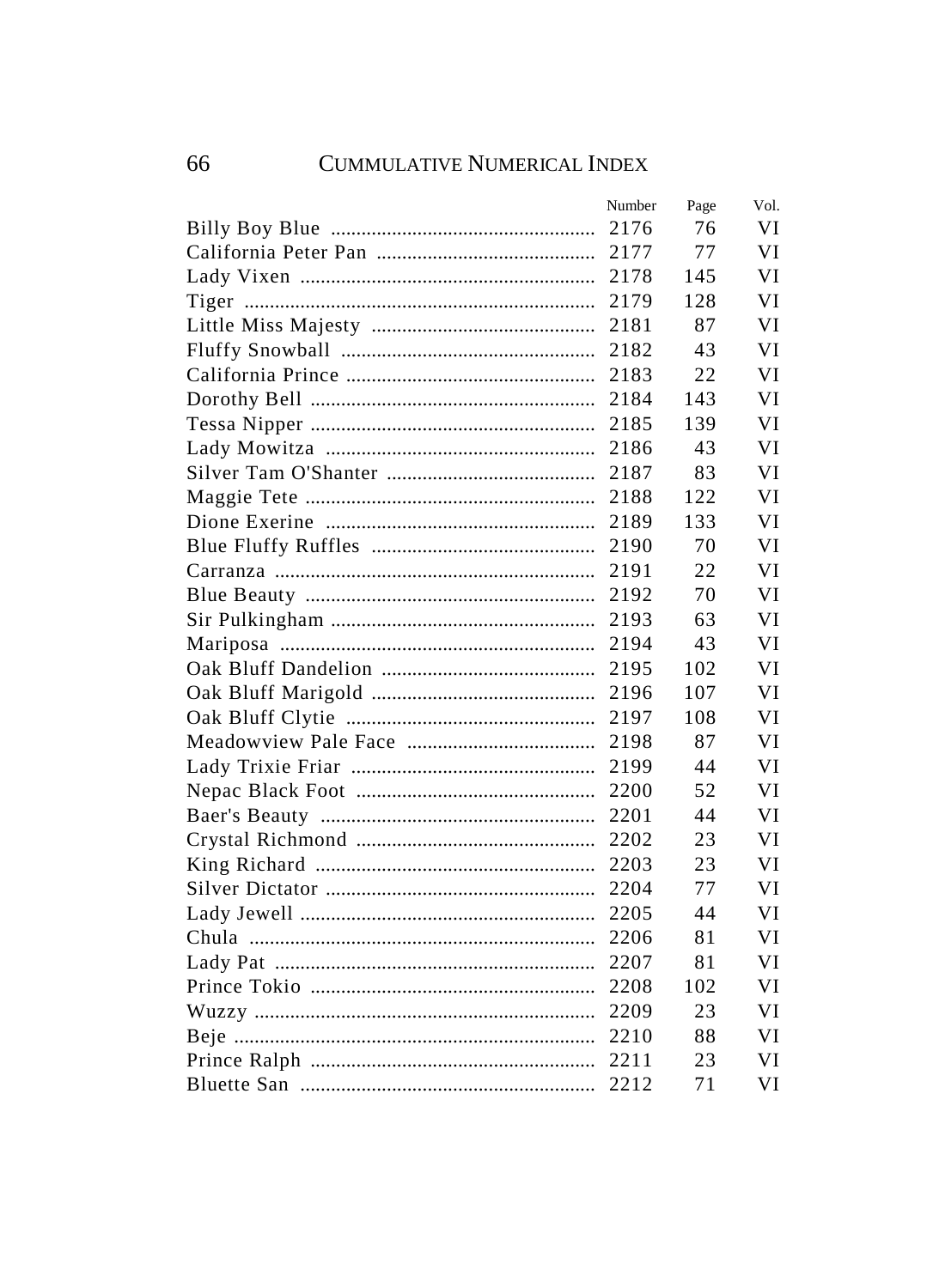| | Number | Page | Vol. |
|---|---|---|---|
| Billy Boy Blue | 2176 | 76 | VI |
| California Peter Pan | 2177 | 77 | VI |
| Lady Vixen | 2178 | 145 | VI |
| Tiger | 2179 | 128 | VI |
| Little Miss Majesty | 2181 | 87 | VI |
| Fluffy Snowball | 2182 | 43 | VI |
| California Prince | 2183 | 22 | VI |
| Dorothy Bell | 2184 | 143 | VI |
| Tessa Nipper | 2185 | 139 | VI |
| Lady Mowitza | 2186 | 43 | VI |
| Silver Tam O'Shanter | 2187 | 83 | VI |
| Maggie Tete | 2188 | 122 | VI |
| Dione Exerine | 2189 | 133 | VI |
| Blue Fluffy Ruffles | 2190 | 70 | VI |
| Carranza | 2191 | 22 | VI |
| Blue Beauty | 2192 | 70 | VI |
| Sir Pulkingham | 2193 | 63 | VI |
| Mariposa | 2194 | 43 | VI |
| Oak Bluff Dandelion | 2195 | 102 | VI |
| Oak Bluff Marigold | 2196 | 107 | VI |
| Oak Bluff Clytie | 2197 | 108 | VI |
| Meadowview Pale Face | 2198 | 87 | VI |
| Lady Trixie Friar | 2199 | 44 | VI |
| Nepac Black Foot | 2200 | 52 | VI |
| Baer's Beauty | 2201 | 44 | VI |
| Crystal Richmond | 2202 | 23 | VI |
| King Richard | 2203 | 23 | VI |
| Silver Dictator | 2204 | 77 | VI |
| Lady Jewell | 2205 | 44 | VI |
| Chula | 2206 | 81 | VI |
| Lady Pat | 2207 | 81 | VI |
| Prince Tokio | 2208 | 102 | VI |
| Wuzzy | 2209 | 23 | VI |
| Beje | 2210 | 88 | VI |
| Prince Ralph | 2211 | 23 | VI |
| Bluette San | 2212 | 71 | VI |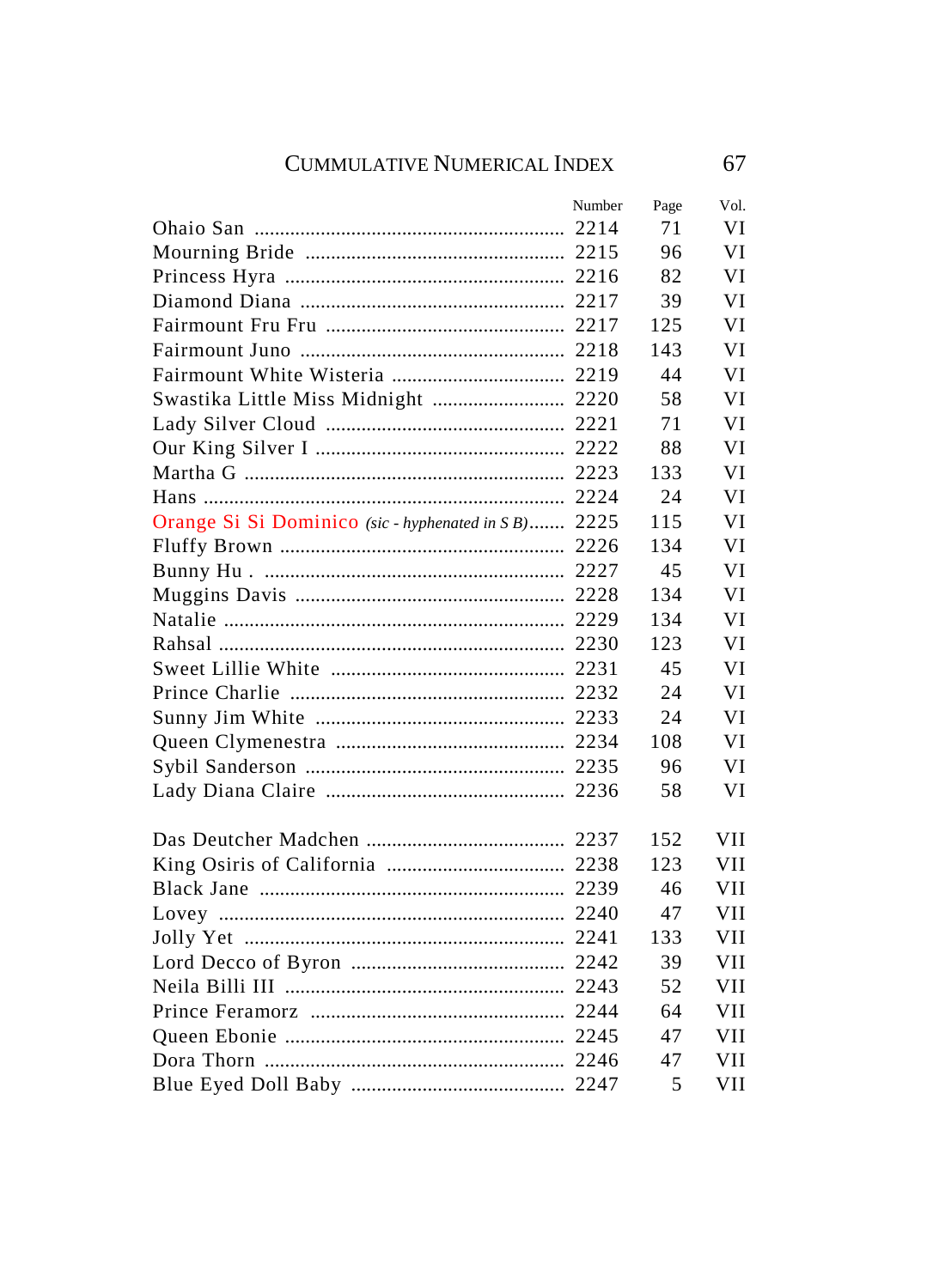| | Number | Page | Vol. |
|---|---|---|---|
| Ohaio San | 2214 | 71 | VI |
| Mourning Bride | 2215 | 96 | VI |
| Princess Hyra | 2216 | 82 | VI |
| Diamond Diana | 2217 | 39 | VI |
| Fairmount Fru Fru | 2217 | 125 | VI |
| Fairmount Juno | 2218 | 143 | VI |
| Fairmount White Wisteria | 2219 | 44 | VI |
| Swastika Little Miss Midnight | 2220 | 58 | VI |
| Lady Silver Cloud | 2221 | 71 | VI |
| Our King Silver I | 2222 | 88 | VI |
| Martha G | 2223 | 133 | VI |
| Hans | 2224 | 24 | VI |
| Orange Si Si Dominico *(sic - hyphenated in S B)* | 2225 | 115 | VI |
| Fluffy Brown | 2226 | 134 | VI |
| Bunny Hu . | 2227 | 45 | VI |
| Muggins Davis | 2228 | 134 | VI |
| Natalie | 2229 | 134 | VI |
| Rahsal | 2230 | 123 | VI |
| Sweet Lillie White | 2231 | 45 | VI |
| Prince Charlie | 2232 | 24 | VI |
| Sunny Jim White | 2233 | 24 | VI |
| Queen Clymenestra | 2234 | 108 | VI |
| Sybil Sanderson | 2235 | 96 | VI |
| Lady Diana Claire | 2236 | 58 | VI |
| | | | |
| Das Deutcher Madchen | 2237 | 152 | VII |
| King Osiris of California | 2238 | 123 | VII |
| Black Jane | 2239 | 46 | VII |
| Lovey | 2240 | 47 | VII |
| Jolly Yet | 2241 | 133 | VII |
| Lord Decco of Byron | 2242 | 39 | VII |
| Neila Billi III | 2243 | 52 | VII |
| Prince Feramorz | 2244 | 64 | VII |
| Queen Ebonie | 2245 | 47 | VII |
| Dora Thorn | 2246 | 47 | VII |
| Blue Eyed Doll Baby | 2247 | 5 | VII |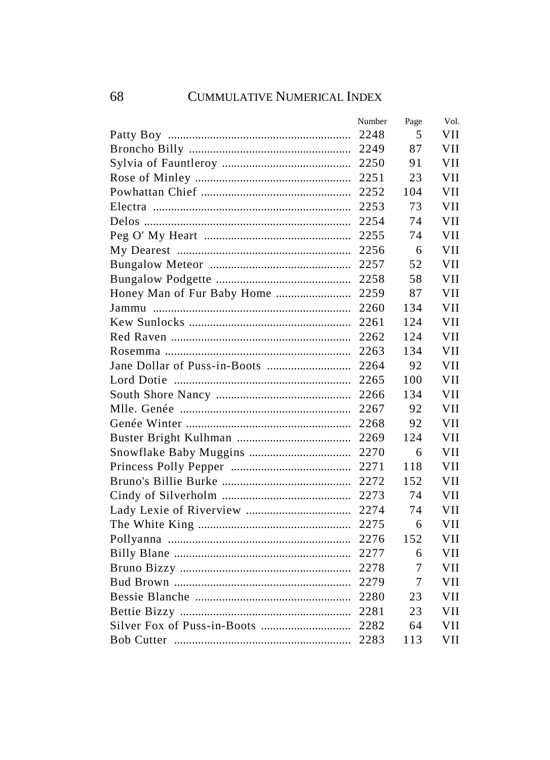| | Number | Page | Vol. |
|---|---|---|---|
| Patty Boy | 2248 | 5 | VII |
| Broncho Billy | 2249 | 87 | VII |
| Sylvia of Fauntleroy | 2250 | 91 | VII |
| Rose of Minley | 2251 | 23 | VII |
| Powhattan Chief | 2252 | 104 | VII |
| Electra | 2253 | 73 | VII |
| Delos | 2254 | 74 | VII |
| Peg O' My Heart | 2255 | 74 | VII |
| My Dearest | 2256 | 6 | VII |
| Bungalow Meteor | 2257 | 52 | VII |
| Bungalow Podgette | 2258 | 58 | VII |
| Honey Man of Fur Baby Home | 2259 | 87 | VII |
| Jammu | 2260 | 134 | VII |
| Kew Sunlocks | 2261 | 124 | VII |
| Red Raven | 2262 | 124 | VII |
| Rosemma | 2263 | 134 | VII |
| Jane Dollar of Puss-in-Boots | 2264 | 92 | VII |
| Lord Dotie | 2265 | 100 | VII |
| South Shore Nancy | 2266 | 134 | VII |
| Mlle. Genée | 2267 | 92 | VII |
| Genée Winter | 2268 | 92 | VII |
| Buster Bright Kulhman | 2269 | 124 | VII |
| Snowflake Baby Muggins | 2270 | 6 | VII |
| Princess Polly Pepper | 2271 | 118 | VII |
| Bruno's Billie Burke | 2272 | 152 | VII |
| Cindy of Silverholm | 2273 | 74 | VII |
| Lady Lexie of Riverview | 2274 | 74 | VII |
| The White King | 2275 | 6 | VII |
| Pollyanna | 2276 | 152 | VII |
| Billy Blane | 2277 | 6 | VII |
| Bruno Bizzy | 2278 | 7 | VII |
| Bud Brown | 2279 | 7 | VII |
| Bessie Blanche | 2280 | 23 | VII |
| Bettie Bizzy | 2281 | 23 | VII |
| Silver Fox of Puss-in-Boots | 2282 | 64 | VII |
| Bob Cutter | 2283 | 113 | VII |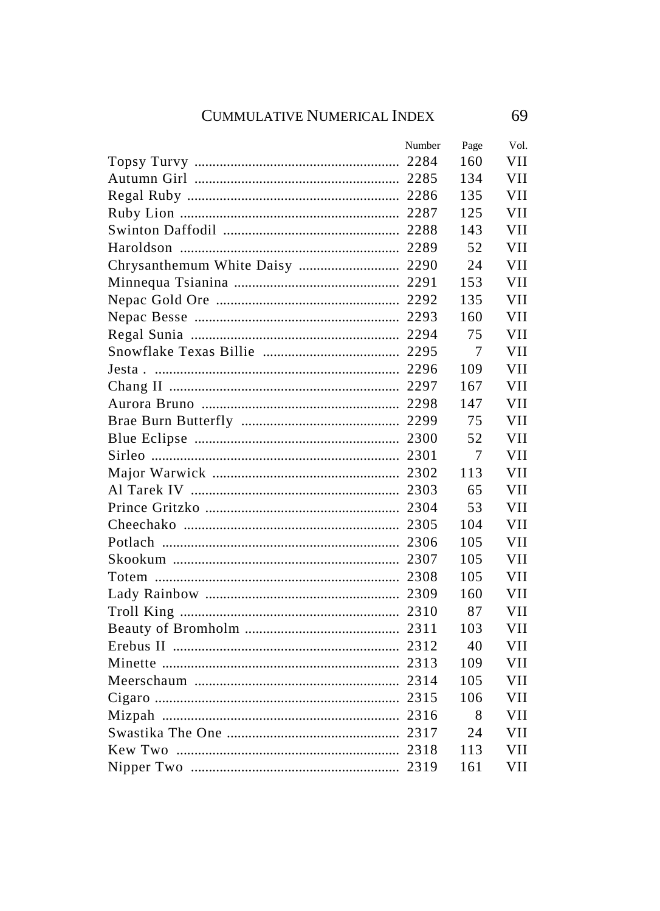| | Number | Page | Vol. |
|---|---|---|---|
| Topsy Turvy | 2284 | 160 | VII |
| Autumn Girl | 2285 | 134 | VII |
| Regal Ruby | 2286 | 135 | VII |
| Ruby Lion | 2287 | 125 | VII |
| Swinton Daffodil | 2288 | 143 | VII |
| Haroldson | 2289 | 52 | VII |
| Chrysanthemum White Daisy | 2290 | 24 | VII |
| Minnequa Tsianina | 2291 | 153 | VII |
| Nepac Gold Ore | 2292 | 135 | VII |
| Nepac Besse | 2293 | 160 | VII |
| Regal Sunia | 2294 | 75 | VII |
| Snowflake Texas Billie | 2295 | 7 | VII |
| Jesta . | 2296 | 109 | VII |
| Chang II | 2297 | 167 | VII |
| Aurora Bruno | 2298 | 147 | VII |
| Brae Burn Butterfly | 2299 | 75 | VII |
| Blue Eclipse | 2300 | 52 | VII |
| Sirleo | 2301 | 7 | VII |
| Major Warwick | 2302 | 113 | VII |
| Al Tarek IV | 2303 | 65 | VII |
| Prince Gritzko | 2304 | 53 | VII |
| Cheechako | 2305 | 104 | VII |
| Potlach | 2306 | 105 | VII |
| Skookum | 2307 | 105 | VII |
| Totem | 2308 | 105 | VII |
| Lady Rainbow | 2309 | 160 | VII |
| Troll King | 2310 | 87 | VII |
| Beauty of Bromholm | 2311 | 103 | VII |
| Erebus II | 2312 | 40 | VII |
| Minette | 2313 | 109 | VII |
| Meerschaum | 2314 | 105 | VII |
| Cigaro | 2315 | 106 | VII |
| Mizpah | 2316 | 8 | VII |
| Swastika The One | 2317 | 24 | VII |
| Kew Two | 2318 | 113 | VII |
| Nipper Two | 2319 | 161 | VII |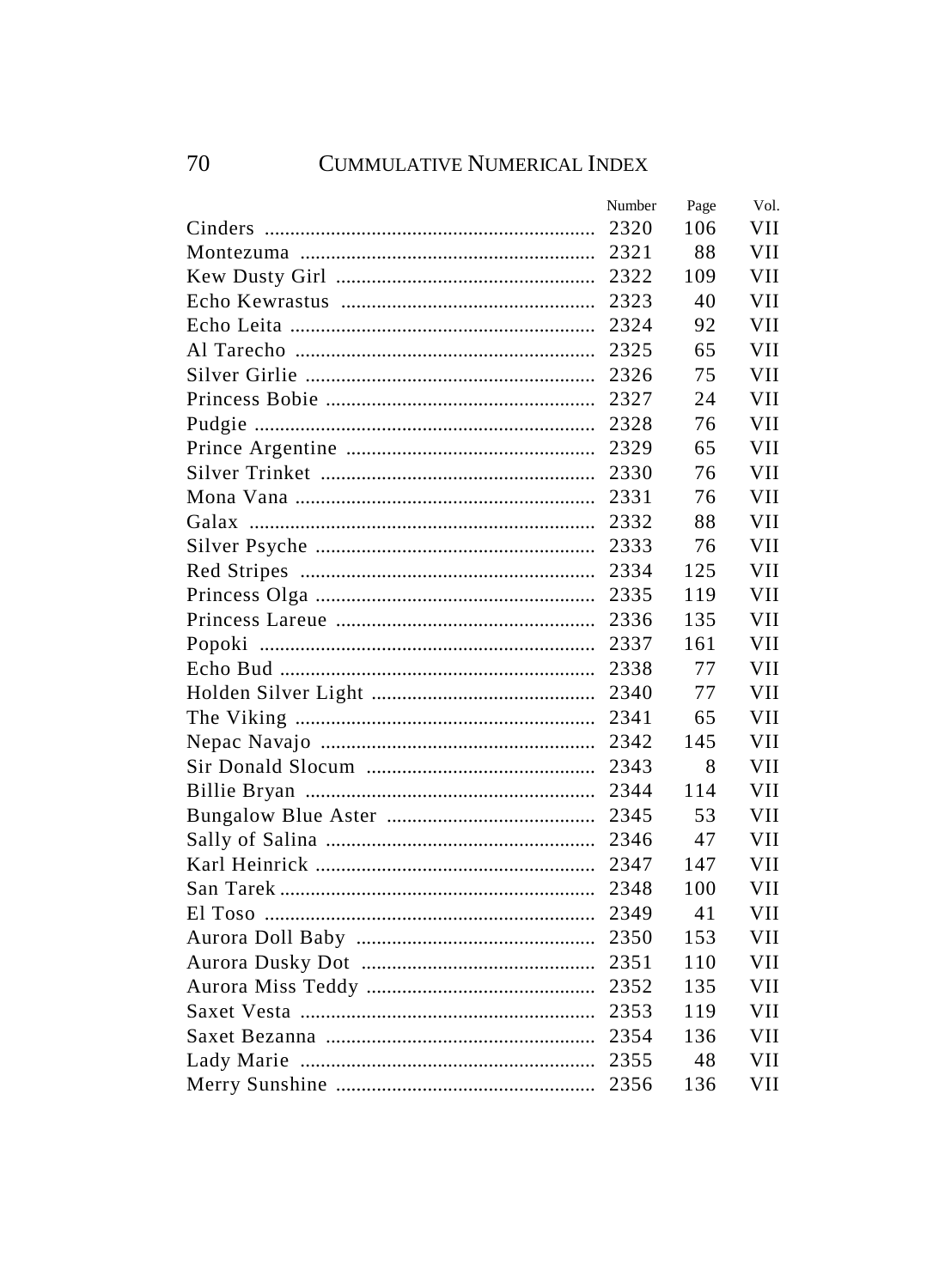| | Number | Page | Vol. |
|---|---|---|---|
| Cinders | 2320 | 106 | VII |
| Montezuma | 2321 | 88 | VII |
| Kew Dusty Girl | 2322 | 109 | VII |
| Echo Kewrastus | 2323 | 40 | VII |
| Echo Leita | 2324 | 92 | VII |
| Al Tarecho | 2325 | 65 | VII |
| Silver Girlie | 2326 | 75 | VII |
| Princess Bobie | 2327 | 24 | VII |
| Pudgie | 2328 | 76 | VII |
| Prince Argentine | 2329 | 65 | VII |
| Silver Trinket | 2330 | 76 | VII |
| Mona Vana | 2331 | 76 | VII |
| Galax | 2332 | 88 | VII |
| Silver Psyche | 2333 | 76 | VII |
| Red Stripes | 2334 | 125 | VII |
| Princess Olga | 2335 | 119 | VII |
| Princess Lareue | 2336 | 135 | VII |
| Popoki | 2337 | 161 | VII |
| Echo Bud | 2338 | 77 | VII |
| Holden Silver Light | 2340 | 77 | VII |
| The Viking | 2341 | 65 | VII |
| Nepac Navajo | 2342 | 145 | VII |
| Sir Donald Slocum | 2343 | 8 | VII |
| Billie Bryan | 2344 | 114 | VII |
| Bungalow Blue Aster | 2345 | 53 | VII |
| Sally of Salina | 2346 | 47 | VII |
| Karl Heinrick | 2347 | 147 | VII |
| San Tarek | 2348 | 100 | VII |
| El Toso | 2349 | 41 | VII |
| Aurora Doll Baby | 2350 | 153 | VII |
| Aurora Dusky Dot | 2351 | 110 | VII |
| Aurora Miss Teddy | 2352 | 135 | VII |
| Saxet Vesta | 2353 | 119 | VII |
| Saxet Bezanna | 2354 | 136 | VII |
| Lady Marie | 2355 | 48 | VII |
| Merry Sunshine | 2356 | 136 | VII |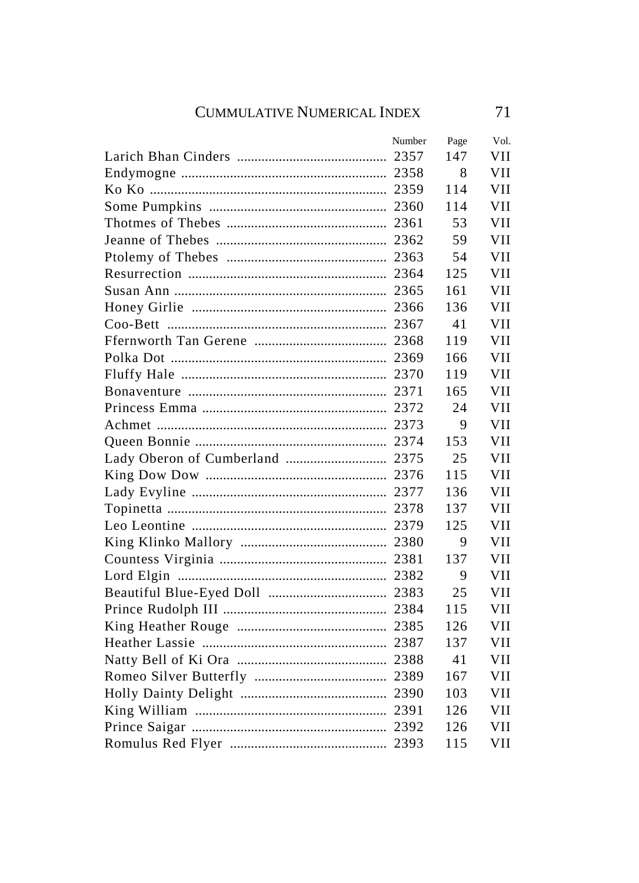| | Number | Page | Vol. |
|---|---|---|---|
| Larich Bhan Cinders | 2357 | 147 | VII |
| Endymogne | 2358 | 8 | VII |
| Ko Ko | 2359 | 114 | VII |
| Some Pumpkins | 2360 | 114 | VII |
| Thotmes of Thebes | 2361 | 53 | VII |
| Jeanne of Thebes | 2362 | 59 | VII |
| Ptolemy of Thebes | 2363 | 54 | VII |
| Resurrection | 2364 | 125 | VII |
| Susan Ann | 2365 | 161 | VII |
| Honey Girlie | 2366 | 136 | VII |
| Coo-Bett | 2367 | 41 | VII |
| Ffernworth Tan Gerene | 2368 | 119 | VII |
| Polka Dot | 2369 | 166 | VII |
| Fluffy Hale | 2370 | 119 | VII |
| Bonaventure | 2371 | 165 | VII |
| Princess Emma | 2372 | 24 | VII |
| Achmet | 2373 | 9 | VII |
| Queen Bonnie | 2374 | 153 | VII |
| Lady Oberon of Cumberland | 2375 | 25 | VII |
| King Dow Dow | 2376 | 115 | VII |
| Lady Evyline | 2377 | 136 | VII |
| Topinetta | 2378 | 137 | VII |
| Leo Leontine | 2379 | 125 | VII |
| King Klinko Mallory | 2380 | 9 | VII |
| Countess Virginia | 2381 | 137 | VII |
| Lord Elgin | 2382 | 9 | VII |
| Beautiful Blue-Eyed Doll | 2383 | 25 | VII |
| Prince Rudolph III | 2384 | 115 | VII |
| King Heather Rouge | 2385 | 126 | VII |
| Heather Lassie | 2387 | 137 | VII |
| Natty Bell of Ki Ora | 2388 | 41 | VII |
| Romeo Silver Butterfly | 2389 | 167 | VII |
| Holly Dainty Delight | 2390 | 103 | VII |
| King William | 2391 | 126 | VII |
| Prince Saigar | 2392 | 126 | VII |
| Romulus Red Flyer | 2393 | 115 | VII |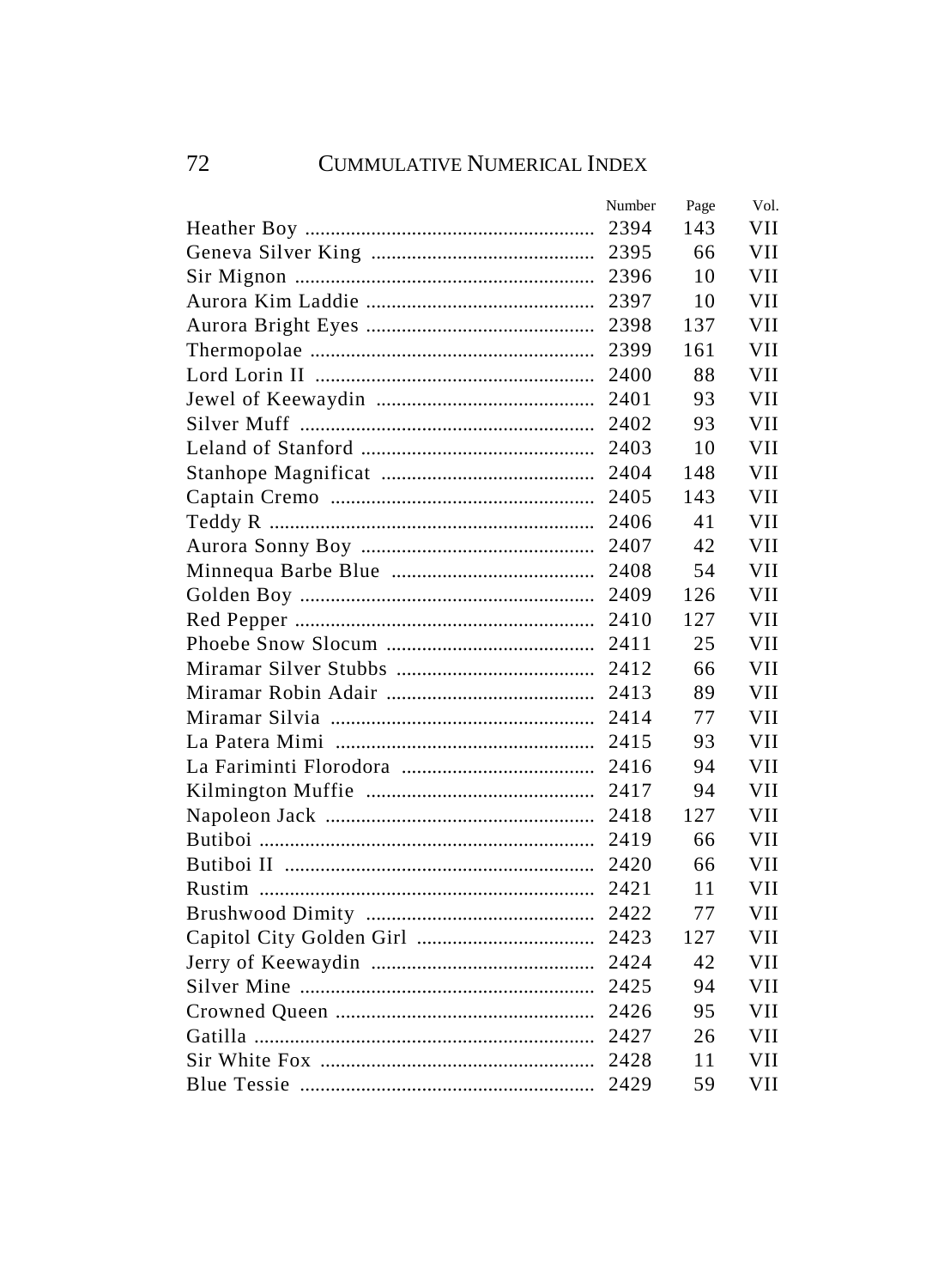| | Number | Page | Vol. |
|---|---|---|---|
| Heather Boy | 2394 | 143 | VII |
| Geneva Silver King | 2395 | 66 | VII |
| Sir Mignon | 2396 | 10 | VII |
| Aurora Kim Laddie | 2397 | 10 | VII |
| Aurora Bright Eyes | 2398 | 137 | VII |
| Thermopolae | 2399 | 161 | VII |
| Lord Lorin II | 2400 | 88 | VII |
| Jewel of Keewaydin | 2401 | 93 | VII |
| Silver Muff | 2402 | 93 | VII |
| Leland of Stanford | 2403 | 10 | VII |
| Stanhope Magnificat | 2404 | 148 | VII |
| Captain Cremo | 2405 | 143 | VII |
| Teddy R | 2406 | 41 | VII |
| Aurora Sonny Boy | 2407 | 42 | VII |
| Minnequa Barbe Blue | 2408 | 54 | VII |
| Golden Boy | 2409 | 126 | VII |
| Red Pepper | 2410 | 127 | VII |
| Phoebe Snow Slocum | 2411 | 25 | VII |
| Miramar Silver Stubbs | 2412 | 66 | VII |
| Miramar Robin Adair | 2413 | 89 | VII |
| Miramar Silvia | 2414 | 77 | VII |
| La Patera Mimi | 2415 | 93 | VII |
| La Fariminti Florodora | 2416 | 94 | VII |
| Kilmington Muffie | 2417 | 94 | VII |
| Napoleon Jack | 2418 | 127 | VII |
| Butiboi | 2419 | 66 | VII |
| Butiboi II | 2420 | 66 | VII |
| Rustim | 2421 | 11 | VII |
| Brushwood Dimity | 2422 | 77 | VII |
| Capitol City Golden Girl | 2423 | 127 | VII |
| Jerry of Keewaydin | 2424 | 42 | VII |
| Silver Mine | 2425 | 94 | VII |
| Crowned Queen | 2426 | 95 | VII |
| Gatilla | 2427 | 26 | VII |
| Sir White Fox | 2428 | 11 | VII |
| Blue Tessie | 2429 | 59 | VII |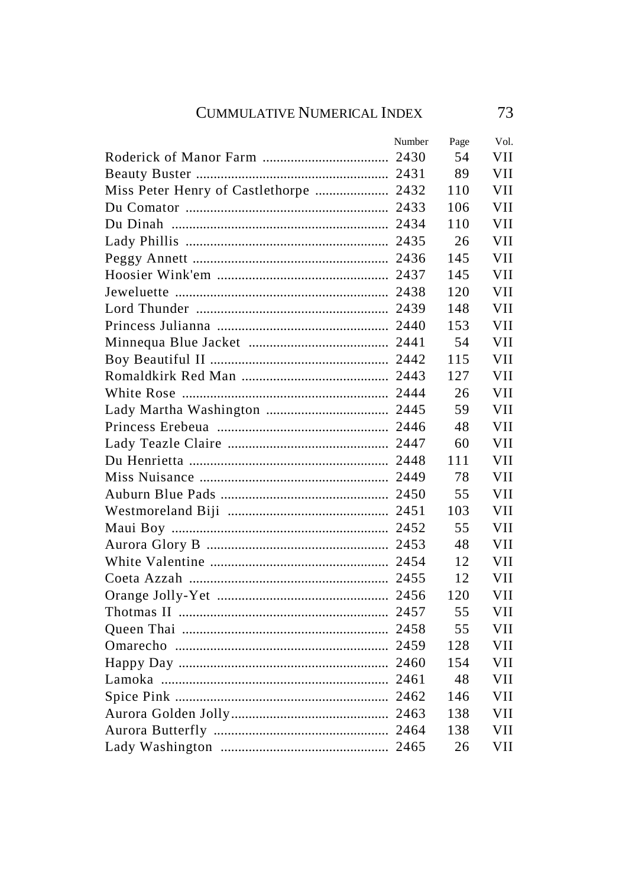| | Number | Page | Vol. |
|---|---|---|---|
| Roderick of Manor Farm | 2430 | 54 | VII |
| Beauty Buster | 2431 | 89 | VII |
| Miss Peter Henry of Castlethorpe | 2432 | 110 | VII |
| Du Comator | 2433 | 106 | VII |
| Du Dinah | 2434 | 110 | VII |
| Lady Phillis | 2435 | 26 | VII |
| Peggy Annett | 2436 | 145 | VII |
| Hoosier Wink'em | 2437 | 145 | VII |
| Jeweluette | 2438 | 120 | VII |
| Lord Thunder | 2439 | 148 | VII |
| Princess Julianna | 2440 | 153 | VII |
| Minnequa Blue Jacket | 2441 | 54 | VII |
| Boy Beautiful II | 2442 | 115 | VII |
| Romaldkirk Red Man | 2443 | 127 | VII |
| White Rose | 2444 | 26 | VII |
| Lady Martha Washington | 2445 | 59 | VII |
| Princess Erebeua | 2446 | 48 | VII |
| Lady Teazle Claire | 2447 | 60 | VII |
| Du Henrietta | 2448 | 111 | VII |
| Miss Nuisance | 2449 | 78 | VII |
| Auburn Blue Pads | 2450 | 55 | VII |
| Westmoreland Biji | 2451 | 103 | VII |
| Maui Boy | 2452 | 55 | VII |
| Aurora Glory B | 2453 | 48 | VII |
| White Valentine | 2454 | 12 | VII |
| Coeta Azzah | 2455 | 12 | VII |
| Orange Jolly-Yet | 2456 | 120 | VII |
| Thotmas II | 2457 | 55 | VII |
| Queen Thai | 2458 | 55 | VII |
| Omarecho | 2459 | 128 | VII |
| Happy Day | 2460 | 154 | VII |
| Lamoka | 2461 | 48 | VII |
| Spice Pink | 2462 | 146 | VII |
| Aurora Golden Jolly | 2463 | 138 | VII |
| Aurora Butterfly | 2464 | 138 | VII |
| Lady Washington | 2465 | 26 | VII |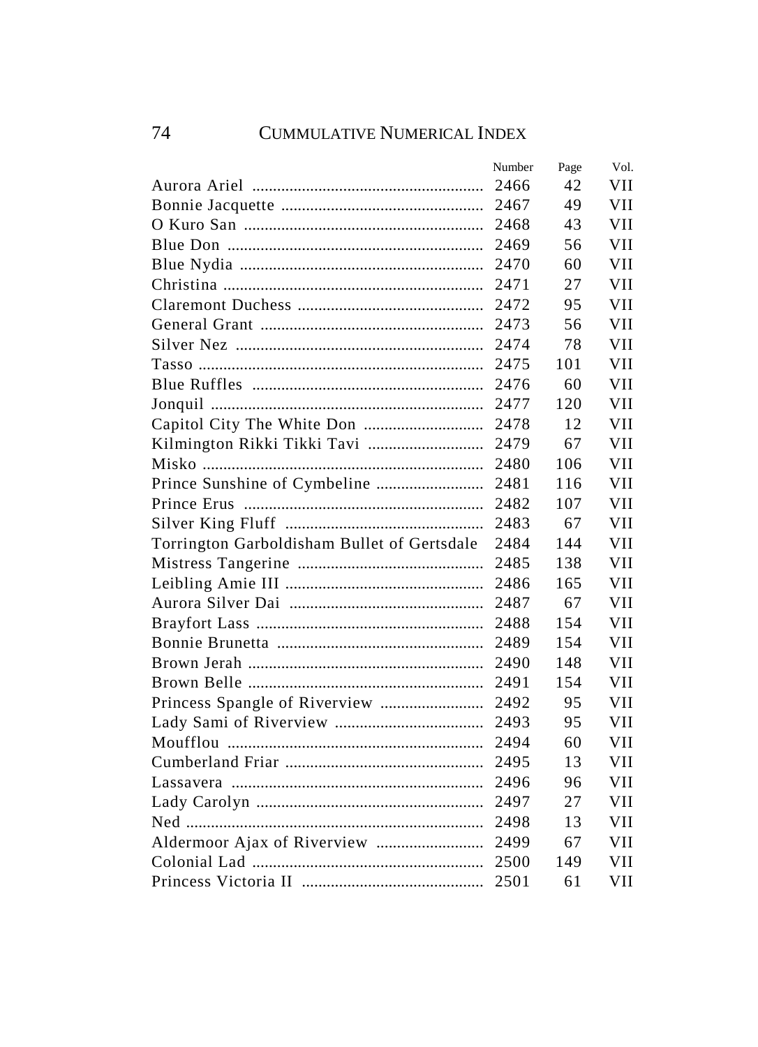| | Number | Page | Vol. |
|---|---|---|---|
| Aurora Ariel | 2466 | 42 | VII |
| Bonnie Jacquette | 2467 | 49 | VII |
| O Kuro San | 2468 | 43 | VII |
| Blue Don | 2469 | 56 | VII |
| Blue Nydia | 2470 | 60 | VII |
| Christina | 2471 | 27 | VII |
| Claremont Duchess | 2472 | 95 | VII |
| General Grant | 2473 | 56 | VII |
| Silver Nez | 2474 | 78 | VII |
| Tasso | 2475 | 101 | VII |
| Blue Ruffles | 2476 | 60 | VII |
| Jonquil | 2477 | 120 | VII |
| Capitol City The White Don | 2478 | 12 | VII |
| Kilmington Rikki Tikki Tavi | 2479 | 67 | VII |
| Misko | 2480 | 106 | VII |
| Prince Sunshine of Cymbeline | 2481 | 116 | VII |
| Prince Erus | 2482 | 107 | VII |
| Silver King Fluff | 2483 | 67 | VII |
| Torrington Garboldisham Bullet of Gertsdale | 2484 | 144 | VII |
| Mistress Tangerine | 2485 | 138 | VII |
| Leibling Amie III | 2486 | 165 | VII |
| Aurora Silver Dai | 2487 | 67 | VII |
| Brayfort Lass | 2488 | 154 | VII |
| Bonnie Brunetta | 2489 | 154 | VII |
| Brown Jerah | 2490 | 148 | VII |
| Brown Belle | 2491 | 154 | VII |
| Princess Spangle of Riverview | 2492 | 95 | VII |
| Lady Sami of Riverview | 2493 | 95 | VII |
| Moufflou | 2494 | 60 | VII |
| Cumberland Friar | 2495 | 13 | VII |
| Lassavera | 2496 | 96 | VII |
| Lady Carolyn | 2497 | 27 | VII |
| Ned | 2498 | 13 | VII |
| Aldermoor Ajax of Riverview | 2499 | 67 | VII |
| Colonial Lad | 2500 | 149 | VII |
| Princess Victoria II | 2501 | 61 | VII |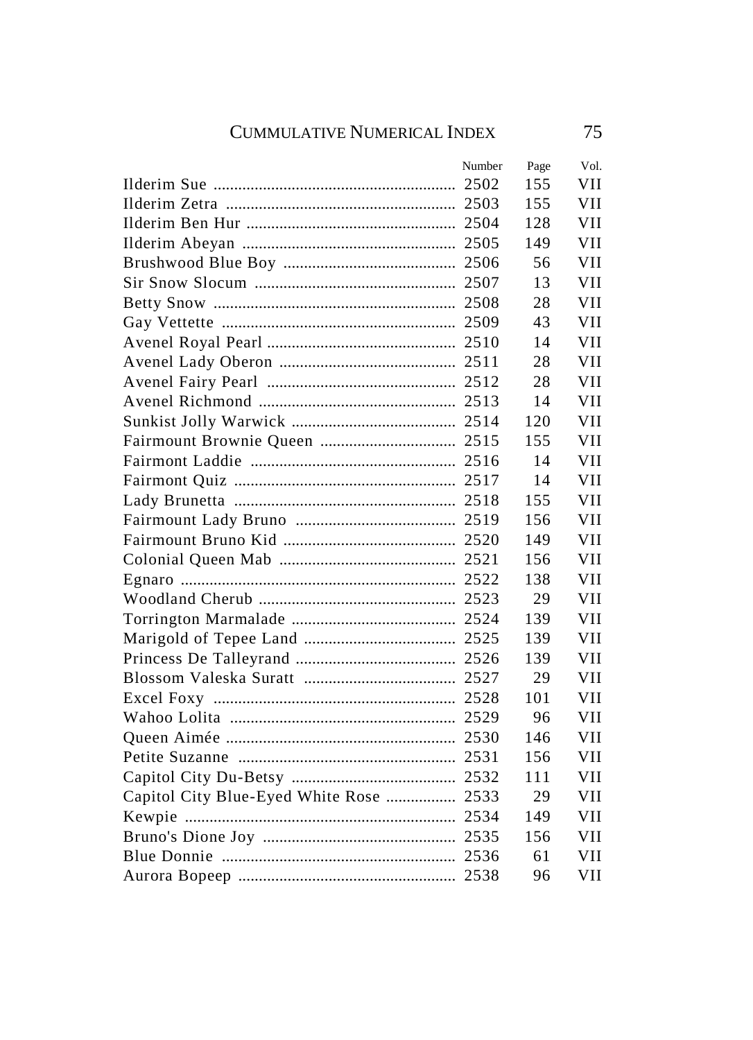| | Number | Page | Vol. |
|---|---|---|---|
| Ilderim Sue | 2502 | 155 | VII |
| Ilderim Zetra | 2503 | 155 | VII |
| Ilderim Ben Hur | 2504 | 128 | VII |
| Ilderim Abeyan | 2505 | 149 | VII |
| Brushwood Blue Boy | 2506 | 56 | VII |
| Sir Snow Slocum | 2507 | 13 | VII |
| Betty Snow | 2508 | 28 | VII |
| Gay Vettette | 2509 | 43 | VII |
| Avenel Royal Pearl | 2510 | 14 | VII |
| Avenel Lady Oberon | 2511 | 28 | VII |
| Avenel Fairy Pearl | 2512 | 28 | VII |
| Avenel Richmond | 2513 | 14 | VII |
| Sunkist Jolly Warwick | 2514 | 120 | VII |
| Fairmount Brownie Queen | 2515 | 155 | VII |
| Fairmont Laddie | 2516 | 14 | VII |
| Fairmont Quiz | 2517 | 14 | VII |
| Lady Brunetta | 2518 | 155 | VII |
| Fairmount Lady Bruno | 2519 | 156 | VII |
| Fairmount Bruno Kid | 2520 | 149 | VII |
| Colonial Queen Mab | 2521 | 156 | VII |
| Egnaro | 2522 | 138 | VII |
| Woodland Cherub | 2523 | 29 | VII |
| Torrington Marmalade | 2524 | 139 | VII |
| Marigold of Tepee Land | 2525 | 139 | VII |
| Princess De Talleyrand | 2526 | 139 | VII |
| Blossom Valeska Suratt | 2527 | 29 | VII |
| Excel Foxy | 2528 | 101 | VII |
| Wahoo Lolita | 2529 | 96 | VII |
| Queen Aimée | 2530 | 146 | VII |
| Petite Suzanne | 2531 | 156 | VII |
| Capitol City Du-Betsy | 2532 | 111 | VII |
| Capitol City Blue-Eyed White Rose | 2533 | 29 | VII |
| Kewpie | 2534 | 149 | VII |
| Bruno's Dione Joy | 2535 | 156 | VII |
| Blue Donnie | 2536 | 61 | VII |
| Aurora Bopeep | 2538 | 96 | VII |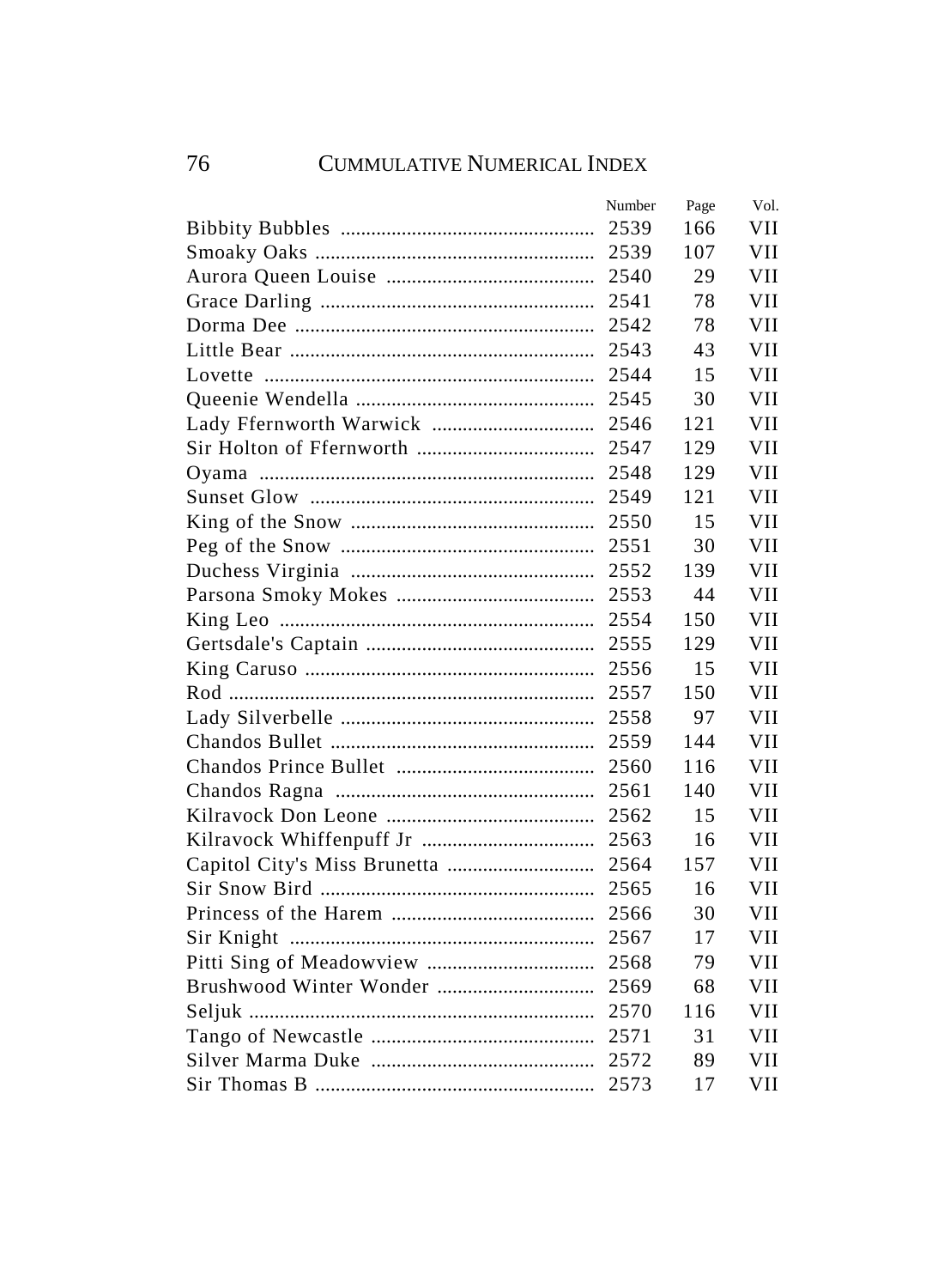| | Number | Page | Vol. |
|---|---|---|---|
| Bibbity Bubbles | 2539 | 166 | VII |
| Smoaky Oaks | 2539 | 107 | VII |
| Aurora Queen Louise | 2540 | 29 | VII |
| Grace Darling | 2541 | 78 | VII |
| Dorma Dee | 2542 | 78 | VII |
| Little Bear | 2543 | 43 | VII |
| Lovette | 2544 | 15 | VII |
| Queenie Wendella | 2545 | 30 | VII |
| Lady Ffernworth Warwick | 2546 | 121 | VII |
| Sir Holton of Ffernworth | 2547 | 129 | VII |
| Oyama | 2548 | 129 | VII |
| Sunset Glow | 2549 | 121 | VII |
| King of the Snow | 2550 | 15 | VII |
| Peg of the Snow | 2551 | 30 | VII |
| Duchess Virginia | 2552 | 139 | VII |
| Parsona Smoky Mokes | 2553 | 44 | VII |
| King Leo | 2554 | 150 | VII |
| Gertsdale's Captain | 2555 | 129 | VII |
| King Caruso | 2556 | 15 | VII |
| Rod | 2557 | 150 | VII |
| Lady Silverbelle | 2558 | 97 | VII |
| Chandos Bullet | 2559 | 144 | VII |
| Chandos Prince Bullet | 2560 | 116 | VII |
| Chandos Ragna | 2561 | 140 | VII |
| Kilravock Don Leone | 2562 | 15 | VII |
| Kilravock Whiffenpuff Jr | 2563 | 16 | VII |
| Capitol City's Miss Brunetta | 2564 | 157 | VII |
| Sir Snow Bird | 2565 | 16 | VII |
| Princess of the Harem | 2566 | 30 | VII |
| Sir Knight | 2567 | 17 | VII |
| Pitti Sing of Meadowview | 2568 | 79 | VII |
| Brushwood Winter Wonder | 2569 | 68 | VII |
| Seljuk | 2570 | 116 | VII |
| Tango of Newcastle | 2571 | 31 | VII |
| Silver Marma Duke | 2572 | 89 | VII |
| Sir Thomas B | 2573 | 17 | VII |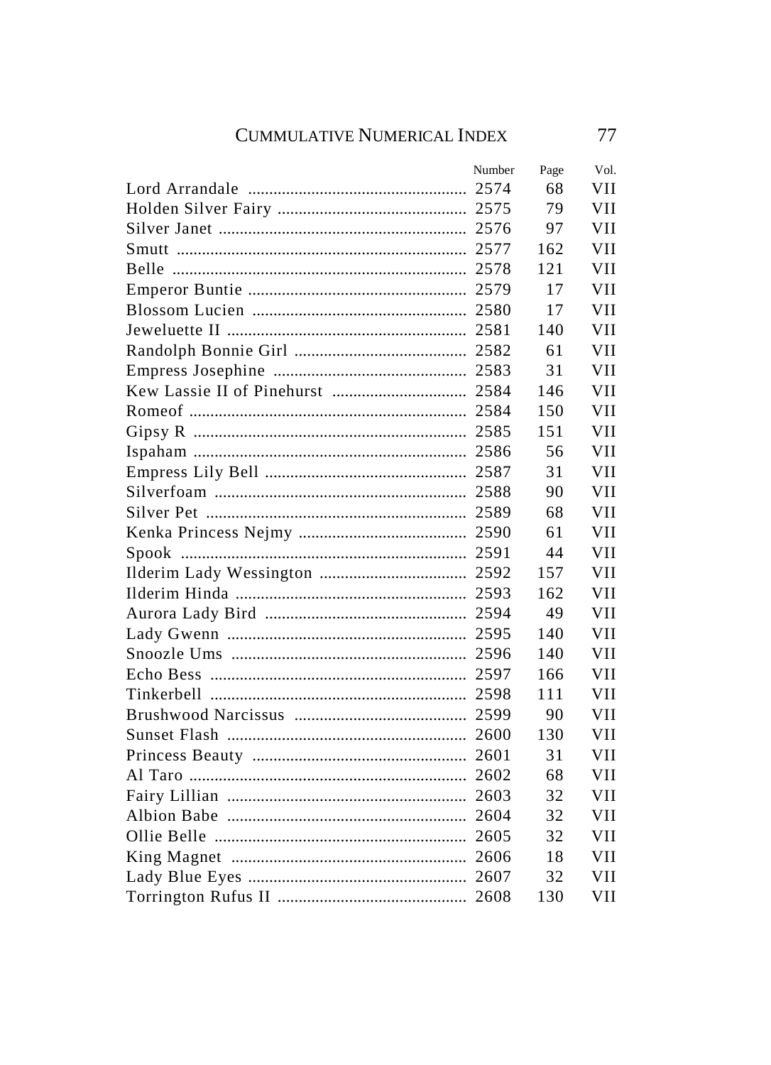| | Number | Page | Vol. |
|---|---|---|---|
| Lord Arrandale | 2574 | 68 | VII |
| Holden Silver Fairy | 2575 | 79 | VII |
| Silver Janet | 2576 | 97 | VII |
| Smutt | 2577 | 162 | VII |
| Belle | 2578 | 121 | VII |
| Emperor Buntie | 2579 | 17 | VII |
| Blossom Lucien | 2580 | 17 | VII |
| Jeweluette II | 2581 | 140 | VII |
| Randolph Bonnie Girl | 2582 | 61 | VII |
| Empress Josephine | 2583 | 31 | VII |
| Kew Lassie II of Pinehurst | 2584 | 146 | VII |
| Romeof | 2584 | 150 | VII |
| Gipsy R | 2585 | 151 | VII |
| Ispaham | 2586 | 56 | VII |
| Empress Lily Bell | 2587 | 31 | VII |
| Silverfoam | 2588 | 90 | VII |
| Silver Pet | 2589 | 68 | VII |
| Kenka Princess Nejmy | 2590 | 61 | VII |
| Spook | 2591 | 44 | VII |
| Ilderim Lady Wessington | 2592 | 157 | VII |
| Ilderim Hinda | 2593 | 162 | VII |
| Aurora Lady Bird | 2594 | 49 | VII |
| Lady Gwenn | 2595 | 140 | VII |
| Snoozle Ums | 2596 | 140 | VII |
| Echo Bess | 2597 | 166 | VII |
| Tinkerbell | 2598 | 111 | VII |
| Brushwood Narcissus | 2599 | 90 | VII |
| Sunset Flash | 2600 | 130 | VII |
| Princess Beauty | 2601 | 31 | VII |
| Al Taro | 2602 | 68 | VII |
| Fairy Lillian | 2603 | 32 | VII |
| Albion Babe | 2604 | 32 | VII |
| Ollie Belle | 2605 | 32 | VII |
| King Magnet | 2606 | 18 | VII |
| Lady Blue Eyes | 2607 | 32 | VII |
| Torrington Rufus II | 2608 | 130 | VII |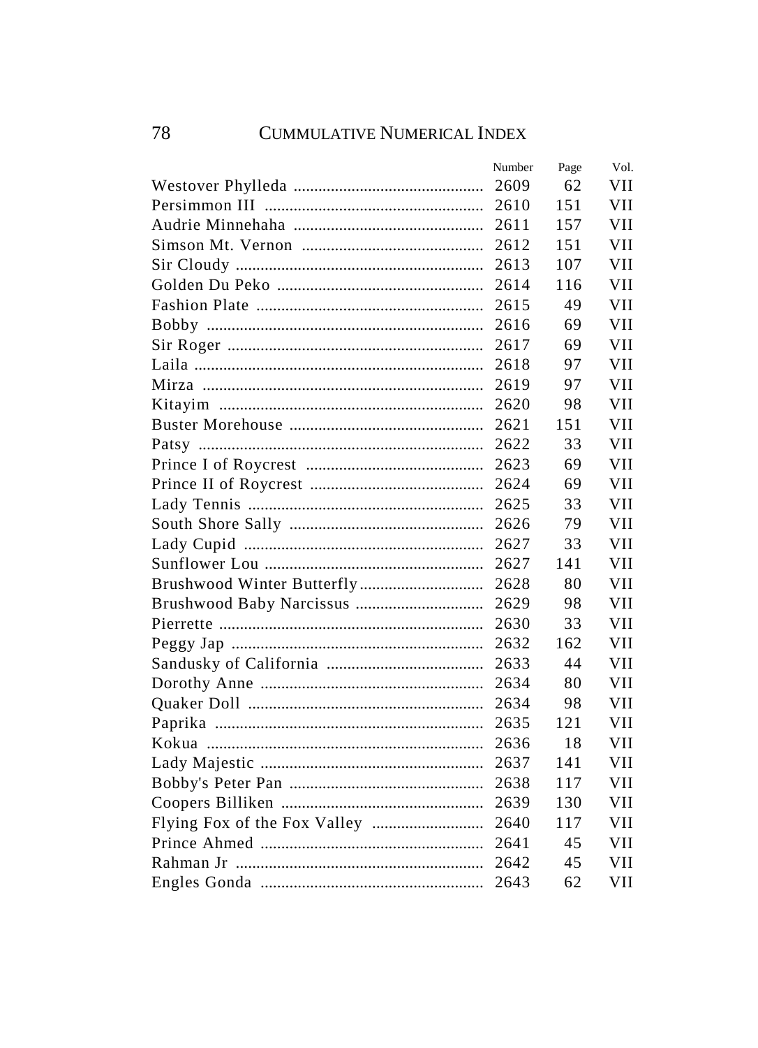| | Number | Page | Vol. |
|---|---|---|---|
| Westover Phylleda | 2609 | 62 | VII |
| Persimmon III | 2610 | 151 | VII |
| Audrie Minnehaha | 2611 | 157 | VII |
| Simson Mt. Vernon | 2612 | 151 | VII |
| Sir Cloudy | 2613 | 107 | VII |
| Golden Du Peko | 2614 | 116 | VII |
| Fashion Plate | 2615 | 49 | VII |
| Bobby | 2616 | 69 | VII |
| Sir Roger | 2617 | 69 | VII |
| Laila | 2618 | 97 | VII |
| Mirza | 2619 | 97 | VII |
| Kitayim | 2620 | 98 | VII |
| Buster Morehouse | 2621 | 151 | VII |
| Patsy | 2622 | 33 | VII |
| Prince I of Roycrest | 2623 | 69 | VII |
| Prince II of Roycrest | 2624 | 69 | VII |
| Lady Tennis | 2625 | 33 | VII |
| South Shore Sally | 2626 | 79 | VII |
| Lady Cupid | 2627 | 33 | VII |
| Sunflower Lou | 2627 | 141 | VII |
| Brushwood Winter Butterfly | 2628 | 80 | VII |
| Brushwood Baby Narcissus | 2629 | 98 | VII |
| Pierrette | 2630 | 33 | VII |
| Peggy Jap | 2632 | 162 | VII |
| Sandusky of California | 2633 | 44 | VII |
| Dorothy Anne | 2634 | 80 | VII |
| Quaker Doll | 2634 | 98 | VII |
| Paprika | 2635 | 121 | VII |
| Kokua | 2636 | 18 | VII |
| Lady Majestic | 2637 | 141 | VII |
| Bobby's Peter Pan | 2638 | 117 | VII |
| Coopers Billiken | 2639 | 130 | VII |
| Flying Fox of the Fox Valley | 2640 | 117 | VII |
| Prince Ahmed | 2641 | 45 | VII |
| Rahman Jr | 2642 | 45 | VII |
| Engles Gonda | 2643 | 62 | VII |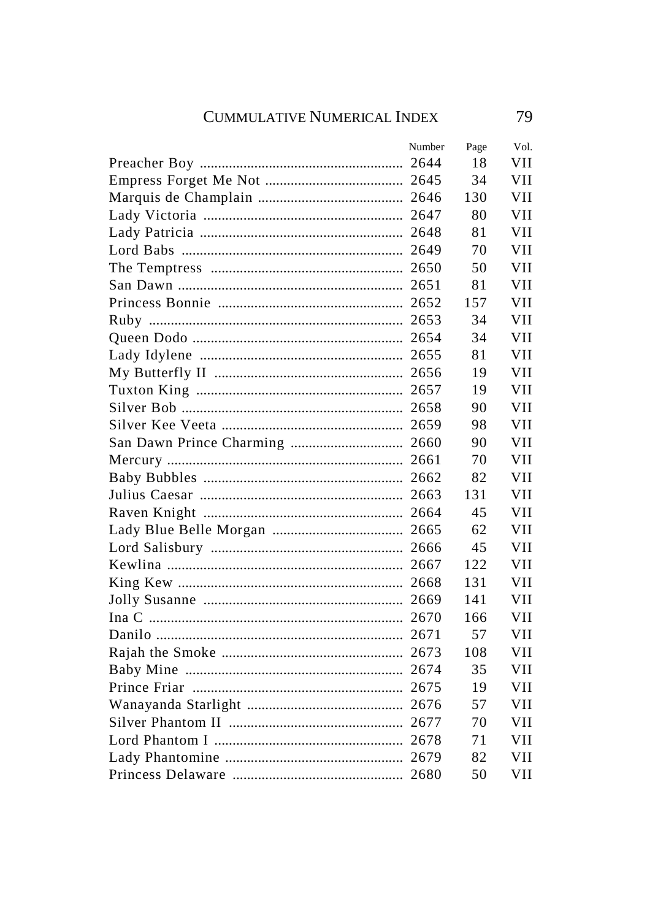| | Number | Page | Vol. |
|---|---|---|---|
| Preacher Boy | 2644 | 18 | VII |
| Empress Forget Me Not | 2645 | 34 | VII |
| Marquis de Champlain | 2646 | 130 | VII |
| Lady Victoria | 2647 | 80 | VII |
| Lady Patricia | 2648 | 81 | VII |
| Lord Babs | 2649 | 70 | VII |
| The Temptress | 2650 | 50 | VII |
| San Dawn | 2651 | 81 | VII |
| Princess Bonnie | 2652 | 157 | VII |
| Ruby | 2653 | 34 | VII |
| Queen Dodo | 2654 | 34 | VII |
| Lady Idylene | 2655 | 81 | VII |
| My Butterfly II | 2656 | 19 | VII |
| Tuxton King | 2657 | 19 | VII |
| Silver Bob | 2658 | 90 | VII |
| Silver Kee Veeta | 2659 | 98 | VII |
| San Dawn Prince Charming | 2660 | 90 | VII |
| Mercury | 2661 | 70 | VII |
| Baby Bubbles | 2662 | 82 | VII |
| Julius Caesar | 2663 | 131 | VII |
| Raven Knight | 2664 | 45 | VII |
| Lady Blue Belle Morgan | 2665 | 62 | VII |
| Lord Salisbury | 2666 | 45 | VII |
| Kewlina | 2667 | 122 | VII |
| King Kew | 2668 | 131 | VII |
| Jolly Susanne | 2669 | 141 | VII |
| Ina C | 2670 | 166 | VII |
| Danilo | 2671 | 57 | VII |
| Rajah the Smoke | 2673 | 108 | VII |
| Baby Mine | 2674 | 35 | VII |
| Prince Friar | 2675 | 19 | VII |
| Wanayanda Starlight | 2676 | 57 | VII |
| Silver Phantom II | 2677 | 70 | VII |
| Lord Phantom I | 2678 | 71 | VII |
| Lady Phantomine | 2679 | 82 | VII |
| Princess Delaware | 2680 | 50 | VII |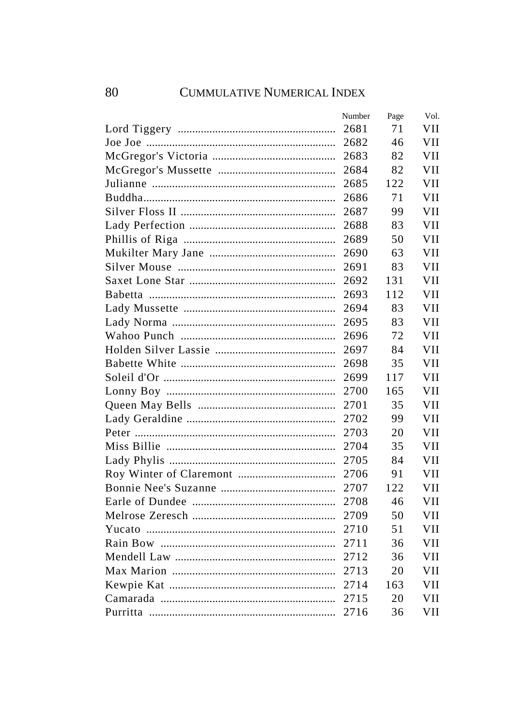| | Number | Page | Vol. |
|---|---|---|---|
| Lord Tiggery | 2681 | 71 | VII |
| Joe Joe | 2682 | 46 | VII |
| McGregor's Victoria | 2683 | 82 | VII |
| McGregor's Mussette | 2684 | 82 | VII |
| Julianne | 2685 | 122 | VII |
| Buddha | 2686 | 71 | VII |
| Silver Floss II | 2687 | 99 | VII |
| Lady Perfection | 2688 | 83 | VII |
| Phillis of Riga | 2689 | 50 | VII |
| Mukilter Mary Jane | 2690 | 63 | VII |
| Silver Mouse | 2691 | 83 | VII |
| Saxet Lone Star | 2692 | 131 | VII |
| Babetta | 2693 | 112 | VII |
| Lady Mussette | 2694 | 83 | VII |
| Lady Norma | 2695 | 83 | VII |
| Wahoo Punch | 2696 | 72 | VII |
| Holden Silver Lassie | 2697 | 84 | VII |
| Babette White | 2698 | 35 | VII |
| Soleil d'Or | 2699 | 117 | VII |
| Lonny Boy | 2700 | 165 | VII |
| Queen May Bells | 2701 | 35 | VII |
| Lady Geraldine | 2702 | 99 | VII |
| Peter | 2703 | 20 | VII |
| Miss Billie | 2704 | 35 | VII |
| Lady Phylis | 2705 | 84 | VII |
| Roy Winter of Claremont | 2706 | 91 | VII |
| Bonnie Nee's Suzanne | 2707 | 122 | VII |
| Earle of Dundee | 2708 | 46 | VII |
| Melrose Zeresch | 2709 | 50 | VII |
| Yucato | 2710 | 51 | VII |
| Rain Bow | 2711 | 36 | VII |
| Mendell Law | 2712 | 36 | VII |
| Max Marion | 2713 | 20 | VII |
| Kewpie Kat | 2714 | 163 | VII |
| Camarada | 2715 | 20 | VII |
| Purritta | 2716 | 36 | VII |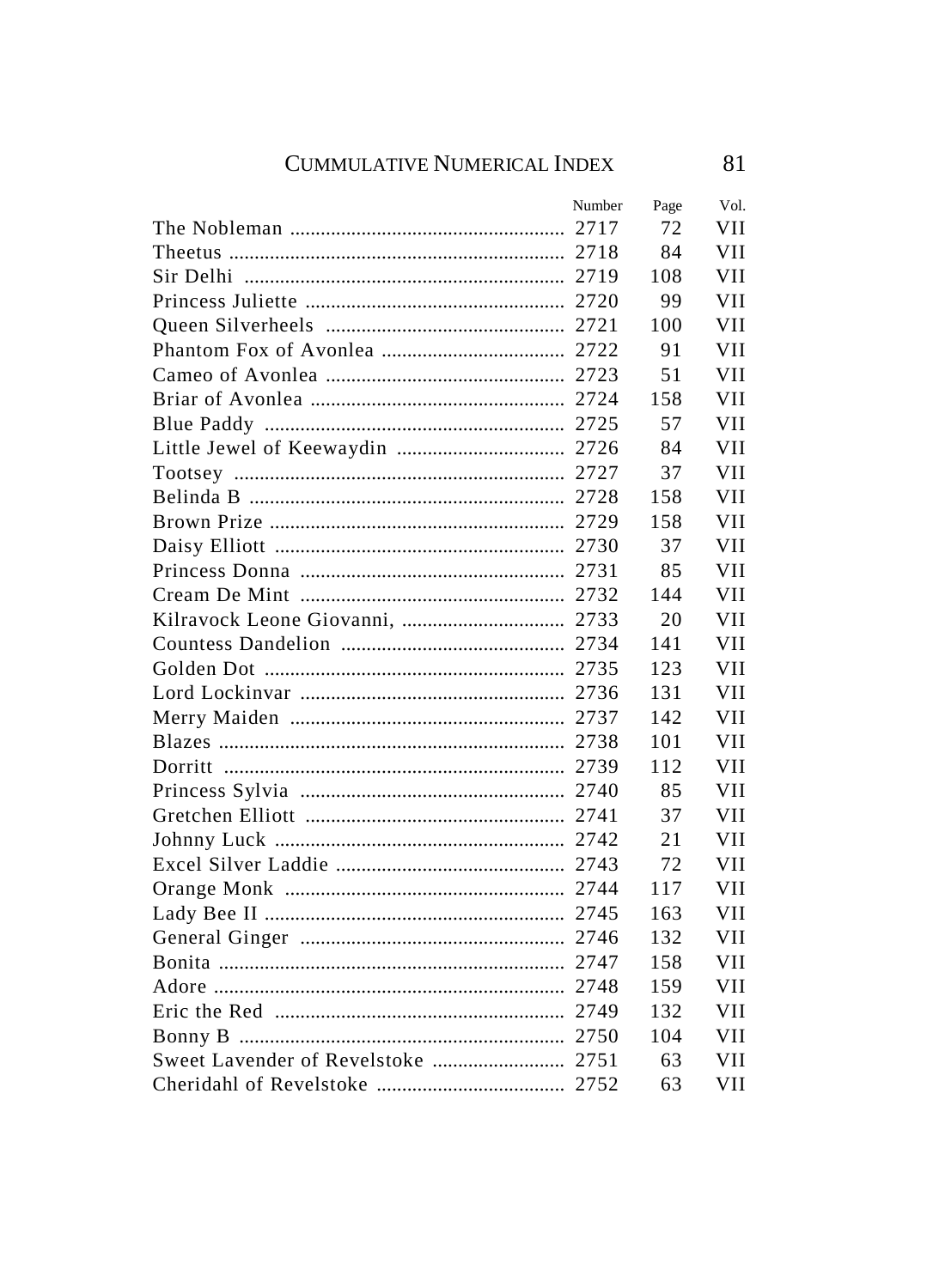| | Number | Page | Vol. |
|---|---|---|---|
| The Nobleman | 2717 | 72 | VII |
| Theetus | 2718 | 84 | VII |
| Sir Delhi | 2719 | 108 | VII |
| Princess Juliette | 2720 | 99 | VII |
| Queen Silverheels | 2721 | 100 | VII |
| Phantom Fox of Avonlea | 2722 | 91 | VII |
| Cameo of Avonlea | 2723 | 51 | VII |
| Briar of Avonlea | 2724 | 158 | VII |
| Blue Paddy | 2725 | 57 | VII |
| Little Jewel of Keewaydin | 2726 | 84 | VII |
| Tootsey | 2727 | 37 | VII |
| Belinda B | 2728 | 158 | VII |
| Brown Prize | 2729 | 158 | VII |
| Daisy Elliott | 2730 | 37 | VII |
| Princess Donna | 2731 | 85 | VII |
| Cream De Mint | 2732 | 144 | VII |
| Kilravock Leone Giovanni, | 2733 | 20 | VII |
| Countess Dandelion | 2734 | 141 | VII |
| Golden Dot | 2735 | 123 | VII |
| Lord Lockinvar | 2736 | 131 | VII |
| Merry Maiden | 2737 | 142 | VII |
| Blazes | 2738 | 101 | VII |
| Dorritt | 2739 | 112 | VII |
| Princess Sylvia | 2740 | 85 | VII |
| Gretchen Elliott | 2741 | 37 | VII |
| Johnny Luck | 2742 | 21 | VII |
| Excel Silver Laddie | 2743 | 72 | VII |
| Orange Monk | 2744 | 117 | VII |
| Lady Bee II | 2745 | 163 | VII |
| General Ginger | 2746 | 132 | VII |
| Bonita | 2747 | 158 | VII |
| Adore | 2748 | 159 | VII |
| Eric the Red | 2749 | 132 | VII |
| Bonny B | 2750 | 104 | VII |
| Sweet Lavender of Revelstoke | 2751 | 63 | VII |
| Cheridahl of Revelstoke | 2752 | 63 | VII |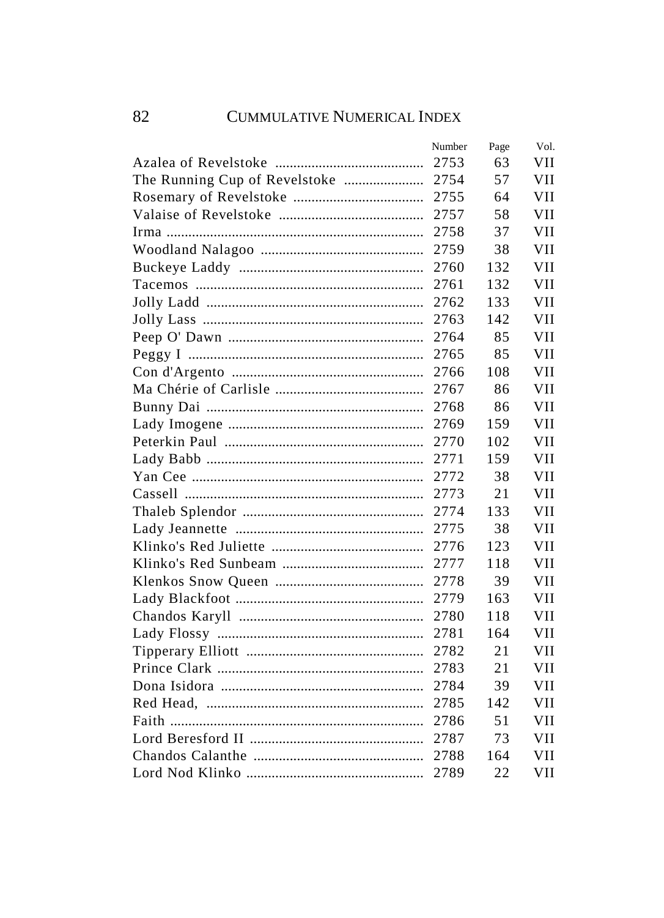# CUMMULATIVE NUMERICAL INDEX

| | Number | Page | Vol. |
|---|---|---|---|
| Azalea of Revelstoke | 2753 | 63 | VII |
| The Running Cup of Revelstoke | 2754 | 57 | VII |
| Rosemary of Revelstoke | 2755 | 64 | VII |
| Valaise of Revelstoke | 2757 | 58 | VII |
| Irma | 2758 | 37 | VII |
| Woodland Nalagoo | 2759 | 38 | VII |
| Buckeye Laddy | 2760 | 132 | VII |
| Tacemos | 2761 | 132 | VII |
| Jolly Ladd | 2762 | 133 | VII |
| Jolly Lass | 2763 | 142 | VII |
| Peep O' Dawn | 2764 | 85 | VII |
| Peggy I | 2765 | 85 | VII |
| Con d'Argento | 2766 | 108 | VII |
| Ma Chérie of Carlisle | 2767 | 86 | VII |
| Bunny Dai | 2768 | 86 | VII |
| Lady Imogene | 2769 | 159 | VII |
| Peterkin Paul | 2770 | 102 | VII |
| Lady Babb | 2771 | 159 | VII |
| Yan Cee | 2772 | 38 | VII |
| Cassell | 2773 | 21 | VII |
| Thaleb Splendor | 2774 | 133 | VII |
| Lady Jeannette | 2775 | 38 | VII |
| Klinko's Red Juliette | 2776 | 123 | VII |
| Klinko's Red Sunbeam | 2777 | 118 | VII |
| Klenkos Snow Queen | 2778 | 39 | VII |
| Lady Blackfoot | 2779 | 163 | VII |
| Chandos Karyll | 2780 | 118 | VII |
| Lady Flossy | 2781 | 164 | VII |
| Tipperary Elliott | 2782 | 21 | VII |
| Prince Clark | 2783 | 21 | VII |
| Dona Isidora | 2784 | 39 | VII |
| Red Head, | 2785 | 142 | VII |
| Faith | 2786 | 51 | VII |
| Lord Beresford II | 2787 | 73 | VII |
| Chandos Calanthe | 2788 | 164 | VII |
| Lord Nod Klinko | 2789 | 22 | VII |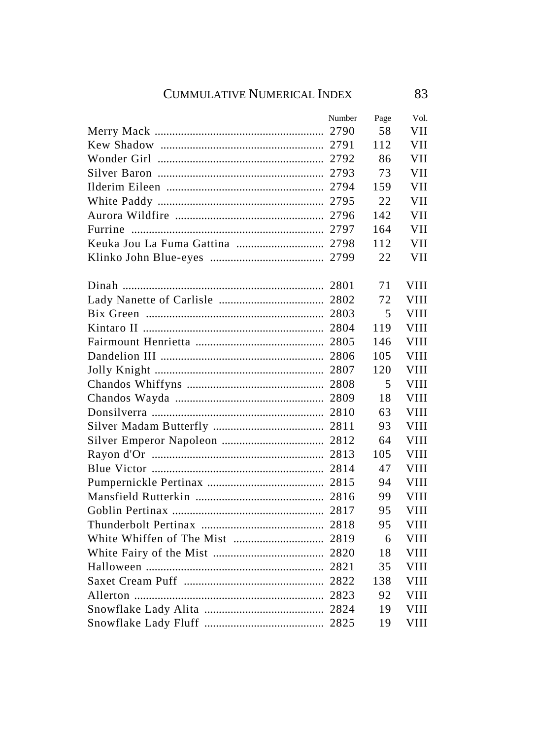# CUMMULATIVE NUMERICAL INDEX

| | Number | Page | Vol. |
|---|---|---|---|
| Merry Mack | 2790 | 58 | VII |
| Kew Shadow | 2791 | 112 | VII |
| Wonder Girl | 2792 | 86 | VII |
| Silver Baron | 2793 | 73 | VII |
| Ilderim Eileen | 2794 | 159 | VII |
| White Paddy | 2795 | 22 | VII |
| Aurora Wildfire | 2796 | 142 | VII |
| Furrine | 2797 | 164 | VII |
| Keuka Jou La Fuma Gattina | 2798 | 112 | VII |
| Klinko John Blue-eyes | 2799 | 22 | VII |
| | | | |
| Dinah | 2801 | 71 | VIII |
| Lady Nanette of Carlisle | 2802 | 72 | VIII |
| Bix Green | 2803 | 5 | VIII |
| Kintaro II | 2804 | 119 | VIII |
| Fairmount Henrietta | 2805 | 146 | VIII |
| Dandelion III | 2806 | 105 | VIII |
| Jolly Knight | 2807 | 120 | VIII |
| Chandos Whiffyns | 2808 | 5 | VIII |
| Chandos Wayda | 2809 | 18 | VIII |
| Donsilverra | 2810 | 63 | VIII |
| Silver Madam Butterfly | 2811 | 93 | VIII |
| Silver Emperor Napoleon | 2812 | 64 | VIII |
| Rayon d'Or | 2813 | 105 | VIII |
| Blue Victor | 2814 | 47 | VIII |
| Pumpernickle Pertinax | 2815 | 94 | VIII |
| Mansfield Rutterkin | 2816 | 99 | VIII |
| Goblin Pertinax | 2817 | 95 | VIII |
| Thunderbolt Pertinax | 2818 | 95 | VIII |
| White Whiffen of The Mist | 2819 | 6 | VIII |
| White Fairy of the Mist | 2820 | 18 | VIII |
| Halloween | 2821 | 35 | VIII |
| Saxet Cream Puff | 2822 | 138 | VIII |
| Allerton | 2823 | 92 | VIII |
| Snowflake Lady Alita | 2824 | 19 | VIII |
| Snowflake Lady Fluff | 2825 | 19 | VIII |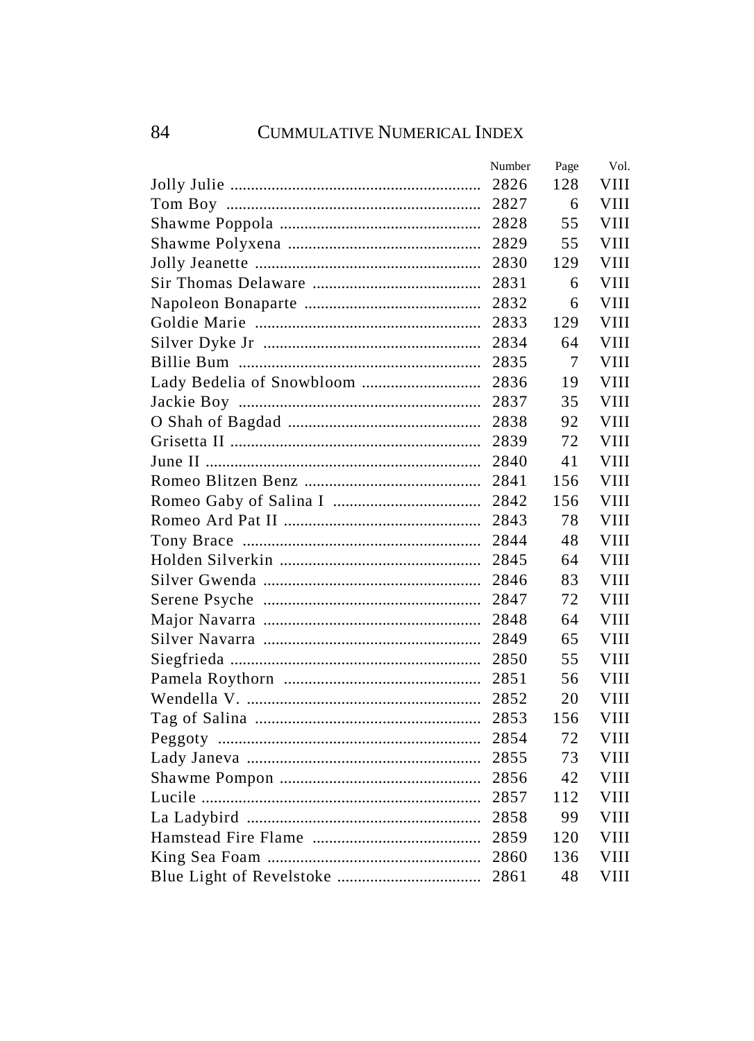| | Number | Page | Vol. |
|---|---|---|---|
| Jolly Julie | 2826 | 128 | VIII |
| Tom Boy | 2827 | 6 | VIII |
| Shawme Poppola | 2828 | 55 | VIII |
| Shawme Polyxena | 2829 | 55 | VIII |
| Jolly Jeanette | 2830 | 129 | VIII |
| Sir Thomas Delaware | 2831 | 6 | VIII |
| Napoleon Bonaparte | 2832 | 6 | VIII |
| Goldie Marie | 2833 | 129 | VIII |
| Silver Dyke Jr | 2834 | 64 | VIII |
| Billie Bum | 2835 | 7 | VIII |
| Lady Bedelia of Snowbloom | 2836 | 19 | VIII |
| Jackie Boy | 2837 | 35 | VIII |
| O Shah of Bagdad | 2838 | 92 | VIII |
| Grisetta II | 2839 | 72 | VIII |
| June II | 2840 | 41 | VIII |
| Romeo Blitzen Benz | 2841 | 156 | VIII |
| Romeo Gaby of Salina I | 2842 | 156 | VIII |
| Romeo Ard Pat II | 2843 | 78 | VIII |
| Tony Brace | 2844 | 48 | VIII |
| Holden Silverkin | 2845 | 64 | VIII |
| Silver Gwenda | 2846 | 83 | VIII |
| Serene Psyche | 2847 | 72 | VIII |
| Major Navarra | 2848 | 64 | VIII |
| Silver Navarra | 2849 | 65 | VIII |
| Siegfrieda | 2850 | 55 | VIII |
| Pamela Roythorn | 2851 | 56 | VIII |
| Wendella V. | 2852 | 20 | VIII |
| Tag of Salina | 2853 | 156 | VIII |
| Peggoty | 2854 | 72 | VIII |
| Lady Janeva | 2855 | 73 | VIII |
| Shawme Pompon | 2856 | 42 | VIII |
| Lucile | 2857 | 112 | VIII |
| La Ladybird | 2858 | 99 | VIII |
| Hamstead Fire Flame | 2859 | 120 | VIII |
| King Sea Foam | 2860 | 136 | VIII |
| Blue Light of Revelstoke | 2861 | 48 | VIII |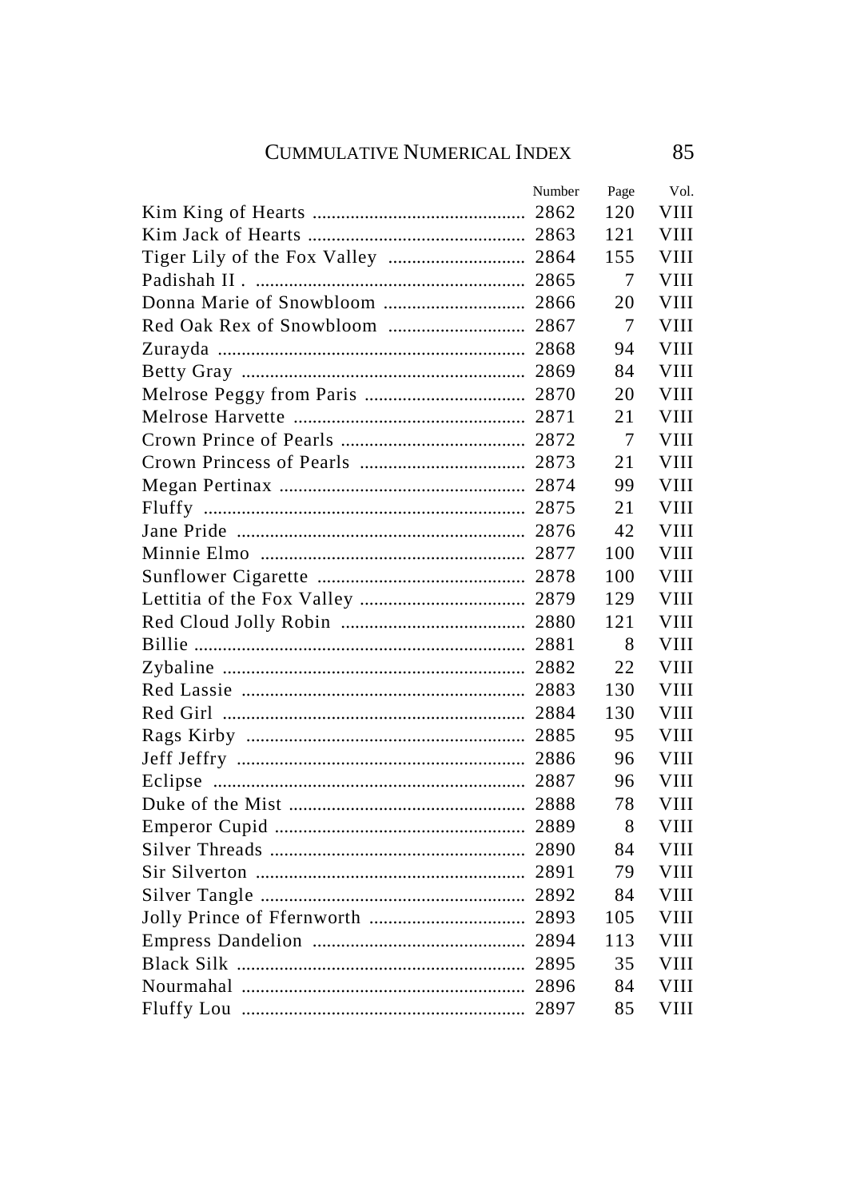| | Number | Page | Vol. |
|---|---|---|---|
| Kim King of Hearts | 2862 | 120 | VIII |
| Kim Jack of Hearts | 2863 | 121 | VIII |
| Tiger Lily of the Fox Valley | 2864 | 155 | VIII |
| Padishah II . | 2865 | 7 | VIII |
| Donna Marie of Snowbloom | 2866 | 20 | VIII |
| Red Oak Rex of Snowbloom | 2867 | 7 | VIII |
| Zurayda | 2868 | 94 | VIII |
| Betty Gray | 2869 | 84 | VIII |
| Melrose Peggy from Paris | 2870 | 20 | VIII |
| Melrose Harvette | 2871 | 21 | VIII |
| Crown Prince of Pearls | 2872 | 7 | VIII |
| Crown Princess of Pearls | 2873 | 21 | VIII |
| Megan Pertinax | 2874 | 99 | VIII |
| Fluffy | 2875 | 21 | VIII |
| Jane Pride | 2876 | 42 | VIII |
| Minnie Elmo | 2877 | 100 | VIII |
| Sunflower Cigarette | 2878 | 100 | VIII |
| Lettitia of the Fox Valley | 2879 | 129 | VIII |
| Red Cloud Jolly Robin | 2880 | 121 | VIII |
| Billie | 2881 | 8 | VIII |
| Zybaline | 2882 | 22 | VIII |
| Red Lassie | 2883 | 130 | VIII |
| Red Girl | 2884 | 130 | VIII |
| Rags Kirby | 2885 | 95 | VIII |
| Jeff Jeffry | 2886 | 96 | VIII |
| Eclipse | 2887 | 96 | VIII |
| Duke of the Mist | 2888 | 78 | VIII |
| Emperor Cupid | 2889 | 8 | VIII |
| Silver Threads | 2890 | 84 | VIII |
| Sir Silverton | 2891 | 79 | VIII |
| Silver Tangle | 2892 | 84 | VIII |
| Jolly Prince of Ffernworth | 2893 | 105 | VIII |
| Empress Dandelion | 2894 | 113 | VIII |
| Black Silk | 2895 | 35 | VIII |
| Nourmahal | 2896 | 84 | VIII |
| Fluffy Lou | 2897 | 85 | VIII |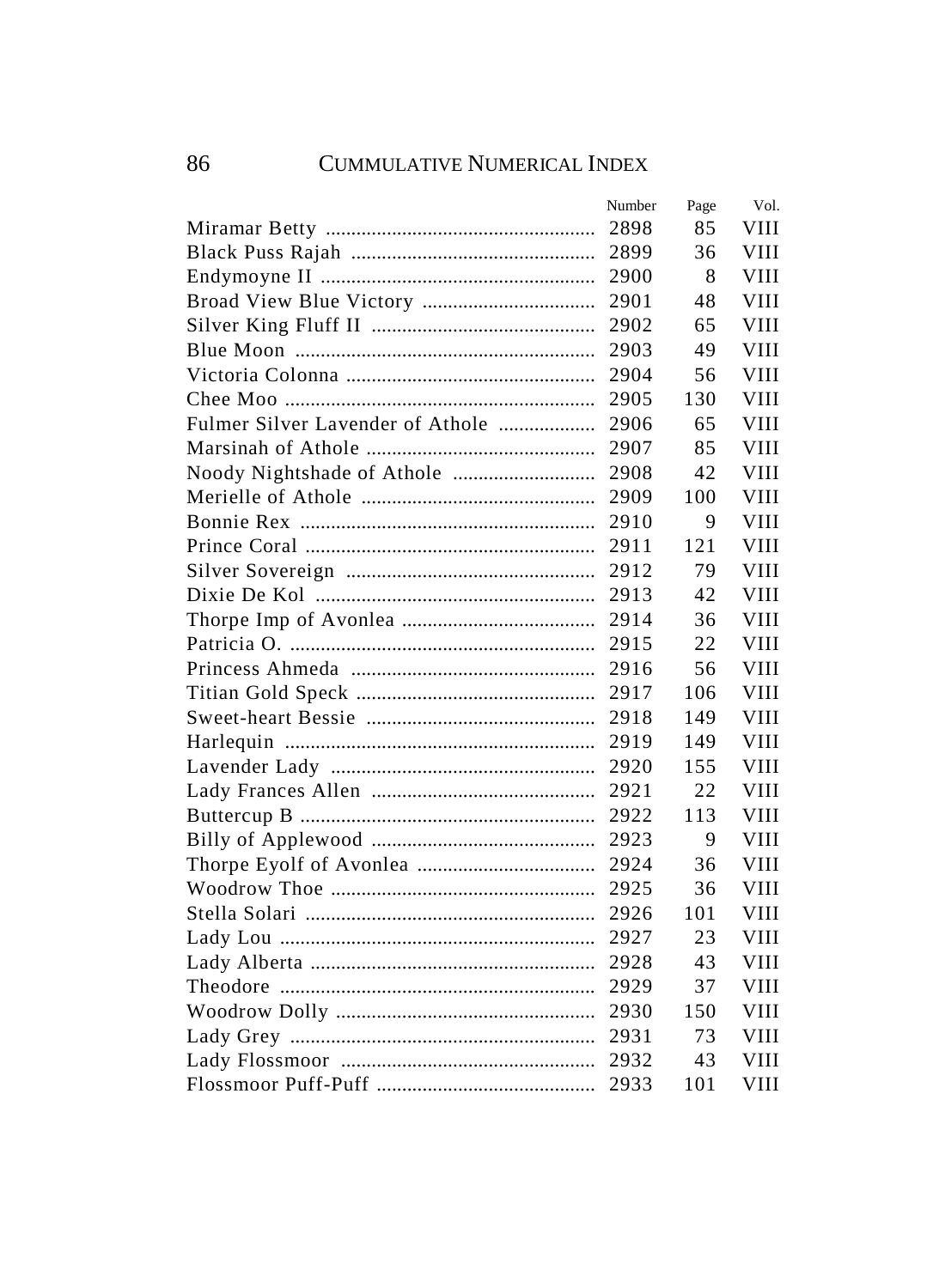| | Number | Page | Vol. |
|---|---|---|---|
| Miramar Betty | 2898 | 85 | VIII |
| Black Puss Rajah | 2899 | 36 | VIII |
| Endymoyne II | 2900 | 8 | VIII |
| Broad View Blue Victory | 2901 | 48 | VIII |
| Silver King Fluff II | 2902 | 65 | VIII |
| Blue Moon | 2903 | 49 | VIII |
| Victoria Colonna | 2904 | 56 | VIII |
| Chee Moo | 2905 | 130 | VIII |
| Fulmer Silver Lavender of Athole | 2906 | 65 | VIII |
| Marsinah of Athole | 2907 | 85 | VIII |
| Noody Nightshade of Athole | 2908 | 42 | VIII |
| Merielle of Athole | 2909 | 100 | VIII |
| Bonnie Rex | 2910 | 9 | VIII |
| Prince Coral | 2911 | 121 | VIII |
| Silver Sovereign | 2912 | 79 | VIII |
| Dixie De Kol | 2913 | 42 | VIII |
| Thorpe Imp of Avonlea | 2914 | 36 | VIII |
| Patricia O. | 2915 | 22 | VIII |
| Princess Ahmeda | 2916 | 56 | VIII |
| Titian Gold Speck | 2917 | 106 | VIII |
| Sweet-heart Bessie | 2918 | 149 | VIII |
| Harlequin | 2919 | 149 | VIII |
| Lavender Lady | 2920 | 155 | VIII |
| Lady Frances Allen | 2921 | 22 | VIII |
| Buttercup B | 2922 | 113 | VIII |
| Billy of Applewood | 2923 | 9 | VIII |
| Thorpe Eyolf of Avonlea | 2924 | 36 | VIII |
| Woodrow Thoe | 2925 | 36 | VIII |
| Stella Solari | 2926 | 101 | VIII |
| Lady Lou | 2927 | 23 | VIII |
| Lady Alberta | 2928 | 43 | VIII |
| Theodore | 2929 | 37 | VIII |
| Woodrow Dolly | 2930 | 150 | VIII |
| Lady Grey | 2931 | 73 | VIII |
| Lady Flossmoor | 2932 | 43 | VIII |
| Flossmoor Puff-Puff | 2933 | 101 | VIII |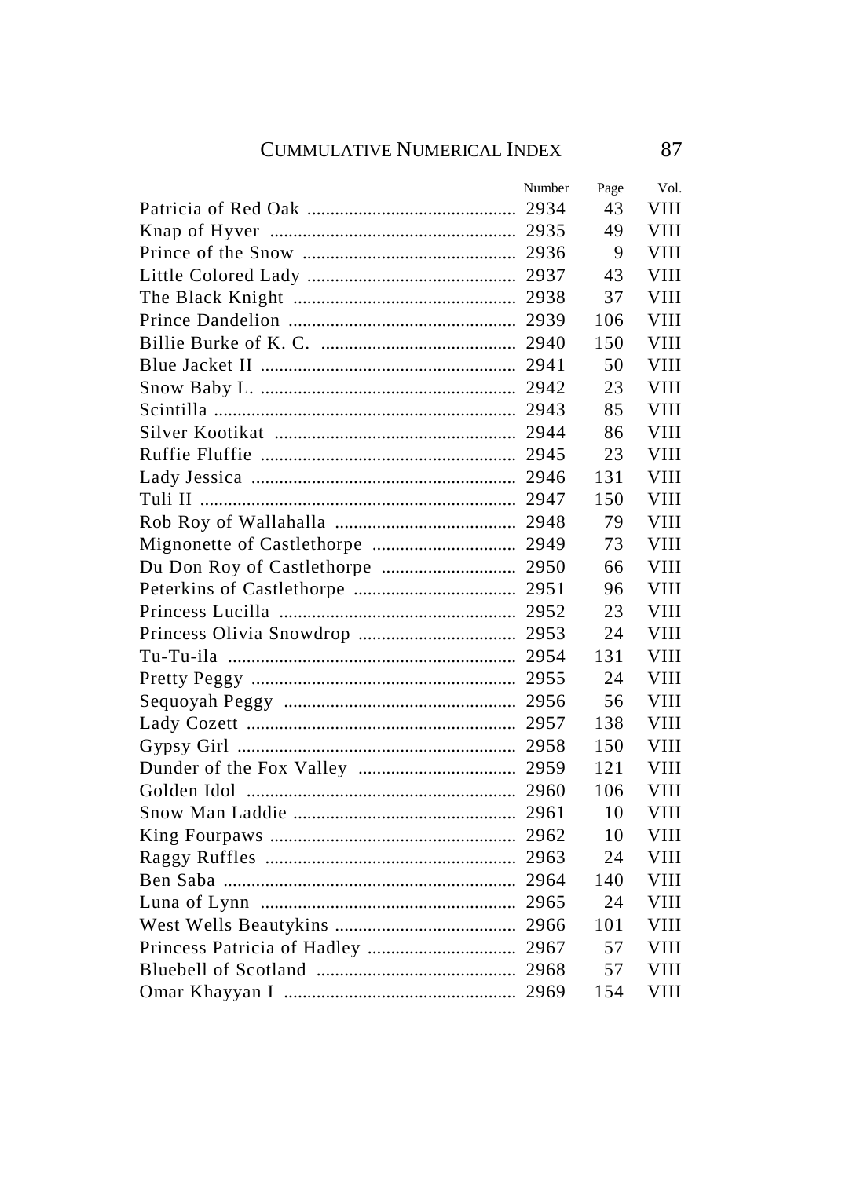| | Number | Page | Vol. |
|---|---|---|---|
| Patricia of Red Oak | 2934 | 43 | VIII |
| Knap of Hyver | 2935 | 49 | VIII |
| Prince of the Snow | 2936 | 9 | VIII |
| Little Colored Lady | 2937 | 43 | VIII |
| The Black Knight | 2938 | 37 | VIII |
| Prince Dandelion | 2939 | 106 | VIII |
| Billie Burke of K. C. | 2940 | 150 | VIII |
| Blue Jacket II | 2941 | 50 | VIII |
| Snow Baby L. | 2942 | 23 | VIII |
| Scintilla | 2943 | 85 | VIII |
| Silver Kootikat | 2944 | 86 | VIII |
| Ruffie Fluffie | 2945 | 23 | VIII |
| Lady Jessica | 2946 | 131 | VIII |
| Tuli II | 2947 | 150 | VIII |
| Rob Roy of Wallahalla | 2948 | 79 | VIII |
| Mignonette of Castlethorpe | 2949 | 73 | VIII |
| Du Don Roy of Castlethorpe | 2950 | 66 | VIII |
| Peterkins of Castlethorpe | 2951 | 96 | VIII |
| Princess Lucilla | 2952 | 23 | VIII |
| Princess Olivia Snowdrop | 2953 | 24 | VIII |
| Tu-Tu-ila | 2954 | 131 | VIII |
| Pretty Peggy | 2955 | 24 | VIII |
| Sequoyah Peggy | 2956 | 56 | VIII |
| Lady Cozett | 2957 | 138 | VIII |
| Gypsy Girl | 2958 | 150 | VIII |
| Dunder of the Fox Valley | 2959 | 121 | VIII |
| Golden Idol | 2960 | 106 | VIII |
| Snow Man Laddie | 2961 | 10 | VIII |
| King Fourpaws | 2962 | 10 | VIII |
| Raggy Ruffles | 2963 | 24 | VIII |
| Ben Saba | 2964 | 140 | VIII |
| Luna of Lynn | 2965 | 24 | VIII |
| West Wells Beautykins | 2966 | 101 | VIII |
| Princess Patricia of Hadley | 2967 | 57 | VIII |
| Bluebell of Scotland | 2968 | 57 | VIII |
| Omar Khayyan I | 2969 | 154 | VIII |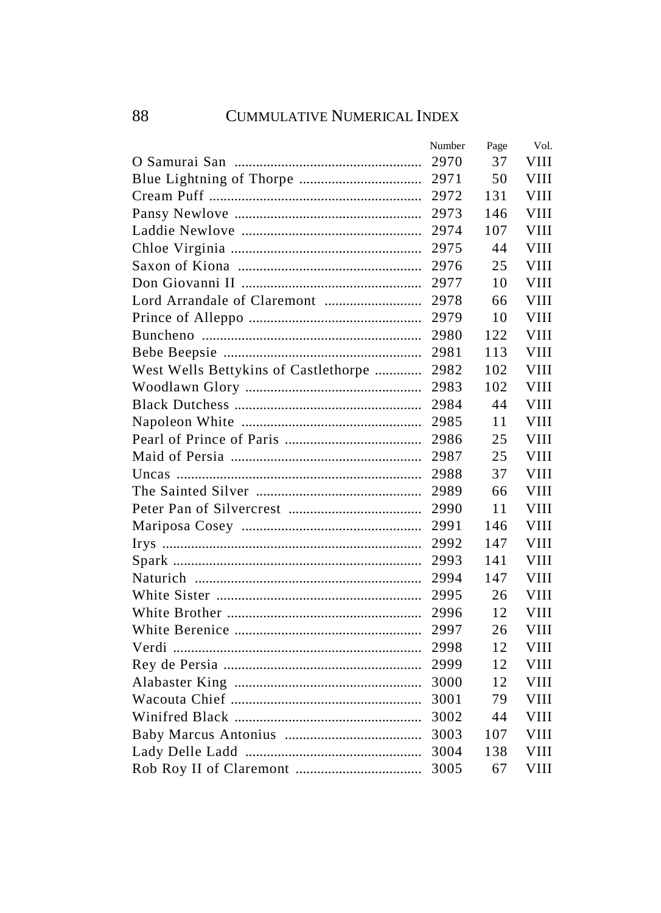# CUMMULATIVE NUMERICAL INDEX

| | Number | Page | Vol. |
|---|---|---|---|
| O Samurai San | 2970 | 37 | VIII |
| Blue Lightning of Thorpe | 2971 | 50 | VIII |
| Cream Puff | 2972 | 131 | VIII |
| Pansy Newlove | 2973 | 146 | VIII |
| Laddie Newlove | 2974 | 107 | VIII |
| Chloe Virginia | 2975 | 44 | VIII |
| Saxon of Kiona | 2976 | 25 | VIII |
| Don Giovanni II | 2977 | 10 | VIII |
| Lord Arrandale of Claremont | 2978 | 66 | VIII |
| Prince of Alleppo | 2979 | 10 | VIII |
| Buncheno | 2980 | 122 | VIII |
| Bebe Beepsie | 2981 | 113 | VIII |
| West Wells Bettykins of Castlethorpe | 2982 | 102 | VIII |
| Woodlawn Glory | 2983 | 102 | VIII |
| Black Dutchess | 2984 | 44 | VIII |
| Napoleon White | 2985 | 11 | VIII |
| Pearl of Prince of Paris | 2986 | 25 | VIII |
| Maid of Persia | 2987 | 25 | VIII |
| Uncas | 2988 | 37 | VIII |
| The Sainted Silver | 2989 | 66 | VIII |
| Peter Pan of Silvercrest | 2990 | 11 | VIII |
| Mariposa Cosey | 2991 | 146 | VIII |
| Irys | 2992 | 147 | VIII |
| Spark | 2993 | 141 | VIII |
| Naturich | 2994 | 147 | VIII |
| White Sister | 2995 | 26 | VIII |
| White Brother | 2996 | 12 | VIII |
| White Berenice | 2997 | 26 | VIII |
| Verdi | 2998 | 12 | VIII |
| Rey de Persia | 2999 | 12 | VIII |
| Alabaster King | 3000 | 12 | VIII |
| Wacouta Chief | 3001 | 79 | VIII |
| Winifred Black | 3002 | 44 | VIII |
| Baby Marcus Antonius | 3003 | 107 | VIII |
| Lady Delle Ladd | 3004 | 138 | VIII |
| Rob Roy II of Claremont | 3005 | 67 | VIII |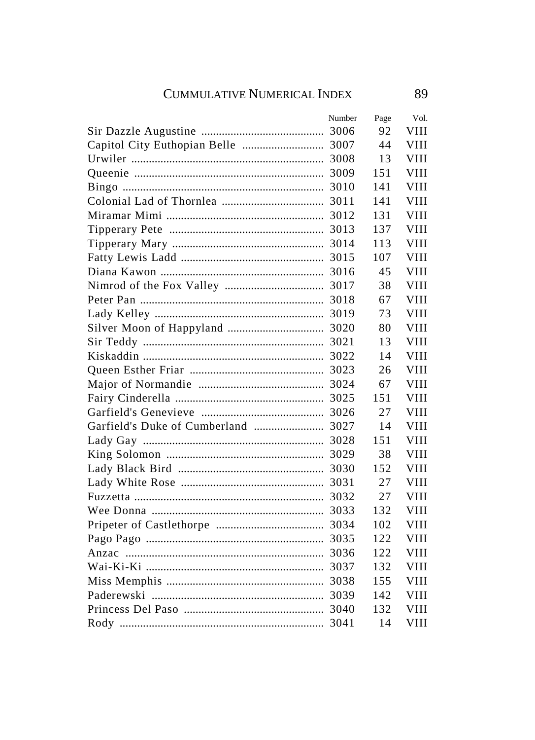| | Number | Page | Vol. |
|---|---|---|---|
| Sir Dazzle Augustine | 3006 | 92 | VIII |
| Capitol City Euthopian Belle | 3007 | 44 | VIII |
| Urwiler | 3008 | 13 | VIII |
| Queenie | 3009 | 151 | VIII |
| Bingo | 3010 | 141 | VIII |
| Colonial Lad of Thornlea | 3011 | 141 | VIII |
| Miramar Mimi | 3012 | 131 | VIII |
| Tipperary Pete | 3013 | 137 | VIII |
| Tipperary Mary | 3014 | 113 | VIII |
| Fatty Lewis Ladd | 3015 | 107 | VIII |
| Diana Kawon | 3016 | 45 | VIII |
| Nimrod of the Fox Valley | 3017 | 38 | VIII |
| Peter Pan | 3018 | 67 | VIII |
| Lady Kelley | 3019 | 73 | VIII |
| Silver Moon of Happyland | 3020 | 80 | VIII |
| Sir Teddy | 3021 | 13 | VIII |
| Kiskaddin | 3022 | 14 | VIII |
| Queen Esther Friar | 3023 | 26 | VIII |
| Major of Normandie | 3024 | 67 | VIII |
| Fairy Cinderella | 3025 | 151 | VIII |
| Garfield's Genevieve | 3026 | 27 | VIII |
| Garfield's Duke of Cumberland | 3027 | 14 | VIII |
| Lady Gay | 3028 | 151 | VIII |
| King Solomon | 3029 | 38 | VIII |
| Lady Black Bird | 3030 | 152 | VIII |
| Lady White Rose | 3031 | 27 | VIII |
| Fuzzetta | 3032 | 27 | VIII |
| Wee Donna | 3033 | 132 | VIII |
| Pripeter of Castlethorpe | 3034 | 102 | VIII |
| Pago Pago | 3035 | 122 | VIII |
| Anzac | 3036 | 122 | VIII |
| Wai-Ki-Ki | 3037 | 132 | VIII |
| Miss Memphis | 3038 | 155 | VIII |
| Paderewski | 3039 | 142 | VIII |
| Princess Del Paso | 3040 | 132 | VIII |
| Rody | 3041 | 14 | VIII |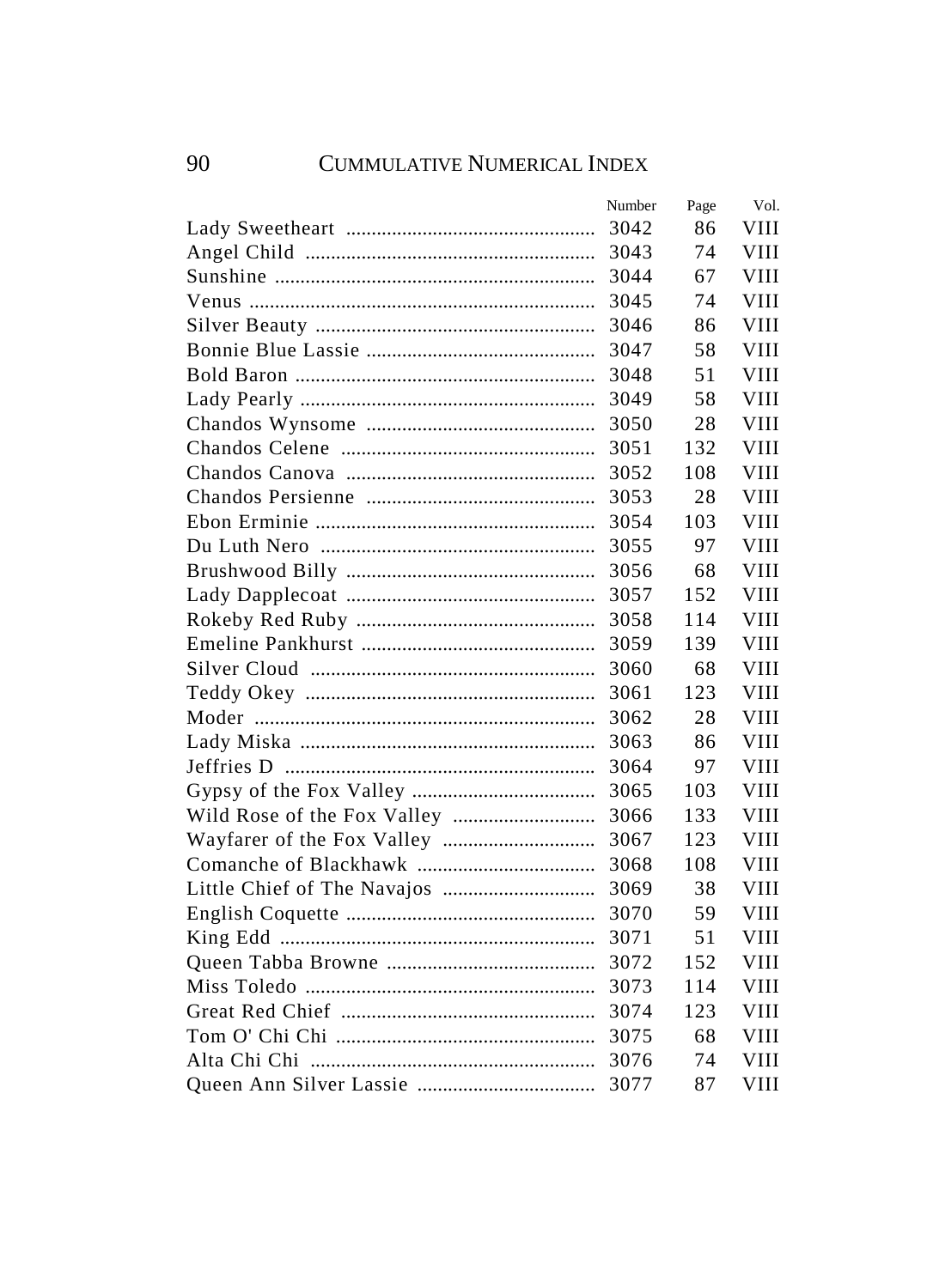| | Number | Page | Vol. |
|---|---|---|---|
| Lady Sweetheart | 3042 | 86 | VIII |
| Angel Child | 3043 | 74 | VIII |
| Sunshine | 3044 | 67 | VIII |
| Venus | 3045 | 74 | VIII |
| Silver Beauty | 3046 | 86 | VIII |
| Bonnie Blue Lassie | 3047 | 58 | VIII |
| Bold Baron | 3048 | 51 | VIII |
| Lady Pearly | 3049 | 58 | VIII |
| Chandos Wynsome | 3050 | 28 | VIII |
| Chandos Celene | 3051 | 132 | VIII |
| Chandos Canova | 3052 | 108 | VIII |
| Chandos Persienne | 3053 | 28 | VIII |
| Ebon Erminie | 3054 | 103 | VIII |
| Du Luth Nero | 3055 | 97 | VIII |
| Brushwood Billy | 3056 | 68 | VIII |
| Lady Dapplecoat | 3057 | 152 | VIII |
| Rokeby Red Ruby | 3058 | 114 | VIII |
| Emeline Pankhurst | 3059 | 139 | VIII |
| Silver Cloud | 3060 | 68 | VIII |
| Teddy Okey | 3061 | 123 | VIII |
| Moder | 3062 | 28 | VIII |
| Lady Miska | 3063 | 86 | VIII |
| Jeffries D | 3064 | 97 | VIII |
| Gypsy of the Fox Valley | 3065 | 103 | VIII |
| Wild Rose of the Fox Valley | 3066 | 133 | VIII |
| Wayfarer of the Fox Valley | 3067 | 123 | VIII |
| Comanche of Blackhawk | 3068 | 108 | VIII |
| Little Chief of The Navajos | 3069 | 38 | VIII |
| English Coquette | 3070 | 59 | VIII |
| King Edd | 3071 | 51 | VIII |
| Queen Tabba Browne | 3072 | 152 | VIII |
| Miss Toledo | 3073 | 114 | VIII |
| Great Red Chief | 3074 | 123 | VIII |
| Tom O' Chi Chi | 3075 | 68 | VIII |
| Alta Chi Chi | 3076 | 74 | VIII |
| Queen Ann Silver Lassie | 3077 | 87 | VIII |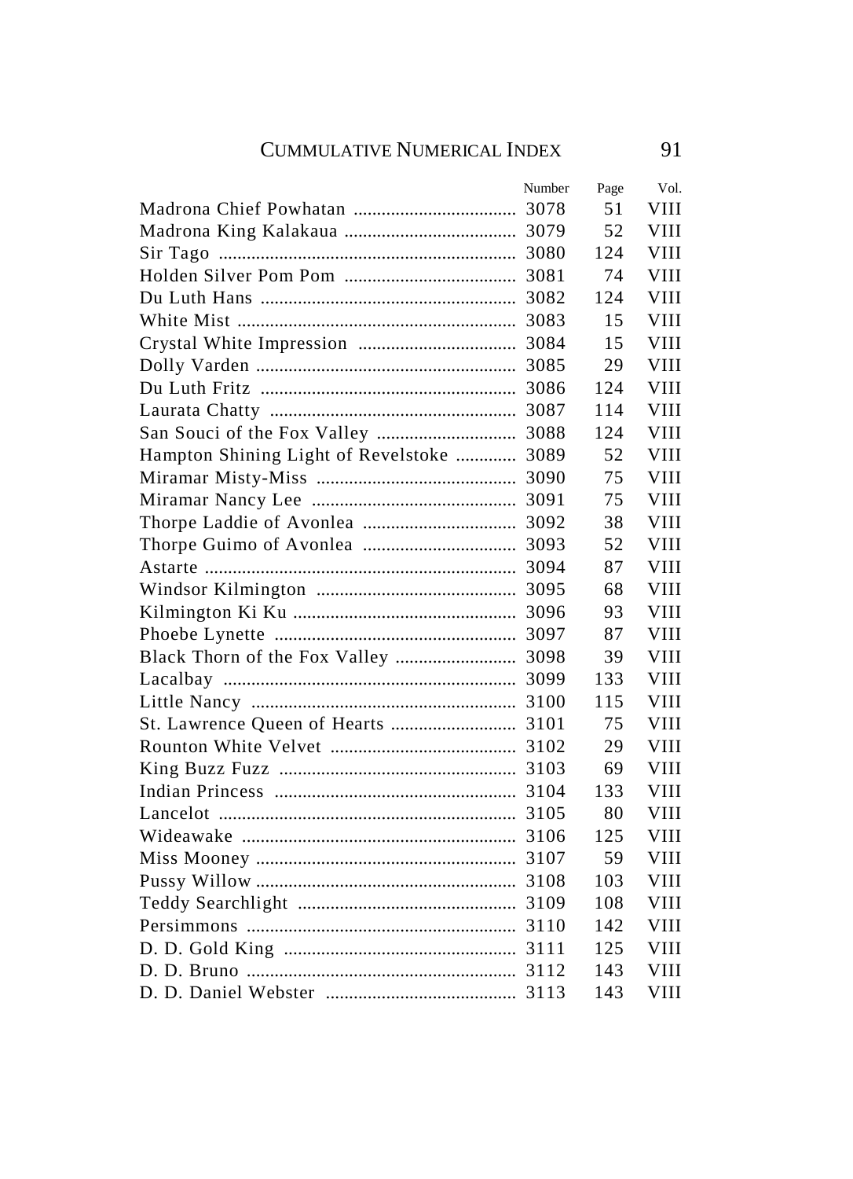| | Number | Page | Vol. |
|---|---|---|---|
| Madrona Chief Powhatan | 3078 | 51 | VIII |
| Madrona King Kalakaua | 3079 | 52 | VIII |
| Sir Tago | 3080 | 124 | VIII |
| Holden Silver Pom Pom | 3081 | 74 | VIII |
| Du Luth Hans | 3082 | 124 | VIII |
| White Mist | 3083 | 15 | VIII |
| Crystal White Impression | 3084 | 15 | VIII |
| Dolly Varden | 3085 | 29 | VIII |
| Du Luth Fritz | 3086 | 124 | VIII |
| Laurata Chatty | 3087 | 114 | VIII |
| San Souci of the Fox Valley | 3088 | 124 | VIII |
| Hampton Shining Light of Revelstoke | 3089 | 52 | VIII |
| Miramar Misty-Miss | 3090 | 75 | VIII |
| Miramar Nancy Lee | 3091 | 75 | VIII |
| Thorpe Laddie of Avonlea | 3092 | 38 | VIII |
| Thorpe Guimo of Avonlea | 3093 | 52 | VIII |
| Astarte | 3094 | 87 | VIII |
| Windsor Kilmington | 3095 | 68 | VIII |
| Kilmington Ki Ku | 3096 | 93 | VIII |
| Phoebe Lynette | 3097 | 87 | VIII |
| Black Thorn of the Fox Valley | 3098 | 39 | VIII |
| Lacalbay | 3099 | 133 | VIII |
| Little Nancy | 3100 | 115 | VIII |
| St. Lawrence Queen of Hearts | 3101 | 75 | VIII |
| Rounton White Velvet | 3102 | 29 | VIII |
| King Buzz Fuzz | 3103 | 69 | VIII |
| Indian Princess | 3104 | 133 | VIII |
| Lancelot | 3105 | 80 | VIII |
| Wideawake | 3106 | 125 | VIII |
| Miss Mooney | 3107 | 59 | VIII |
| Pussy Willow | 3108 | 103 | VIII |
| Teddy Searchlight | 3109 | 108 | VIII |
| Persimmons | 3110 | 142 | VIII |
| D. D. Gold King | 3111 | 125 | VIII |
| D. D. Bruno | 3112 | 143 | VIII |
| D. D. Daniel Webster | 3113 | 143 | VIII |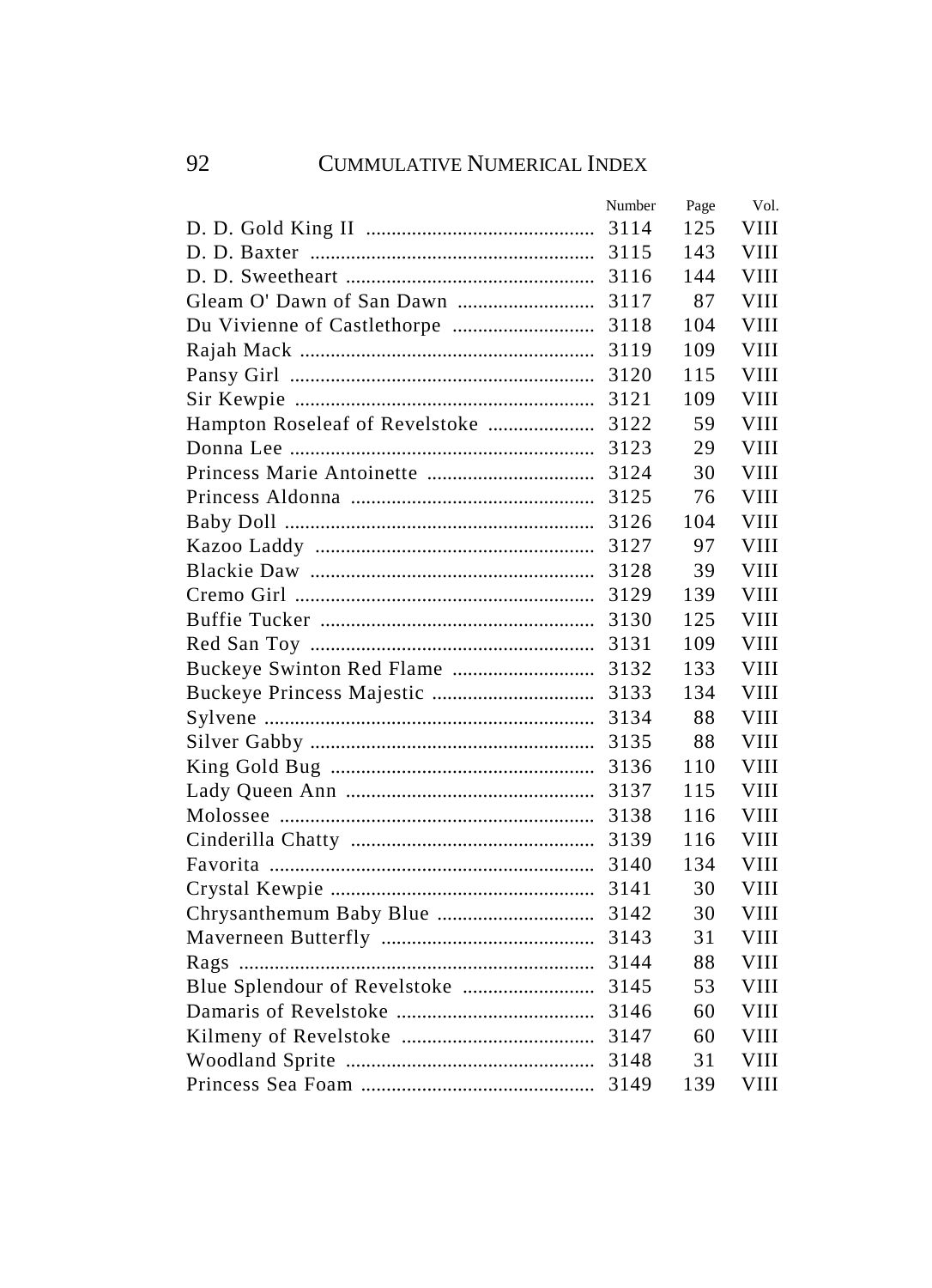| | Number | Page | Vol. |
|---|---|---|---|
| D. D. Gold King II | 3114 | 125 | VIII |
| D. D. Baxter | 3115 | 143 | VIII |
| D. D. Sweetheart | 3116 | 144 | VIII |
| Gleam O' Dawn of San Dawn | 3117 | 87 | VIII |
| Du Vivienne of Castlethorpe | 3118 | 104 | VIII |
| Rajah Mack | 3119 | 109 | VIII |
| Pansy Girl | 3120 | 115 | VIII |
| Sir Kewpie | 3121 | 109 | VIII |
| Hampton Roseleaf of Revelstoke | 3122 | 59 | VIII |
| Donna Lee | 3123 | 29 | VIII |
| Princess Marie Antoinette | 3124 | 30 | VIII |
| Princess Aldonna | 3125 | 76 | VIII |
| Baby Doll | 3126 | 104 | VIII |
| Kazoo Laddy | 3127 | 97 | VIII |
| Blackie Daw | 3128 | 39 | VIII |
| Cremo Girl | 3129 | 139 | VIII |
| Buffie Tucker | 3130 | 125 | VIII |
| Red San Toy | 3131 | 109 | VIII |
| Buckeye Swinton Red Flame | 3132 | 133 | VIII |
| Buckeye Princess Majestic | 3133 | 134 | VIII |
| Sylvene | 3134 | 88 | VIII |
| Silver Gabby | 3135 | 88 | VIII |
| King Gold Bug | 3136 | 110 | VIII |
| Lady Queen Ann | 3137 | 115 | VIII |
| Molossee | 3138 | 116 | VIII |
| Cinderilla Chatty | 3139 | 116 | VIII |
| Favorita | 3140 | 134 | VIII |
| Crystal Kewpie | 3141 | 30 | VIII |
| Chrysanthemum Baby Blue | 3142 | 30 | VIII |
| Maverneen Butterfly | 3143 | 31 | VIII |
| Rags | 3144 | 88 | VIII |
| Blue Splendour of Revelstoke | 3145 | 53 | VIII |
| Damaris of Revelstoke | 3146 | 60 | VIII |
| Kilmeny of Revelstoke | 3147 | 60 | VIII |
| Woodland Sprite | 3148 | 31 | VIII |
| Princess Sea Foam | 3149 | 139 | VIII |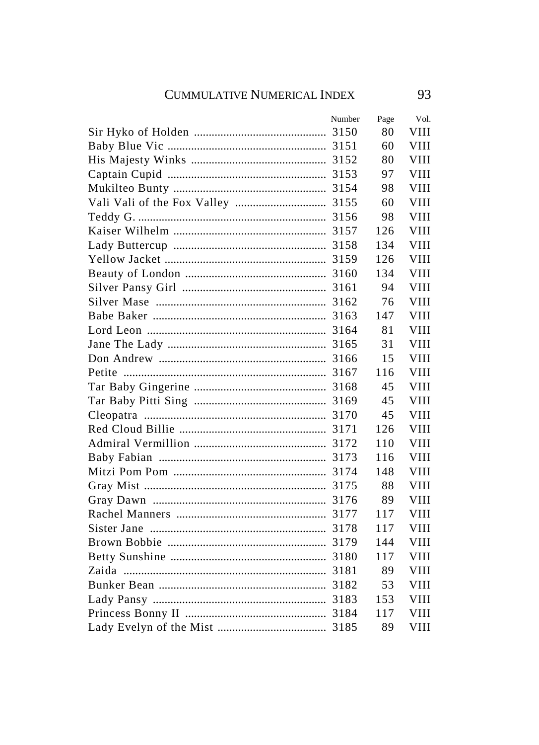| | Number | Page | Vol. |
|---|---|---|---|
| Sir Hyko of Holden | 3150 | 80 | VIII |
| Baby Blue Vic | 3151 | 60 | VIII |
| His Majesty Winks | 3152 | 80 | VIII |
| Captain Cupid | 3153 | 97 | VIII |
| Mukilteo Bunty | 3154 | 98 | VIII |
| Vali Vali of the Fox Valley | 3155 | 60 | VIII |
| Teddy G. | 3156 | 98 | VIII |
| Kaiser Wilhelm | 3157 | 126 | VIII |
| Lady Buttercup | 3158 | 134 | VIII |
| Yellow Jacket | 3159 | 126 | VIII |
| Beauty of London | 3160 | 134 | VIII |
| Silver Pansy Girl | 3161 | 94 | VIII |
| Silver Mase | 3162 | 76 | VIII |
| Babe Baker | 3163 | 147 | VIII |
| Lord Leon | 3164 | 81 | VIII |
| Jane The Lady | 3165 | 31 | VIII |
| Don Andrew | 3166 | 15 | VIII |
| Petite | 3167 | 116 | VIII |
| Tar Baby Gingerine | 3168 | 45 | VIII |
| Tar Baby Pitti Sing | 3169 | 45 | VIII |
| Cleopatra | 3170 | 45 | VIII |
| Red Cloud Billie | 3171 | 126 | VIII |
| Admiral Vermillion | 3172 | 110 | VIII |
| Baby Fabian | 3173 | 116 | VIII |
| Mitzi Pom Pom | 3174 | 148 | VIII |
| Gray Mist | 3175 | 88 | VIII |
| Gray Dawn | 3176 | 89 | VIII |
| Rachel Manners | 3177 | 117 | VIII |
| Sister Jane | 3178 | 117 | VIII |
| Brown Bobbie | 3179 | 144 | VIII |
| Betty Sunshine | 3180 | 117 | VIII |
| Zaida | 3181 | 89 | VIII |
| Bunker Bean | 3182 | 53 | VIII |
| Lady Pansy | 3183 | 153 | VIII |
| Princess Bonny II | 3184 | 117 | VIII |
| Lady Evelyn of the Mist | 3185 | 89 | VIII |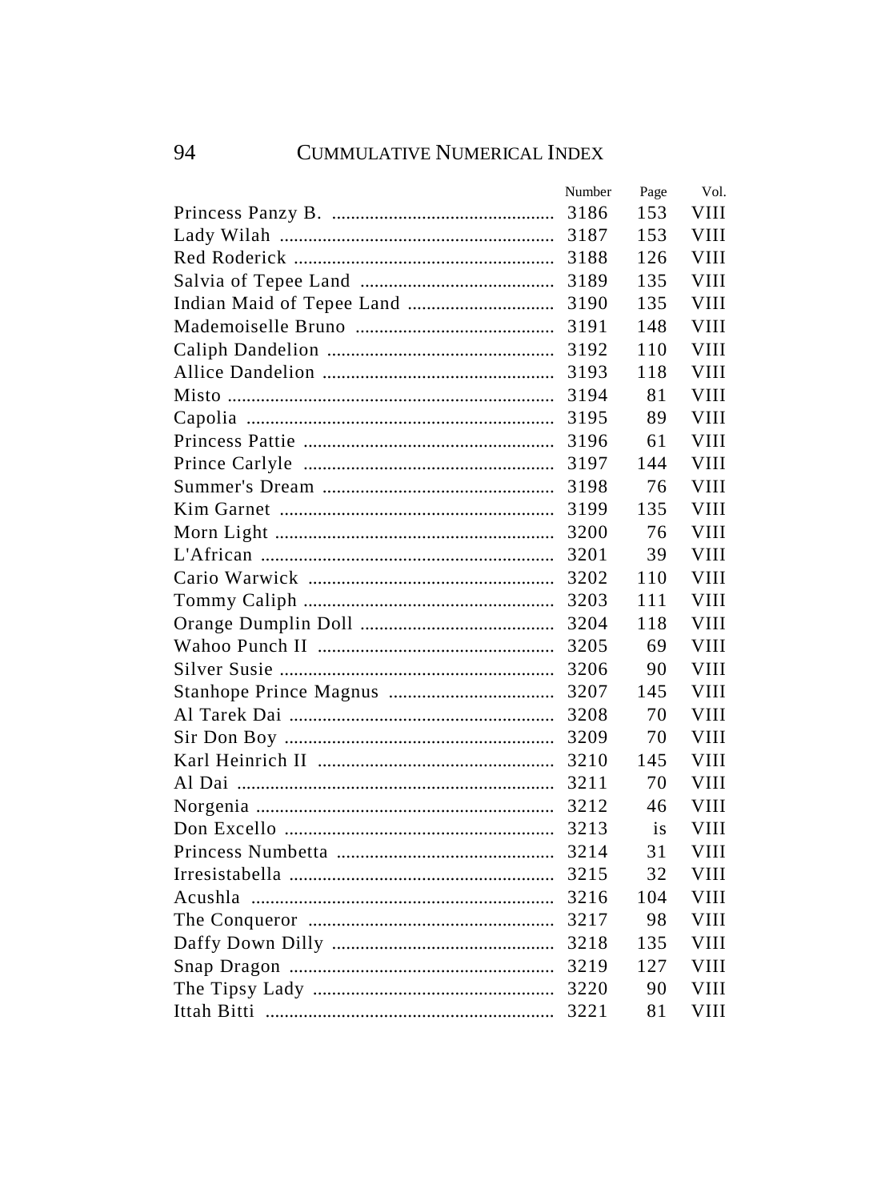# CUMMULATIVE NUMERICAL INDEX

| | Number | Page | Vol. |
|---|---|---|---|
| Princess Panzy B. | 3186 | 153 | VIII |
| Lady Wilah | 3187 | 153 | VIII |
| Red Roderick | 3188 | 126 | VIII |
| Salvia of Tepee Land | 3189 | 135 | VIII |
| Indian Maid of Tepee Land | 3190 | 135 | VIII |
| Mademoiselle Bruno | 3191 | 148 | VIII |
| Caliph Dandelion | 3192 | 110 | VIII |
| Allice Dandelion | 3193 | 118 | VIII |
| Misto | 3194 | 81 | VIII |
| Capolia | 3195 | 89 | VIII |
| Princess Pattie | 3196 | 61 | VIII |
| Prince Carlyle | 3197 | 144 | VIII |
| Summer's Dream | 3198 | 76 | VIII |
| Kim Garnet | 3199 | 135 | VIII |
| Morn Light | 3200 | 76 | VIII |
| L'African | 3201 | 39 | VIII |
| Cario Warwick | 3202 | 110 | VIII |
| Tommy Caliph | 3203 | 111 | VIII |
| Orange Dumplin Doll | 3204 | 118 | VIII |
| Wahoo Punch II | 3205 | 69 | VIII |
| Silver Susie | 3206 | 90 | VIII |
| Stanhope Prince Magnus | 3207 | 145 | VIII |
| Al Tarek Dai | 3208 | 70 | VIII |
| Sir Don Boy | 3209 | 70 | VIII |
| Karl Heinrich II | 3210 | 145 | VIII |
| Al Dai | 3211 | 70 | VIII |
| Norgenia | 3212 | 46 | VIII |
| Don Excello | 3213 | is | VIII |
| Princess Numbetta | 3214 | 31 | VIII |
| Irresistabella | 3215 | 32 | VIII |
| Acushla | 3216 | 104 | VIII |
| The Conqueror | 3217 | 98 | VIII |
| Daffy Down Dilly | 3218 | 135 | VIII |
| Snap Dragon | 3219 | 127 | VIII |
| The Tipsy Lady | 3220 | 90 | VIII |
| Ittah Bitti | 3221 | 81 | VIII |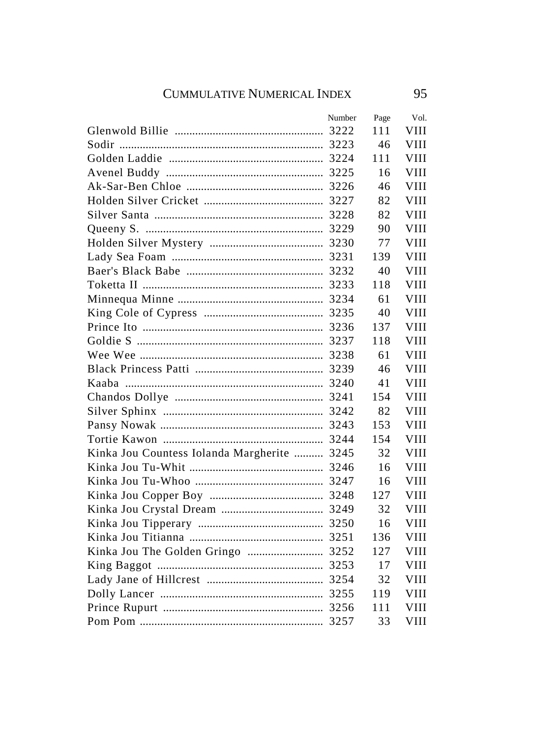| | Number | Page | Vol. |
|---|---|---|---|
| Glenwold Billie | 3222 | 111 | VIII |
| Sodir | 3223 | 46 | VIII |
| Golden Laddie | 3224 | 111 | VIII |
| Avenel Buddy | 3225 | 16 | VIII |
| Ak-Sar-Ben Chloe | 3226 | 46 | VIII |
| Holden Silver Cricket | 3227 | 82 | VIII |
| Silver Santa | 3228 | 82 | VIII |
| Queeny S. | 3229 | 90 | VIII |
| Holden Silver Mystery | 3230 | 77 | VIII |
| Lady Sea Foam | 3231 | 139 | VIII |
| Baer's Black Babe | 3232 | 40 | VIII |
| Toketta II | 3233 | 118 | VIII |
| Minnequa Minne | 3234 | 61 | VIII |
| King Cole of Cypress | 3235 | 40 | VIII |
| Prince Ito | 3236 | 137 | VIII |
| Goldie S | 3237 | 118 | VIII |
| Wee Wee | 3238 | 61 | VIII |
| Black Princess Patti | 3239 | 46 | VIII |
| Kaaba | 3240 | 41 | VIII |
| Chandos Dollye | 3241 | 154 | VIII |
| Silver Sphinx | 3242 | 82 | VIII |
| Pansy Nowak | 3243 | 153 | VIII |
| Tortie Kawon | 3244 | 154 | VIII |
| Kinka Jou Countess Iolanda Margherite | 3245 | 32 | VIII |
| Kinka Jou Tu-Whit | 3246 | 16 | VIII |
| Kinka Jou Tu-Whoo | 3247 | 16 | VIII |
| Kinka Jou Copper Boy | 3248 | 127 | VIII |
| Kinka Jou Crystal Dream | 3249 | 32 | VIII |
| Kinka Jou Tipperary | 3250 | 16 | VIII |
| Kinka Jou Titianna | 3251 | 136 | VIII |
| Kinka Jou The Golden Gringo | 3252 | 127 | VIII |
| King Baggot | 3253 | 17 | VIII |
| Lady Jane of Hillcrest | 3254 | 32 | VIII |
| Dolly Lancer | 3255 | 119 | VIII |
| Prince Rupurt | 3256 | 111 | VIII |
| Pom Pom | 3257 | 33 | VIII |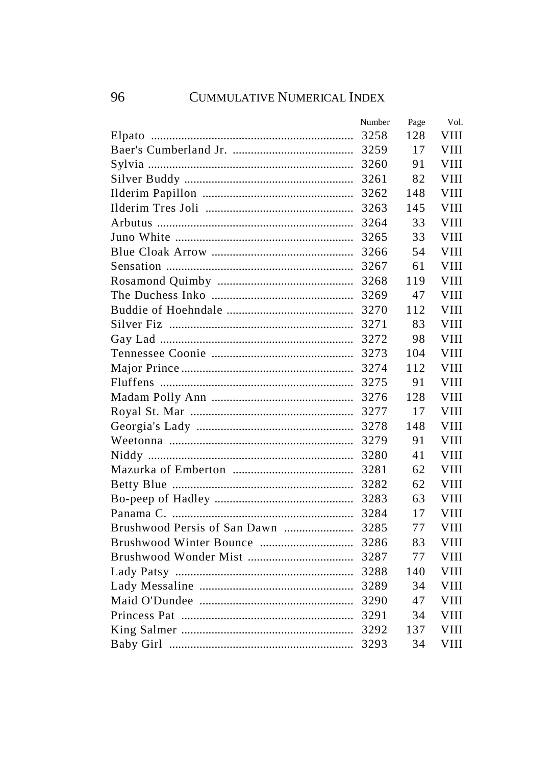| | Number | Page | Vol. |
|---|---|---|---|
| Elpato | 3258 | 128 | VIII |
| Baer's Cumberland Jr. | 3259 | 17 | VIII |
| Sylvia | 3260 | 91 | VIII |
| Silver Buddy | 3261 | 82 | VIII |
| Ilderim Papillon | 3262 | 148 | VIII |
| Ilderim Tres Joli | 3263 | 145 | VIII |
| Arbutus | 3264 | 33 | VIII |
| Juno White | 3265 | 33 | VIII |
| Blue Cloak Arrow | 3266 | 54 | VIII |
| Sensation | 3267 | 61 | VIII |
| Rosamond Quimby | 3268 | 119 | VIII |
| The Duchess Inko | 3269 | 47 | VIII |
| Buddie of Hoehndale | 3270 | 112 | VIII |
| Silver Fiz | 3271 | 83 | VIII |
| Gay Lad | 3272 | 98 | VIII |
| Tennessee Coonie | 3273 | 104 | VIII |
| Major Prince | 3274 | 112 | VIII |
| Fluffens | 3275 | 91 | VIII |
| Madam Polly Ann | 3276 | 128 | VIII |
| Royal St. Mar | 3277 | 17 | VIII |
| Georgia's Lady | 3278 | 148 | VIII |
| Weetonna | 3279 | 91 | VIII |
| Niddy | 3280 | 41 | VIII |
| Mazurka of Emberton | 3281 | 62 | VIII |
| Betty Blue | 3282 | 62 | VIII |
| Bo-peep of Hadley | 3283 | 63 | VIII |
| Panama C. | 3284 | 17 | VIII |
| Brushwood Persis of San Dawn | 3285 | 77 | VIII |
| Brushwood Winter Bounce | 3286 | 83 | VIII |
| Brushwood Wonder Mist | 3287 | 77 | VIII |
| Lady Patsy | 3288 | 140 | VIII |
| Lady Messaline | 3289 | 34 | VIII |
| Maid O'Dundee | 3290 | 47 | VIII |
| Princess Pat | 3291 | 34 | VIII |
| King Salmer | 3292 | 137 | VIII |
| Baby Girl | 3293 | 34 | VIII |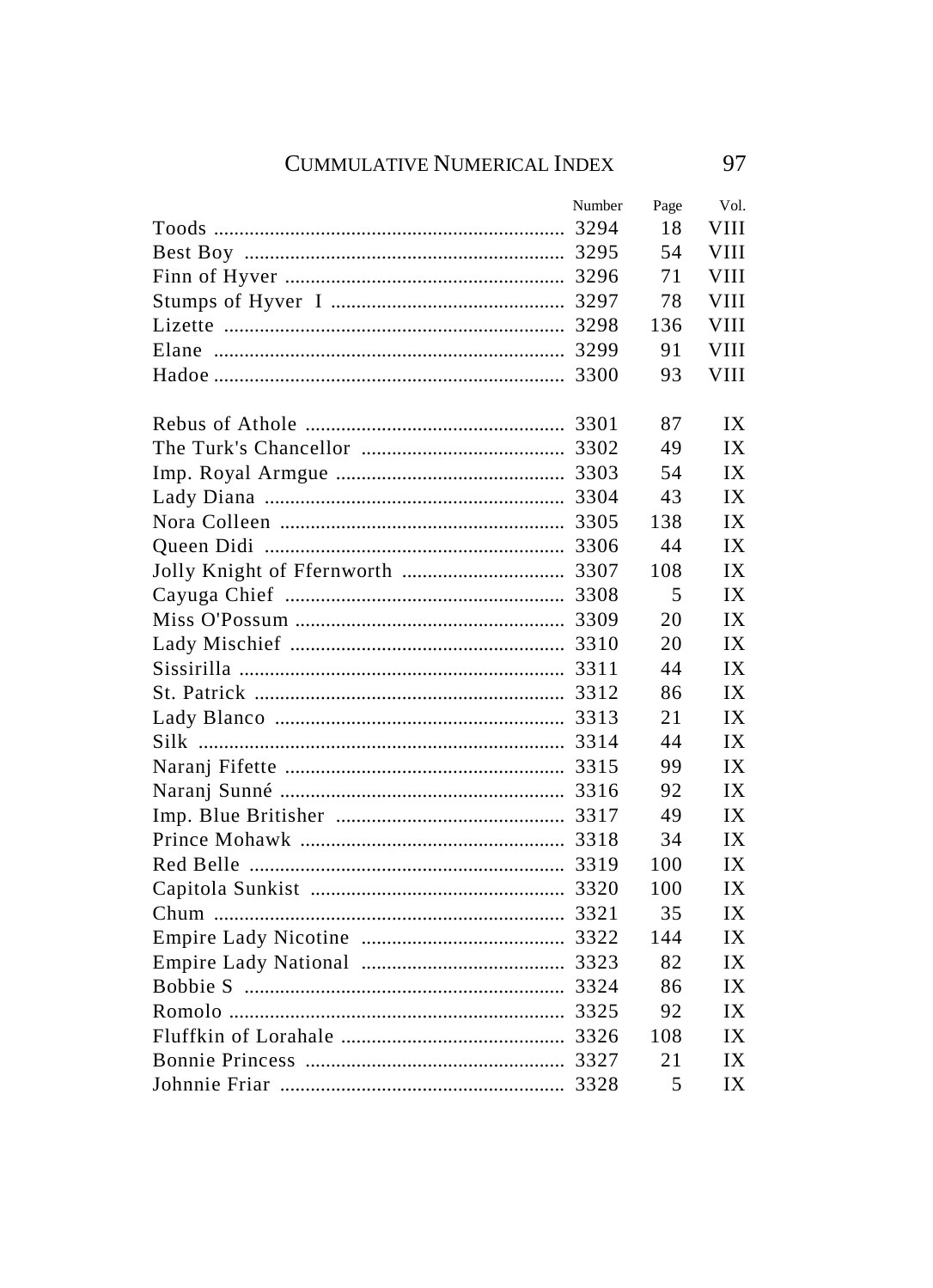| | Number | Page | Vol. |
|---|---|---|---|
| Toods | 3294 | 18 | VIII |
| Best Boy | 3295 | 54 | VIII |
| Finn of Hyver | 3296 | 71 | VIII |
| Stumps of Hyver I | 3297 | 78 | VIII |
| Lizette | 3298 | 136 | VIII |
| Elane | 3299 | 91 | VIII |
| Hadoe | 3300 | 93 | VIII |
| | | | |
| Rebus of Athole | 3301 | 87 | IX |
| The Turk's Chancellor | 3302 | 49 | IX |
| Imp. Royal Armgue | 3303 | 54 | IX |
| Lady Diana | 3304 | 43 | IX |
| Nora Colleen | 3305 | 138 | IX |
| Queen Didi | 3306 | 44 | IX |
| Jolly Knight of Ffernworth | 3307 | 108 | IX |
| Cayuga Chief | 3308 | 5 | IX |
| Miss O'Possum | 3309 | 20 | IX |
| Lady Mischief | 3310 | 20 | IX |
| Sissirilla | 3311 | 44 | IX |
| St. Patrick | 3312 | 86 | IX |
| Lady Blanco | 3313 | 21 | IX |
| Silk | 3314 | 44 | IX |
| Naranj Fifette | 3315 | 99 | IX |
| Naranj Sunné | 3316 | 92 | IX |
| Imp. Blue Britisher | 3317 | 49 | IX |
| Prince Mohawk | 3318 | 34 | IX |
| Red Belle | 3319 | 100 | IX |
| Capitola Sunkist | 3320 | 100 | IX |
| Chum | 3321 | 35 | IX |
| Empire Lady Nicotine | 3322 | 144 | IX |
| Empire Lady National | 3323 | 82 | IX |
| Bobbie S | 3324 | 86 | IX |
| Romolo | 3325 | 92 | IX |
| Fluffkin of Lorahale | 3326 | 108 | IX |
| Bonnie Princess | 3327 | 21 | IX |
| Johnnie Friar | 3328 | 5 | IX |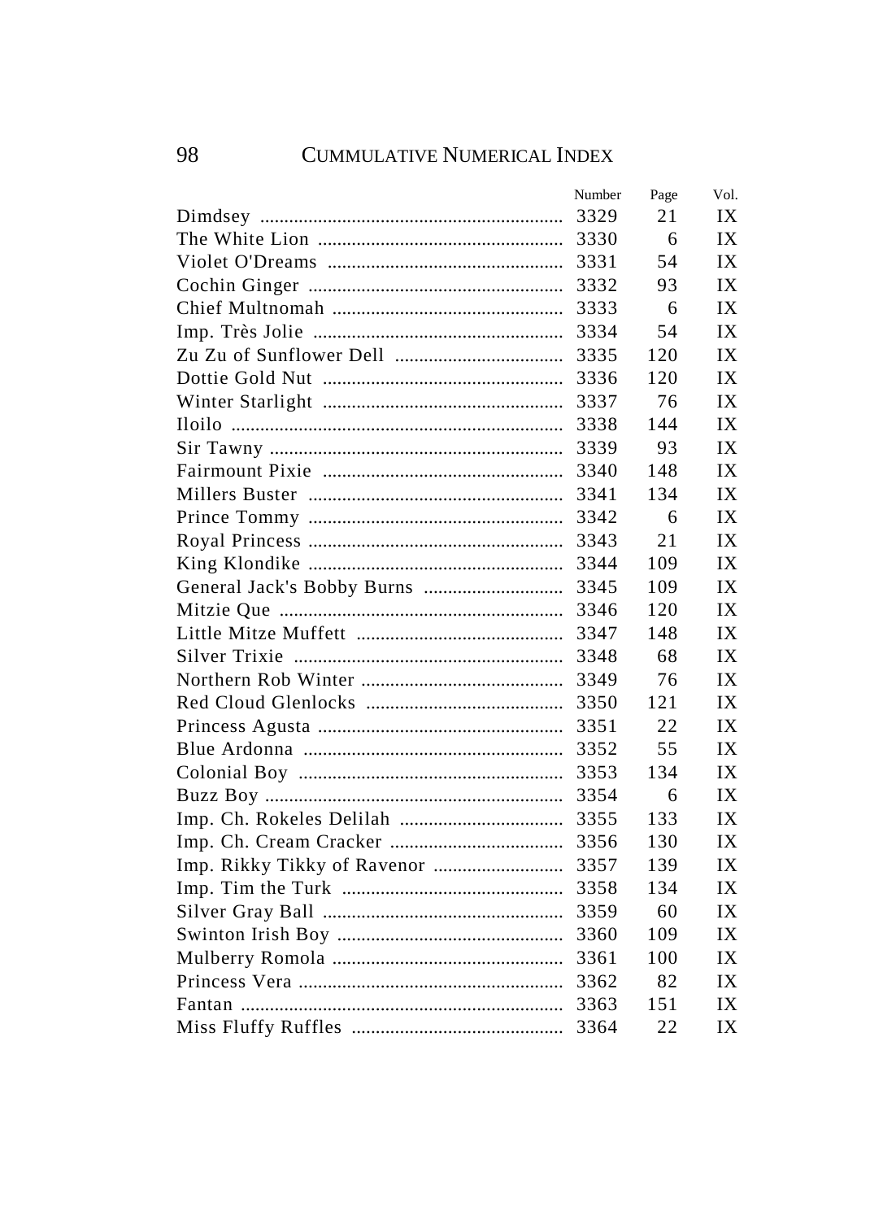| | Number | Page | Vol. |
|---|---|---|---|
| Dimdsey | 3329 | 21 | IX |
| The White Lion | 3330 | 6 | IX |
| Violet O'Dreams | 3331 | 54 | IX |
| Cochin Ginger | 3332 | 93 | IX |
| Chief Multnomah | 3333 | 6 | IX |
| Imp. Très Jolie | 3334 | 54 | IX |
| Zu Zu of Sunflower Dell | 3335 | 120 | IX |
| Dottie Gold Nut | 3336 | 120 | IX |
| Winter Starlight | 3337 | 76 | IX |
| Iloilo | 3338 | 144 | IX |
| Sir Tawny | 3339 | 93 | IX |
| Fairmount Pixie | 3340 | 148 | IX |
| Millers Buster | 3341 | 134 | IX |
| Prince Tommy | 3342 | 6 | IX |
| Royal Princess | 3343 | 21 | IX |
| King Klondike | 3344 | 109 | IX |
| General Jack's Bobby Burns | 3345 | 109 | IX |
| Mitzie Que | 3346 | 120 | IX |
| Little Mitze Muffett | 3347 | 148 | IX |
| Silver Trixie | 3348 | 68 | IX |
| Northern Rob Winter | 3349 | 76 | IX |
| Red Cloud Glenlocks | 3350 | 121 | IX |
| Princess Agusta | 3351 | 22 | IX |
| Blue Ardonna | 3352 | 55 | IX |
| Colonial Boy | 3353 | 134 | IX |
| Buzz Boy | 3354 | 6 | IX |
| Imp. Ch. Rokeles Delilah | 3355 | 133 | IX |
| Imp. Ch. Cream Cracker | 3356 | 130 | IX |
| Imp. Rikky Tikky of Ravenor | 3357 | 139 | IX |
| Imp. Tim the Turk | 3358 | 134 | IX |
| Silver Gray Ball | 3359 | 60 | IX |
| Swinton Irish Boy | 3360 | 109 | IX |
| Mulberry Romola | 3361 | 100 | IX |
| Princess Vera | 3362 | 82 | IX |
| Fantan | 3363 | 151 | IX |
| Miss Fluffy Ruffles | 3364 | 22 | IX |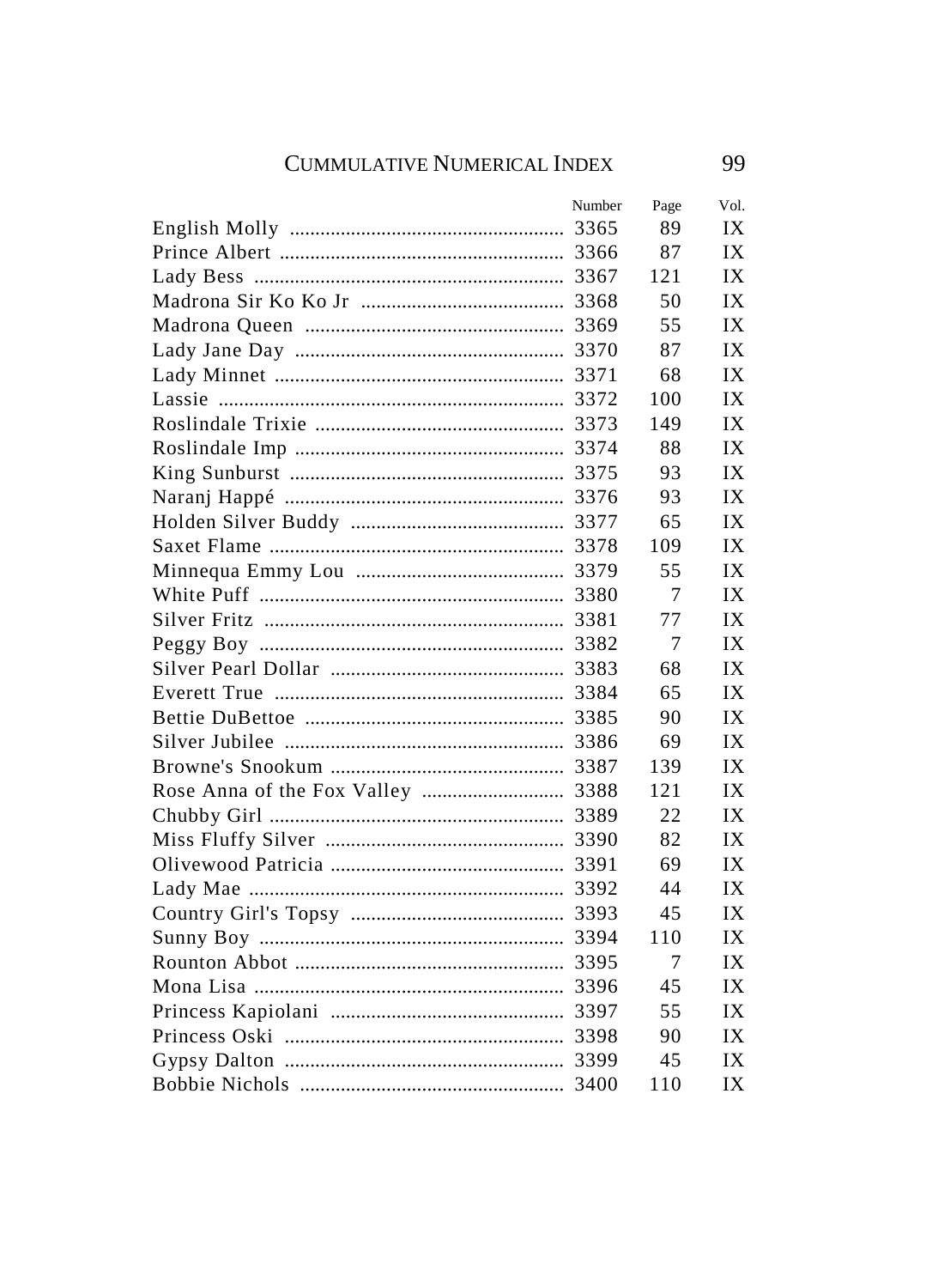| | Number | Page | Vol. |
|---|---|---|---|
| English Molly | 3365 | 89 | IX |
| Prince Albert | 3366 | 87 | IX |
| Lady Bess | 3367 | 121 | IX |
| Madrona Sir Ko Ko Jr | 3368 | 50 | IX |
| Madrona Queen | 3369 | 55 | IX |
| Lady Jane Day | 3370 | 87 | IX |
| Lady Minnet | 3371 | 68 | IX |
| Lassie | 3372 | 100 | IX |
| Roslindale Trixie | 3373 | 149 | IX |
| Roslindale Imp | 3374 | 88 | IX |
| King Sunburst | 3375 | 93 | IX |
| Naranj Happé | 3376 | 93 | IX |
| Holden Silver Buddy | 3377 | 65 | IX |
| Saxet Flame | 3378 | 109 | IX |
| Minnequa Emmy Lou | 3379 | 55 | IX |
| White Puff | 3380 | 7 | IX |
| Silver Fritz | 3381 | 77 | IX |
| Peggy Boy | 3382 | 7 | IX |
| Silver Pearl Dollar | 3383 | 68 | IX |
| Everett True | 3384 | 65 | IX |
| Bettie DuBettoe | 3385 | 90 | IX |
| Silver Jubilee | 3386 | 69 | IX |
| Browne's Snookum | 3387 | 139 | IX |
| Rose Anna of the Fox Valley | 3388 | 121 | IX |
| Chubby Girl | 3389 | 22 | IX |
| Miss Fluffy Silver | 3390 | 82 | IX |
| Olivewood Patricia | 3391 | 69 | IX |
| Lady Mae | 3392 | 44 | IX |
| Country Girl's Topsy | 3393 | 45 | IX |
| Sunny Boy | 3394 | 110 | IX |
| Rounton Abbot | 3395 | 7 | IX |
| Mona Lisa | 3396 | 45 | IX |
| Princess Kapiolani | 3397 | 55 | IX |
| Princess Oski | 3398 | 90 | IX |
| Gypsy Dalton | 3399 | 45 | IX |
| Bobbie Nichols | 3400 | 110 | IX |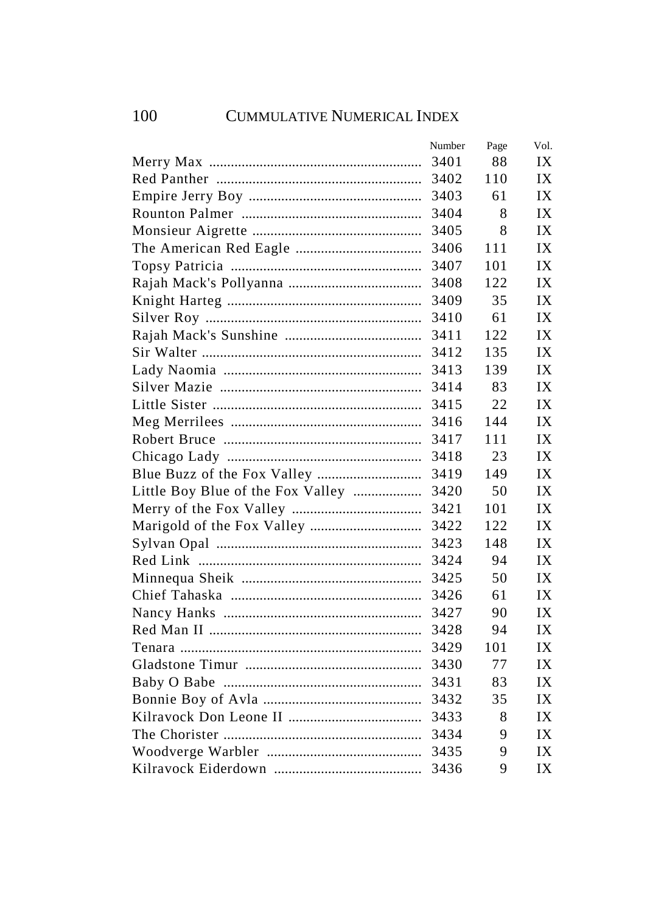| | Number | Page | Vol. |
|---|---|---|---|
| Merry Max | 3401 | 88 | IX |
| Red Panther | 3402 | 110 | IX |
| Empire Jerry Boy | 3403 | 61 | IX |
| Rounton Palmer | 3404 | 8 | IX |
| Monsieur Aigrette | 3405 | 8 | IX |
| The American Red Eagle | 3406 | 111 | IX |
| Topsy Patricia | 3407 | 101 | IX |
| Rajah Mack's Pollyanna | 3408 | 122 | IX |
| Knight Harteg | 3409 | 35 | IX |
| Silver Roy | 3410 | 61 | IX |
| Rajah Mack's Sunshine | 3411 | 122 | IX |
| Sir Walter | 3412 | 135 | IX |
| Lady Naomia | 3413 | 139 | IX |
| Silver Mazie | 3414 | 83 | IX |
| Little Sister | 3415 | 22 | IX |
| Meg Merrilees | 3416 | 144 | IX |
| Robert Bruce | 3417 | 111 | IX |
| Chicago Lady | 3418 | 23 | IX |
| Blue Buzz of the Fox Valley | 3419 | 149 | IX |
| Little Boy Blue of the Fox Valley | 3420 | 50 | IX |
| Merry of the Fox Valley | 3421 | 101 | IX |
| Marigold of the Fox Valley | 3422 | 122 | IX |
| Sylvan Opal | 3423 | 148 | IX |
| Red Link | 3424 | 94 | IX |
| Minnequa Sheik | 3425 | 50 | IX |
| Chief Tahaska | 3426 | 61 | IX |
| Nancy Hanks | 3427 | 90 | IX |
| Red Man II | 3428 | 94 | IX |
| Tenara | 3429 | 101 | IX |
| Gladstone Timur | 3430 | 77 | IX |
| Baby O Babe | 3431 | 83 | IX |
| Bonnie Boy of Avla | 3432 | 35 | IX |
| Kilravock Don Leone II | 3433 | 8 | IX |
| The Chorister | 3434 | 9 | IX |
| Woodverge Warbler | 3435 | 9 | IX |
| Kilravock Eiderdown | 3436 | 9 | IX |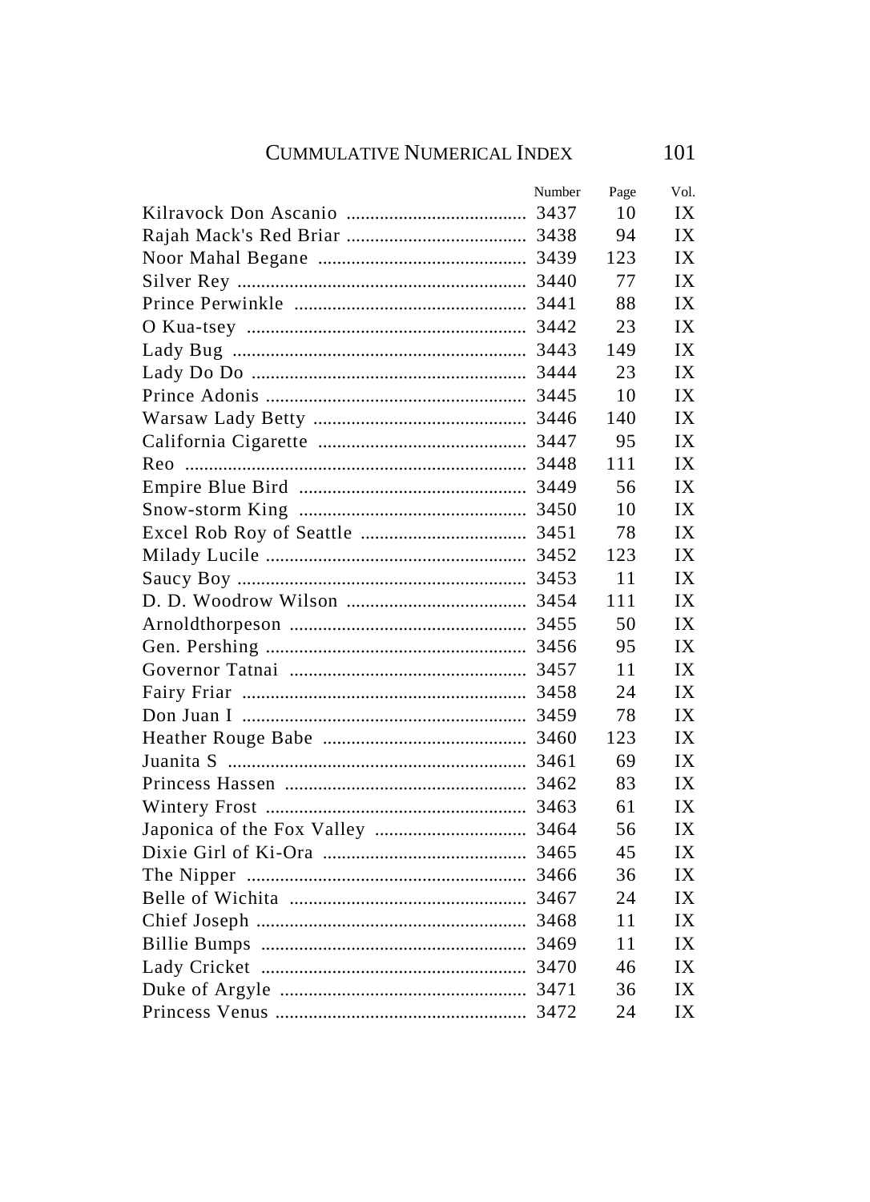| | Number | Page | Vol. |
|---|---|---|---|
| Kilravock Don Ascanio | 3437 | 10 | IX |
| Rajah Mack's Red Briar | 3438 | 94 | IX |
| Noor Mahal Begane | 3439 | 123 | IX |
| Silver Rey | 3440 | 77 | IX |
| Prince Perwinkle | 3441 | 88 | IX |
| O Kua-tsey | 3442 | 23 | IX |
| Lady Bug | 3443 | 149 | IX |
| Lady Do Do | 3444 | 23 | IX |
| Prince Adonis | 3445 | 10 | IX |
| Warsaw Lady Betty | 3446 | 140 | IX |
| California Cigarette | 3447 | 95 | IX |
| Reo | 3448 | 111 | IX |
| Empire Blue Bird | 3449 | 56 | IX |
| Snow-storm King | 3450 | 10 | IX |
| Excel Rob Roy of Seattle | 3451 | 78 | IX |
| Milady Lucile | 3452 | 123 | IX |
| Saucy Boy | 3453 | 11 | IX |
| D. D. Woodrow Wilson | 3454 | 111 | IX |
| Arnoldthorpeson | 3455 | 50 | IX |
| Gen. Pershing | 3456 | 95 | IX |
| Governor Tatnai | 3457 | 11 | IX |
| Fairy Friar | 3458 | 24 | IX |
| Don Juan I | 3459 | 78 | IX |
| Heather Rouge Babe | 3460 | 123 | IX |
| Juanita S | 3461 | 69 | IX |
| Princess Hassen | 3462 | 83 | IX |
| Wintery Frost | 3463 | 61 | IX |
| Japonica of the Fox Valley | 3464 | 56 | IX |
| Dixie Girl of Ki-Ora | 3465 | 45 | IX |
| The Nipper | 3466 | 36 | IX |
| Belle of Wichita | 3467 | 24 | IX |
| Chief Joseph | 3468 | 11 | IX |
| Billie Bumps | 3469 | 11 | IX |
| Lady Cricket | 3470 | 46 | IX |
| Duke of Argyle | 3471 | 36 | IX |
| Princess Venus | 3472 | 24 | IX |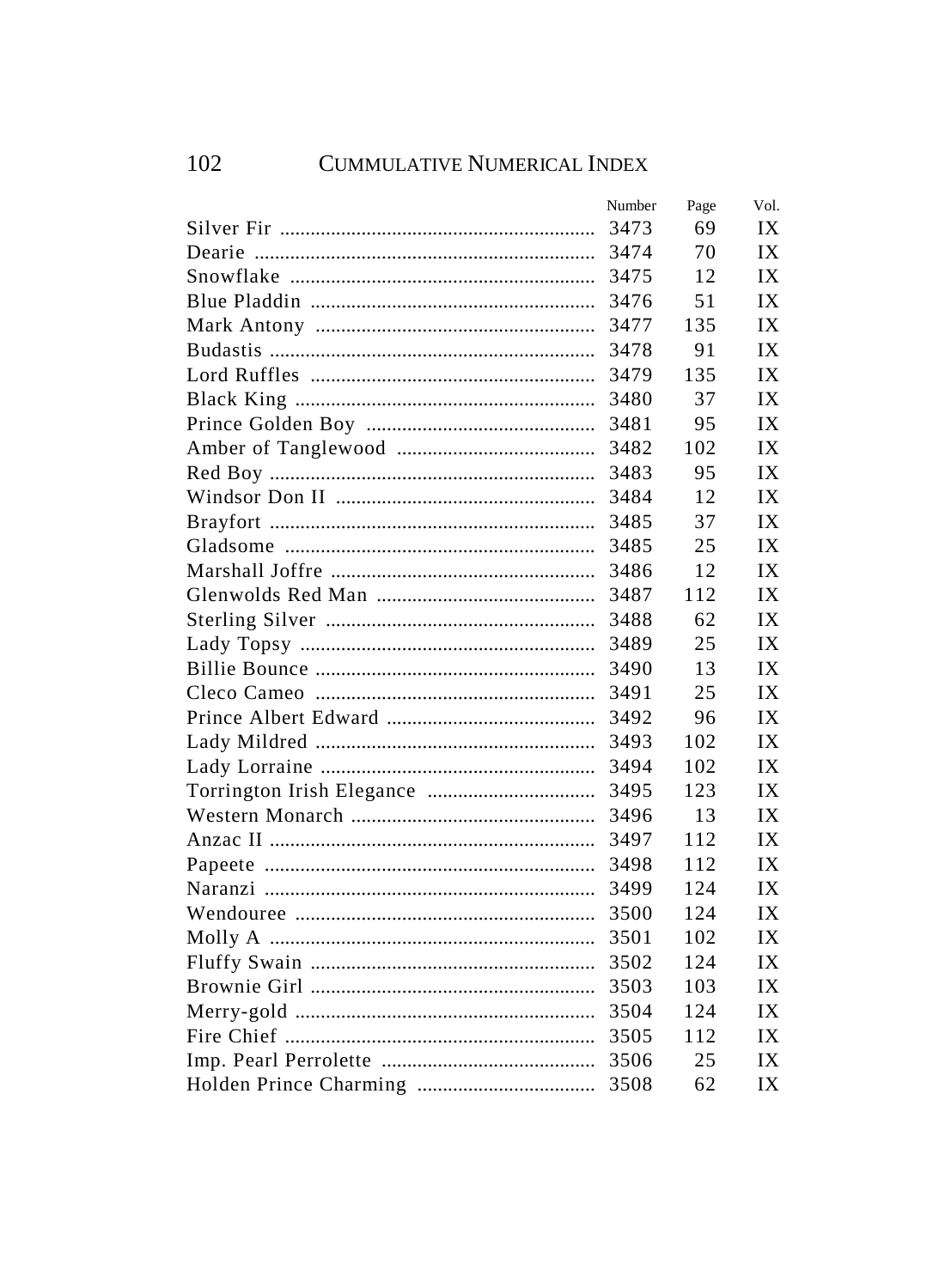| | Number | Page | Vol. |
|---|---|---|---|
| Silver Fir | 3473 | 69 | IX |
| Dearie | 3474 | 70 | IX |
| Snowflake | 3475 | 12 | IX |
| Blue Pladdin | 3476 | 51 | IX |
| Mark Antony | 3477 | 135 | IX |
| Budastis | 3478 | 91 | IX |
| Lord Ruffles | 3479 | 135 | IX |
| Black King | 3480 | 37 | IX |
| Prince Golden Boy | 3481 | 95 | IX |
| Amber of Tanglewood | 3482 | 102 | IX |
| Red Boy | 3483 | 95 | IX |
| Windsor Don II | 3484 | 12 | IX |
| Brayfort | 3485 | 37 | IX |
| Gladsome | 3485 | 25 | IX |
| Marshall Joffre | 3486 | 12 | IX |
| Glenwolds Red Man | 3487 | 112 | IX |
| Sterling Silver | 3488 | 62 | IX |
| Lady Topsy | 3489 | 25 | IX |
| Billie Bounce | 3490 | 13 | IX |
| Cleco Cameo | 3491 | 25 | IX |
| Prince Albert Edward | 3492 | 96 | IX |
| Lady Mildred | 3493 | 102 | IX |
| Lady Lorraine | 3494 | 102 | IX |
| Torrington Irish Elegance | 3495 | 123 | IX |
| Western Monarch | 3496 | 13 | IX |
| Anzac II | 3497 | 112 | IX |
| Papeete | 3498 | 112 | IX |
| Naranzi | 3499 | 124 | IX |
| Wendouree | 3500 | 124 | IX |
| Molly A | 3501 | 102 | IX |
| Fluffy Swain | 3502 | 124 | IX |
| Brownie Girl | 3503 | 103 | IX |
| Merry-gold | 3504 | 124 | IX |
| Fire Chief | 3505 | 112 | IX |
| Imp. Pearl Perrolette | 3506 | 25 | IX |
| Holden Prince Charming | 3508 | 62 | IX |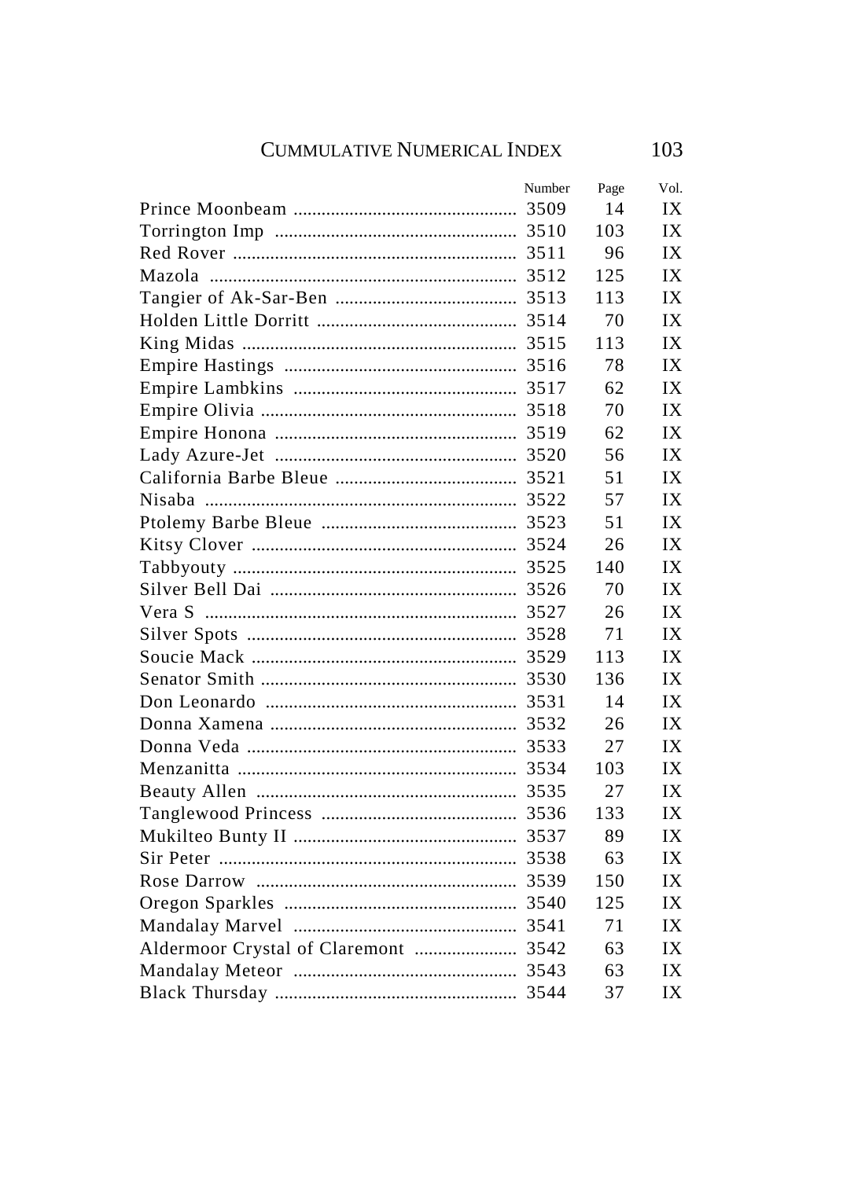| | Number | Page | Vol. |
|---|---|---|---|
| Prince Moonbeam | 3509 | 14 | IX |
| Torrington Imp | 3510 | 103 | IX |
| Red Rover | 3511 | 96 | IX |
| Mazola | 3512 | 125 | IX |
| Tangier of Ak-Sar-Ben | 3513 | 113 | IX |
| Holden Little Dorritt | 3514 | 70 | IX |
| King Midas | 3515 | 113 | IX |
| Empire Hastings | 3516 | 78 | IX |
| Empire Lambkins | 3517 | 62 | IX |
| Empire Olivia | 3518 | 70 | IX |
| Empire Honona | 3519 | 62 | IX |
| Lady Azure-Jet | 3520 | 56 | IX |
| California Barbe Bleue | 3521 | 51 | IX |
| Nisaba | 3522 | 57 | IX |
| Ptolemy Barbe Bleue | 3523 | 51 | IX |
| Kitsy Clover | 3524 | 26 | IX |
| Tabbyouty | 3525 | 140 | IX |
| Silver Bell Dai | 3526 | 70 | IX |
| Vera S | 3527 | 26 | IX |
| Silver Spots | 3528 | 71 | IX |
| Soucie Mack | 3529 | 113 | IX |
| Senator Smith | 3530 | 136 | IX |
| Don Leonardo | 3531 | 14 | IX |
| Donna Xamena | 3532 | 26 | IX |
| Donna Veda | 3533 | 27 | IX |
| Menzanitta | 3534 | 103 | IX |
| Beauty Allen | 3535 | 27 | IX |
| Tanglewood Princess | 3536 | 133 | IX |
| Mukilteo Bunty II | 3537 | 89 | IX |
| Sir Peter | 3538 | 63 | IX |
| Rose Darrow | 3539 | 150 | IX |
| Oregon Sparkles | 3540 | 125 | IX |
| Mandalay Marvel | 3541 | 71 | IX |
| Aldermoor Crystal of Claremont | 3542 | 63 | IX |
| Mandalay Meteor | 3543 | 63 | IX |
| Black Thursday | 3544 | 37 | IX |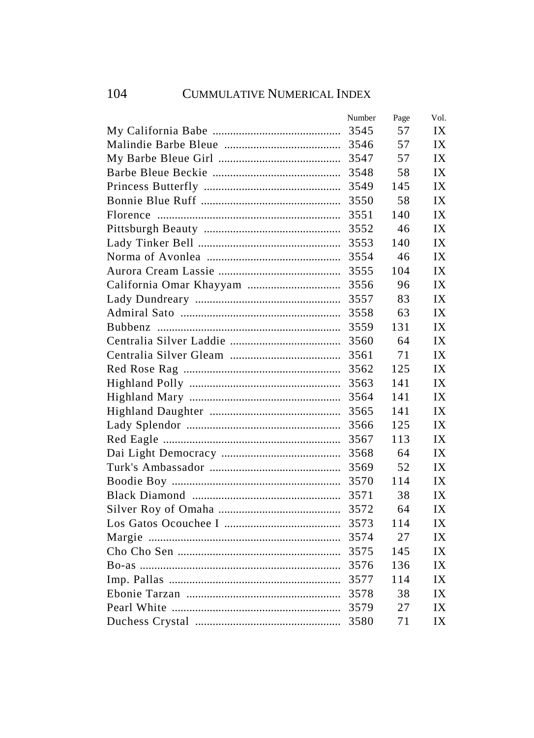| | Number | Page | Vol. |
|---|---|---|---|
| My California Babe | 3545 | 57 | IX |
| Malindie Barbe Bleue | 3546 | 57 | IX |
| My Barbe Bleue Girl | 3547 | 57 | IX |
| Barbe Bleue Beckie | 3548 | 58 | IX |
| Princess Butterfly | 3549 | 145 | IX |
| Bonnie Blue Ruff | 3550 | 58 | IX |
| Florence | 3551 | 140 | IX |
| Pittsburgh Beauty | 3552 | 46 | IX |
| Lady Tinker Bell | 3553 | 140 | IX |
| Norma of Avonlea | 3554 | 46 | IX |
| Aurora Cream Lassie | 3555 | 104 | IX |
| California Omar Khayyam | 3556 | 96 | IX |
| Lady Dundreary | 3557 | 83 | IX |
| Admiral Sato | 3558 | 63 | IX |
| Bubbenz | 3559 | 131 | IX |
| Centralia Silver Laddie | 3560 | 64 | IX |
| Centralia Silver Gleam | 3561 | 71 | IX |
| Red Rose Rag | 3562 | 125 | IX |
| Highland Polly | 3563 | 141 | IX |
| Highland Mary | 3564 | 141 | IX |
| Highland Daughter | 3565 | 141 | IX |
| Lady Splendor | 3566 | 125 | IX |
| Red Eagle | 3567 | 113 | IX |
| Dai Light Democracy | 3568 | 64 | IX |
| Turk's Ambassador | 3569 | 52 | IX |
| Boodie Boy | 3570 | 114 | IX |
| Black Diamond | 3571 | 38 | IX |
| Silver Roy of Omaha | 3572 | 64 | IX |
| Los Gatos Ocouchee I | 3573 | 114 | IX |
| Margie | 3574 | 27 | IX |
| Cho Cho Sen | 3575 | 145 | IX |
| Bo-as | 3576 | 136 | IX |
| Imp. Pallas | 3577 | 114 | IX |
| Ebonie Tarzan | 3578 | 38 | IX |
| Pearl White | 3579 | 27 | IX |
| Duchess Crystal | 3580 | 71 | IX |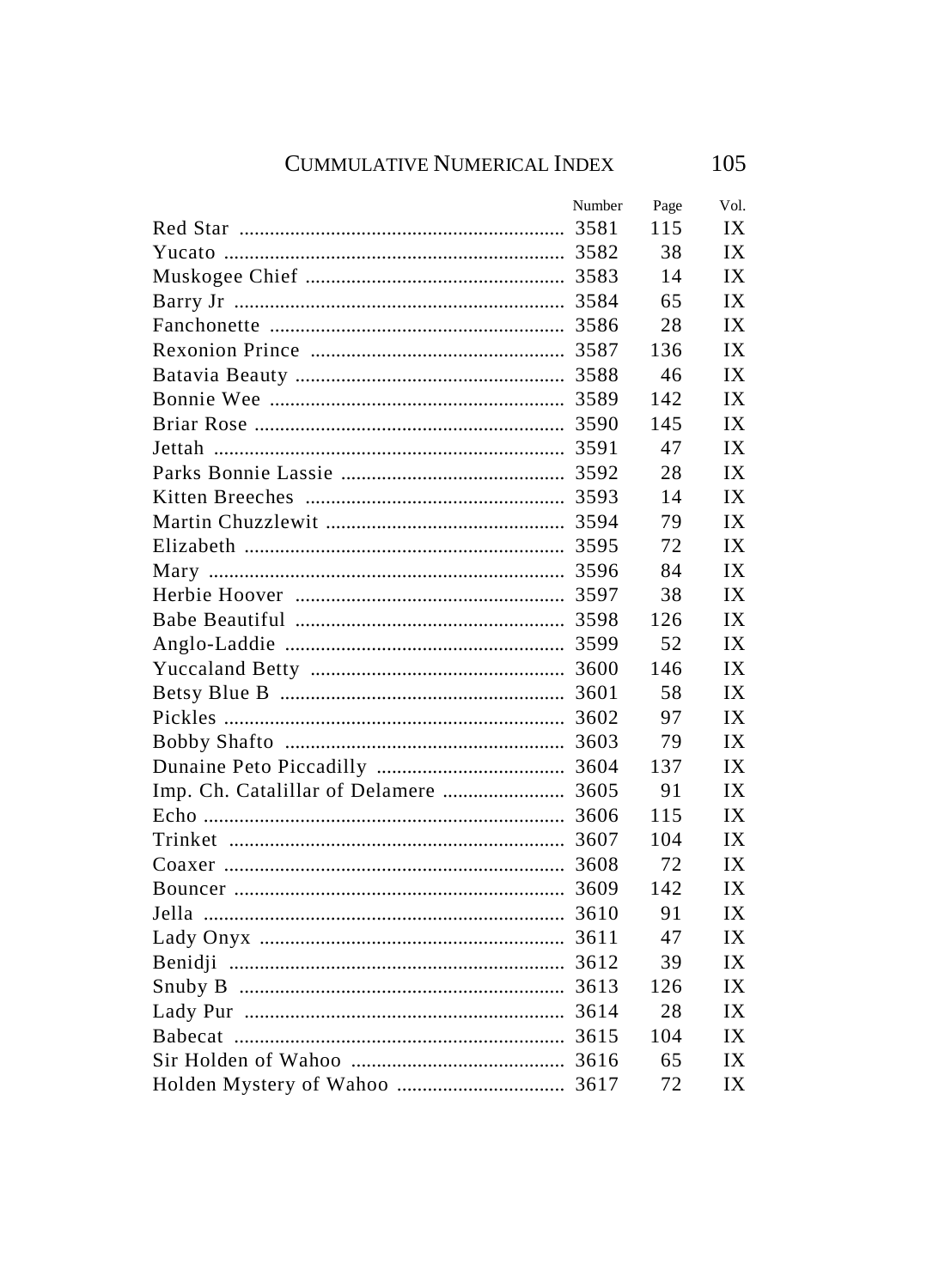| | Number | Page | Vol. |
|---|---|---|---|
| Red Star | 3581 | 115 | IX |
| Yucato | 3582 | 38 | IX |
| Muskogee Chief | 3583 | 14 | IX |
| Barry Jr | 3584 | 65 | IX |
| Fanchonette | 3586 | 28 | IX |
| Rexonion Prince | 3587 | 136 | IX |
| Batavia Beauty | 3588 | 46 | IX |
| Bonnie Wee | 3589 | 142 | IX |
| Briar Rose | 3590 | 145 | IX |
| Jettah | 3591 | 47 | IX |
| Parks Bonnie Lassie | 3592 | 28 | IX |
| Kitten Breeches | 3593 | 14 | IX |
| Martin Chuzzlewit | 3594 | 79 | IX |
| Elizabeth | 3595 | 72 | IX |
| Mary | 3596 | 84 | IX |
| Herbie Hoover | 3597 | 38 | IX |
| Babe Beautiful | 3598 | 126 | IX |
| Anglo-Laddie | 3599 | 52 | IX |
| Yuccaland Betty | 3600 | 146 | IX |
| Betsy Blue B | 3601 | 58 | IX |
| Pickles | 3602 | 97 | IX |
| Bobby Shafto | 3603 | 79 | IX |
| Dunaine Peto Piccadilly | 3604 | 137 | IX |
| Imp. Ch. Catalillar of Delamere | 3605 | 91 | IX |
| Echo | 3606 | 115 | IX |
| Trinket | 3607 | 104 | IX |
| Coaxer | 3608 | 72 | IX |
| Bouncer | 3609 | 142 | IX |
| Jella | 3610 | 91 | IX |
| Lady Onyx | 3611 | 47 | IX |
| Benidji | 3612 | 39 | IX |
| Snuby B | 3613 | 126 | IX |
| Lady Pur | 3614 | 28 | IX |
| Babecat | 3615 | 104 | IX |
| Sir Holden of Wahoo | 3616 | 65 | IX |
| Holden Mystery of Wahoo | 3617 | 72 | IX |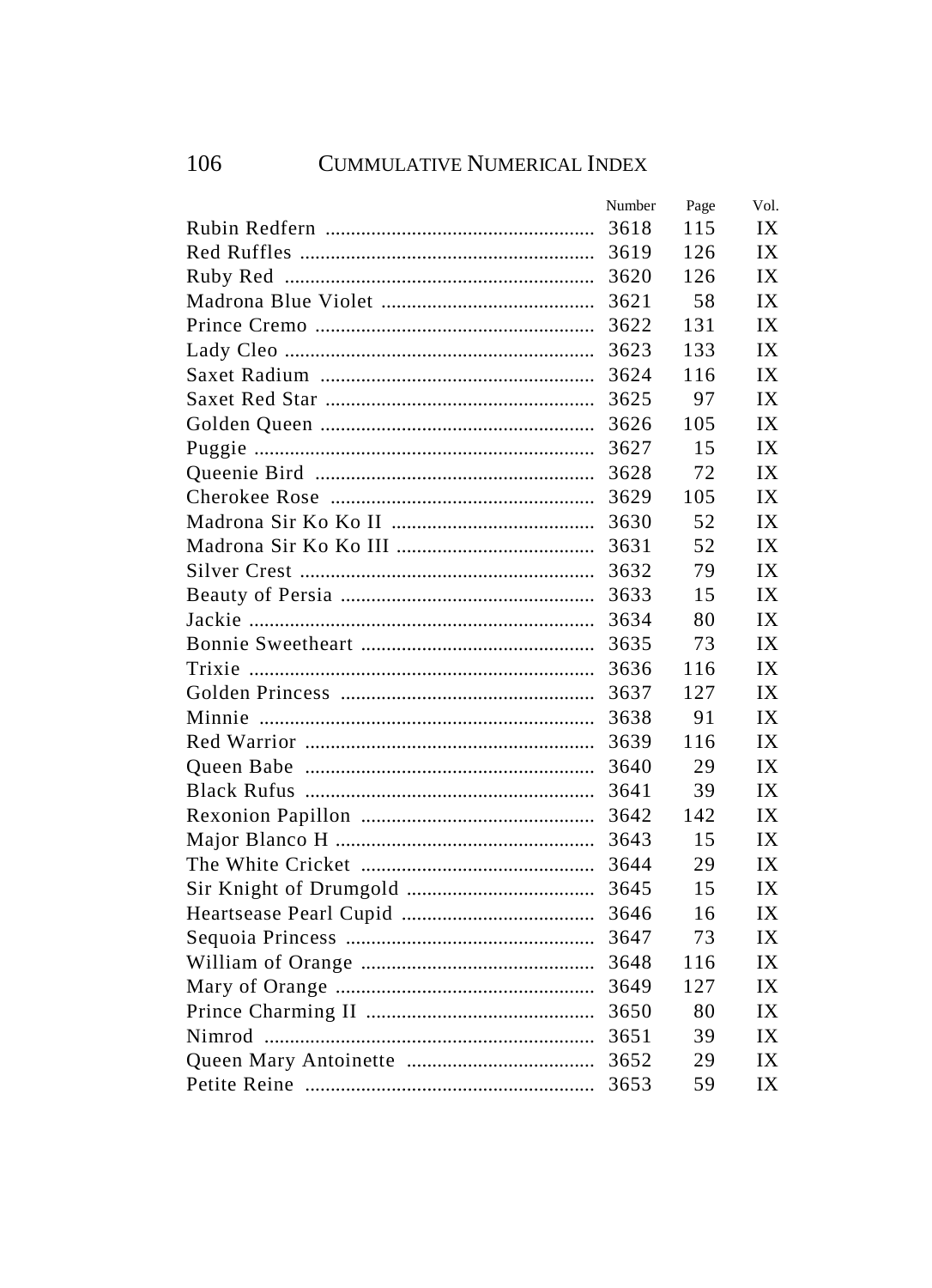| | Number | Page | Vol. |
|---|---|---|---|
| Rubin Redfern | 3618 | 115 | IX |
| Red Ruffles | 3619 | 126 | IX |
| Ruby Red | 3620 | 126 | IX |
| Madrona Blue Violet | 3621 | 58 | IX |
| Prince Cremo | 3622 | 131 | IX |
| Lady Cleo | 3623 | 133 | IX |
| Saxet Radium | 3624 | 116 | IX |
| Saxet Red Star | 3625 | 97 | IX |
| Golden Queen | 3626 | 105 | IX |
| Puggie | 3627 | 15 | IX |
| Queenie Bird | 3628 | 72 | IX |
| Cherokee Rose | 3629 | 105 | IX |
| Madrona Sir Ko Ko II | 3630 | 52 | IX |
| Madrona Sir Ko Ko III | 3631 | 52 | IX |
| Silver Crest | 3632 | 79 | IX |
| Beauty of Persia | 3633 | 15 | IX |
| Jackie | 3634 | 80 | IX |
| Bonnie Sweetheart | 3635 | 73 | IX |
| Trixie | 3636 | 116 | IX |
| Golden Princess | 3637 | 127 | IX |
| Minnie | 3638 | 91 | IX |
| Red Warrior | 3639 | 116 | IX |
| Queen Babe | 3640 | 29 | IX |
| Black Rufus | 3641 | 39 | IX |
| Rexonion Papillon | 3642 | 142 | IX |
| Major Blanco H | 3643 | 15 | IX |
| The White Cricket | 3644 | 29 | IX |
| Sir Knight of Drumgold | 3645 | 15 | IX |
| Heartsease Pearl Cupid | 3646 | 16 | IX |
| Sequoia Princess | 3647 | 73 | IX |
| William of Orange | 3648 | 116 | IX |
| Mary of Orange | 3649 | 127 | IX |
| Prince Charming II | 3650 | 80 | IX |
| Nimrod | 3651 | 39 | IX |
| Queen Mary Antoinette | 3652 | 29 | IX |
| Petite Reine | 3653 | 59 | IX |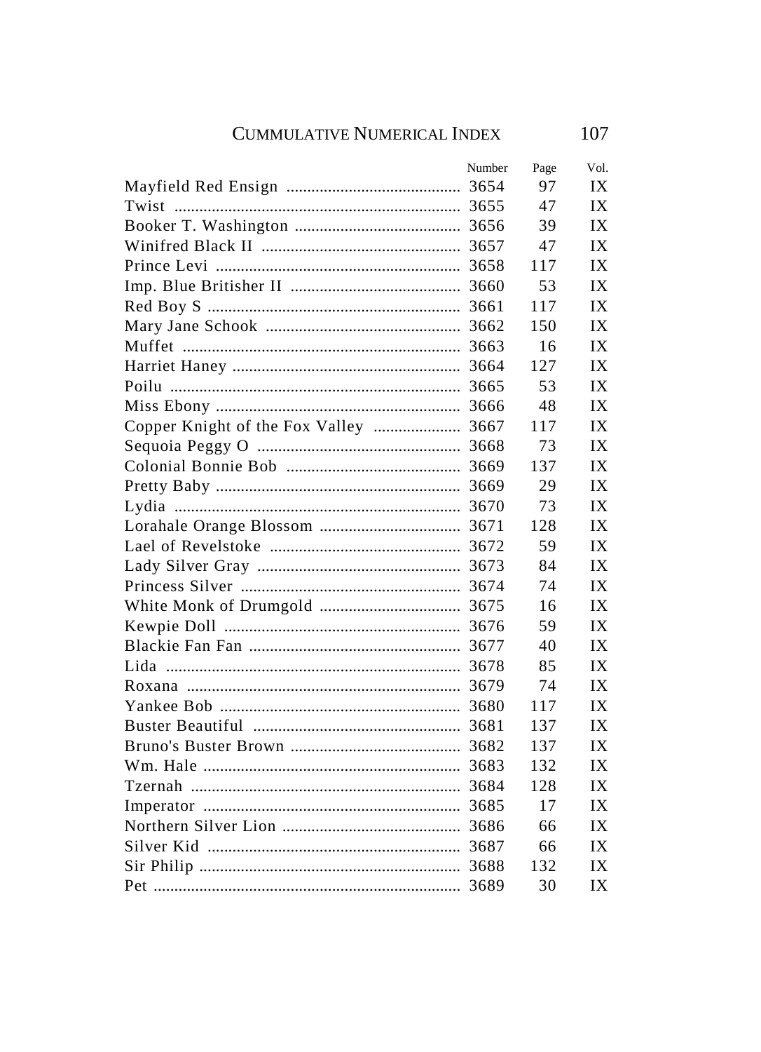| | Number | Page | Vol. |
|---|---|---|---|
| Mayfield Red Ensign | 3654 | 97 | IX |
| Twist | 3655 | 47 | IX |
| Booker T. Washington | 3656 | 39 | IX |
| Winifred Black II | 3657 | 47 | IX |
| Prince Levi | 3658 | 117 | IX |
| Imp. Blue Britisher II | 3660 | 53 | IX |
| Red Boy S | 3661 | 117 | IX |
| Mary Jane Schook | 3662 | 150 | IX |
| Muffet | 3663 | 16 | IX |
| Harriet Haney | 3664 | 127 | IX |
| Poilu | 3665 | 53 | IX |
| Miss Ebony | 3666 | 48 | IX |
| Copper Knight of the Fox Valley | 3667 | 117 | IX |
| Sequoia Peggy O | 3668 | 73 | IX |
| Colonial Bonnie Bob | 3669 | 137 | IX |
| Pretty Baby | 3669 | 29 | IX |
| Lydia | 3670 | 73 | IX |
| Lorahale Orange Blossom | 3671 | 128 | IX |
| Lael of Revelstoke | 3672 | 59 | IX |
| Lady Silver Gray | 3673 | 84 | IX |
| Princess Silver | 3674 | 74 | IX |
| White Monk of Drumgold | 3675 | 16 | IX |
| Kewpie Doll | 3676 | 59 | IX |
| Blackie Fan Fan | 3677 | 40 | IX |
| Lida | 3678 | 85 | IX |
| Roxana | 3679 | 74 | IX |
| Yankee Bob | 3680 | 117 | IX |
| Buster Beautiful | 3681 | 137 | IX |
| Bruno's Buster Brown | 3682 | 137 | IX |
| Wm. Hale | 3683 | 132 | IX |
| Tzernah | 3684 | 128 | IX |
| Imperator | 3685 | 17 | IX |
| Northern Silver Lion | 3686 | 66 | IX |
| Silver Kid | 3687 | 66 | IX |
| Sir Philip | 3688 | 132 | IX |
| Pet | 3689 | 30 | IX |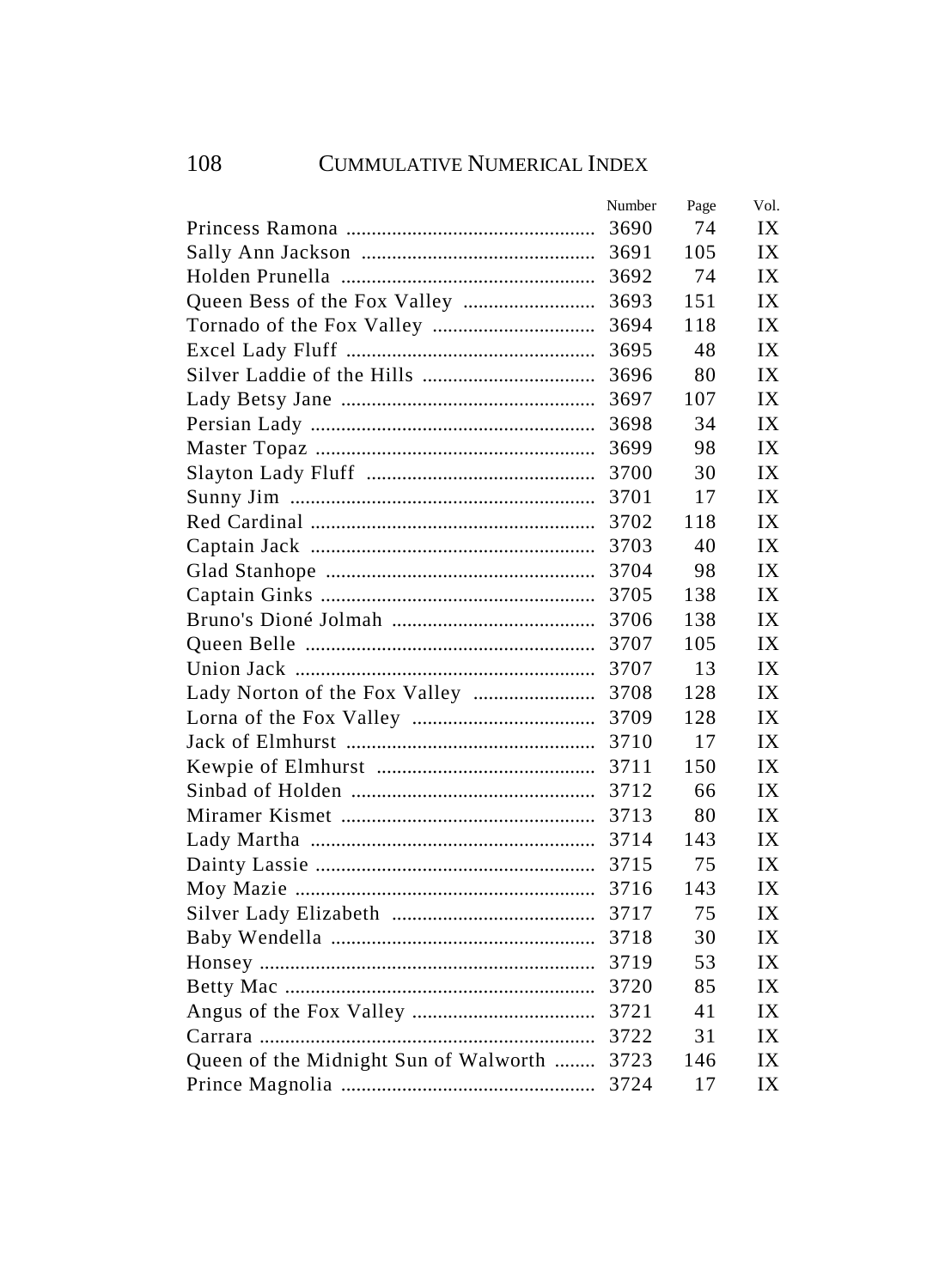| | Number | Page | Vol. |
|---|---|---|---|
| Princess Ramona | 3690 | 74 | IX |
| Sally Ann Jackson | 3691 | 105 | IX |
| Holden Prunella | 3692 | 74 | IX |
| Queen Bess of the Fox Valley | 3693 | 151 | IX |
| Tornado of the Fox Valley | 3694 | 118 | IX |
| Excel Lady Fluff | 3695 | 48 | IX |
| Silver Laddie of the Hills | 3696 | 80 | IX |
| Lady Betsy Jane | 3697 | 107 | IX |
| Persian Lady | 3698 | 34 | IX |
| Master Topaz | 3699 | 98 | IX |
| Slayton Lady Fluff | 3700 | 30 | IX |
| Sunny Jim | 3701 | 17 | IX |
| Red Cardinal | 3702 | 118 | IX |
| Captain Jack | 3703 | 40 | IX |
| Glad Stanhope | 3704 | 98 | IX |
| Captain Ginks | 3705 | 138 | IX |
| Bruno's Dioné Jolmah | 3706 | 138 | IX |
| Queen Belle | 3707 | 105 | IX |
| Union Jack | 3707 | 13 | IX |
| Lady Norton of the Fox Valley | 3708 | 128 | IX |
| Lorna of the Fox Valley | 3709 | 128 | IX |
| Jack of Elmhurst | 3710 | 17 | IX |
| Kewpie of Elmhurst | 3711 | 150 | IX |
| Sinbad of Holden | 3712 | 66 | IX |
| Miramer Kismet | 3713 | 80 | IX |
| Lady Martha | 3714 | 143 | IX |
| Dainty Lassie | 3715 | 75 | IX |
| Moy Mazie | 3716 | 143 | IX |
| Silver Lady Elizabeth | 3717 | 75 | IX |
| Baby Wendella | 3718 | 30 | IX |
| Honsey | 3719 | 53 | IX |
| Betty Mac | 3720 | 85 | IX |
| Angus of the Fox Valley | 3721 | 41 | IX |
| Carrara | 3722 | 31 | IX |
| Queen of the Midnight Sun of Walworth | 3723 | 146 | IX |
| Prince Magnolia | 3724 | 17 | IX |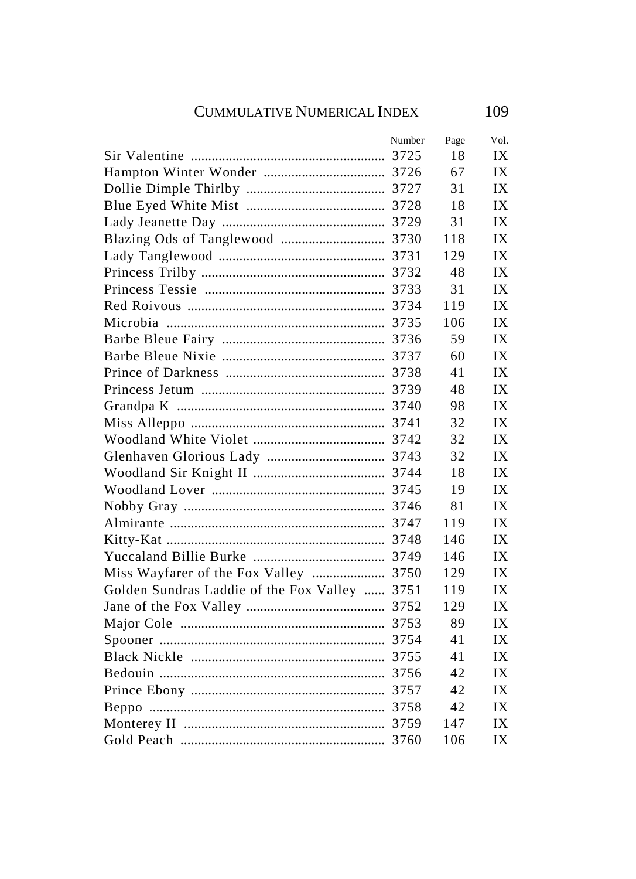| | Number | Page | Vol. |
|---|---|---|---|
| Sir Valentine | 3725 | 18 | IX |
| Hampton Winter Wonder | 3726 | 67 | IX |
| Dollie Dimple Thirlby | 3727 | 31 | IX |
| Blue Eyed White Mist | 3728 | 18 | IX |
| Lady Jeanette Day | 3729 | 31 | IX |
| Blazing Ods of Tanglewood | 3730 | 118 | IX |
| Lady Tanglewood | 3731 | 129 | IX |
| Princess Trilby | 3732 | 48 | IX |
| Princess Tessie | 3733 | 31 | IX |
| Red Roivous | 3734 | 119 | IX |
| Microbia | 3735 | 106 | IX |
| Barbe Bleue Fairy | 3736 | 59 | IX |
| Barbe Bleue Nixie | 3737 | 60 | IX |
| Prince of Darkness | 3738 | 41 | IX |
| Princess Jetum | 3739 | 48 | IX |
| Grandpa K | 3740 | 98 | IX |
| Miss Alleppo | 3741 | 32 | IX |
| Woodland White Violet | 3742 | 32 | IX |
| Glenhaven Glorious Lady | 3743 | 32 | IX |
| Woodland Sir Knight II | 3744 | 18 | IX |
| Woodland Lover | 3745 | 19 | IX |
| Nobby Gray | 3746 | 81 | IX |
| Almirante | 3747 | 119 | IX |
| Kitty-Kat | 3748 | 146 | IX |
| Yuccaland Billie Burke | 3749 | 146 | IX |
| Miss Wayfarer of the Fox Valley | 3750 | 129 | IX |
| Golden Sundras Laddie of the Fox Valley | 3751 | 119 | IX |
| Jane of the Fox Valley | 3752 | 129 | IX |
| Major Cole | 3753 | 89 | IX |
| Spooner | 3754 | 41 | IX |
| Black Nickle | 3755 | 41 | IX |
| Bedouin | 3756 | 42 | IX |
| Prince Ebony | 3757 | 42 | IX |
| Beppo | 3758 | 42 | IX |
| Monterey II | 3759 | 147 | IX |
| Gold Peach | 3760 | 106 | IX |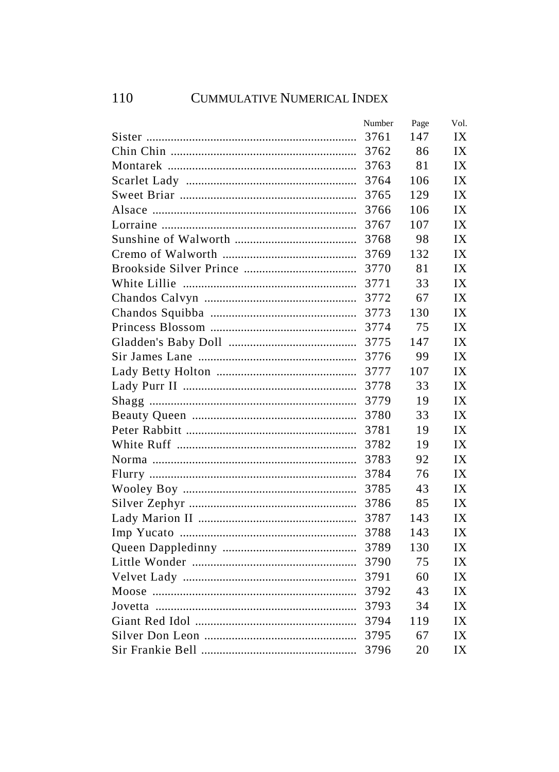| | Number | Page | Vol. |
|---|---|---|---|
| Sister | 3761 | 147 | IX |
| Chin Chin | 3762 | 86 | IX |
| Montarek | 3763 | 81 | IX |
| Scarlet Lady | 3764 | 106 | IX |
| Sweet Briar | 3765 | 129 | IX |
| Alsace | 3766 | 106 | IX |
| Lorraine | 3767 | 107 | IX |
| Sunshine of Walworth | 3768 | 98 | IX |
| Cremo of Walworth | 3769 | 132 | IX |
| Brookside Silver Prince | 3770 | 81 | IX |
| White Lillie | 3771 | 33 | IX |
| Chandos Calvyn | 3772 | 67 | IX |
| Chandos Squibba | 3773 | 130 | IX |
| Princess Blossom | 3774 | 75 | IX |
| Gladden's Baby Doll | 3775 | 147 | IX |
| Sir James Lane | 3776 | 99 | IX |
| Lady Betty Holton | 3777 | 107 | IX |
| Lady Purr II | 3778 | 33 | IX |
| Shagg | 3779 | 19 | IX |
| Beauty Queen | 3780 | 33 | IX |
| Peter Rabbitt | 3781 | 19 | IX |
| White Ruff | 3782 | 19 | IX |
| Norma | 3783 | 92 | IX |
| Flurry | 3784 | 76 | IX |
| Wooley Boy | 3785 | 43 | IX |
| Silver Zephyr | 3786 | 85 | IX |
| Lady Marion II | 3787 | 143 | IX |
| Imp Yucato | 3788 | 143 | IX |
| Queen Dappledinny | 3789 | 130 | IX |
| Little Wonder | 3790 | 75 | IX |
| Velvet Lady | 3791 | 60 | IX |
| Moose | 3792 | 43 | IX |
| Jovetta | 3793 | 34 | IX |
| Giant Red Idol | 3794 | 119 | IX |
| Silver Don Leon | 3795 | 67 | IX |
| Sir Frankie Bell | 3796 | 20 | IX |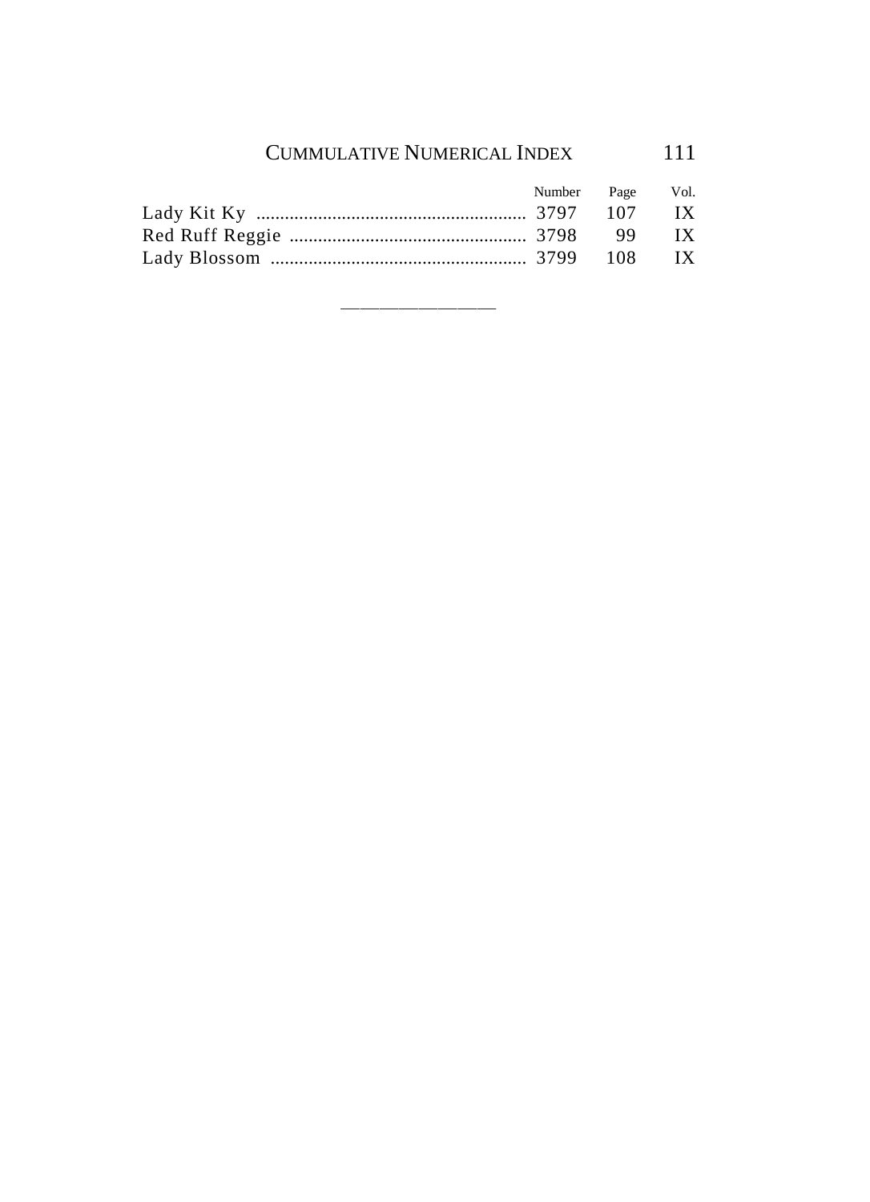| | Number | Page | Vol. |
| --- | --- | --- | --- |
| Lady Kit Ky | 3797 | 107 | IX |
| Red Ruff Reggie | 3798 | 99 | IX |
| Lady Blossom | 3799 | 108 | IX |

———————